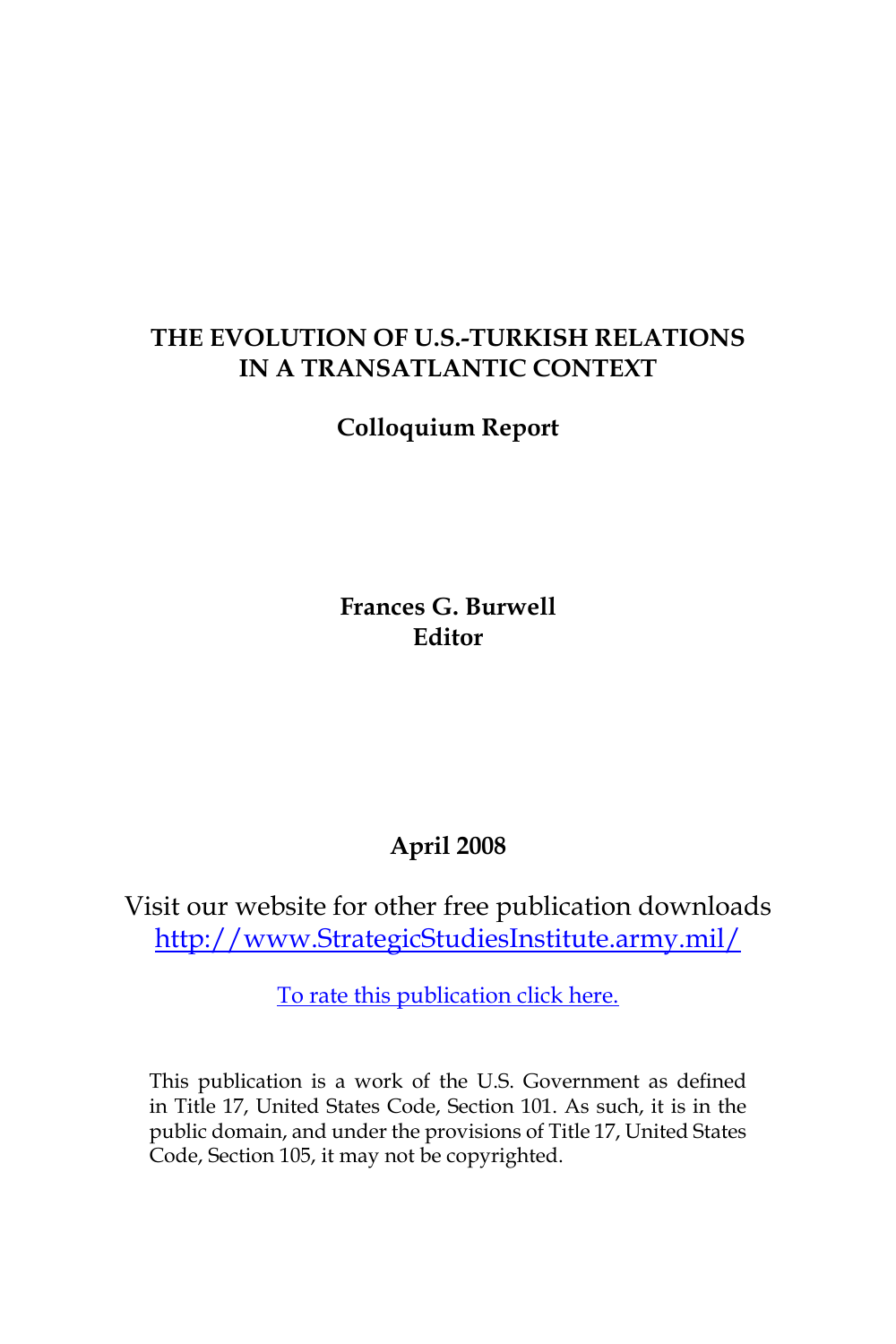# THE EVOLUTION OF U.S.-TURKISH RELATIONS IN A TRANSATLANTIC CONTEXT

**Colloquium Report**

**Frances G. Burwell**
**Editor**

**April 2008**

Visit our website for other free publication downloads
http://www.StrategicStudiesInstitute.army.mil/

To rate this publication click here.

This publication is a work of the U.S. Government as defined in Title 17, United States Code, Section 101. As such, it is in the public domain, and under the provisions of Title 17, United States Code, Section 105, it may not be copyrighted.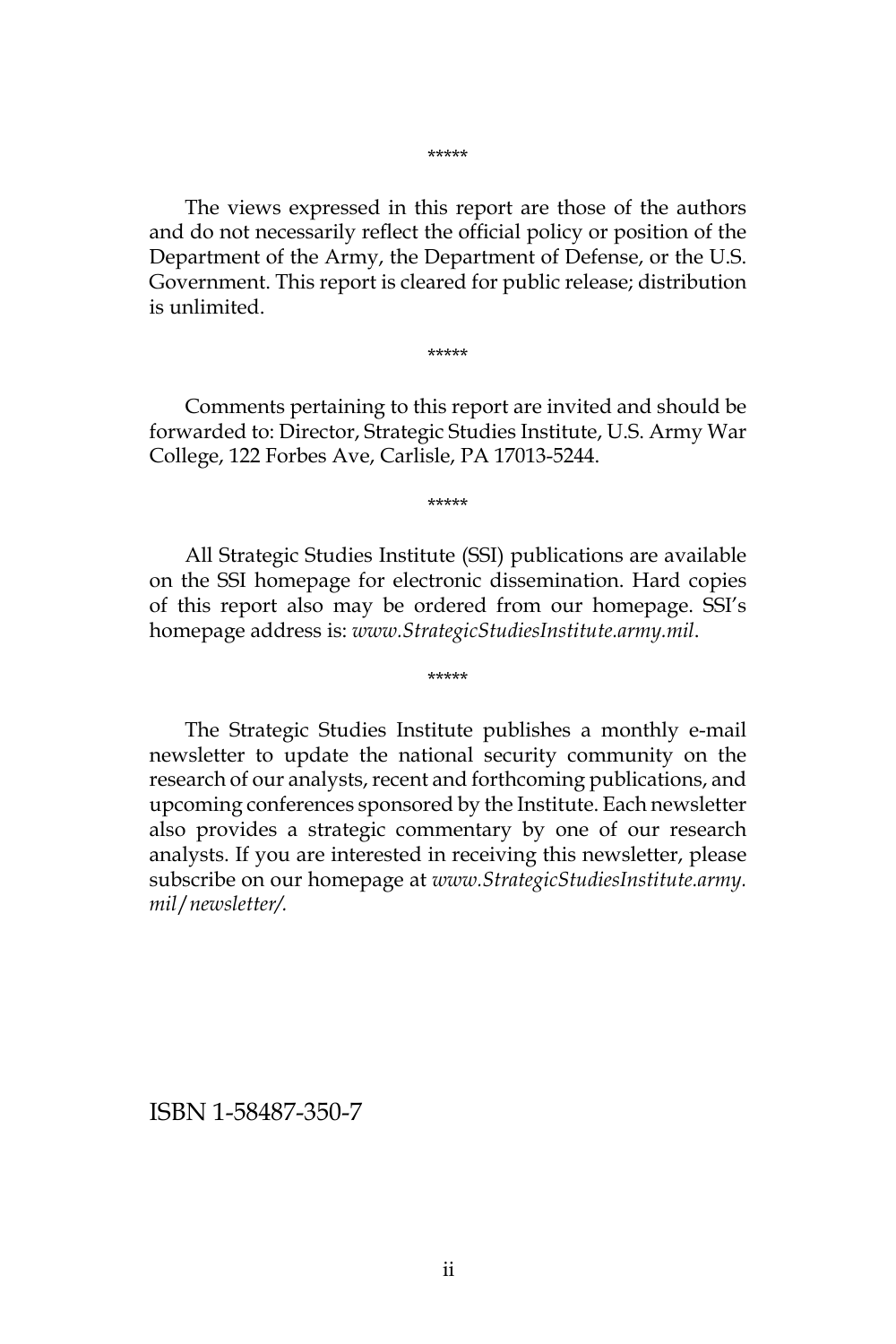*****

The views expressed in this report are those of the authors and do not necessarily reflect the official policy or position of the Department of the Army, the Department of Defense, or the U.S. Government. This report is cleared for public release; distribution is unlimited.

*****

Comments pertaining to this report are invited and should be forwarded to: Director, Strategic Studies Institute, U.S. Army War College, 122 Forbes Ave, Carlisle, PA 17013-5244.

*****

All Strategic Studies Institute (SSI) publications are available on the SSI homepage for electronic dissemination. Hard copies of this report also may be ordered from our homepage. SSI's homepage address is: *www.StrategicStudiesInstitute.army.mil*.

*****

The Strategic Studies Institute publishes a monthly e-mail newsletter to update the national security community on the research of our analysts, recent and forthcoming publications, and upcoming conferences sponsored by the Institute. Each newsletter also provides a strategic commentary by one of our research analysts. If you are interested in receiving this newsletter, please subscribe on our homepage at *www.StrategicStudiesInstitute.army.mil/newsletter/.*

ISBN 1-58487-350-7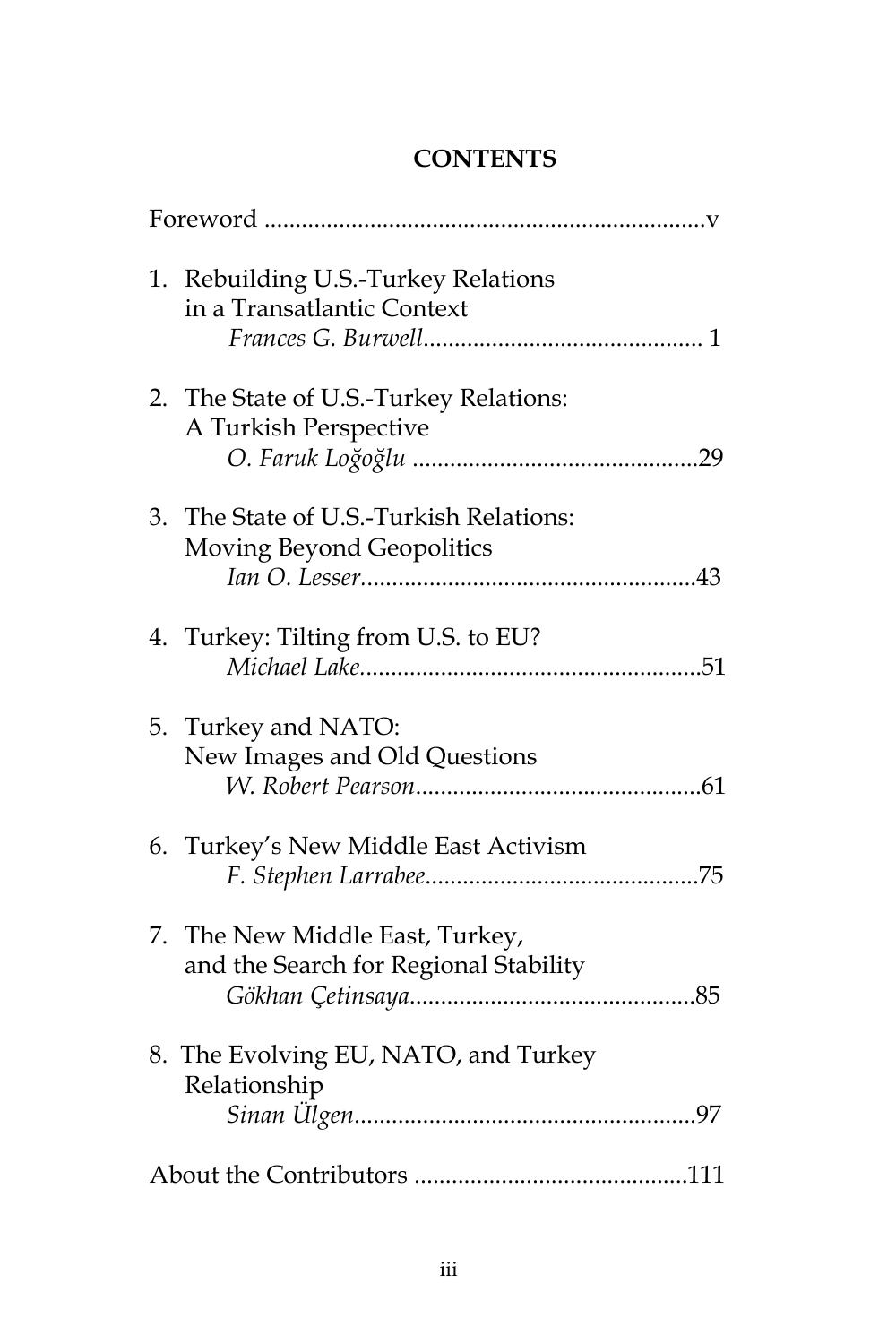# CONTENTS

Foreword .....................................................................v

1. Rebuilding U.S.-Turkey Relations in a Transatlantic Context
   *Frances G. Burwell*............................................ 1

2. The State of U.S.-Turkey Relations: A Turkish Perspective
   *O. Faruk Loğoğlu* .............................................29

3. The State of U.S.-Turkish Relations: Moving Beyond Geopolitics
   *Ian O. Lesser*.....................................................43

4. Turkey: Tilting from U.S. to EU?
   *Michael Lake*......................................................51

5. Turkey and NATO: New Images and Old Questions
   *W. Robert Pearson*.............................................61

6. Turkey's New Middle East Activism
   *F. Stephen Larrabee*...........................................75

7. The New Middle East, Turkey, and the Search for Regional Stability
   *Gökhan Çetinsaya*.............................................85

8. The Evolving EU, NATO, and Turkey Relationship
   *Sinan Ülgen*......................................................97

About the Contributors ...........................................111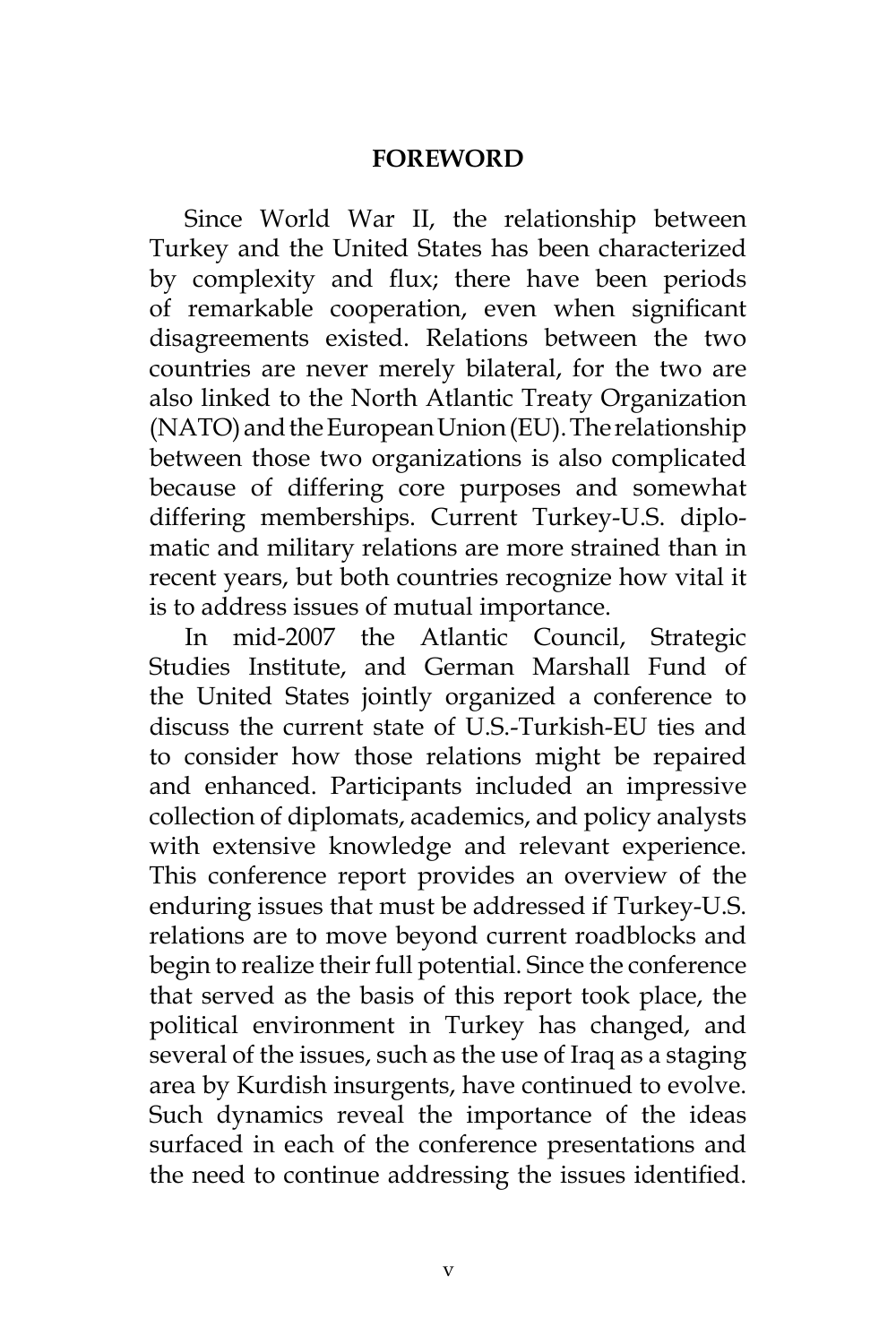# FOREWORD

Since World War II, the relationship between Turkey and the United States has been characterized by complexity and flux; there have been periods of remarkable cooperation, even when significant disagreements existed. Relations between the two countries are never merely bilateral, for the two are also linked to the North Atlantic Treaty Organization (NATO) and the European Union (EU). The relationship between those two organizations is also complicated because of differing core purposes and somewhat differing memberships. Current Turkey-U.S. diplomatic and military relations are more strained than in recent years, but both countries recognize how vital it is to address issues of mutual importance.

In mid-2007 the Atlantic Council, Strategic Studies Institute, and German Marshall Fund of the United States jointly organized a conference to discuss the current state of U.S.-Turkish-EU ties and to consider how those relations might be repaired and enhanced. Participants included an impressive collection of diplomats, academics, and policy analysts with extensive knowledge and relevant experience. This conference report provides an overview of the enduring issues that must be addressed if Turkey-U.S. relations are to move beyond current roadblocks and begin to realize their full potential. Since the conference that served as the basis of this report took place, the political environment in Turkey has changed, and several of the issues, such as the use of Iraq as a staging area by Kurdish insurgents, have continued to evolve. Such dynamics reveal the importance of the ideas surfaced in each of the conference presentations and the need to continue addressing the issues identified.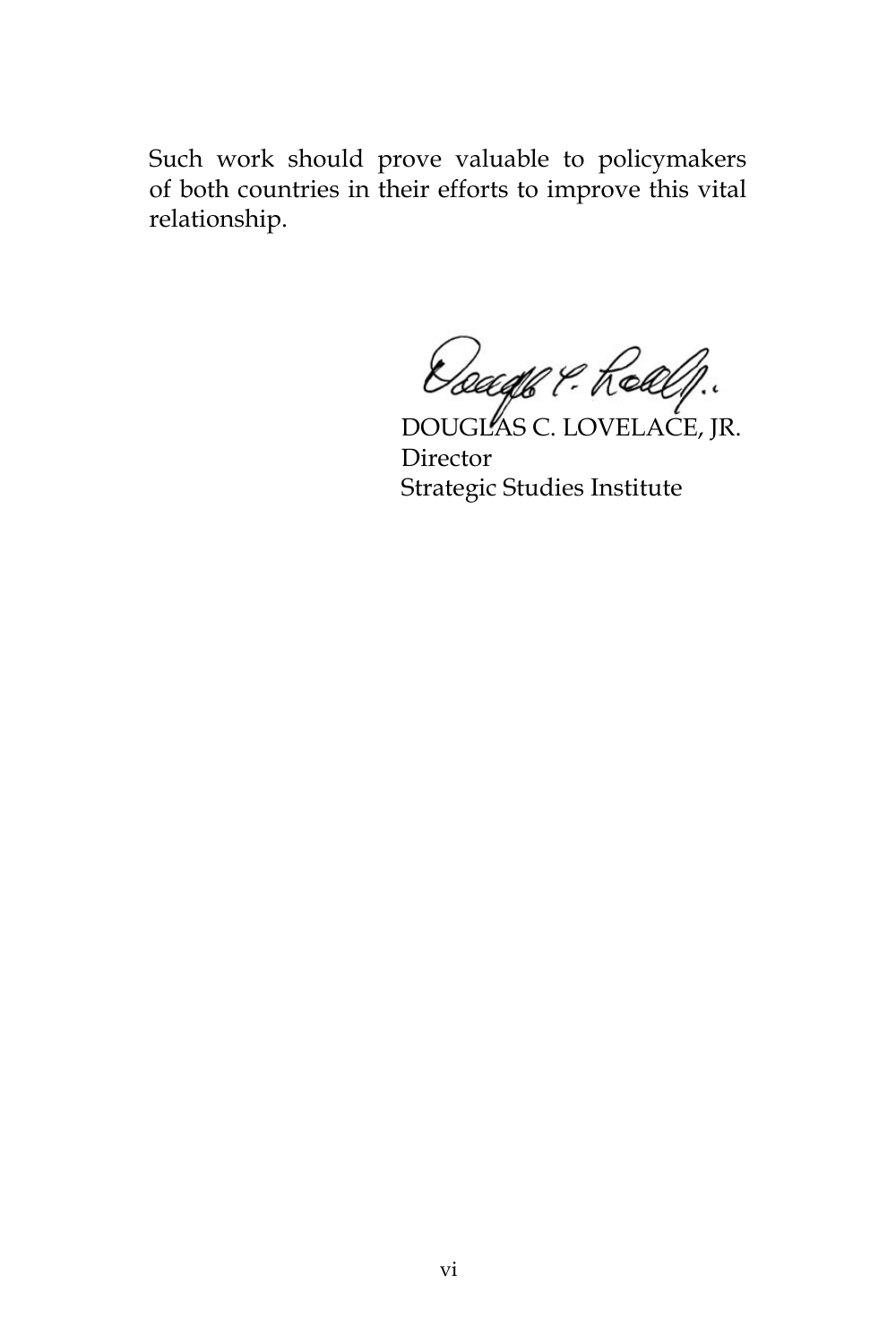Such work should prove valuable to policymakers of both countries in their efforts to improve this vital relationship.

DOUGLAS C. LOVELACE, JR.
Director
Strategic Studies Institute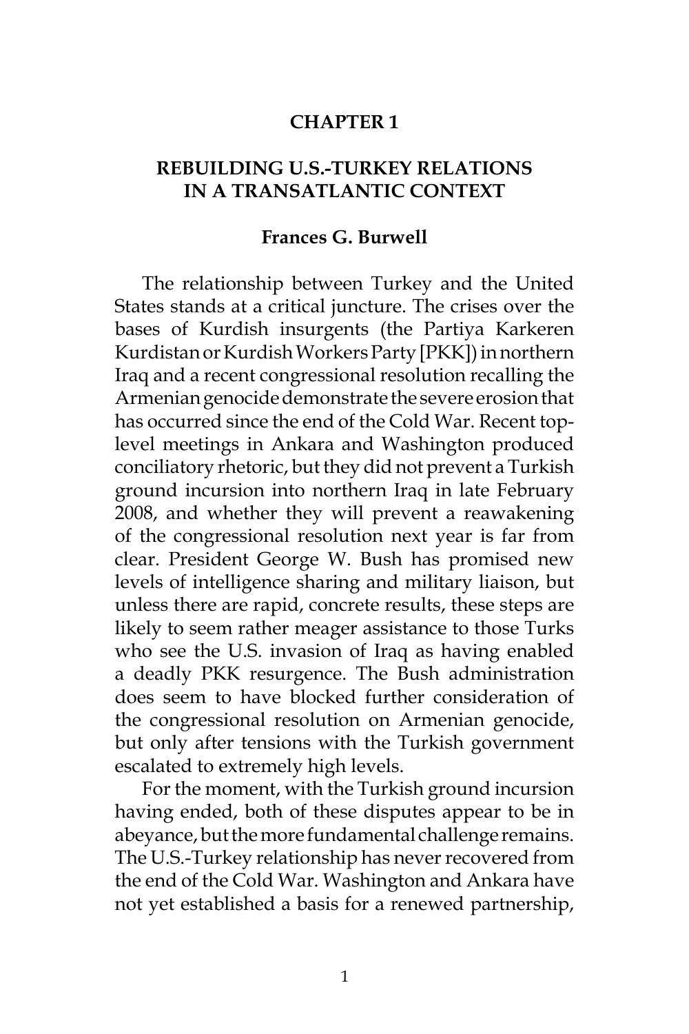# CHAPTER 1

## REBUILDING U.S.-TURKEY RELATIONS IN A TRANSATLANTIC CONTEXT

**Frances G. Burwell**

The relationship between Turkey and the United States stands at a critical juncture. The crises over the bases of Kurdish insurgents (the Partiya Karkeren Kurdistan or Kurdish Workers Party [PKK]) in northern Iraq and a recent congressional resolution recalling the Armenian genocide demonstrate the severe erosion that has occurred since the end of the Cold War. Recent top-level meetings in Ankara and Washington produced conciliatory rhetoric, but they did not prevent a Turkish ground incursion into northern Iraq in late February 2008, and whether they will prevent a reawakening of the congressional resolution next year is far from clear. President George W. Bush has promised new levels of intelligence sharing and military liaison, but unless there are rapid, concrete results, these steps are likely to seem rather meager assistance to those Turks who see the U.S. invasion of Iraq as having enabled a deadly PKK resurgence. The Bush administration does seem to have blocked further consideration of the congressional resolution on Armenian genocide, but only after tensions with the Turkish government escalated to extremely high levels.

For the moment, with the Turkish ground incursion having ended, both of these disputes appear to be in abeyance, but the more fundamental challenge remains. The U.S.-Turkey relationship has never recovered from the end of the Cold War. Washington and Ankara have not yet established a basis for a renewed partnership,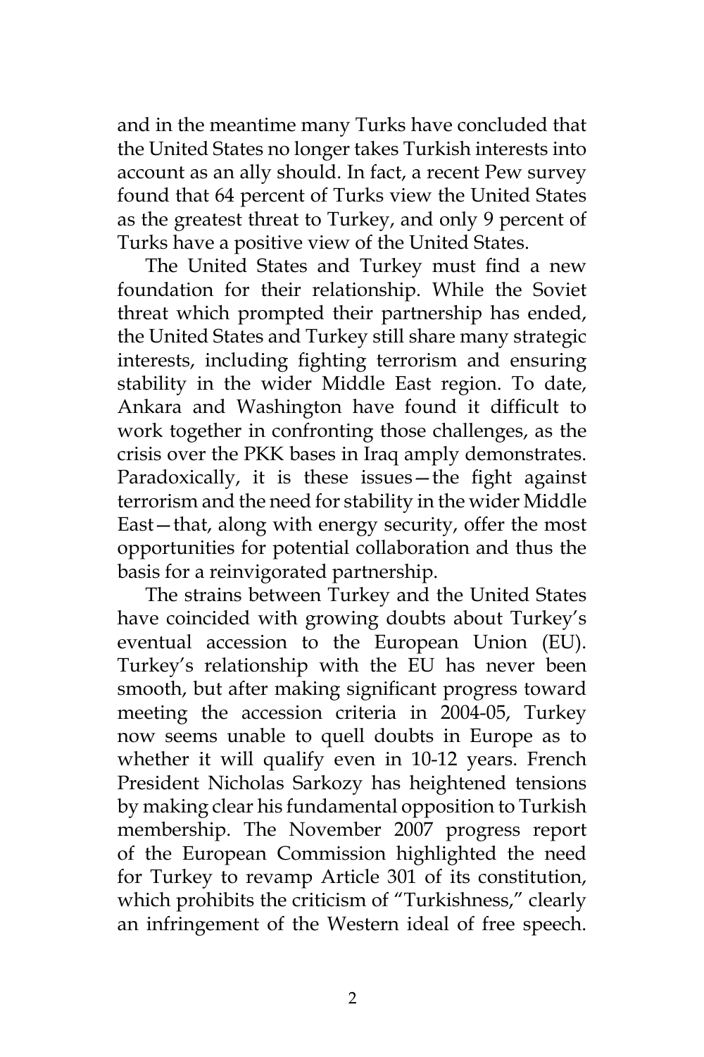and in the meantime many Turks have concluded that the United States no longer takes Turkish interests into account as an ally should. In fact, a recent Pew survey found that 64 percent of Turks view the United States as the greatest threat to Turkey, and only 9 percent of Turks have a positive view of the United States.

The United States and Turkey must find a new foundation for their relationship. While the Soviet threat which prompted their partnership has ended, the United States and Turkey still share many strategic interests, including fighting terrorism and ensuring stability in the wider Middle East region. To date, Ankara and Washington have found it difficult to work together in confronting those challenges, as the crisis over the PKK bases in Iraq amply demonstrates. Paradoxically, it is these issues—the fight against terrorism and the need for stability in the wider Middle East—that, along with energy security, offer the most opportunities for potential collaboration and thus the basis for a reinvigorated partnership.

The strains between Turkey and the United States have coincided with growing doubts about Turkey's eventual accession to the European Union (EU). Turkey's relationship with the EU has never been smooth, but after making significant progress toward meeting the accession criteria in 2004-05, Turkey now seems unable to quell doubts in Europe as to whether it will qualify even in 10-12 years. French President Nicholas Sarkozy has heightened tensions by making clear his fundamental opposition to Turkish membership. The November 2007 progress report of the European Commission highlighted the need for Turkey to revamp Article 301 of its constitution, which prohibits the criticism of "Turkishness," clearly an infringement of the Western ideal of free speech.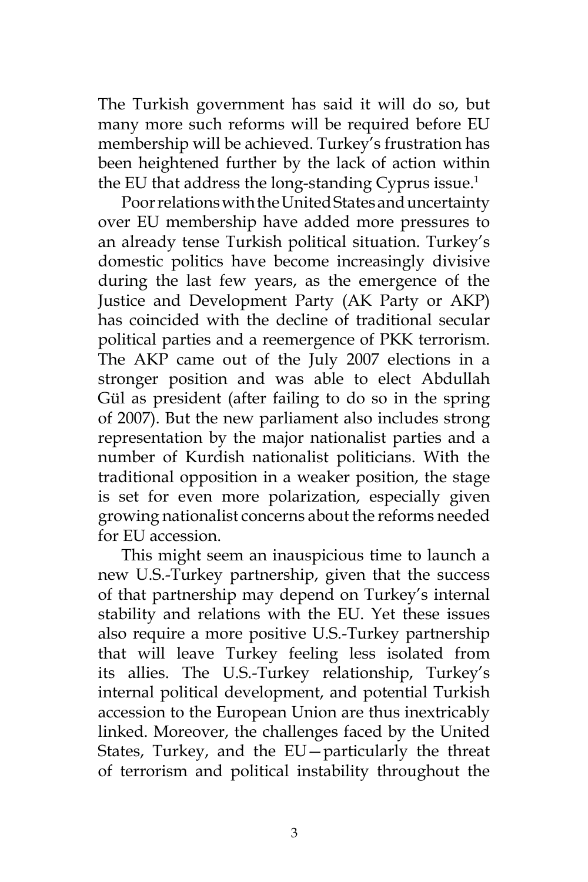The Turkish government has said it will do so, but many more such reforms will be required before EU membership will be achieved. Turkey's frustration has been heightened further by the lack of action within the EU that address the long-standing Cyprus issue.[1]

Poor relations with the United States and uncertainty over EU membership have added more pressures to an already tense Turkish political situation. Turkey's domestic politics have become increasingly divisive during the last few years, as the emergence of the Justice and Development Party (AK Party or AKP) has coincided with the decline of traditional secular political parties and a reemergence of PKK terrorism. The AKP came out of the July 2007 elections in a stronger position and was able to elect Abdullah Gül as president (after failing to do so in the spring of 2007). But the new parliament also includes strong representation by the major nationalist parties and a number of Kurdish nationalist politicians. With the traditional opposition in a weaker position, the stage is set for even more polarization, especially given growing nationalist concerns about the reforms needed for EU accession.

This might seem an inauspicious time to launch a new U.S.-Turkey partnership, given that the success of that partnership may depend on Turkey's internal stability and relations with the EU. Yet these issues also require a more positive U.S.-Turkey partnership that will leave Turkey feeling less isolated from its allies. The U.S.-Turkey relationship, Turkey's internal political development, and potential Turkish accession to the European Union are thus inextricably linked. Moreover, the challenges faced by the United States, Turkey, and the EU—particularly the threat of terrorism and political instability throughout the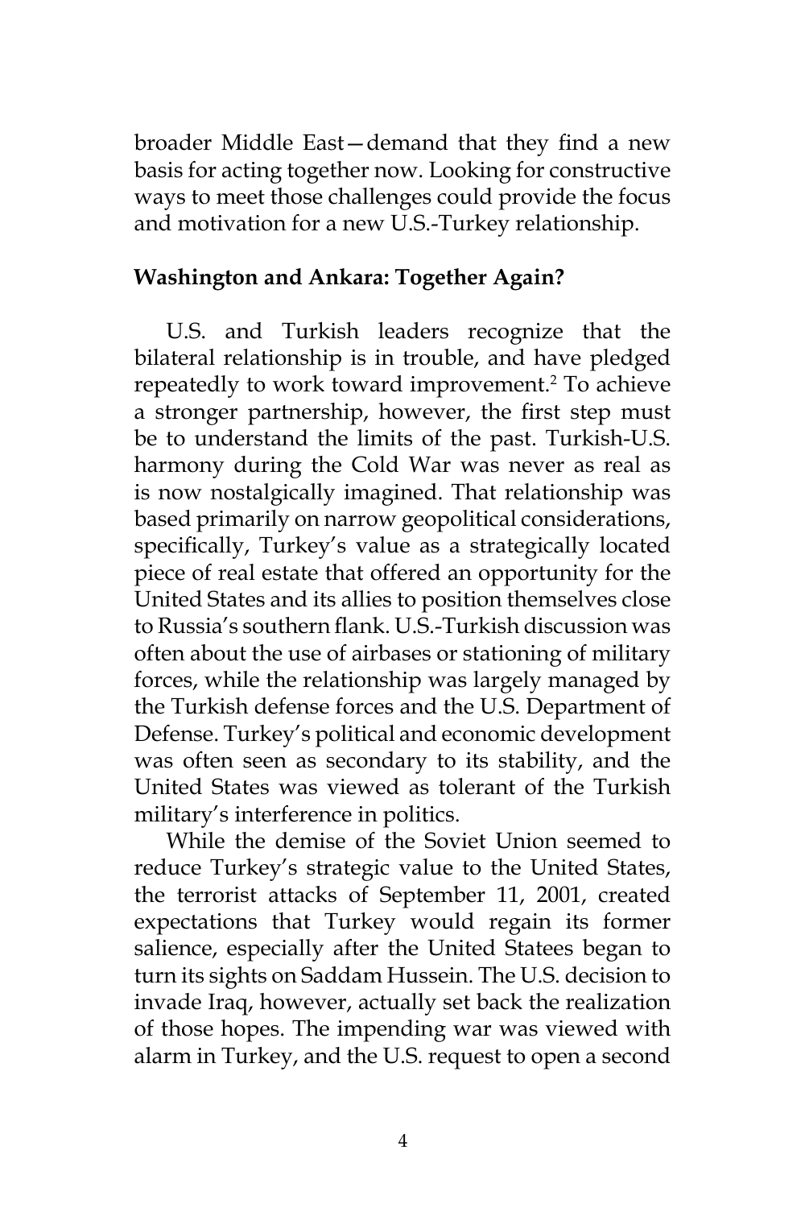broader Middle East—demand that they find a new basis for acting together now. Looking for constructive ways to meet those challenges could provide the focus and motivation for a new U.S.-Turkey relationship.

## Washington and Ankara: Together Again?

U.S. and Turkish leaders recognize that the bilateral relationship is in trouble, and have pledged repeatedly to work toward improvement.[2] To achieve a stronger partnership, however, the first step must be to understand the limits of the past. Turkish-U.S. harmony during the Cold War was never as real as is now nostalgically imagined. That relationship was based primarily on narrow geopolitical considerations, specifically, Turkey's value as a strategically located piece of real estate that offered an opportunity for the United States and its allies to position themselves close to Russia's southern flank. U.S.-Turkish discussion was often about the use of airbases or stationing of military forces, while the relationship was largely managed by the Turkish defense forces and the U.S. Department of Defense. Turkey's political and economic development was often seen as secondary to its stability, and the United States was viewed as tolerant of the Turkish military's interference in politics.

While the demise of the Soviet Union seemed to reduce Turkey's strategic value to the United States, the terrorist attacks of September 11, 2001, created expectations that Turkey would regain its former salience, especially after the United Statees began to turn its sights on Saddam Hussein. The U.S. decision to invade Iraq, however, actually set back the realization of those hopes. The impending war was viewed with alarm in Turkey, and the U.S. request to open a second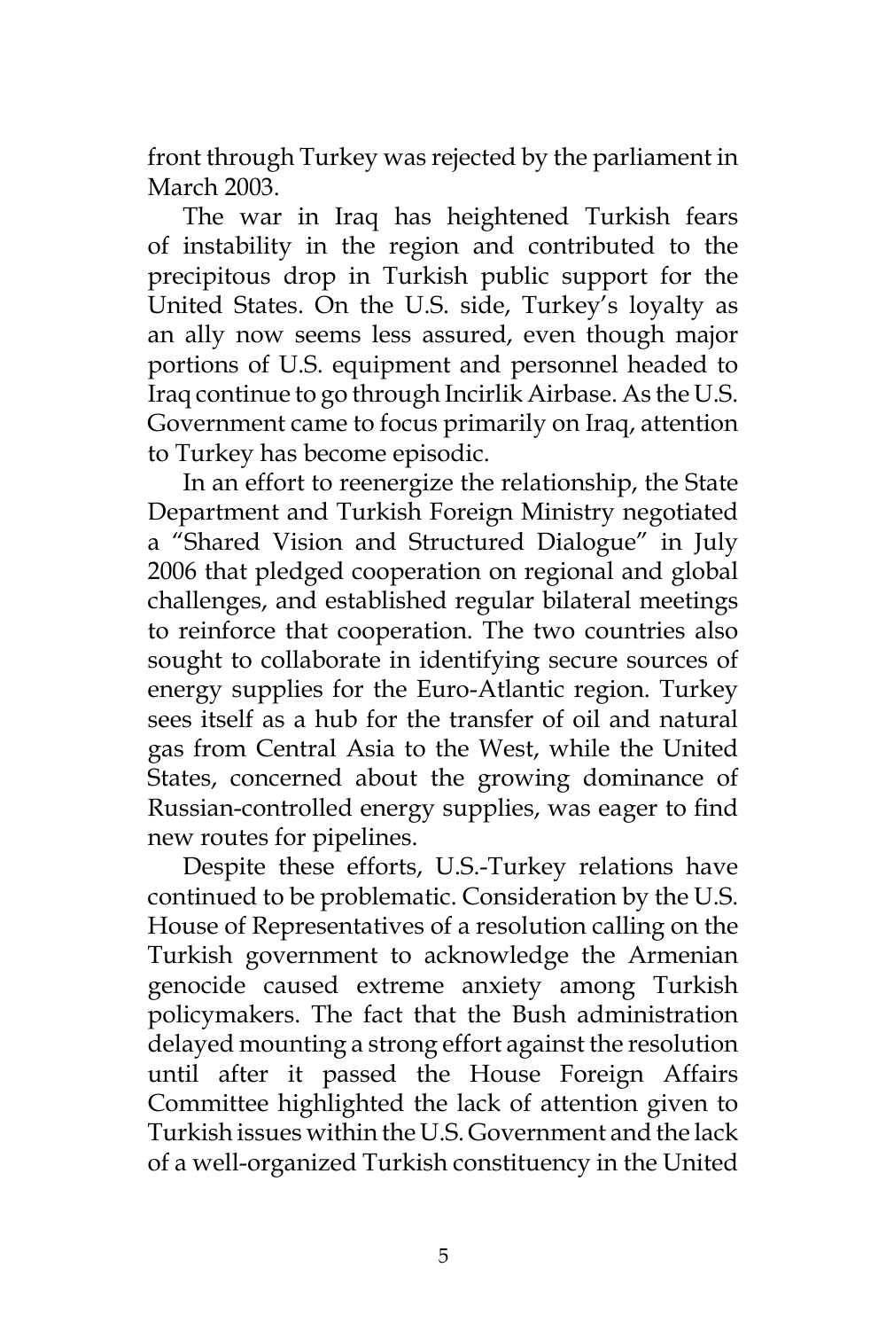front through Turkey was rejected by the parliament in March 2003.

The war in Iraq has heightened Turkish fears of instability in the region and contributed to the precipitous drop in Turkish public support for the United States. On the U.S. side, Turkey's loyalty as an ally now seems less assured, even though major portions of U.S. equipment and personnel headed to Iraq continue to go through Incirlik Airbase. As the U.S. Government came to focus primarily on Iraq, attention to Turkey has become episodic.

In an effort to reenergize the relationship, the State Department and Turkish Foreign Ministry negotiated a "Shared Vision and Structured Dialogue" in July 2006 that pledged cooperation on regional and global challenges, and established regular bilateral meetings to reinforce that cooperation. The two countries also sought to collaborate in identifying secure sources of energy supplies for the Euro-Atlantic region. Turkey sees itself as a hub for the transfer of oil and natural gas from Central Asia to the West, while the United States, concerned about the growing dominance of Russian-controlled energy supplies, was eager to find new routes for pipelines.

Despite these efforts, U.S.-Turkey relations have continued to be problematic. Consideration by the U.S. House of Representatives of a resolution calling on the Turkish government to acknowledge the Armenian genocide caused extreme anxiety among Turkish policymakers. The fact that the Bush administration delayed mounting a strong effort against the resolution until after it passed the House Foreign Affairs Committee highlighted the lack of attention given to Turkish issues within the U.S. Government and the lack of a well-organized Turkish constituency in the United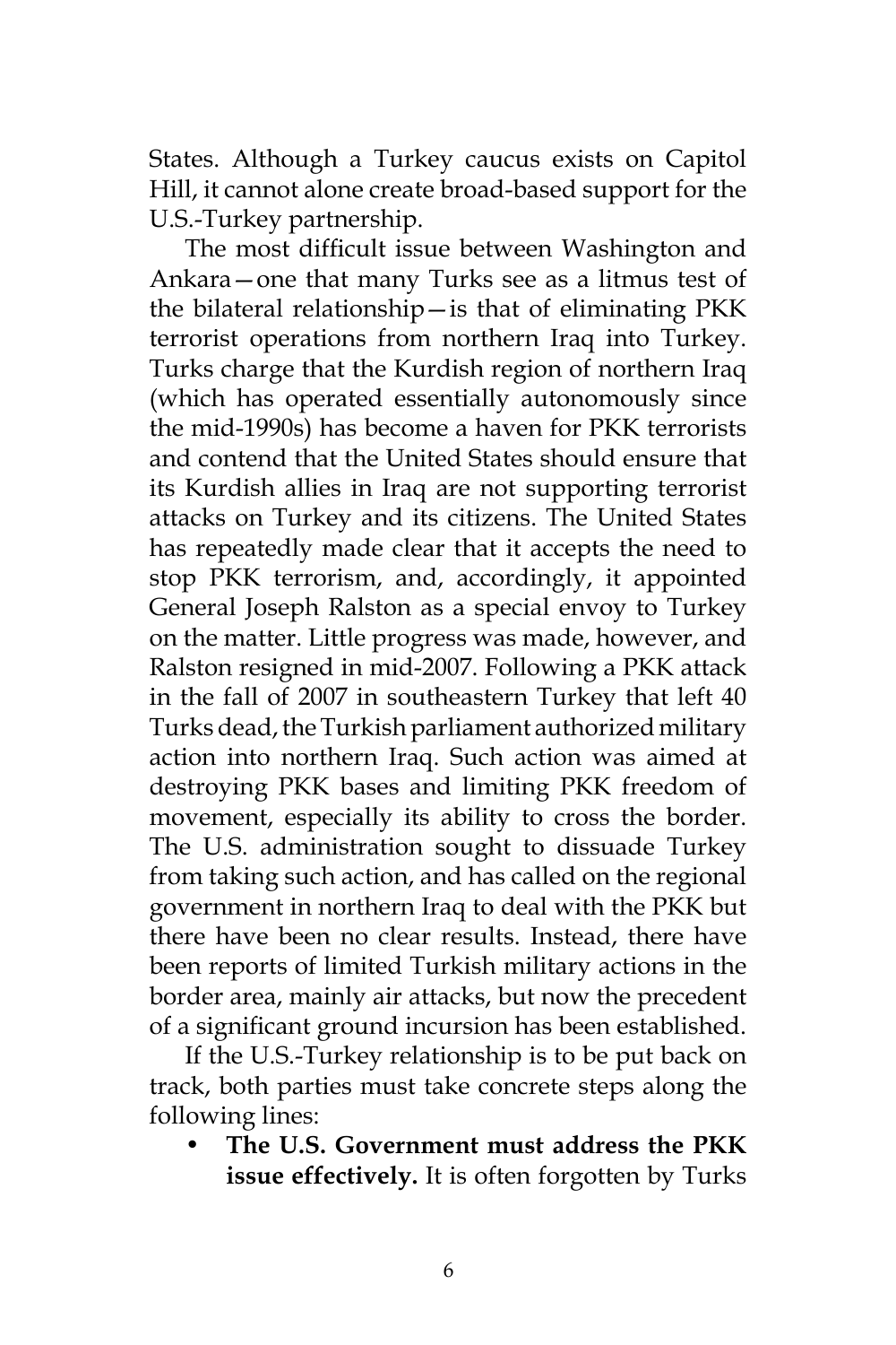States. Although a Turkey caucus exists on Capitol Hill, it cannot alone create broad-based support for the U.S.-Turkey partnership.

The most difficult issue between Washington and Ankara—one that many Turks see as a litmus test of the bilateral relationship—is that of eliminating PKK terrorist operations from northern Iraq into Turkey. Turks charge that the Kurdish region of northern Iraq (which has operated essentially autonomously since the mid-1990s) has become a haven for PKK terrorists and contend that the United States should ensure that its Kurdish allies in Iraq are not supporting terrorist attacks on Turkey and its citizens. The United States has repeatedly made clear that it accepts the need to stop PKK terrorism, and, accordingly, it appointed General Joseph Ralston as a special envoy to Turkey on the matter. Little progress was made, however, and Ralston resigned in mid-2007. Following a PKK attack in the fall of 2007 in southeastern Turkey that left 40 Turks dead, the Turkish parliament authorized military action into northern Iraq. Such action was aimed at destroying PKK bases and limiting PKK freedom of movement, especially its ability to cross the border. The U.S. administration sought to dissuade Turkey from taking such action, and has called on the regional government in northern Iraq to deal with the PKK but there have been no clear results. Instead, there have been reports of limited Turkish military actions in the border area, mainly air attacks, but now the precedent of a significant ground incursion has been established.

If the U.S.-Turkey relationship is to be put back on track, both parties must take concrete steps along the following lines:

- **The U.S. Government must address the PKK issue effectively.** It is often forgotten by Turks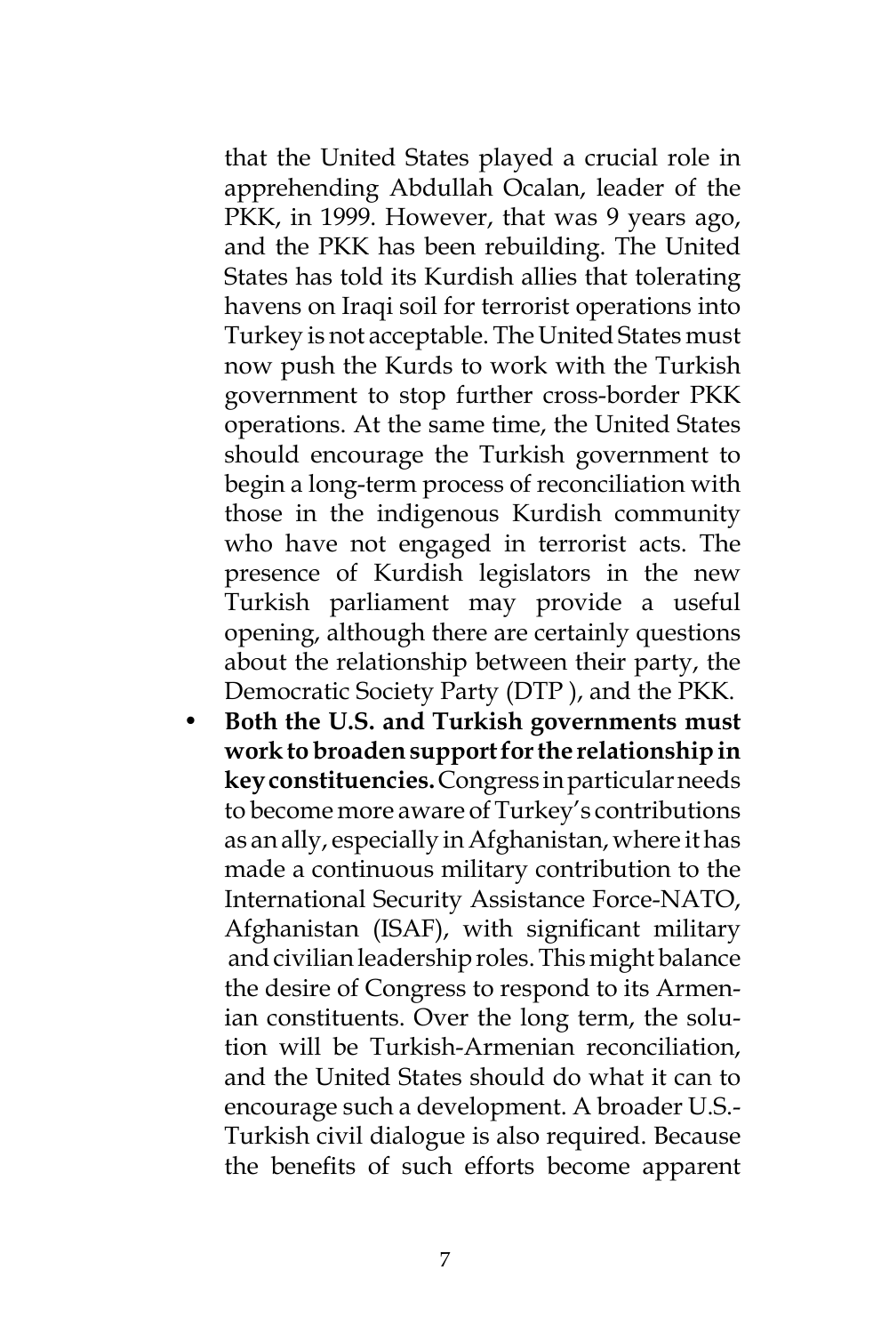that the United States played a crucial role in apprehending Abdullah Ocalan, leader of the PKK, in 1999. However, that was 9 years ago, and the PKK has been rebuilding. The United States has told its Kurdish allies that tolerating havens on Iraqi soil for terrorist operations into Turkey is not acceptable. The United States must now push the Kurds to work with the Turkish government to stop further cross-border PKK operations. At the same time, the United States should encourage the Turkish government to begin a long-term process of reconciliation with those in the indigenous Kurdish community who have not engaged in terrorist acts. The presence of Kurdish legislators in the new Turkish parliament may provide a useful opening, although there are certainly questions about the relationship between their party, the Democratic Society Party (DTP ), and the PKK.

- **Both the U.S. and Turkish governments must work to broaden support for the relationship in key constituencies.** Congress in particular needs to become more aware of Turkey's contributions as an ally, especially in Afghanistan, where it has made a continuous military contribution to the International Security Assistance Force-NATO, Afghanistan (ISAF), with significant military and civilian leadership roles. This might balance the desire of Congress to respond to its Armenian constituents. Over the long term, the solution will be Turkish-Armenian reconciliation, and the United States should do what it can to encourage such a development. A broader U.S.-Turkish civil dialogue is also required. Because the benefits of such efforts become apparent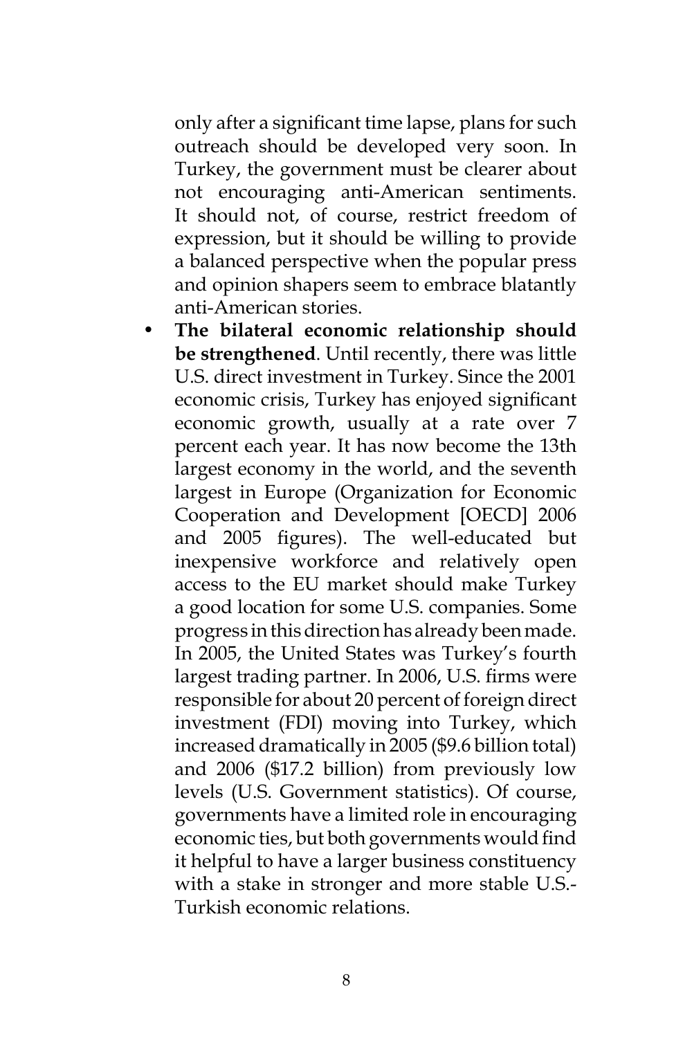only after a significant time lapse, plans for such outreach should be developed very soon. In Turkey, the government must be clearer about not encouraging anti-American sentiments. It should not, of course, restrict freedom of expression, but it should be willing to provide a balanced perspective when the popular press and opinion shapers seem to embrace blatantly anti-American stories.

- **The bilateral economic relationship should be strengthened**. Until recently, there was little U.S. direct investment in Turkey. Since the 2001 economic crisis, Turkey has enjoyed significant economic growth, usually at a rate over 7 percent each year. It has now become the 13th largest economy in the world, and the seventh largest in Europe (Organization for Economic Cooperation and Development [OECD] 2006 and 2005 figures). The well-educated but inexpensive workforce and relatively open access to the EU market should make Turkey a good location for some U.S. companies. Some progress in this direction has already been made. In 2005, the United States was Turkey's fourth largest trading partner. In 2006, U.S. firms were responsible for about 20 percent of foreign direct investment (FDI) moving into Turkey, which increased dramatically in 2005 ($9.6 billion total) and 2006 ($17.2 billion) from previously low levels (U.S. Government statistics). Of course, governments have a limited role in encouraging economic ties, but both governments would find it helpful to have a larger business constituency with a stake in stronger and more stable U.S.-Turkish economic relations.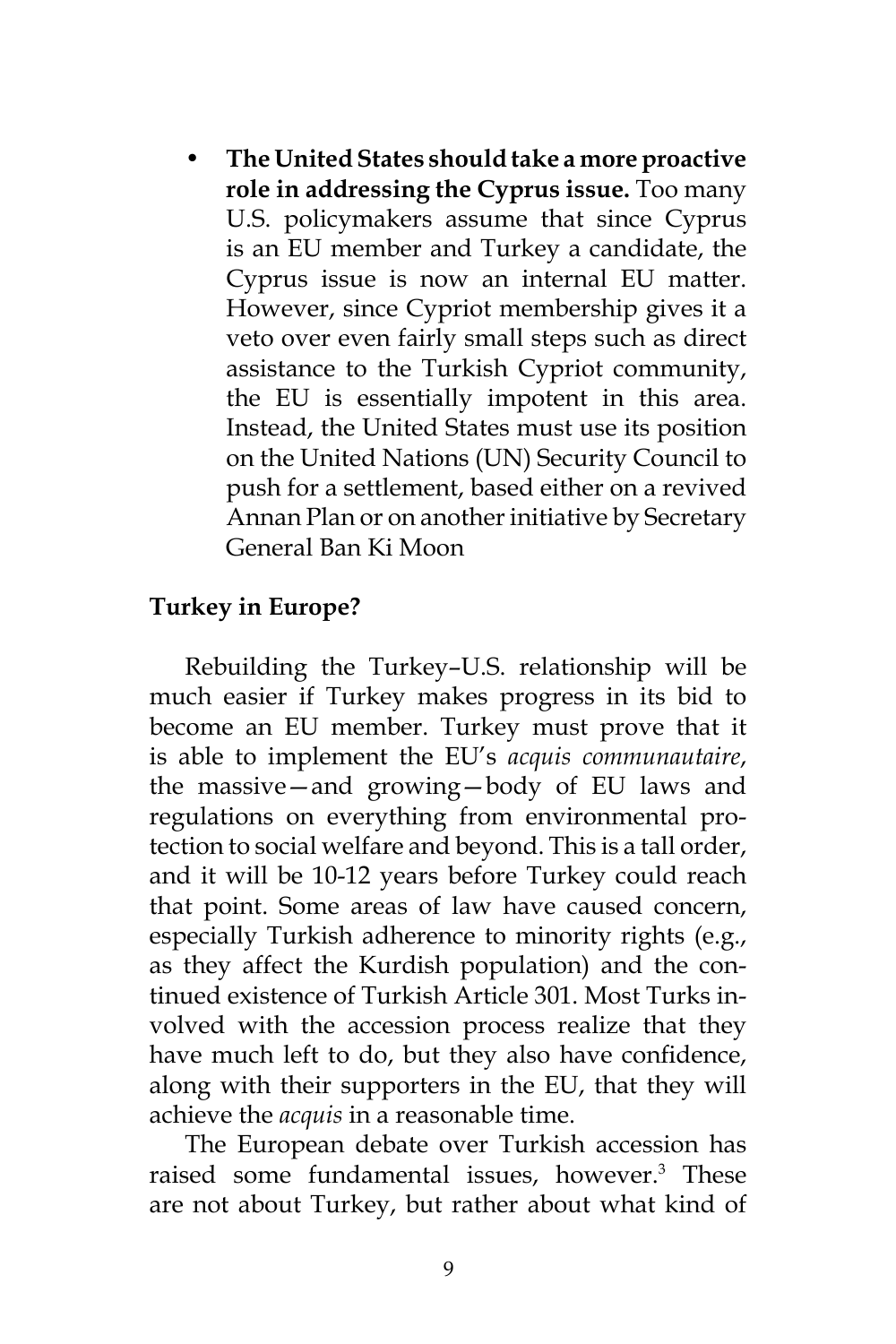- **The United States should take a more proactive role in addressing the Cyprus issue.** Too many U.S. policymakers assume that since Cyprus is an EU member and Turkey a candidate, the Cyprus issue is now an internal EU matter. However, since Cypriot membership gives it a veto over even fairly small steps such as direct assistance to the Turkish Cypriot community, the EU is essentially impotent in this area. Instead, the United States must use its position on the United Nations (UN) Security Council to push for a settlement, based either on a revived Annan Plan or on another initiative by Secretary General Ban Ki Moon

**Turkey in Europe?**

Rebuilding the Turkey–U.S. relationship will be much easier if Turkey makes progress in its bid to become an EU member. Turkey must prove that it is able to implement the EU's *acquis communautaire*, the massive—and growing—body of EU laws and regulations on everything from environmental protection to social welfare and beyond. This is a tall order, and it will be 10-12 years before Turkey could reach that point. Some areas of law have caused concern, especially Turkish adherence to minority rights (e.g., as they affect the Kurdish population) and the continued existence of Turkish Article 301. Most Turks involved with the accession process realize that they have much left to do, but they also have confidence, along with their supporters in the EU, that they will achieve the *acquis* in a reasonable time.

The European debate over Turkish accession has raised some fundamental issues, however.[3] These are not about Turkey, but rather about what kind of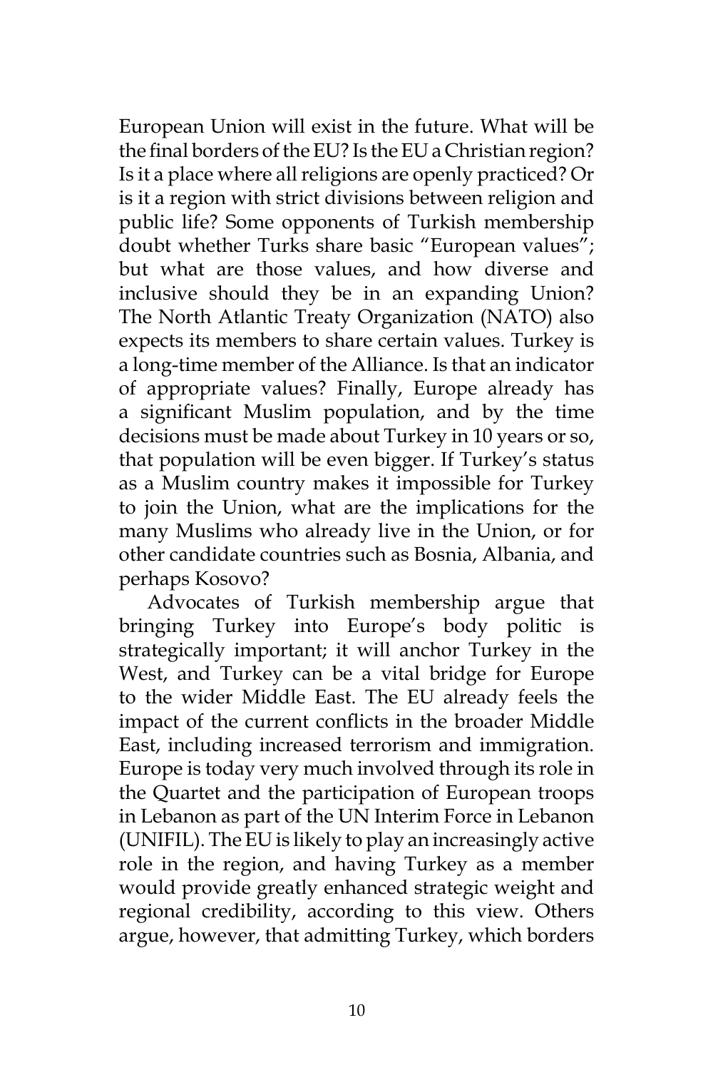European Union will exist in the future. What will be the final borders of the EU? Is the EU a Christian region? Is it a place where all religions are openly practiced? Or is it a region with strict divisions between religion and public life? Some opponents of Turkish membership doubt whether Turks share basic "European values"; but what are those values, and how diverse and inclusive should they be in an expanding Union? The North Atlantic Treaty Organization (NATO) also expects its members to share certain values. Turkey is a long-time member of the Alliance. Is that an indicator of appropriate values? Finally, Europe already has a significant Muslim population, and by the time decisions must be made about Turkey in 10 years or so, that population will be even bigger. If Turkey's status as a Muslim country makes it impossible for Turkey to join the Union, what are the implications for the many Muslims who already live in the Union, or for other candidate countries such as Bosnia, Albania, and perhaps Kosovo?

Advocates of Turkish membership argue that bringing Turkey into Europe's body politic is strategically important; it will anchor Turkey in the West, and Turkey can be a vital bridge for Europe to the wider Middle East. The EU already feels the impact of the current conflicts in the broader Middle East, including increased terrorism and immigration. Europe is today very much involved through its role in the Quartet and the participation of European troops in Lebanon as part of the UN Interim Force in Lebanon (UNIFIL). The EU is likely to play an increasingly active role in the region, and having Turkey as a member would provide greatly enhanced strategic weight and regional credibility, according to this view. Others argue, however, that admitting Turkey, which borders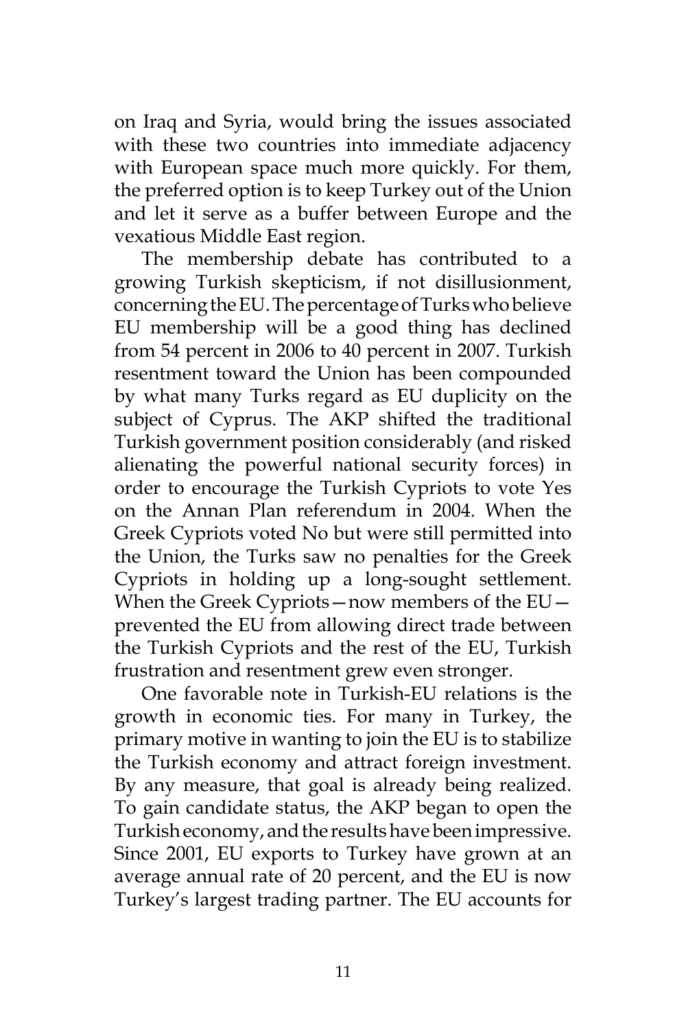on Iraq and Syria, would bring the issues associated with these two countries into immediate adjacency with European space much more quickly. For them, the preferred option is to keep Turkey out of the Union and let it serve as a buffer between Europe and the vexatious Middle East region.

The membership debate has contributed to a growing Turkish skepticism, if not disillusionment, concerning the EU. The percentage of Turks who believe EU membership will be a good thing has declined from 54 percent in 2006 to 40 percent in 2007. Turkish resentment toward the Union has been compounded by what many Turks regard as EU duplicity on the subject of Cyprus. The AKP shifted the traditional Turkish government position considerably (and risked alienating the powerful national security forces) in order to encourage the Turkish Cypriots to vote Yes on the Annan Plan referendum in 2004. When the Greek Cypriots voted No but were still permitted into the Union, the Turks saw no penalties for the Greek Cypriots in holding up a long-sought settlement. When the Greek Cypriots—now members of the EU—prevented the EU from allowing direct trade between the Turkish Cypriots and the rest of the EU, Turkish frustration and resentment grew even stronger.

One favorable note in Turkish-EU relations is the growth in economic ties. For many in Turkey, the primary motive in wanting to join the EU is to stabilize the Turkish economy and attract foreign investment. By any measure, that goal is already being realized. To gain candidate status, the AKP began to open the Turkish economy, and the results have been impressive. Since 2001, EU exports to Turkey have grown at an average annual rate of 20 percent, and the EU is now Turkey's largest trading partner. The EU accounts for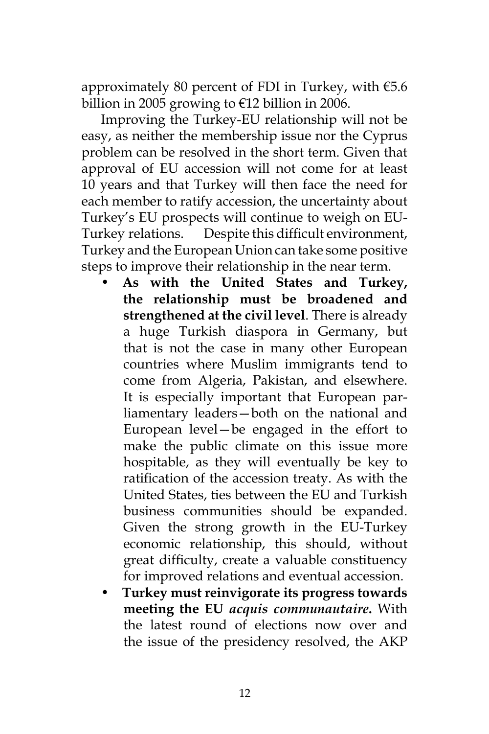approximately 80 percent of FDI in Turkey, with €5.6 billion in 2005 growing to €12 billion in 2006.

Improving the Turkey-EU relationship will not be easy, as neither the membership issue nor the Cyprus problem can be resolved in the short term. Given that approval of EU accession will not come for at least 10 years and that Turkey will then face the need for each member to ratify accession, the uncertainty about Turkey's EU prospects will continue to weigh on EU-Turkey relations. Despite this difficult environment, Turkey and the European Union can take some positive steps to improve their relationship in the near term.

- **As with the United States and Turkey, the relationship must be broadened and strengthened at the civil level**. There is already a huge Turkish diaspora in Germany, but that is not the case in many other European countries where Muslim immigrants tend to come from Algeria, Pakistan, and elsewhere. It is especially important that European parliamentary leaders—both on the national and European level—be engaged in the effort to make the public climate on this issue more hospitable, as they will eventually be key to ratification of the accession treaty. As with the United States, ties between the EU and Turkish business communities should be expanded. Given the strong growth in the EU-Turkey economic relationship, this should, without great difficulty, create a valuable constituency for improved relations and eventual accession.
- **Turkey must reinvigorate its progress towards meeting the EU *acquis communautaire*.** With the latest round of elections now over and the issue of the presidency resolved, the AKP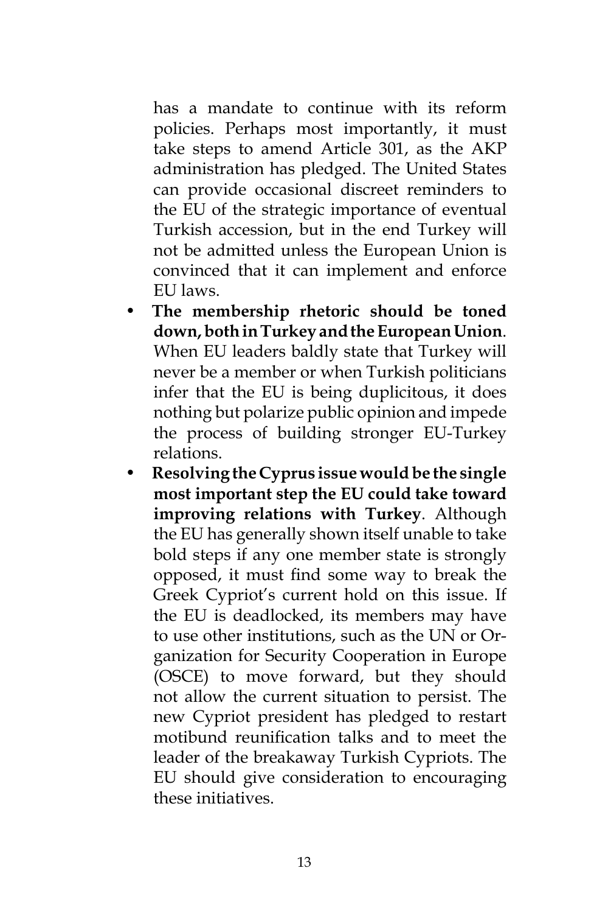has a mandate to continue with its reform policies. Perhaps most importantly, it must take steps to amend Article 301, as the AKP administration has pledged. The United States can provide occasional discreet reminders to the EU of the strategic importance of eventual Turkish accession, but in the end Turkey will not be admitted unless the European Union is convinced that it can implement and enforce EU laws.

- **The membership rhetoric should be toned down, both in Turkey and the European Union**. When EU leaders baldly state that Turkey will never be a member or when Turkish politicians infer that the EU is being duplicitous, it does nothing but polarize public opinion and impede the process of building stronger EU-Turkey relations.
- **Resolving the Cyprus issue would be the single most important step the EU could take toward improving relations with Turkey**. Although the EU has generally shown itself unable to take bold steps if any one member state is strongly opposed, it must find some way to break the Greek Cypriot's current hold on this issue. If the EU is deadlocked, its members may have to use other institutions, such as the UN or Organization for Security Cooperation in Europe (OSCE) to move forward, but they should not allow the current situation to persist. The new Cypriot president has pledged to restart motibund reunification talks and to meet the leader of the breakaway Turkish Cypriots. The EU should give consideration to encouraging these initiatives.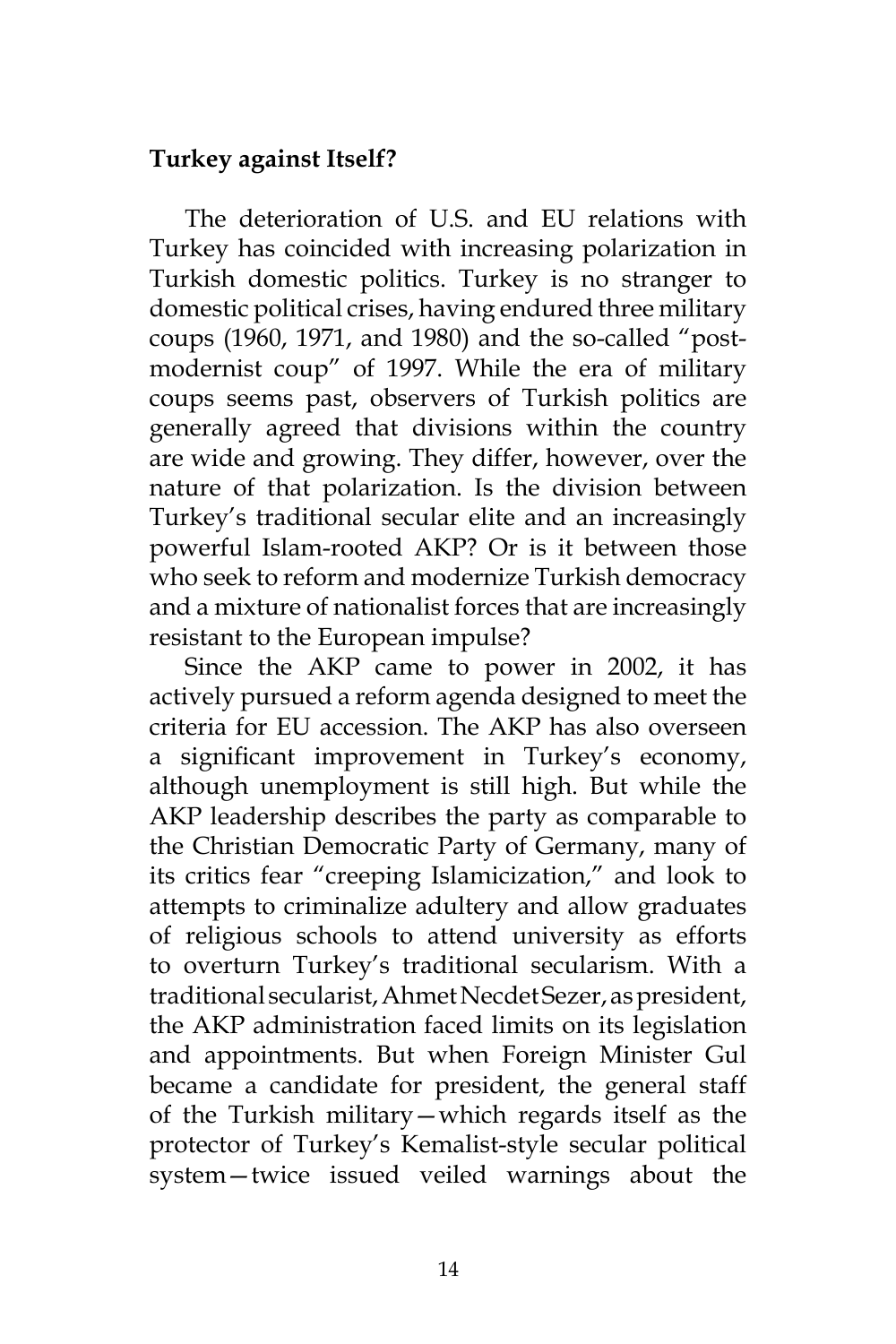## Turkey against Itself?

The deterioration of U.S. and EU relations with Turkey has coincided with increasing polarization in Turkish domestic politics. Turkey is no stranger to domestic political crises, having endured three military coups (1960, 1971, and 1980) and the so-called "post-modernist coup" of 1997. While the era of military coups seems past, observers of Turkish politics are generally agreed that divisions within the country are wide and growing. They differ, however, over the nature of that polarization. Is the division between Turkey's traditional secular elite and an increasingly powerful Islam-rooted AKP? Or is it between those who seek to reform and modernize Turkish democracy and a mixture of nationalist forces that are increasingly resistant to the European impulse?

Since the AKP came to power in 2002, it has actively pursued a reform agenda designed to meet the criteria for EU accession. The AKP has also overseen a significant improvement in Turkey's economy, although unemployment is still high. But while the AKP leadership describes the party as comparable to the Christian Democratic Party of Germany, many of its critics fear "creeping Islamicization," and look to attempts to criminalize adultery and allow graduates of religious schools to attend university as efforts to overturn Turkey's traditional secularism. With a traditional secularist, Ahmet Necdet Sezer, as president, the AKP administration faced limits on its legislation and appointments. But when Foreign Minister Gul became a candidate for president, the general staff of the Turkish military—which regards itself as the protector of Turkey's Kemalist-style secular political system—twice issued veiled warnings about the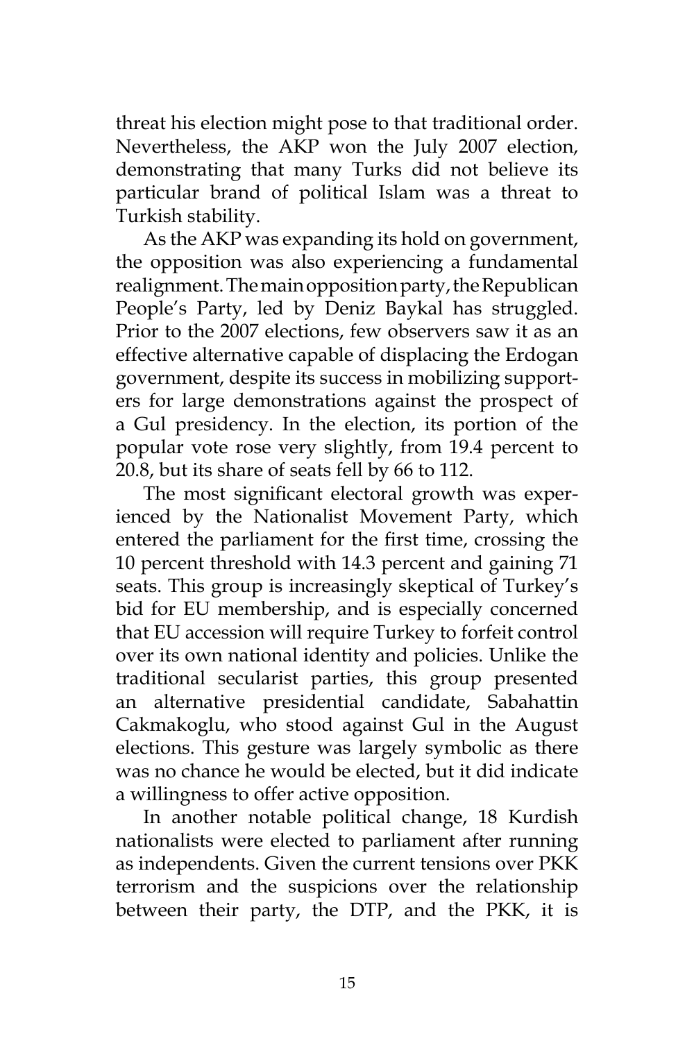threat his election might pose to that traditional order. Nevertheless, the AKP won the July 2007 election, demonstrating that many Turks did not believe its particular brand of political Islam was a threat to Turkish stability.

As the AKP was expanding its hold on government, the opposition was also experiencing a fundamental realignment. The main opposition party, the Republican People's Party, led by Deniz Baykal has struggled. Prior to the 2007 elections, few observers saw it as an effective alternative capable of displacing the Erdogan government, despite its success in mobilizing supporters for large demonstrations against the prospect of a Gul presidency. In the election, its portion of the popular vote rose very slightly, from 19.4 percent to 20.8, but its share of seats fell by 66 to 112.

The most significant electoral growth was experienced by the Nationalist Movement Party, which entered the parliament for the first time, crossing the 10 percent threshold with 14.3 percent and gaining 71 seats. This group is increasingly skeptical of Turkey's bid for EU membership, and is especially concerned that EU accession will require Turkey to forfeit control over its own national identity and policies. Unlike the traditional secularist parties, this group presented an alternative presidential candidate, Sabahattin Cakmakoglu, who stood against Gul in the August elections. This gesture was largely symbolic as there was no chance he would be elected, but it did indicate a willingness to offer active opposition.

In another notable political change, 18 Kurdish nationalists were elected to parliament after running as independents. Given the current tensions over PKK terrorism and the suspicions over the relationship between their party, the DTP, and the PKK, it is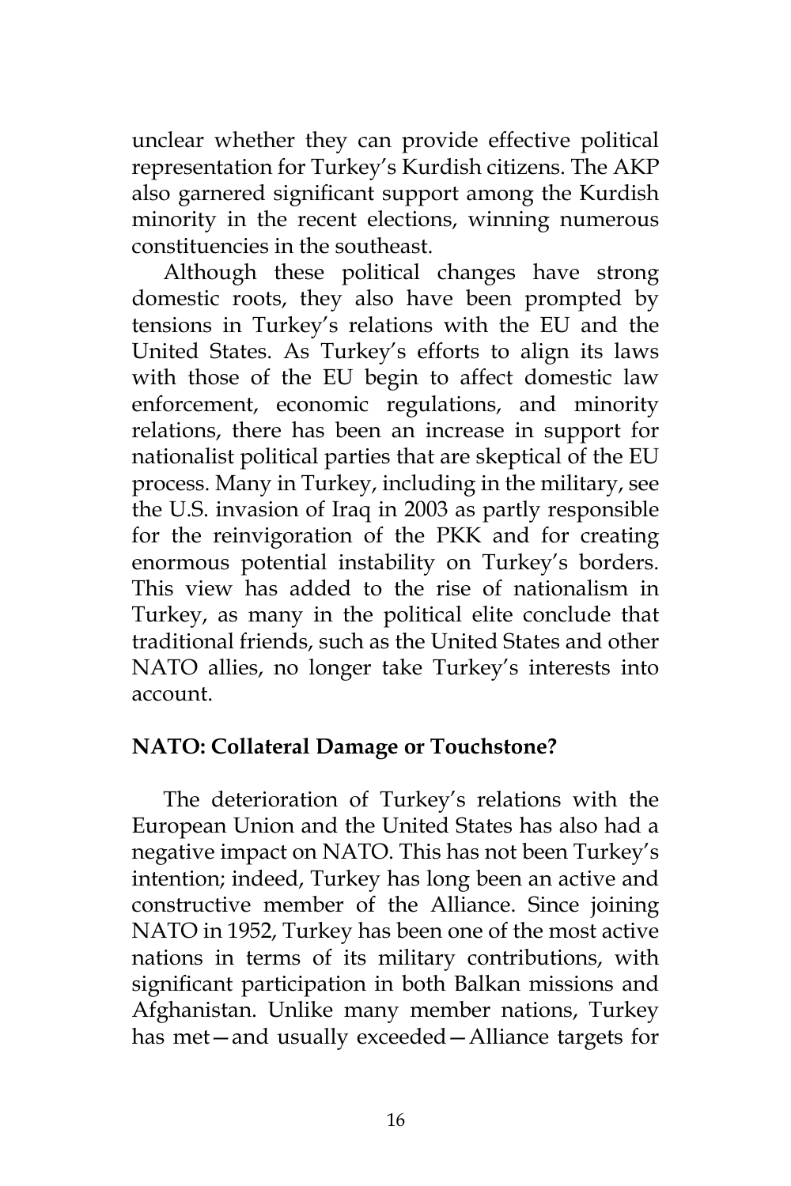unclear whether they can provide effective political representation for Turkey's Kurdish citizens. The AKP also garnered significant support among the Kurdish minority in the recent elections, winning numerous constituencies in the southeast.

Although these political changes have strong domestic roots, they also have been prompted by tensions in Turkey's relations with the EU and the United States. As Turkey's efforts to align its laws with those of the EU begin to affect domestic law enforcement, economic regulations, and minority relations, there has been an increase in support for nationalist political parties that are skeptical of the EU process. Many in Turkey, including in the military, see the U.S. invasion of Iraq in 2003 as partly responsible for the reinvigoration of the PKK and for creating enormous potential instability on Turkey's borders. This view has added to the rise of nationalism in Turkey, as many in the political elite conclude that traditional friends, such as the United States and other NATO allies, no longer take Turkey's interests into account.

**NATO: Collateral Damage or Touchstone?**

The deterioration of Turkey's relations with the European Union and the United States has also had a negative impact on NATO. This has not been Turkey's intention; indeed, Turkey has long been an active and constructive member of the Alliance. Since joining NATO in 1952, Turkey has been one of the most active nations in terms of its military contributions, with significant participation in both Balkan missions and Afghanistan. Unlike many member nations, Turkey has met—and usually exceeded—Alliance targets for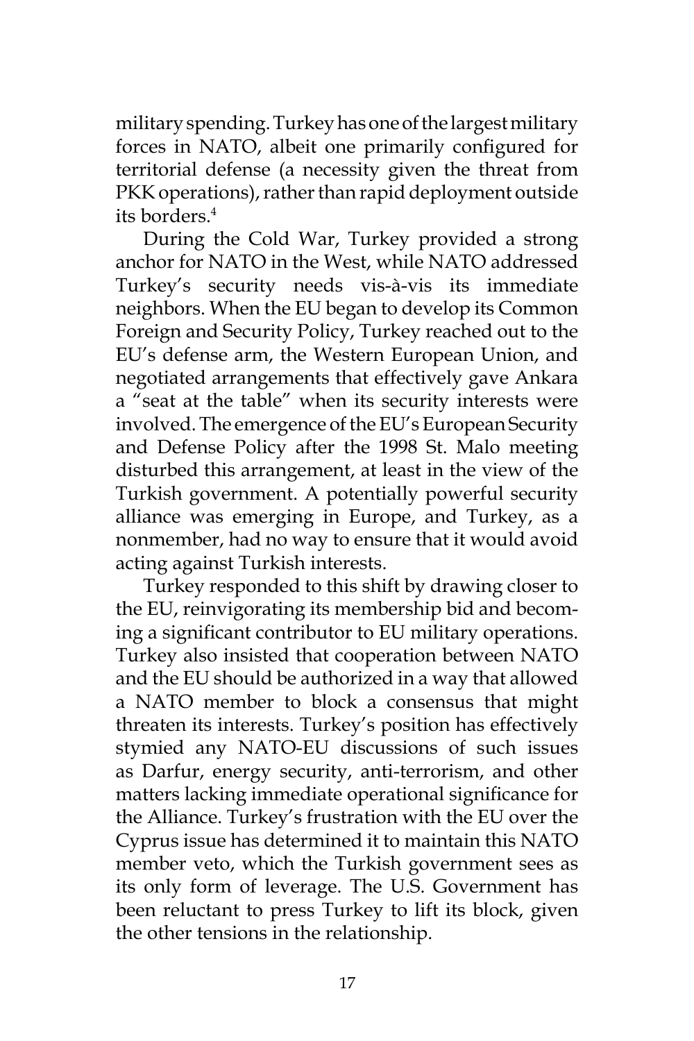military spending. Turkey has one of the largest military forces in NATO, albeit one primarily configured for territorial defense (a necessity given the threat from PKK operations), rather than rapid deployment outside its borders.[4]

During the Cold War, Turkey provided a strong anchor for NATO in the West, while NATO addressed Turkey's security needs vis-à-vis its immediate neighbors. When the EU began to develop its Common Foreign and Security Policy, Turkey reached out to the EU's defense arm, the Western European Union, and negotiated arrangements that effectively gave Ankara a "seat at the table" when its security interests were involved. The emergence of the EU's European Security and Defense Policy after the 1998 St. Malo meeting disturbed this arrangement, at least in the view of the Turkish government. A potentially powerful security alliance was emerging in Europe, and Turkey, as a nonmember, had no way to ensure that it would avoid acting against Turkish interests.

Turkey responded to this shift by drawing closer to the EU, reinvigorating its membership bid and becoming a significant contributor to EU military operations. Turkey also insisted that cooperation between NATO and the EU should be authorized in a way that allowed a NATO member to block a consensus that might threaten its interests. Turkey's position has effectively stymied any NATO-EU discussions of such issues as Darfur, energy security, anti-terrorism, and other matters lacking immediate operational significance for the Alliance. Turkey's frustration with the EU over the Cyprus issue has determined it to maintain this NATO member veto, which the Turkish government sees as its only form of leverage. The U.S. Government has been reluctant to press Turkey to lift its block, given the other tensions in the relationship.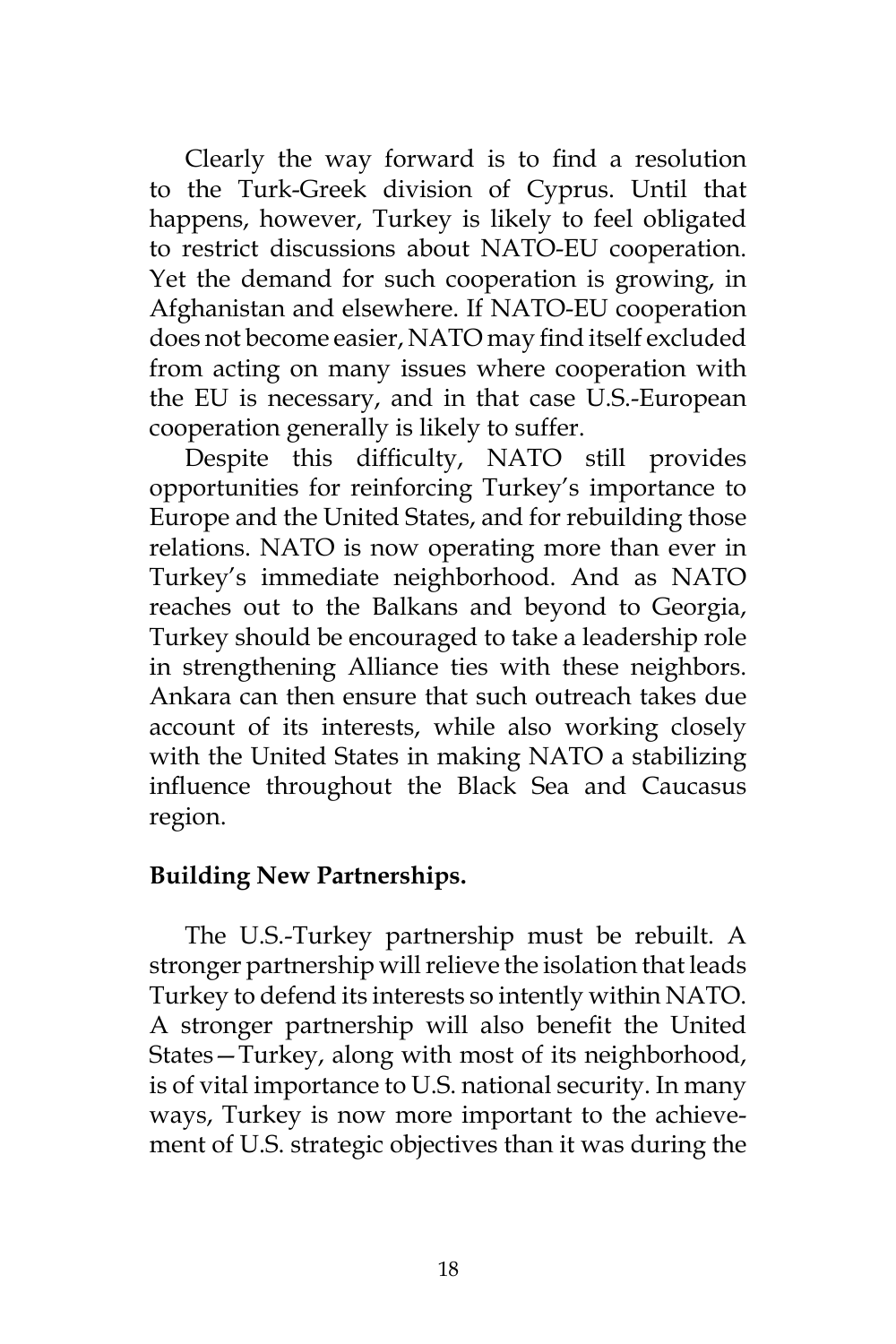Clearly the way forward is to find a resolution to the Turk-Greek division of Cyprus. Until that happens, however, Turkey is likely to feel obligated to restrict discussions about NATO-EU cooperation. Yet the demand for such cooperation is growing, in Afghanistan and elsewhere. If NATO-EU cooperation does not become easier, NATO may find itself excluded from acting on many issues where cooperation with the EU is necessary, and in that case U.S.-European cooperation generally is likely to suffer.

Despite this difficulty, NATO still provides opportunities for reinforcing Turkey's importance to Europe and the United States, and for rebuilding those relations. NATO is now operating more than ever in Turkey's immediate neighborhood. And as NATO reaches out to the Balkans and beyond to Georgia, Turkey should be encouraged to take a leadership role in strengthening Alliance ties with these neighbors. Ankara can then ensure that such outreach takes due account of its interests, while also working closely with the United States in making NATO a stabilizing influence throughout the Black Sea and Caucasus region.

**Building New Partnerships.**

The U.S.-Turkey partnership must be rebuilt. A stronger partnership will relieve the isolation that leads Turkey to defend its interests so intently within NATO. A stronger partnership will also benefit the United States—Turkey, along with most of its neighborhood, is of vital importance to U.S. national security. In many ways, Turkey is now more important to the achievement of U.S. strategic objectives than it was during the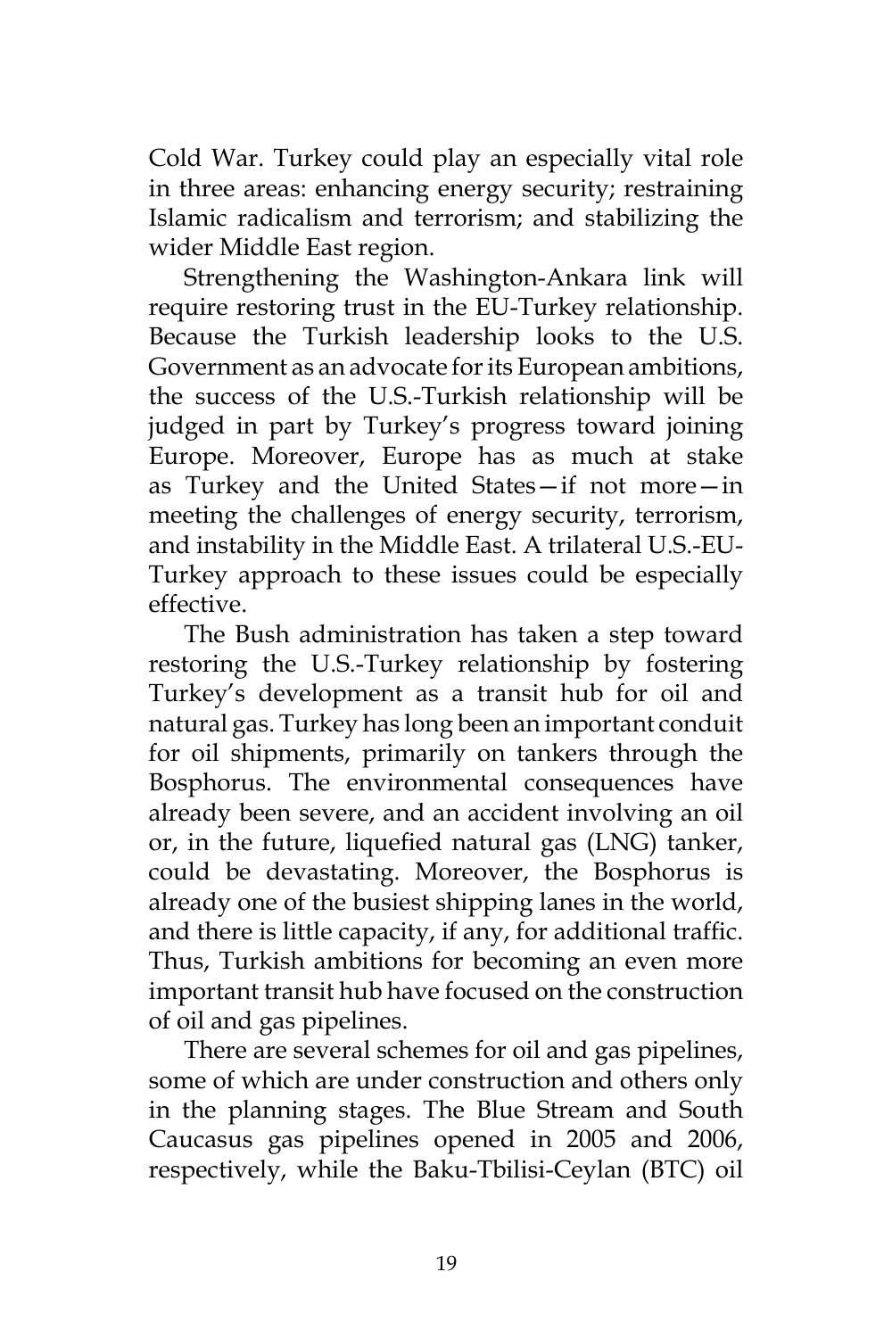Cold War. Turkey could play an especially vital role in three areas: enhancing energy security; restraining Islamic radicalism and terrorism; and stabilizing the wider Middle East region.

Strengthening the Washington-Ankara link will require restoring trust in the EU-Turkey relationship. Because the Turkish leadership looks to the U.S. Government as an advocate for its European ambitions, the success of the U.S.-Turkish relationship will be judged in part by Turkey's progress toward joining Europe. Moreover, Europe has as much at stake as Turkey and the United States—if not more—in meeting the challenges of energy security, terrorism, and instability in the Middle East. A trilateral U.S.-EU-Turkey approach to these issues could be especially effective.

The Bush administration has taken a step toward restoring the U.S.-Turkey relationship by fostering Turkey's development as a transit hub for oil and natural gas. Turkey has long been an important conduit for oil shipments, primarily on tankers through the Bosphorus. The environmental consequences have already been severe, and an accident involving an oil or, in the future, liquefied natural gas (LNG) tanker, could be devastating. Moreover, the Bosphorus is already one of the busiest shipping lanes in the world, and there is little capacity, if any, for additional traffic. Thus, Turkish ambitions for becoming an even more important transit hub have focused on the construction of oil and gas pipelines.

There are several schemes for oil and gas pipelines, some of which are under construction and others only in the planning stages. The Blue Stream and South Caucasus gas pipelines opened in 2005 and 2006, respectively, while the Baku-Tbilisi-Ceylan (BTC) oil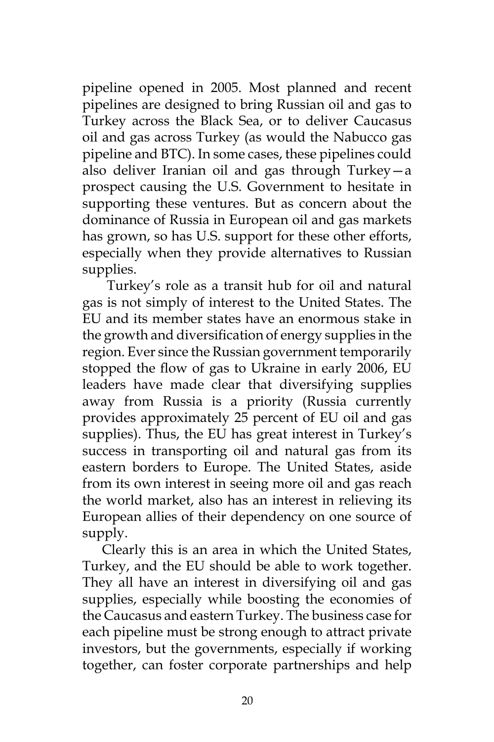pipeline opened in 2005. Most planned and recent pipelines are designed to bring Russian oil and gas to Turkey across the Black Sea, or to deliver Caucasus oil and gas across Turkey (as would the Nabucco gas pipeline and BTC). In some cases, these pipelines could also deliver Iranian oil and gas through Turkey—a prospect causing the U.S. Government to hesitate in supporting these ventures. But as concern about the dominance of Russia in European oil and gas markets has grown, so has U.S. support for these other efforts, especially when they provide alternatives to Russian supplies.

Turkey's role as a transit hub for oil and natural gas is not simply of interest to the United States. The EU and its member states have an enormous stake in the growth and diversification of energy supplies in the region. Ever since the Russian government temporarily stopped the flow of gas to Ukraine in early 2006, EU leaders have made clear that diversifying supplies away from Russia is a priority (Russia currently provides approximately 25 percent of EU oil and gas supplies). Thus, the EU has great interest in Turkey's success in transporting oil and natural gas from its eastern borders to Europe. The United States, aside from its own interest in seeing more oil and gas reach the world market, also has an interest in relieving its European allies of their dependency on one source of supply.

Clearly this is an area in which the United States, Turkey, and the EU should be able to work together. They all have an interest in diversifying oil and gas supplies, especially while boosting the economies of the Caucasus and eastern Turkey. The business case for each pipeline must be strong enough to attract private investors, but the governments, especially if working together, can foster corporate partnerships and help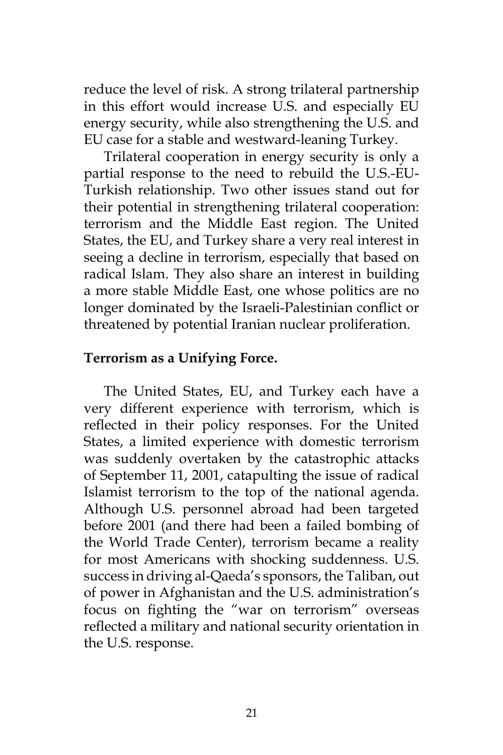reduce the level of risk. A strong trilateral partnership in this effort would increase U.S. and especially EU energy security, while also strengthening the U.S. and EU case for a stable and westward-leaning Turkey.

Trilateral cooperation in energy security is only a partial response to the need to rebuild the U.S.-EU-Turkish relationship. Two other issues stand out for their potential in strengthening trilateral cooperation: terrorism and the Middle East region. The United States, the EU, and Turkey share a very real interest in seeing a decline in terrorism, especially that based on radical Islam. They also share an interest in building a more stable Middle East, one whose politics are no longer dominated by the Israeli-Palestinian conflict or threatened by potential Iranian nuclear proliferation.

**Terrorism as a Unifying Force.**

The United States, EU, and Turkey each have a very different experience with terrorism, which is reflected in their policy responses. For the United States, a limited experience with domestic terrorism was suddenly overtaken by the catastrophic attacks of September 11, 2001, catapulting the issue of radical Islamist terrorism to the top of the national agenda. Although U.S. personnel abroad had been targeted before 2001 (and there had been a failed bombing of the World Trade Center), terrorism became a reality for most Americans with shocking suddenness. U.S. success in driving al-Qaeda's sponsors, the Taliban, out of power in Afghanistan and the U.S. administration's focus on fighting the "war on terrorism" overseas reflected a military and national security orientation in the U.S. response.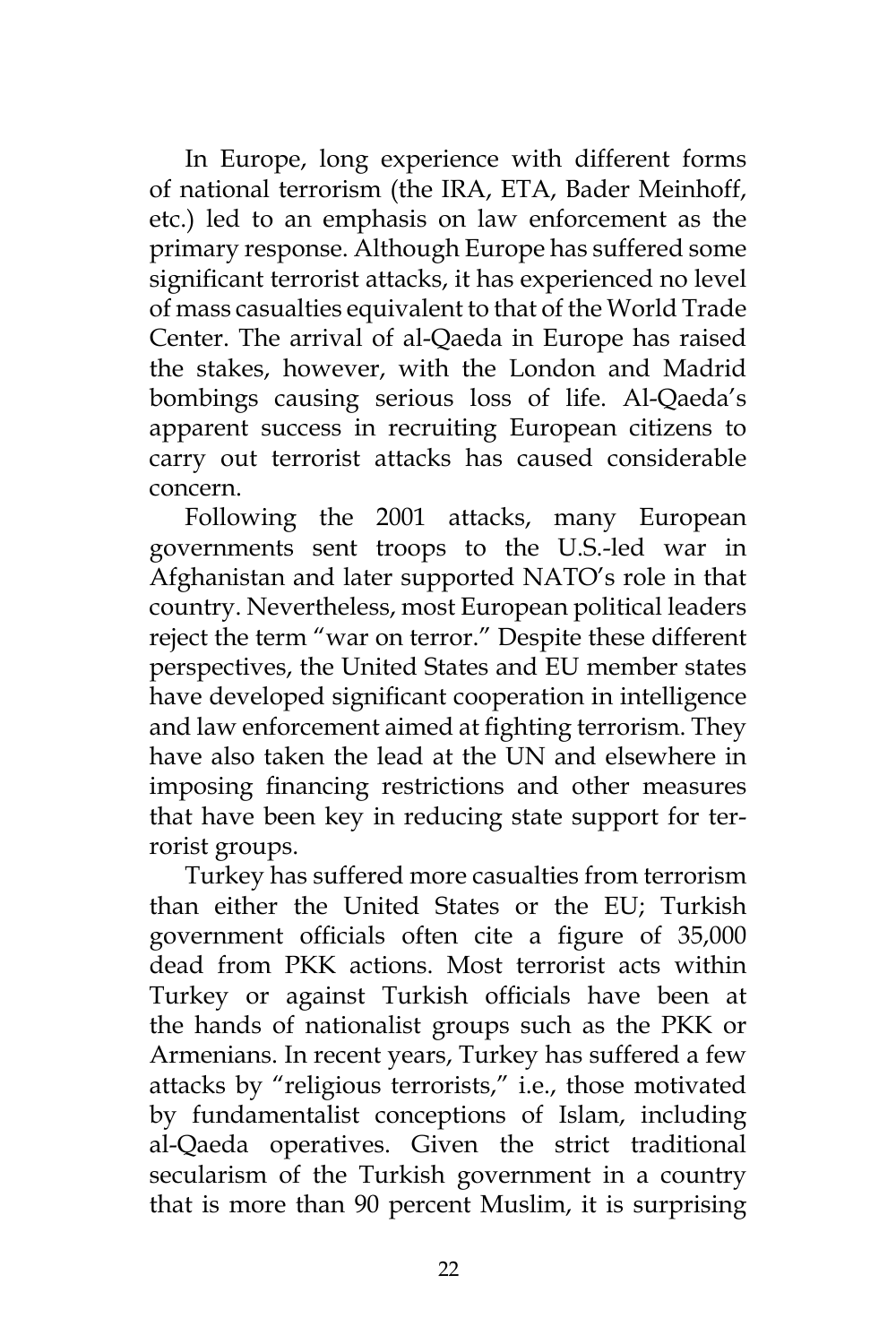In Europe, long experience with different forms of national terrorism (the IRA, ETA, Bader Meinhoff, etc.) led to an emphasis on law enforcement as the primary response. Although Europe has suffered some significant terrorist attacks, it has experienced no level of mass casualties equivalent to that of the World Trade Center. The arrival of al-Qaeda in Europe has raised the stakes, however, with the London and Madrid bombings causing serious loss of life. Al-Qaeda's apparent success in recruiting European citizens to carry out terrorist attacks has caused considerable concern.

Following the 2001 attacks, many European governments sent troops to the U.S.-led war in Afghanistan and later supported NATO's role in that country. Nevertheless, most European political leaders reject the term "war on terror." Despite these different perspectives, the United States and EU member states have developed significant cooperation in intelligence and law enforcement aimed at fighting terrorism. They have also taken the lead at the UN and elsewhere in imposing financing restrictions and other measures that have been key in reducing state support for terrorist groups.

Turkey has suffered more casualties from terrorism than either the United States or the EU; Turkish government officials often cite a figure of 35,000 dead from PKK actions. Most terrorist acts within Turkey or against Turkish officials have been at the hands of nationalist groups such as the PKK or Armenians. In recent years, Turkey has suffered a few attacks by "religious terrorists," i.e., those motivated by fundamentalist conceptions of Islam, including al-Qaeda operatives. Given the strict traditional secularism of the Turkish government in a country that is more than 90 percent Muslim, it is surprising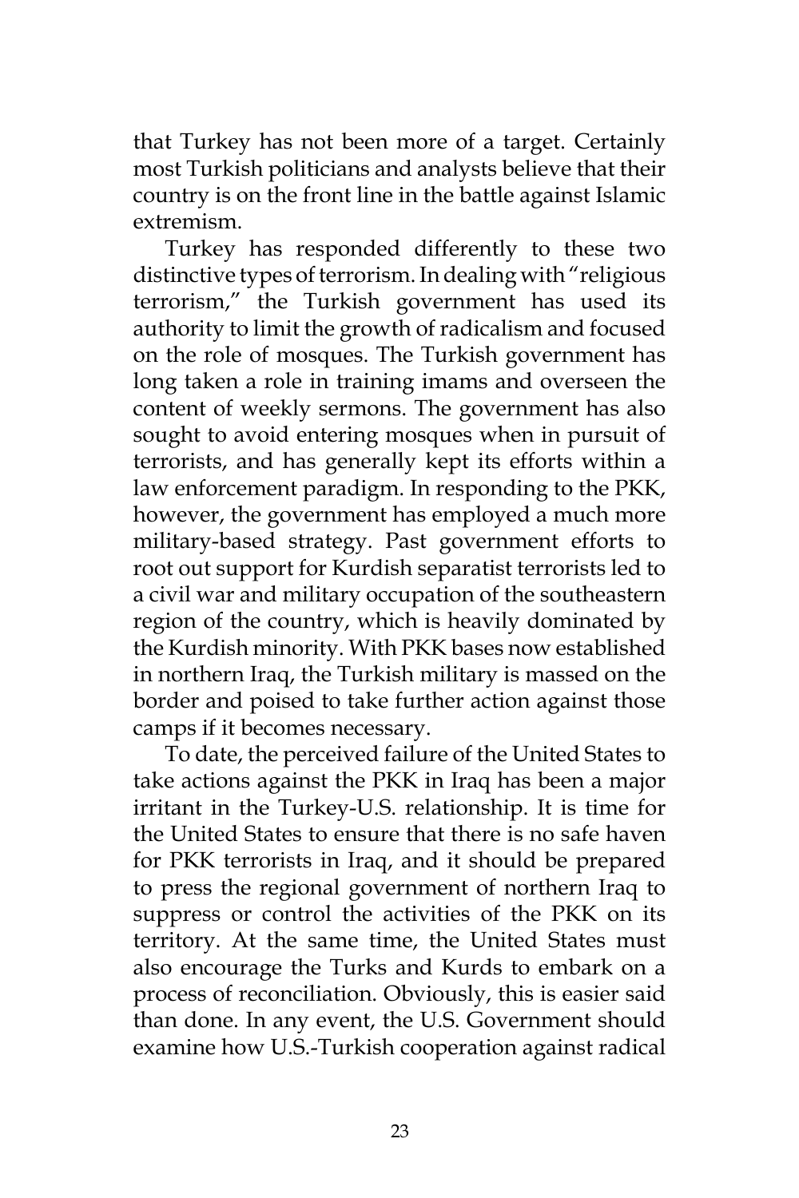that Turkey has not been more of a target. Certainly most Turkish politicians and analysts believe that their country is on the front line in the battle against Islamic extremism.

Turkey has responded differently to these two distinctive types of terrorism. In dealing with "religious terrorism," the Turkish government has used its authority to limit the growth of radicalism and focused on the role of mosques. The Turkish government has long taken a role in training imams and overseen the content of weekly sermons. The government has also sought to avoid entering mosques when in pursuit of terrorists, and has generally kept its efforts within a law enforcement paradigm. In responding to the PKK, however, the government has employed a much more military-based strategy. Past government efforts to root out support for Kurdish separatist terrorists led to a civil war and military occupation of the southeastern region of the country, which is heavily dominated by the Kurdish minority. With PKK bases now established in northern Iraq, the Turkish military is massed on the border and poised to take further action against those camps if it becomes necessary.

To date, the perceived failure of the United States to take actions against the PKK in Iraq has been a major irritant in the Turkey-U.S. relationship. It is time for the United States to ensure that there is no safe haven for PKK terrorists in Iraq, and it should be prepared to press the regional government of northern Iraq to suppress or control the activities of the PKK on its territory. At the same time, the United States must also encourage the Turks and Kurds to embark on a process of reconciliation. Obviously, this is easier said than done. In any event, the U.S. Government should examine how U.S.-Turkish cooperation against radical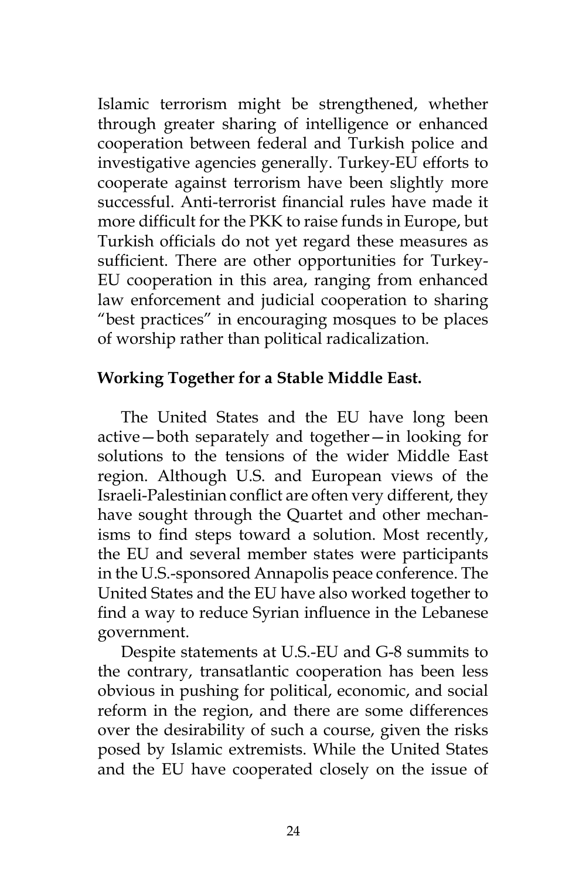Islamic terrorism might be strengthened, whether through greater sharing of intelligence or enhanced cooperation between federal and Turkish police and investigative agencies generally. Turkey-EU efforts to cooperate against terrorism have been slightly more successful. Anti-terrorist financial rules have made it more difficult for the PKK to raise funds in Europe, but Turkish officials do not yet regard these measures as sufficient. There are other opportunities for Turkey-EU cooperation in this area, ranging from enhanced law enforcement and judicial cooperation to sharing "best practices" in encouraging mosques to be places of worship rather than political radicalization.

**Working Together for a Stable Middle East.**

The United States and the EU have long been active—both separately and together—in looking for solutions to the tensions of the wider Middle East region. Although U.S. and European views of the Israeli-Palestinian conflict are often very different, they have sought through the Quartet and other mechanisms to find steps toward a solution. Most recently, the EU and several member states were participants in the U.S.-sponsored Annapolis peace conference. The United States and the EU have also worked together to find a way to reduce Syrian influence in the Lebanese government.

Despite statements at U.S.-EU and G-8 summits to the contrary, transatlantic cooperation has been less obvious in pushing for political, economic, and social reform in the region, and there are some differences over the desirability of such a course, given the risks posed by Islamic extremists. While the United States and the EU have cooperated closely on the issue of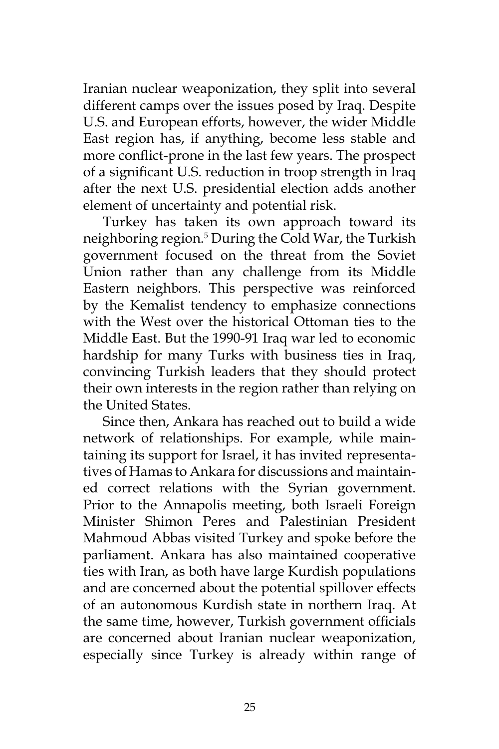Iranian nuclear weaponization, they split into several different camps over the issues posed by Iraq. Despite U.S. and European efforts, however, the wider Middle East region has, if anything, become less stable and more conflict-prone in the last few years. The prospect of a significant U.S. reduction in troop strength in Iraq after the next U.S. presidential election adds another element of uncertainty and potential risk.

Turkey has taken its own approach toward its neighboring region.[5] During the Cold War, the Turkish government focused on the threat from the Soviet Union rather than any challenge from its Middle Eastern neighbors. This perspective was reinforced by the Kemalist tendency to emphasize connections with the West over the historical Ottoman ties to the Middle East. But the 1990-91 Iraq war led to economic hardship for many Turks with business ties in Iraq, convincing Turkish leaders that they should protect their own interests in the region rather than relying on the United States.

Since then, Ankara has reached out to build a wide network of relationships. For example, while maintaining its support for Israel, it has invited representatives of Hamas to Ankara for discussions and maintained correct relations with the Syrian government. Prior to the Annapolis meeting, both Israeli Foreign Minister Shimon Peres and Palestinian President Mahmoud Abbas visited Turkey and spoke before the parliament. Ankara has also maintained cooperative ties with Iran, as both have large Kurdish populations and are concerned about the potential spillover effects of an autonomous Kurdish state in northern Iraq. At the same time, however, Turkish government officials are concerned about Iranian nuclear weaponization, especially since Turkey is already within range of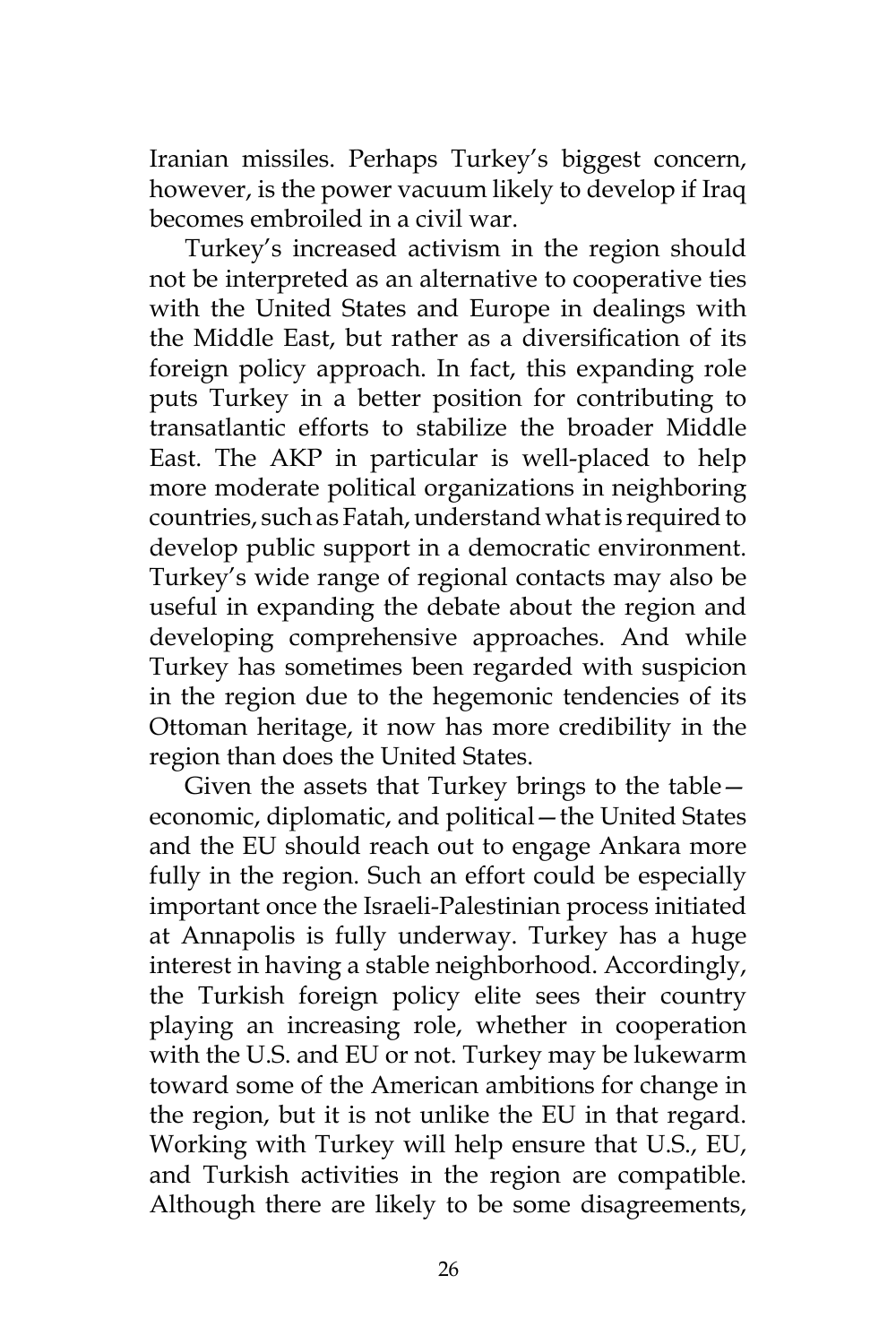Iranian missiles. Perhaps Turkey's biggest concern, however, is the power vacuum likely to develop if Iraq becomes embroiled in a civil war.

Turkey's increased activism in the region should not be interpreted as an alternative to cooperative ties with the United States and Europe in dealings with the Middle East, but rather as a diversification of its foreign policy approach. In fact, this expanding role puts Turkey in a better position for contributing to transatlantic efforts to stabilize the broader Middle East. The AKP in particular is well-placed to help more moderate political organizations in neighboring countries, such as Fatah, understand what is required to develop public support in a democratic environment. Turkey's wide range of regional contacts may also be useful in expanding the debate about the region and developing comprehensive approaches. And while Turkey has sometimes been regarded with suspicion in the region due to the hegemonic tendencies of its Ottoman heritage, it now has more credibility in the region than does the United States.

Given the assets that Turkey brings to the table—economic, diplomatic, and political—the United States and the EU should reach out to engage Ankara more fully in the region. Such an effort could be especially important once the Israeli-Palestinian process initiated at Annapolis is fully underway. Turkey has a huge interest in having a stable neighborhood. Accordingly, the Turkish foreign policy elite sees their country playing an increasing role, whether in cooperation with the U.S. and EU or not. Turkey may be lukewarm toward some of the American ambitions for change in the region, but it is not unlike the EU in that regard. Working with Turkey will help ensure that U.S., EU, and Turkish activities in the region are compatible. Although there are likely to be some disagreements,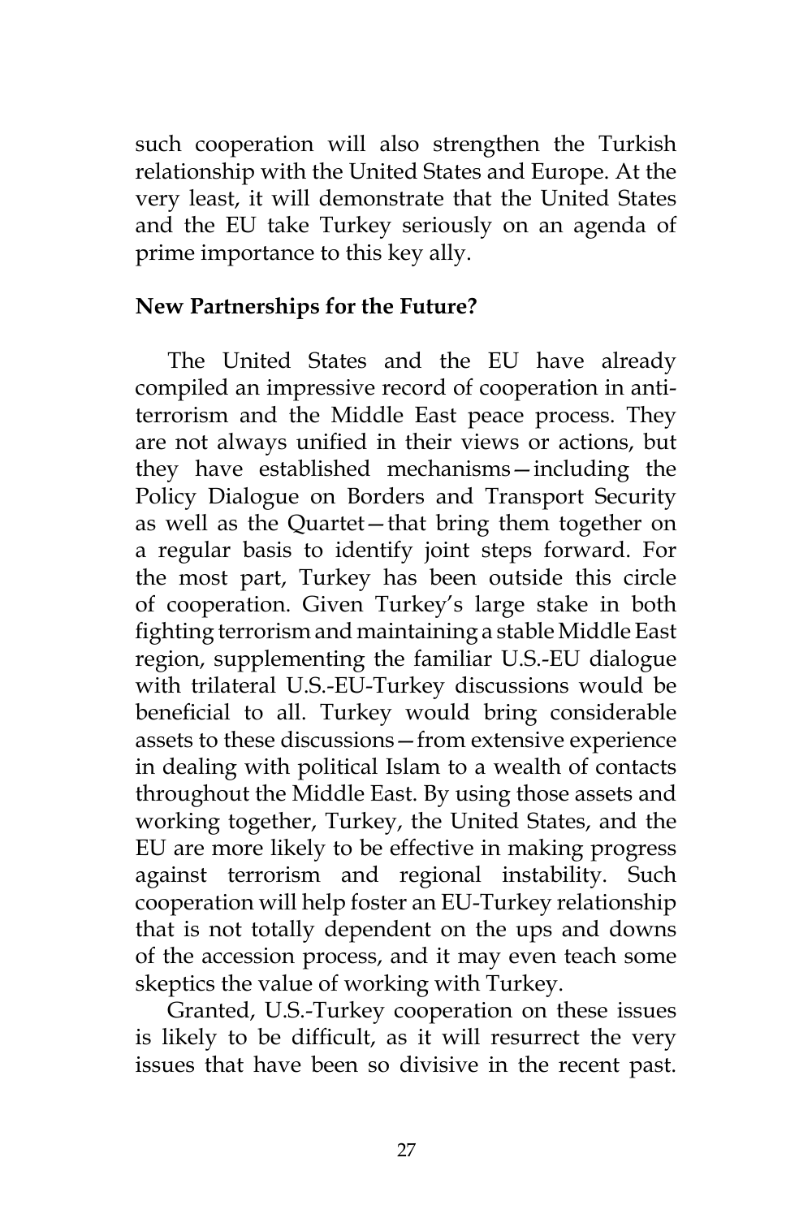such cooperation will also strengthen the Turkish relationship with the United States and Europe. At the very least, it will demonstrate that the United States and the EU take Turkey seriously on an agenda of prime importance to this key ally.

## New Partnerships for the Future?

The United States and the EU have already compiled an impressive record of cooperation in anti-terrorism and the Middle East peace process. They are not always unified in their views or actions, but they have established mechanisms—including the Policy Dialogue on Borders and Transport Security as well as the Quartet—that bring them together on a regular basis to identify joint steps forward. For the most part, Turkey has been outside this circle of cooperation. Given Turkey's large stake in both fighting terrorism and maintaining a stable Middle East region, supplementing the familiar U.S.-EU dialogue with trilateral U.S.-EU-Turkey discussions would be beneficial to all. Turkey would bring considerable assets to these discussions—from extensive experience in dealing with political Islam to a wealth of contacts throughout the Middle East. By using those assets and working together, Turkey, the United States, and the EU are more likely to be effective in making progress against terrorism and regional instability. Such cooperation will help foster an EU-Turkey relationship that is not totally dependent on the ups and downs of the accession process, and it may even teach some skeptics the value of working with Turkey.

Granted, U.S.-Turkey cooperation on these issues is likely to be difficult, as it will resurrect the very issues that have been so divisive in the recent past.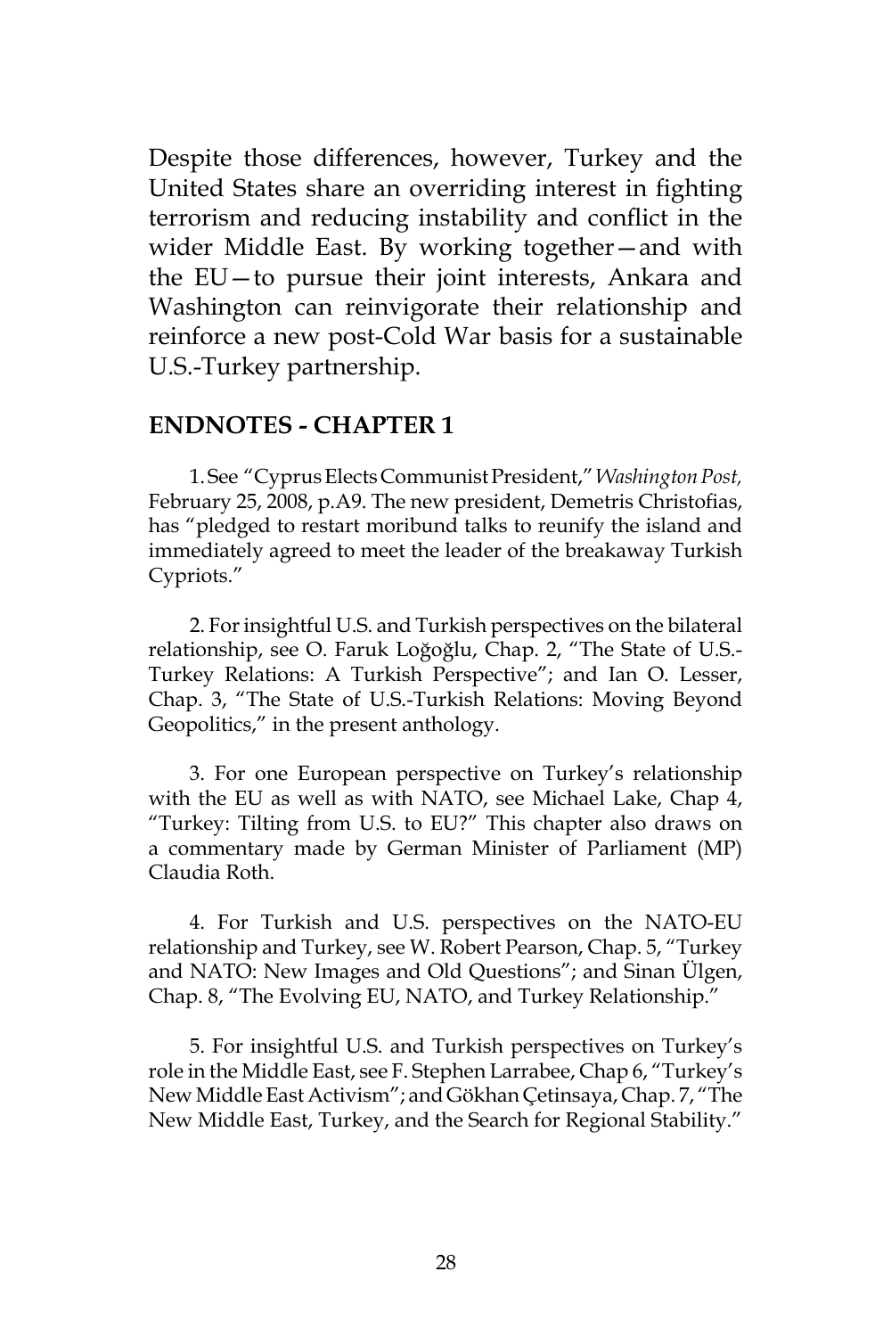Despite those differences, however, Turkey and the United States share an overriding interest in fighting terrorism and reducing instability and conflict in the wider Middle East. By working together—and with the EU—to pursue their joint interests, Ankara and Washington can reinvigorate their relationship and reinforce a new post-Cold War basis for a sustainable U.S.-Turkey partnership.

## ENDNOTES - CHAPTER 1

1. See "Cyprus Elects Communist President," *Washington Post,* February 25, 2008, p.A9. The new president, Demetris Christofias, has "pledged to restart moribund talks to reunify the island and immediately agreed to meet the leader of the breakaway Turkish Cypriots."

2. For insightful U.S. and Turkish perspectives on the bilateral relationship, see O. Faruk Loğoğlu, Chap. 2, "The State of U.S.-Turkey Relations: A Turkish Perspective"; and Ian O. Lesser, Chap. 3, "The State of U.S.-Turkish Relations: Moving Beyond Geopolitics," in the present anthology.

3. For one European perspective on Turkey's relationship with the EU as well as with NATO, see Michael Lake, Chap 4, "Turkey: Tilting from U.S. to EU?" This chapter also draws on a commentary made by German Minister of Parliament (MP) Claudia Roth.

4. For Turkish and U.S. perspectives on the NATO-EU relationship and Turkey, see W. Robert Pearson, Chap. 5, "Turkey and NATO: New Images and Old Questions"; and Sinan Ülgen, Chap. 8, "The Evolving EU, NATO, and Turkey Relationship."

5. For insightful U.S. and Turkish perspectives on Turkey's role in the Middle East, see F. Stephen Larrabee, Chap 6, "Turkey's New Middle East Activism"; and Gökhan Çetinsaya, Chap. 7, "The New Middle East, Turkey, and the Search for Regional Stability."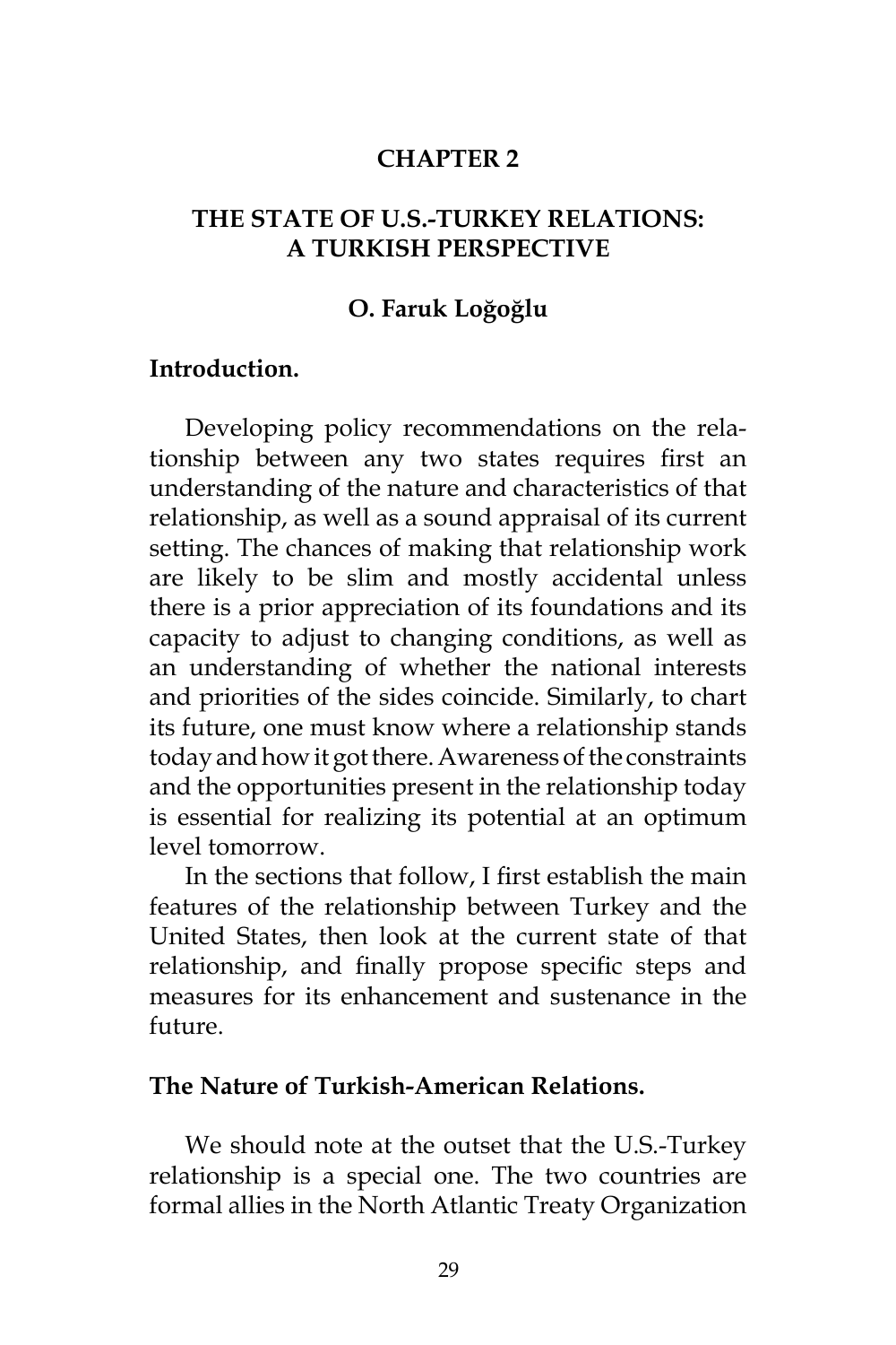# CHAPTER 2

# THE STATE OF U.S.-TURKEY RELATIONS: A TURKISH PERSPECTIVE

**O. Faruk Loğoğlu**

## Introduction.

Developing policy recommendations on the relationship between any two states requires first an understanding of the nature and characteristics of that relationship, as well as a sound appraisal of its current setting. The chances of making that relationship work are likely to be slim and mostly accidental unless there is a prior appreciation of its foundations and its capacity to adjust to changing conditions, as well as an understanding of whether the national interests and priorities of the sides coincide. Similarly, to chart its future, one must know where a relationship stands today and how it got there. Awareness of the constraints and the opportunities present in the relationship today is essential for realizing its potential at an optimum level tomorrow.

In the sections that follow, I first establish the main features of the relationship between Turkey and the United States, then look at the current state of that relationship, and finally propose specific steps and measures for its enhancement and sustenance in the future.

## The Nature of Turkish-American Relations.

We should note at the outset that the U.S.-Turkey relationship is a special one. The two countries are formal allies in the North Atlantic Treaty Organization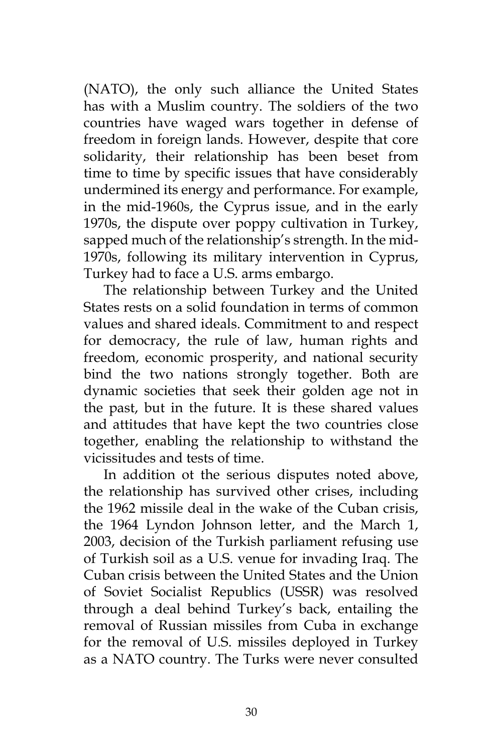(NATO), the only such alliance the United States has with a Muslim country. The soldiers of the two countries have waged wars together in defense of freedom in foreign lands. However, despite that core solidarity, their relationship has been beset from time to time by specific issues that have considerably undermined its energy and performance. For example, in the mid-1960s, the Cyprus issue, and in the early 1970s, the dispute over poppy cultivation in Turkey, sapped much of the relationship's strength. In the mid-1970s, following its military intervention in Cyprus, Turkey had to face a U.S. arms embargo.

The relationship between Turkey and the United States rests on a solid foundation in terms of common values and shared ideals. Commitment to and respect for democracy, the rule of law, human rights and freedom, economic prosperity, and national security bind the two nations strongly together. Both are dynamic societies that seek their golden age not in the past, but in the future. It is these shared values and attitudes that have kept the two countries close together, enabling the relationship to withstand the vicissitudes and tests of time.

In addition ot the serious disputes noted above, the relationship has survived other crises, including the 1962 missile deal in the wake of the Cuban crisis, the 1964 Lyndon Johnson letter, and the March 1, 2003, decision of the Turkish parliament refusing use of Turkish soil as a U.S. venue for invading Iraq. The Cuban crisis between the United States and the Union of Soviet Socialist Republics (USSR) was resolved through a deal behind Turkey's back, entailing the removal of Russian missiles from Cuba in exchange for the removal of U.S. missiles deployed in Turkey as a NATO country. The Turks were never consulted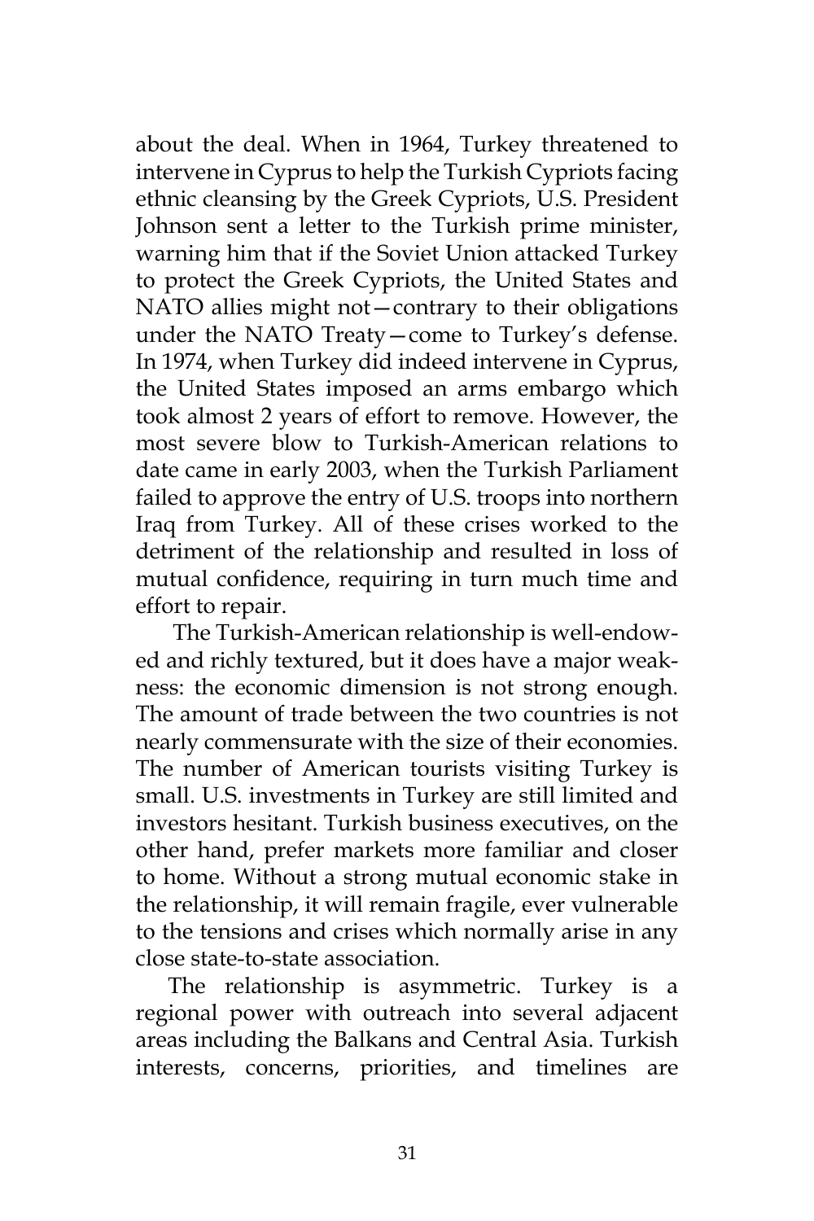about the deal. When in 1964, Turkey threatened to intervene in Cyprus to help the Turkish Cypriots facing ethnic cleansing by the Greek Cypriots, U.S. President Johnson sent a letter to the Turkish prime minister, warning him that if the Soviet Union attacked Turkey to protect the Greek Cypriots, the United States and NATO allies might not—contrary to their obligations under the NATO Treaty—come to Turkey's defense. In 1974, when Turkey did indeed intervene in Cyprus, the United States imposed an arms embargo which took almost 2 years of effort to remove. However, the most severe blow to Turkish-American relations to date came in early 2003, when the Turkish Parliament failed to approve the entry of U.S. troops into northern Iraq from Turkey. All of these crises worked to the detriment of the relationship and resulted in loss of mutual confidence, requiring in turn much time and effort to repair.

The Turkish-American relationship is well-endowed and richly textured, but it does have a major weakness: the economic dimension is not strong enough. The amount of trade between the two countries is not nearly commensurate with the size of their economies. The number of American tourists visiting Turkey is small. U.S. investments in Turkey are still limited and investors hesitant. Turkish business executives, on the other hand, prefer markets more familiar and closer to home. Without a strong mutual economic stake in the relationship, it will remain fragile, ever vulnerable to the tensions and crises which normally arise in any close state-to-state association.

The relationship is asymmetric. Turkey is a regional power with outreach into several adjacent areas including the Balkans and Central Asia. Turkish interests, concerns, priorities, and timelines are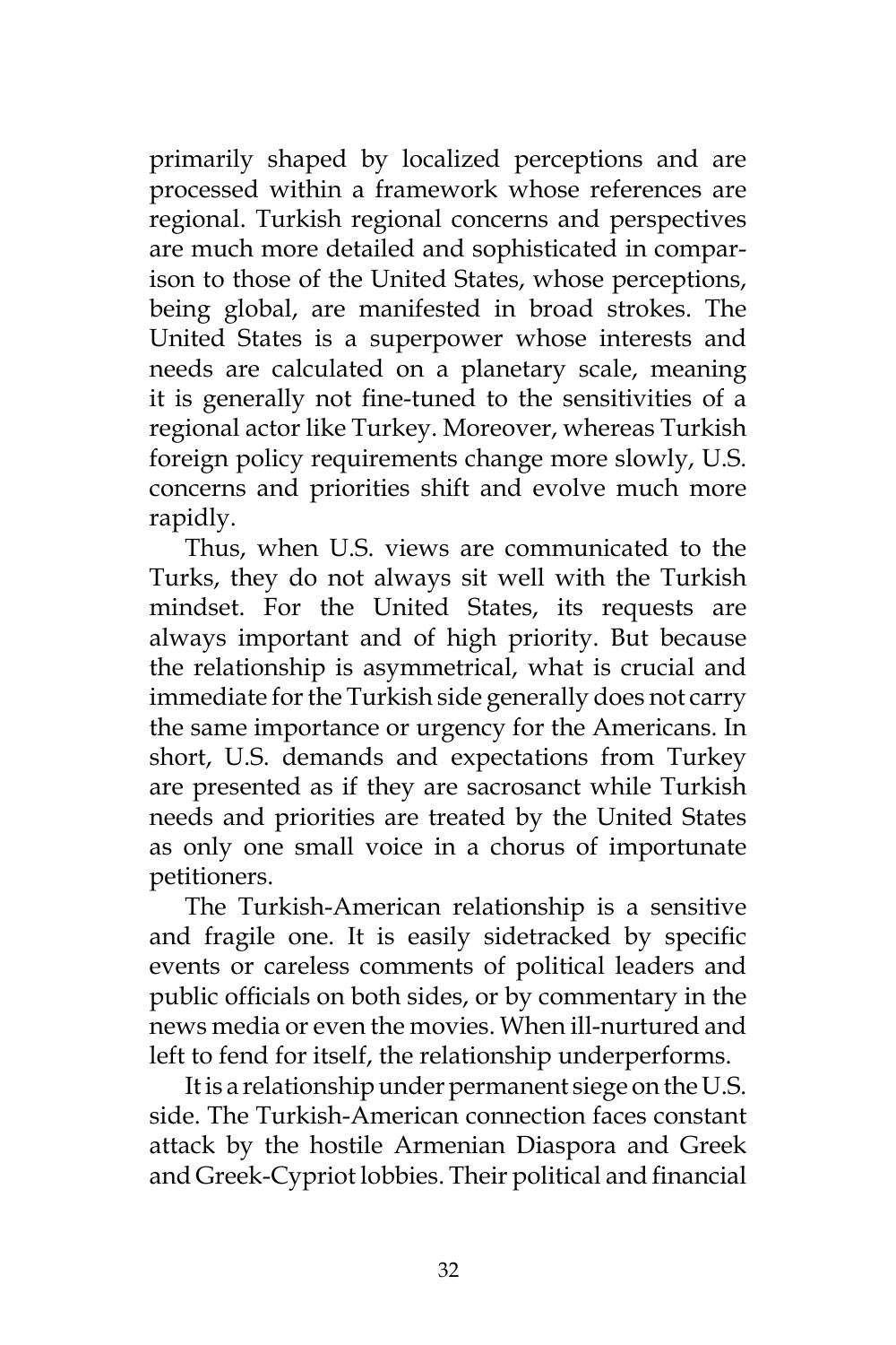primarily shaped by localized perceptions and are processed within a framework whose references are regional. Turkish regional concerns and perspectives are much more detailed and sophisticated in comparison to those of the United States, whose perceptions, being global, are manifested in broad strokes. The United States is a superpower whose interests and needs are calculated on a planetary scale, meaning it is generally not fine-tuned to the sensitivities of a regional actor like Turkey. Moreover, whereas Turkish foreign policy requirements change more slowly, U.S. concerns and priorities shift and evolve much more rapidly.

Thus, when U.S. views are communicated to the Turks, they do not always sit well with the Turkish mindset. For the United States, its requests are always important and of high priority. But because the relationship is asymmetrical, what is crucial and immediate for the Turkish side generally does not carry the same importance or urgency for the Americans. In short, U.S. demands and expectations from Turkey are presented as if they are sacrosanct while Turkish needs and priorities are treated by the United States as only one small voice in a chorus of importunate petitioners.

The Turkish-American relationship is a sensitive and fragile one. It is easily sidetracked by specific events or careless comments of political leaders and public officials on both sides, or by commentary in the news media or even the movies. When ill-nurtured and left to fend for itself, the relationship underperforms.

It is a relationship under permanent siege on the U.S. side. The Turkish-American connection faces constant attack by the hostile Armenian Diaspora and Greek and Greek-Cypriot lobbies. Their political and financial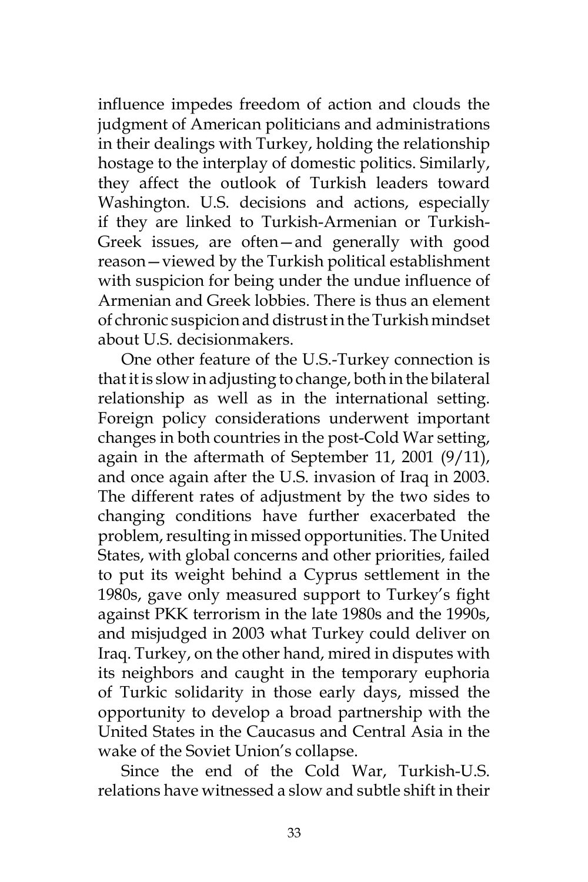influence impedes freedom of action and clouds the judgment of American politicians and administrations in their dealings with Turkey, holding the relationship hostage to the interplay of domestic politics. Similarly, they affect the outlook of Turkish leaders toward Washington. U.S. decisions and actions, especially if they are linked to Turkish-Armenian or Turkish-Greek issues, are often—and generally with good reason—viewed by the Turkish political establishment with suspicion for being under the undue influence of Armenian and Greek lobbies. There is thus an element of chronic suspicion and distrust in the Turkish mindset about U.S. decisionmakers.

One other feature of the U.S.-Turkey connection is that it is slow in adjusting to change, both in the bilateral relationship as well as in the international setting. Foreign policy considerations underwent important changes in both countries in the post-Cold War setting, again in the aftermath of September 11, 2001 (9/11), and once again after the U.S. invasion of Iraq in 2003. The different rates of adjustment by the two sides to changing conditions have further exacerbated the problem, resulting in missed opportunities. The United States, with global concerns and other priorities, failed to put its weight behind a Cyprus settlement in the 1980s, gave only measured support to Turkey's fight against PKK terrorism in the late 1980s and the 1990s, and misjudged in 2003 what Turkey could deliver on Iraq. Turkey, on the other hand, mired in disputes with its neighbors and caught in the temporary euphoria of Turkic solidarity in those early days, missed the opportunity to develop a broad partnership with the United States in the Caucasus and Central Asia in the wake of the Soviet Union's collapse.

Since the end of the Cold War, Turkish-U.S. relations have witnessed a slow and subtle shift in their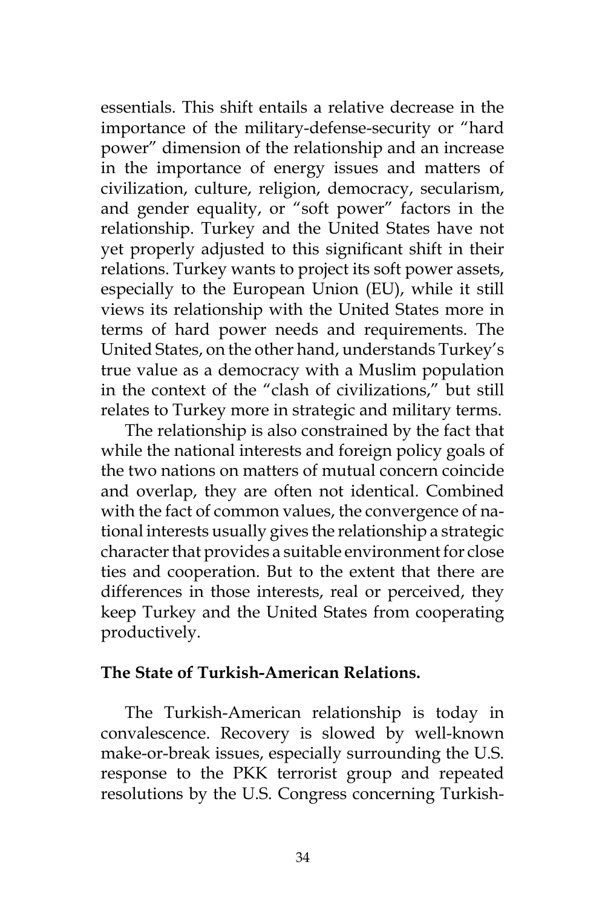essentials. This shift entails a relative decrease in the importance of the military-defense-security or "hard power" dimension of the relationship and an increase in the importance of energy issues and matters of civilization, culture, religion, democracy, secularism, and gender equality, or "soft power" factors in the relationship. Turkey and the United States have not yet properly adjusted to this significant shift in their relations. Turkey wants to project its soft power assets, especially to the European Union (EU), while it still views its relationship with the United States more in terms of hard power needs and requirements. The United States, on the other hand, understands Turkey's true value as a democracy with a Muslim population in the context of the "clash of civilizations," but still relates to Turkey more in strategic and military terms.

The relationship is also constrained by the fact that while the national interests and foreign policy goals of the two nations on matters of mutual concern coincide and overlap, they are often not identical. Combined with the fact of common values, the convergence of national interests usually gives the relationship a strategic character that provides a suitable environment for close ties and cooperation. But to the extent that there are differences in those interests, real or perceived, they keep Turkey and the United States from cooperating productively.

**The State of Turkish-American Relations.**

The Turkish-American relationship is today in convalescence. Recovery is slowed by well-known make-or-break issues, especially surrounding the U.S. response to the PKK terrorist group and repeated resolutions by the U.S. Congress concerning Turkish-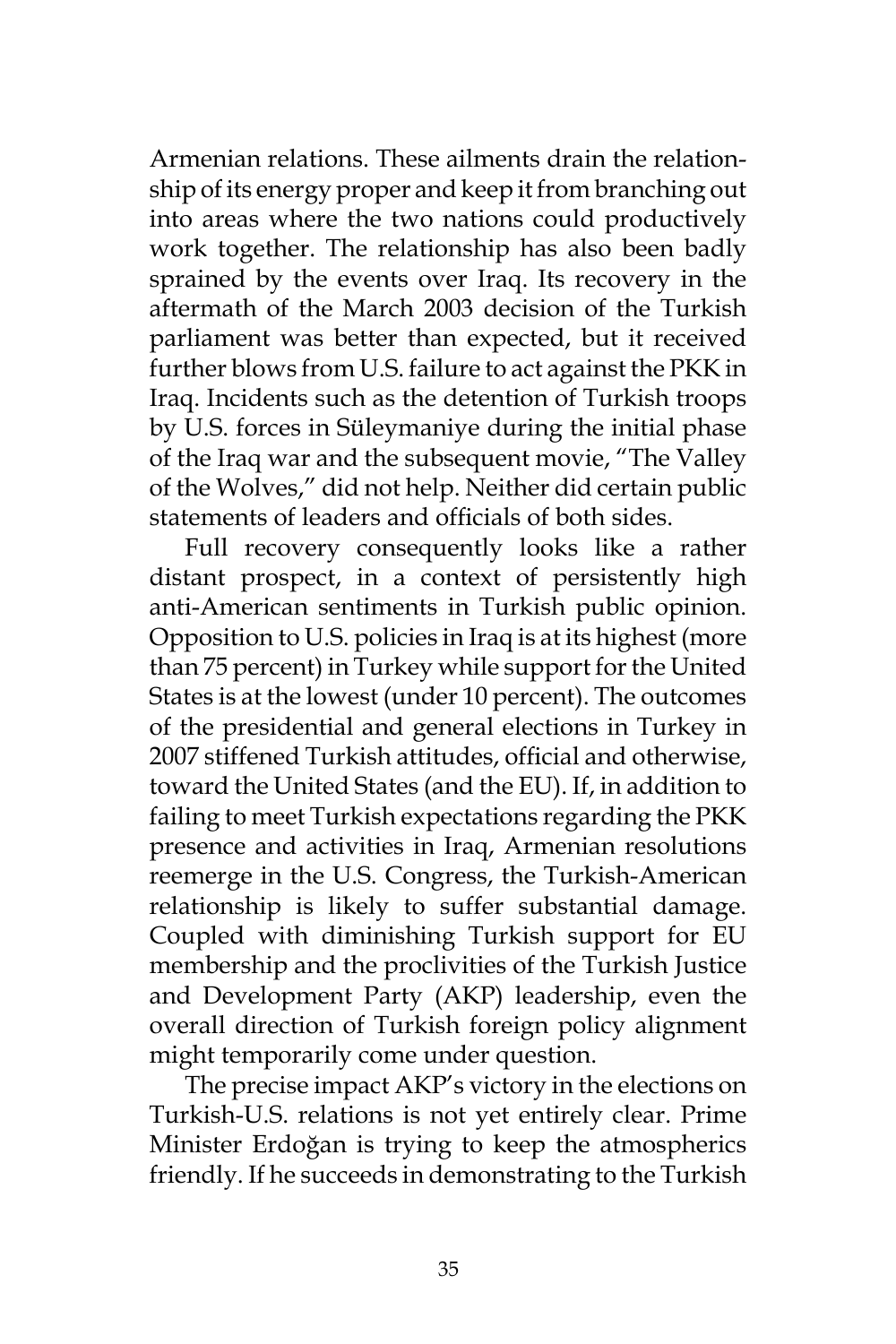Armenian relations. These ailments drain the relationship of its energy proper and keep it from branching out into areas where the two nations could productively work together. The relationship has also been badly sprained by the events over Iraq. Its recovery in the aftermath of the March 2003 decision of the Turkish parliament was better than expected, but it received further blows from U.S. failure to act against the PKK in Iraq. Incidents such as the detention of Turkish troops by U.S. forces in Süleymaniye during the initial phase of the Iraq war and the subsequent movie, "The Valley of the Wolves," did not help. Neither did certain public statements of leaders and officials of both sides.

Full recovery consequently looks like a rather distant prospect, in a context of persistently high anti-American sentiments in Turkish public opinion. Opposition to U.S. policies in Iraq is at its highest (more than 75 percent) in Turkey while support for the United States is at the lowest (under 10 percent). The outcomes of the presidential and general elections in Turkey in 2007 stiffened Turkish attitudes, official and otherwise, toward the United States (and the EU). If, in addition to failing to meet Turkish expectations regarding the PKK presence and activities in Iraq, Armenian resolutions reemerge in the U.S. Congress, the Turkish-American relationship is likely to suffer substantial damage. Coupled with diminishing Turkish support for EU membership and the proclivities of the Turkish Justice and Development Party (AKP) leadership, even the overall direction of Turkish foreign policy alignment might temporarily come under question.

The precise impact AKP's victory in the elections on Turkish-U.S. relations is not yet entirely clear. Prime Minister Erdoğan is trying to keep the atmospherics friendly. If he succeeds in demonstrating to the Turkish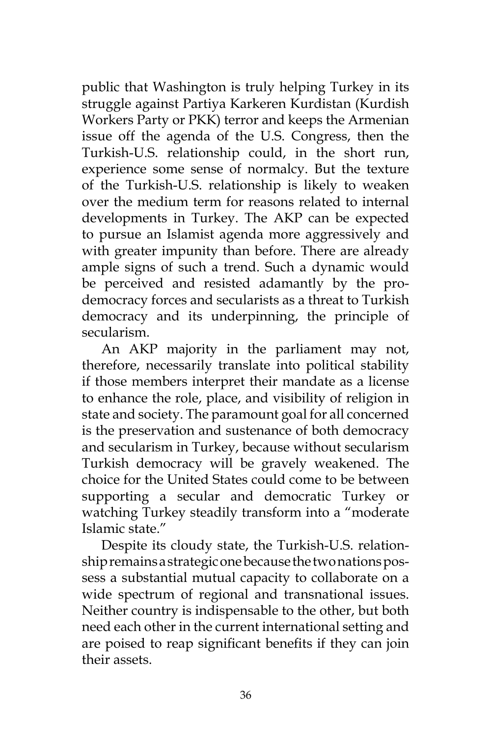public that Washington is truly helping Turkey in its struggle against Partiya Karkeren Kurdistan (Kurdish Workers Party or PKK) terror and keeps the Armenian issue off the agenda of the U.S. Congress, then the Turkish-U.S. relationship could, in the short run, experience some sense of normalcy. But the texture of the Turkish-U.S. relationship is likely to weaken over the medium term for reasons related to internal developments in Turkey. The AKP can be expected to pursue an Islamist agenda more aggressively and with greater impunity than before. There are already ample signs of such a trend. Such a dynamic would be perceived and resisted adamantly by the pro-democracy forces and secularists as a threat to Turkish democracy and its underpinning, the principle of secularism.

An AKP majority in the parliament may not, therefore, necessarily translate into political stability if those members interpret their mandate as a license to enhance the role, place, and visibility of religion in state and society. The paramount goal for all concerned is the preservation and sustenance of both democracy and secularism in Turkey, because without secularism Turkish democracy will be gravely weakened. The choice for the United States could come to be between supporting a secular and democratic Turkey or watching Turkey steadily transform into a "moderate Islamic state."

Despite its cloudy state, the Turkish-U.S. relationship remains a strategic one because the two nations possess a substantial mutual capacity to collaborate on a wide spectrum of regional and transnational issues. Neither country is indispensable to the other, but both need each other in the current international setting and are poised to reap significant benefits if they can join their assets.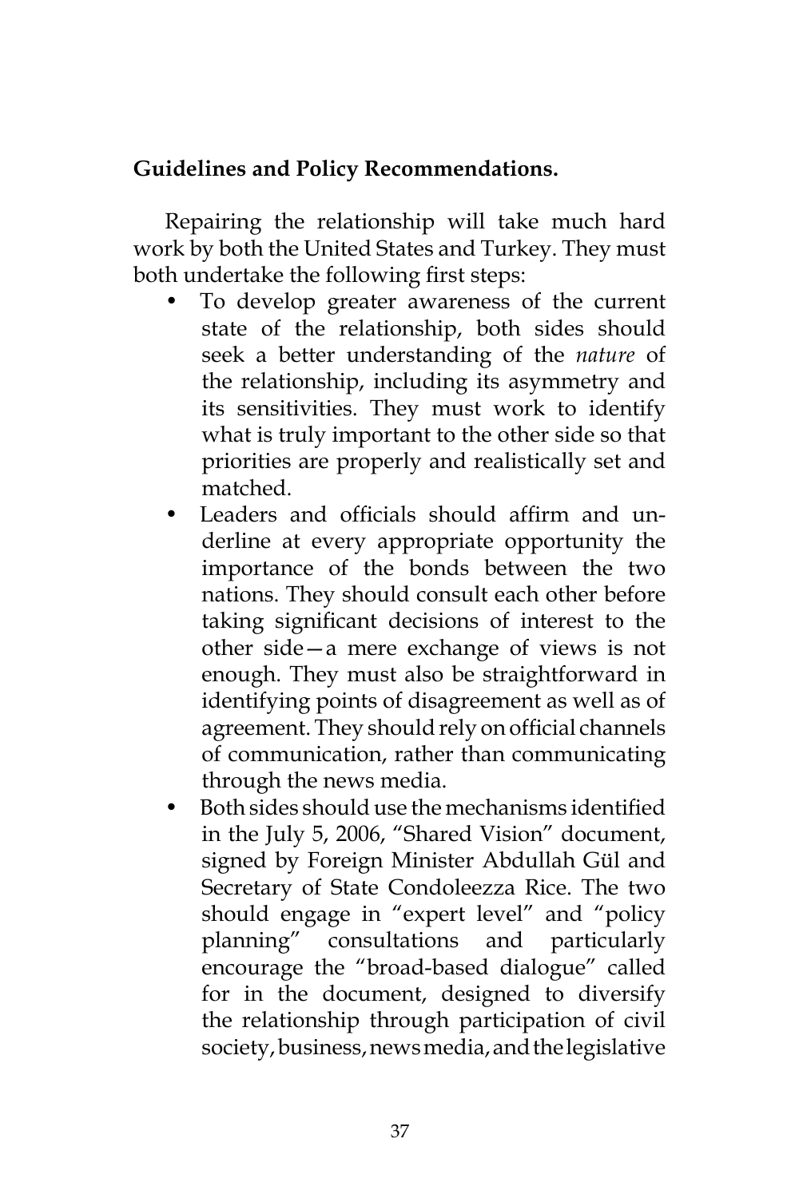**Guidelines and Policy Recommendations.**

Repairing the relationship will take much hard work by both the United States and Turkey. They must both undertake the following first steps:

- To develop greater awareness of the current state of the relationship, both sides should seek a better understanding of the *nature* of the relationship, including its asymmetry and its sensitivities. They must work to identify what is truly important to the other side so that priorities are properly and realistically set and matched.
- Leaders and officials should affirm and underline at every appropriate opportunity the importance of the bonds between the two nations. They should consult each other before taking significant decisions of interest to the other side—a mere exchange of views is not enough. They must also be straightforward in identifying points of disagreement as well as of agreement. They should rely on official channels of communication, rather than communicating through the news media.
- Both sides should use the mechanisms identified in the July 5, 2006, "Shared Vision" document, signed by Foreign Minister Abdullah Gül and Secretary of State Condoleezza Rice. The two should engage in "expert level" and "policy planning" consultations and particularly encourage the "broad-based dialogue" called for in the document, designed to diversify the relationship through participation of civil society, business, news media, and the legislative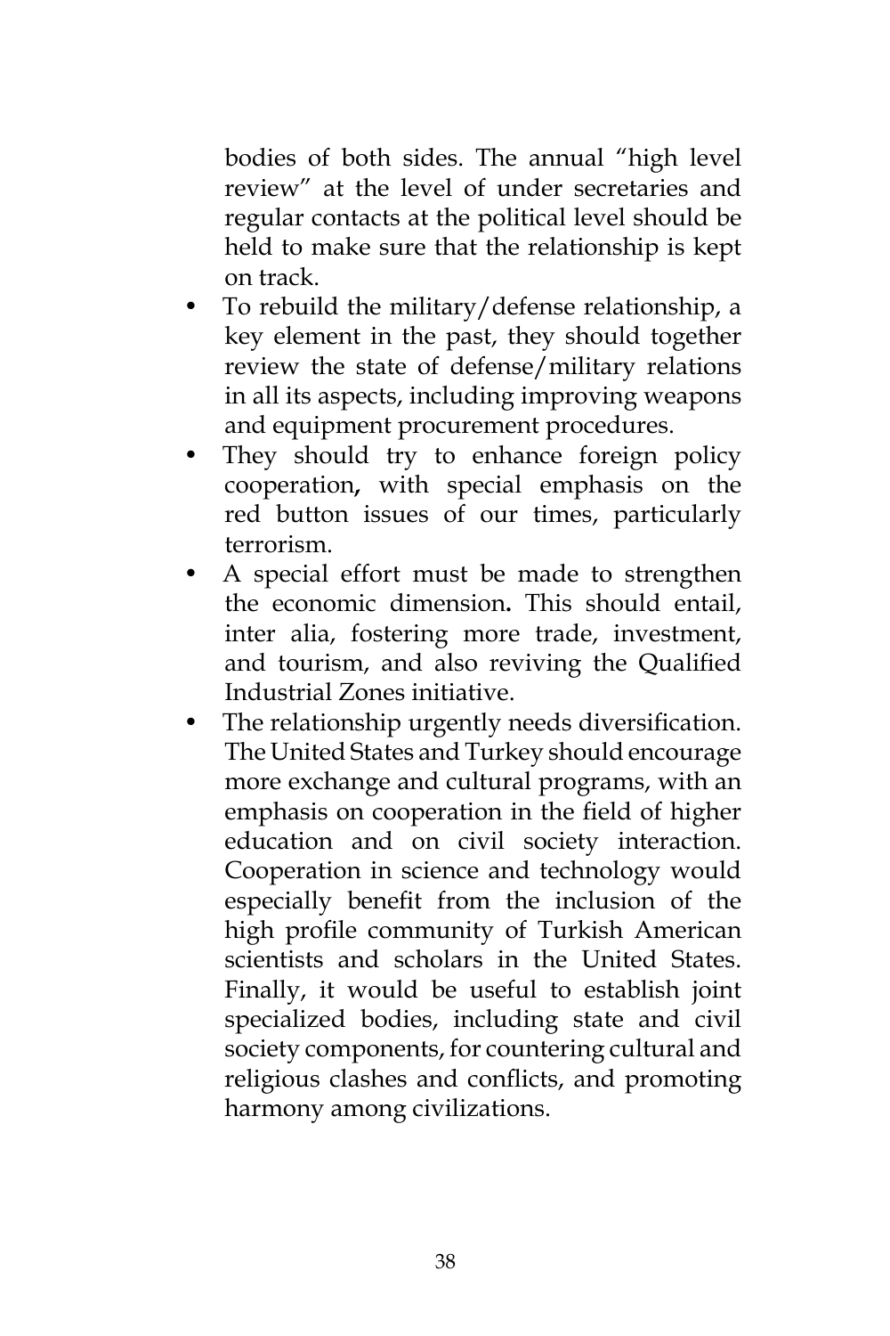bodies of both sides. The annual "high level review" at the level of under secretaries and regular contacts at the political level should be held to make sure that the relationship is kept on track.

- To rebuild the military/defense relationship, a key element in the past, they should together review the state of defense/military relations in all its aspects, including improving weapons and equipment procurement procedures.
- They should try to enhance foreign policy cooperation, with special emphasis on the red button issues of our times, particularly terrorism.
- A special effort must be made to strengthen the economic dimension. This should entail, inter alia, fostering more trade, investment, and tourism, and also reviving the Qualified Industrial Zones initiative.
- The relationship urgently needs diversification. The United States and Turkey should encourage more exchange and cultural programs, with an emphasis on cooperation in the field of higher education and on civil society interaction. Cooperation in science and technology would especially benefit from the inclusion of the high profile community of Turkish American scientists and scholars in the United States. Finally, it would be useful to establish joint specialized bodies, including state and civil society components, for countering cultural and religious clashes and conflicts, and promoting harmony among civilizations.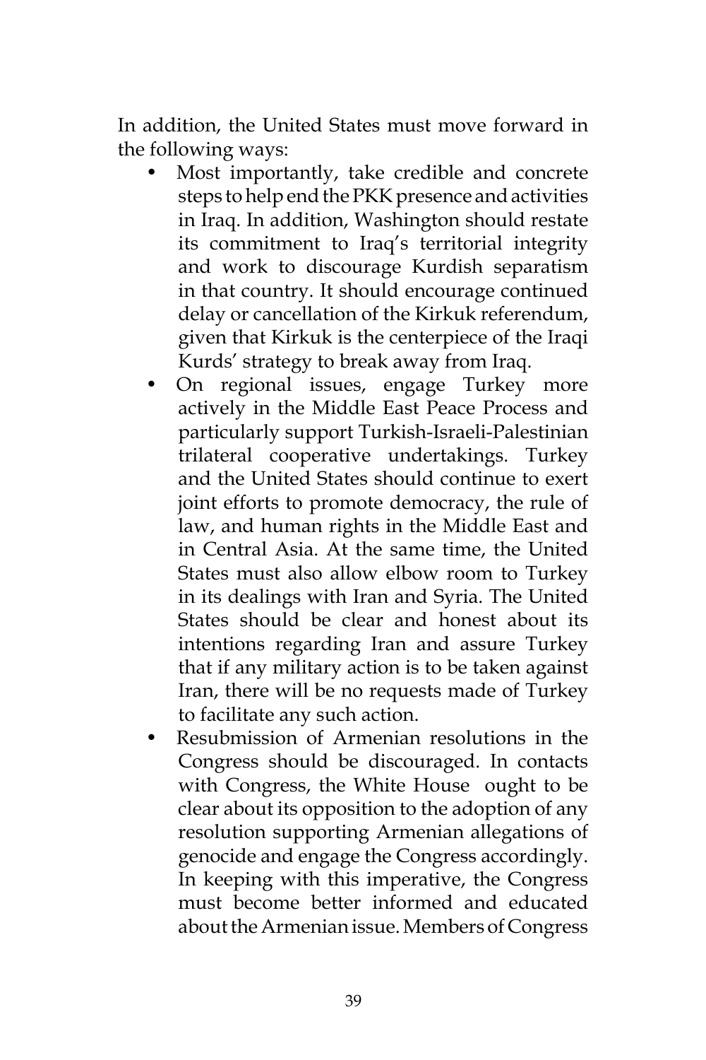In addition, the United States must move forward in the following ways:

- Most importantly, take credible and concrete steps to help end the PKK presence and activities in Iraq. In addition, Washington should restate its commitment to Iraq's territorial integrity and work to discourage Kurdish separatism in that country. It should encourage continued delay or cancellation of the Kirkuk referendum, given that Kirkuk is the centerpiece of the Iraqi Kurds' strategy to break away from Iraq.
- On regional issues, engage Turkey more actively in the Middle East Peace Process and particularly support Turkish-Israeli-Palestinian trilateral cooperative undertakings. Turkey and the United States should continue to exert joint efforts to promote democracy, the rule of law, and human rights in the Middle East and in Central Asia. At the same time, the United States must also allow elbow room to Turkey in its dealings with Iran and Syria. The United States should be clear and honest about its intentions regarding Iran and assure Turkey that if any military action is to be taken against Iran, there will be no requests made of Turkey to facilitate any such action.
- Resubmission of Armenian resolutions in the Congress should be discouraged. In contacts with Congress, the White House ought to be clear about its opposition to the adoption of any resolution supporting Armenian allegations of genocide and engage the Congress accordingly. In keeping with this imperative, the Congress must become better informed and educated about the Armenian issue. Members of Congress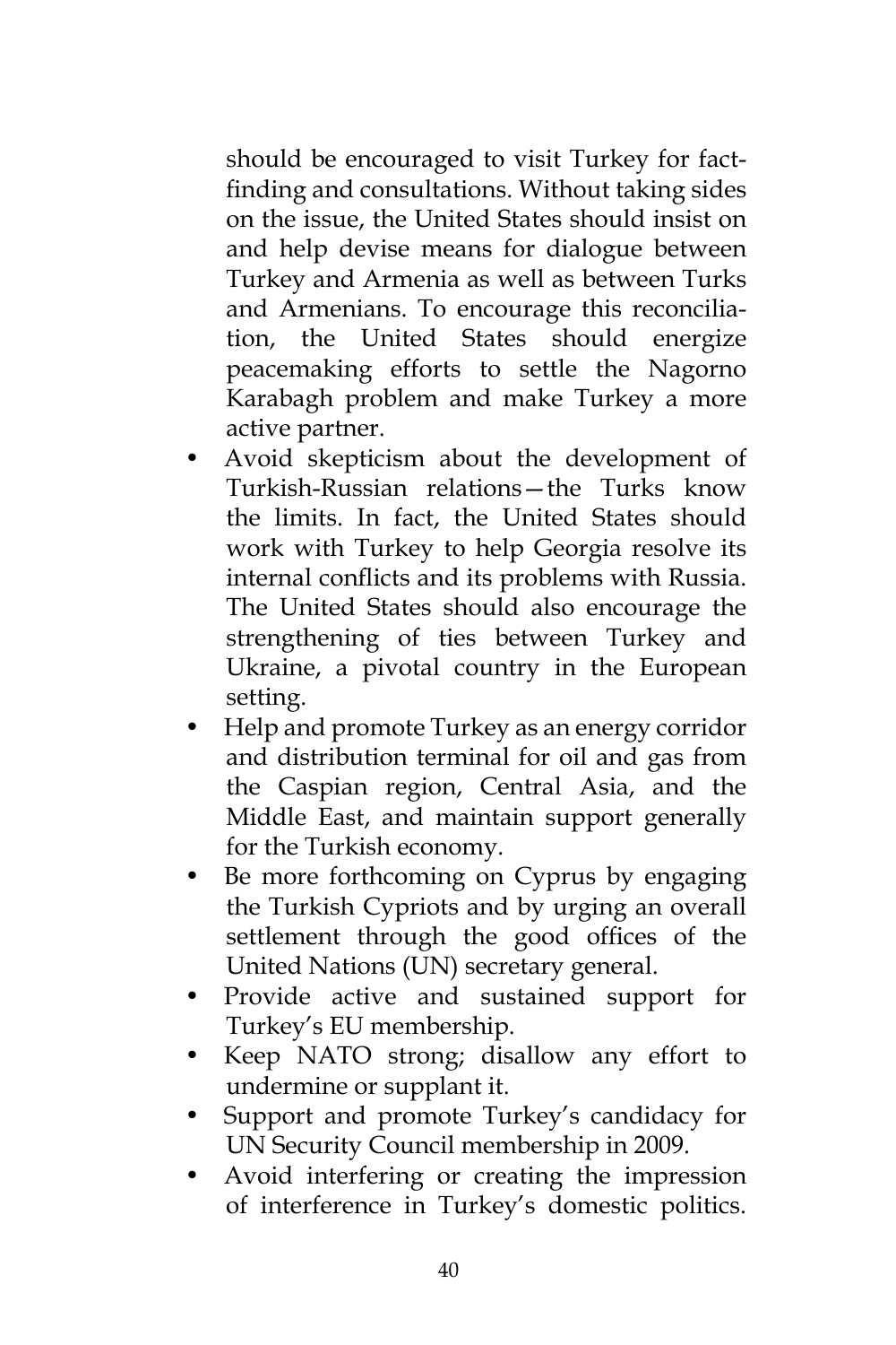should be encouraged to visit Turkey for fact-finding and consultations. Without taking sides on the issue, the United States should insist on and help devise means for dialogue between Turkey and Armenia as well as between Turks and Armenians. To encourage this reconciliation, the United States should energize peacemaking efforts to settle the Nagorno Karabagh problem and make Turkey a more active partner.

- Avoid skepticism about the development of Turkish-Russian relations—the Turks know the limits. In fact, the United States should work with Turkey to help Georgia resolve its internal conflicts and its problems with Russia. The United States should also encourage the strengthening of ties between Turkey and Ukraine, a pivotal country in the European setting.
- Help and promote Turkey as an energy corridor and distribution terminal for oil and gas from the Caspian region, Central Asia, and the Middle East, and maintain support generally for the Turkish economy.
- Be more forthcoming on Cyprus by engaging the Turkish Cypriots and by urging an overall settlement through the good offices of the United Nations (UN) secretary general.
- Provide active and sustained support for Turkey's EU membership.
- Keep NATO strong; disallow any effort to undermine or supplant it.
- Support and promote Turkey's candidacy for UN Security Council membership in 2009.
- Avoid interfering or creating the impression of interference in Turkey's domestic politics.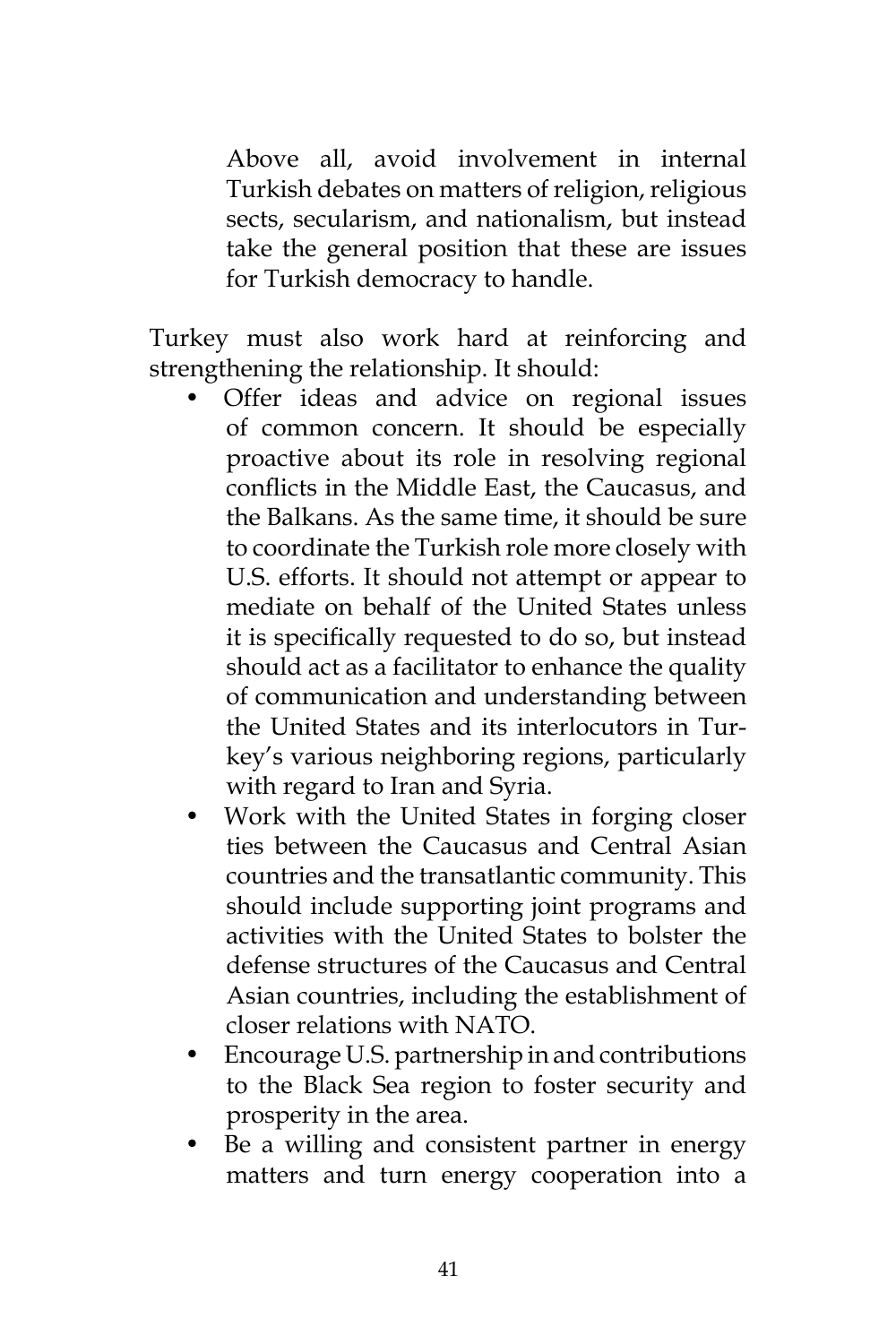Above all, avoid involvement in internal Turkish debates on matters of religion, religious sects, secularism, and nationalism, but instead take the general position that these are issues for Turkish democracy to handle.

Turkey must also work hard at reinforcing and strengthening the relationship. It should:

- Offer ideas and advice on regional issues of common concern. It should be especially proactive about its role in resolving regional conflicts in the Middle East, the Caucasus, and the Balkans. As the same time, it should be sure to coordinate the Turkish role more closely with U.S. efforts. It should not attempt or appear to mediate on behalf of the United States unless it is specifically requested to do so, but instead should act as a facilitator to enhance the quality of communication and understanding between the United States and its interlocutors in Turkey's various neighboring regions, particularly with regard to Iran and Syria.
- Work with the United States in forging closer ties between the Caucasus and Central Asian countries and the transatlantic community. This should include supporting joint programs and activities with the United States to bolster the defense structures of the Caucasus and Central Asian countries, including the establishment of closer relations with NATO.
- Encourage U.S. partnership in and contributions to the Black Sea region to foster security and prosperity in the area.
- Be a willing and consistent partner in energy matters and turn energy cooperation into a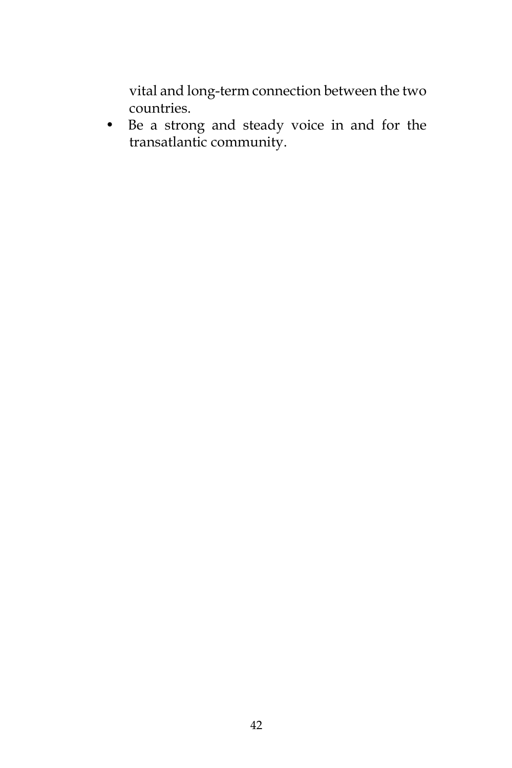vital and long-term connection between the two countries.

- Be a strong and steady voice in and for the transatlantic community.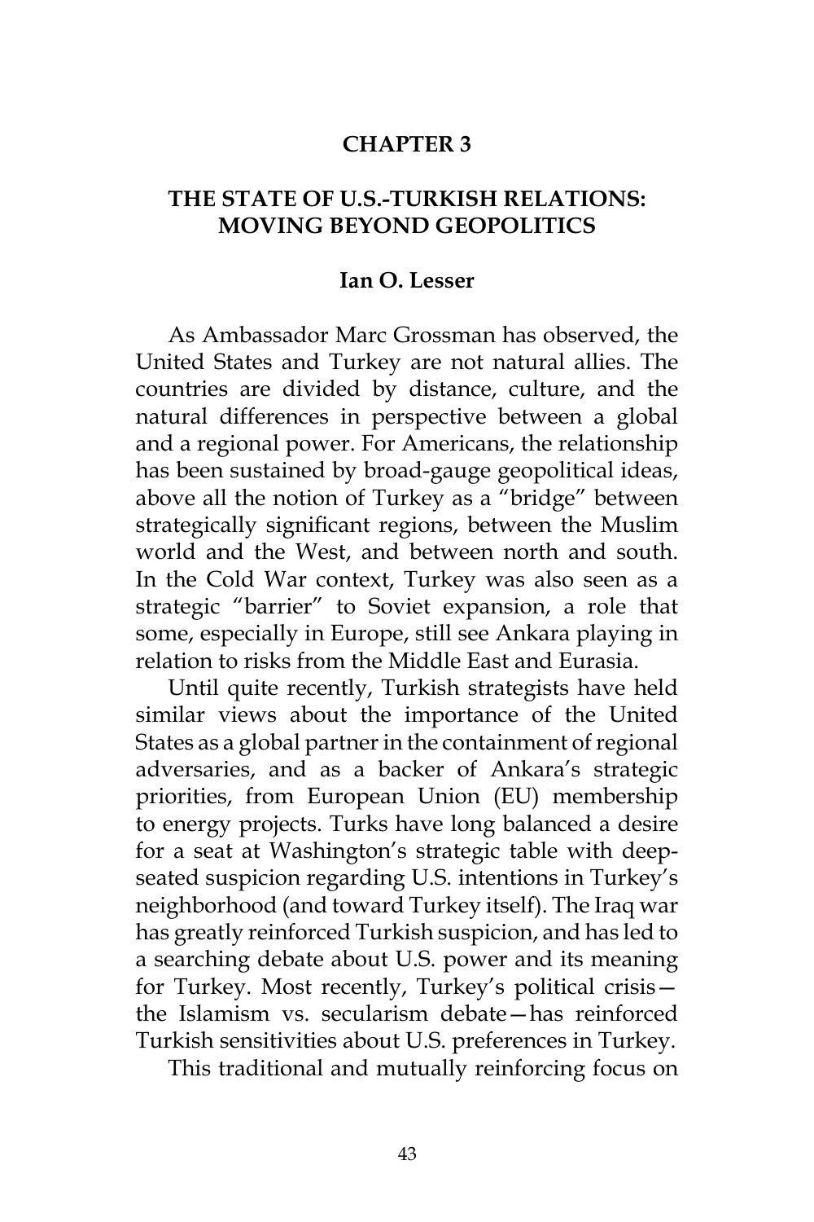## CHAPTER 3

## THE STATE OF U.S.-TURKISH RELATIONS: MOVING BEYOND GEOPOLITICS

### Ian O. Lesser

As Ambassador Marc Grossman has observed, the United States and Turkey are not natural allies. The countries are divided by distance, culture, and the natural differences in perspective between a global and a regional power. For Americans, the relationship has been sustained by broad-gauge geopolitical ideas, above all the notion of Turkey as a "bridge" between strategically significant regions, between the Muslim world and the West, and between north and south. In the Cold War context, Turkey was also seen as a strategic "barrier" to Soviet expansion, a role that some, especially in Europe, still see Ankara playing in relation to risks from the Middle East and Eurasia.

Until quite recently, Turkish strategists have held similar views about the importance of the United States as a global partner in the containment of regional adversaries, and as a backer of Ankara's strategic priorities, from European Union (EU) membership to energy projects. Turks have long balanced a desire for a seat at Washington's strategic table with deep-seated suspicion regarding U.S. intentions in Turkey's neighborhood (and toward Turkey itself). The Iraq war has greatly reinforced Turkish suspicion, and has led to a searching debate about U.S. power and its meaning for Turkey. Most recently, Turkey's political crisis—the Islamism vs. secularism debate—has reinforced Turkish sensitivities about U.S. preferences in Turkey.

This traditional and mutually reinforcing focus on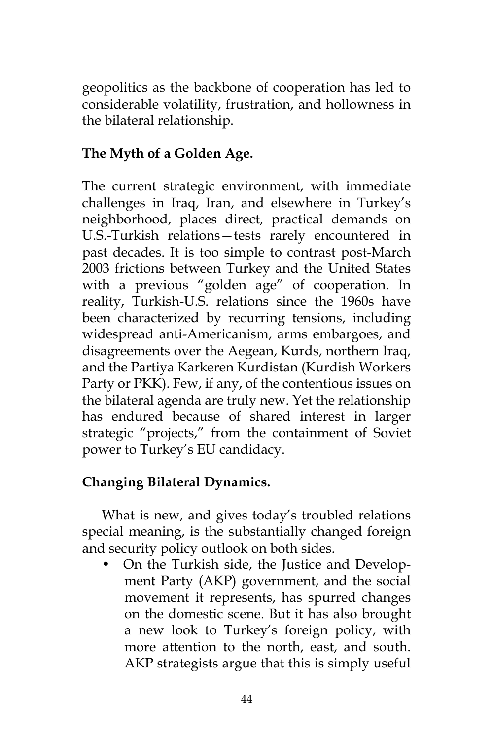geopolitics as the backbone of cooperation has led to considerable volatility, frustration, and hollowness in the bilateral relationship.

**The Myth of a Golden Age.**

The current strategic environment, with immediate challenges in Iraq, Iran, and elsewhere in Turkey's neighborhood, places direct, practical demands on U.S.-Turkish relations—tests rarely encountered in past decades. It is too simple to contrast post-March 2003 frictions between Turkey and the United States with a previous "golden age" of cooperation. In reality, Turkish-U.S. relations since the 1960s have been characterized by recurring tensions, including widespread anti-Americanism, arms embargoes, and disagreements over the Aegean, Kurds, northern Iraq, and the Partiya Karkeren Kurdistan (Kurdish Workers Party or PKK). Few, if any, of the contentious issues on the bilateral agenda are truly new. Yet the relationship has endured because of shared interest in larger strategic "projects," from the containment of Soviet power to Turkey's EU candidacy.

**Changing Bilateral Dynamics.**

What is new, and gives today's troubled relations special meaning, is the substantially changed foreign and security policy outlook on both sides.

- On the Turkish side, the Justice and Development Party (AKP) government, and the social movement it represents, has spurred changes on the domestic scene. But it has also brought a new look to Turkey's foreign policy, with more attention to the north, east, and south. AKP strategists argue that this is simply useful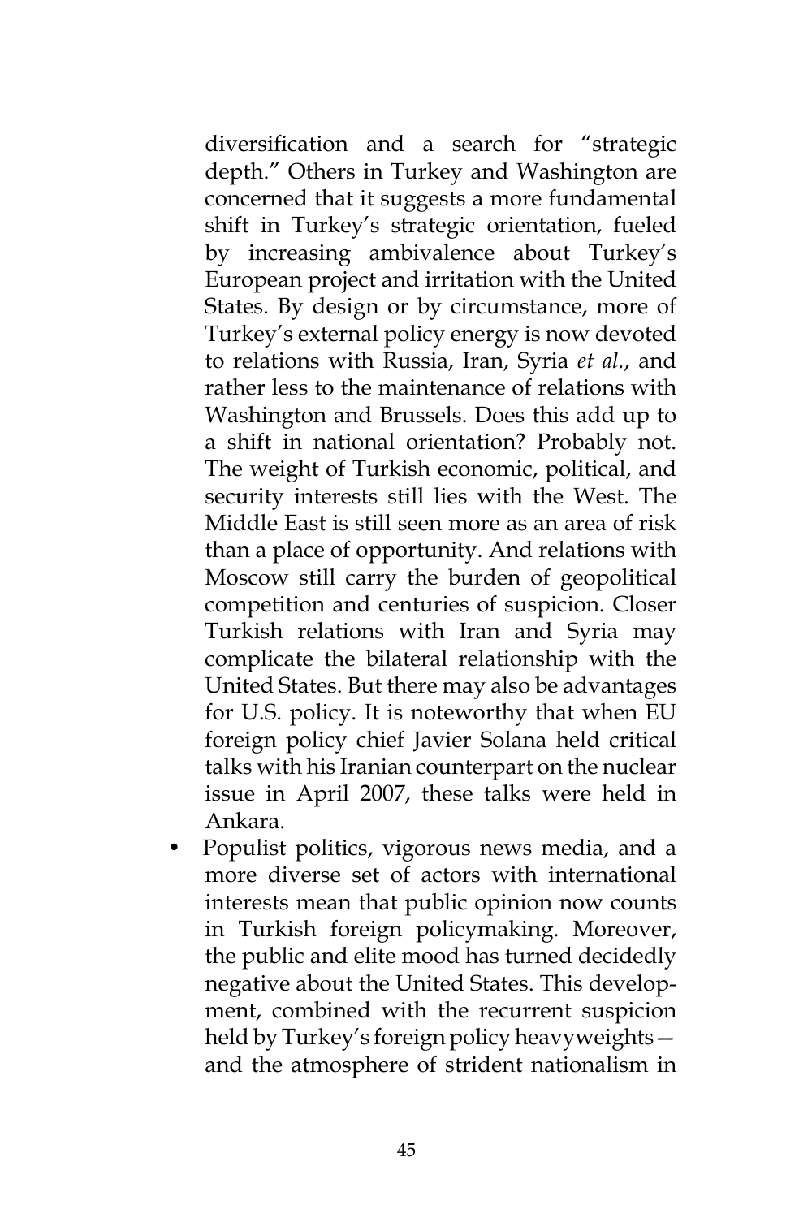diversification and a search for "strategic depth." Others in Turkey and Washington are concerned that it suggests a more fundamental shift in Turkey's strategic orientation, fueled by increasing ambivalence about Turkey's European project and irritation with the United States. By design or by circumstance, more of Turkey's external policy energy is now devoted to relations with Russia, Iran, Syria *et al.*, and rather less to the maintenance of relations with Washington and Brussels. Does this add up to a shift in national orientation? Probably not. The weight of Turkish economic, political, and security interests still lies with the West. The Middle East is still seen more as an area of risk than a place of opportunity. And relations with Moscow still carry the burden of geopolitical competition and centuries of suspicion. Closer Turkish relations with Iran and Syria may complicate the bilateral relationship with the United States. But there may also be advantages for U.S. policy. It is noteworthy that when EU foreign policy chief Javier Solana held critical talks with his Iranian counterpart on the nuclear issue in April 2007, these talks were held in Ankara.

- Populist politics, vigorous news media, and a more diverse set of actors with international interests mean that public opinion now counts in Turkish foreign policymaking. Moreover, the public and elite mood has turned decidedly negative about the United States. This development, combined with the recurrent suspicion held by Turkey's foreign policy heavyweights—and the atmosphere of strident nationalism in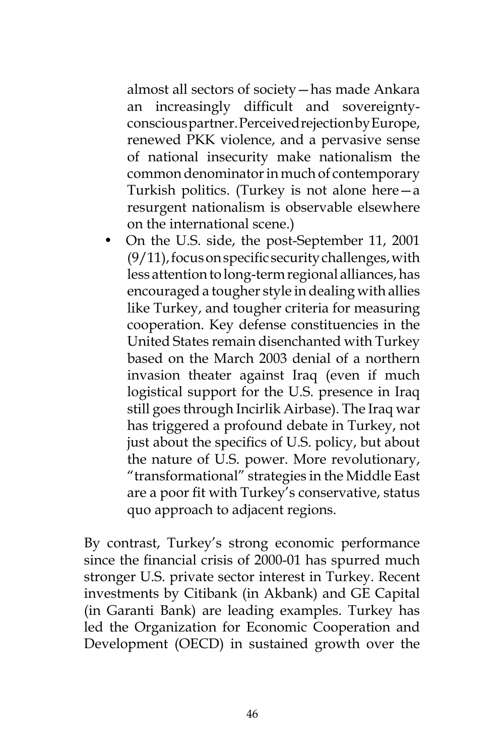almost all sectors of society—has made Ankara an increasingly difficult and sovereignty-conscious partner. Perceived rejection by Europe, renewed PKK violence, and a pervasive sense of national insecurity make nationalism the common denominator in much of contemporary Turkish politics. (Turkey is not alone here—a resurgent nationalism is observable elsewhere on the international scene.)

- On the U.S. side, the post-September 11, 2001 (9/11), focus on specific security challenges, with less attention to long-term regional alliances, has encouraged a tougher style in dealing with allies like Turkey, and tougher criteria for measuring cooperation. Key defense constituencies in the United States remain disenchanted with Turkey based on the March 2003 denial of a northern invasion theater against Iraq (even if much logistical support for the U.S. presence in Iraq still goes through Incirlik Airbase). The Iraq war has triggered a profound debate in Turkey, not just about the specifics of U.S. policy, but about the nature of U.S. power. More revolutionary, "transformational" strategies in the Middle East are a poor fit with Turkey's conservative, status quo approach to adjacent regions.

By contrast, Turkey's strong economic performance since the financial crisis of 2000-01 has spurred much stronger U.S. private sector interest in Turkey. Recent investments by Citibank (in Akbank) and GE Capital (in Garanti Bank) are leading examples. Turkey has led the Organization for Economic Cooperation and Development (OECD) in sustained growth over the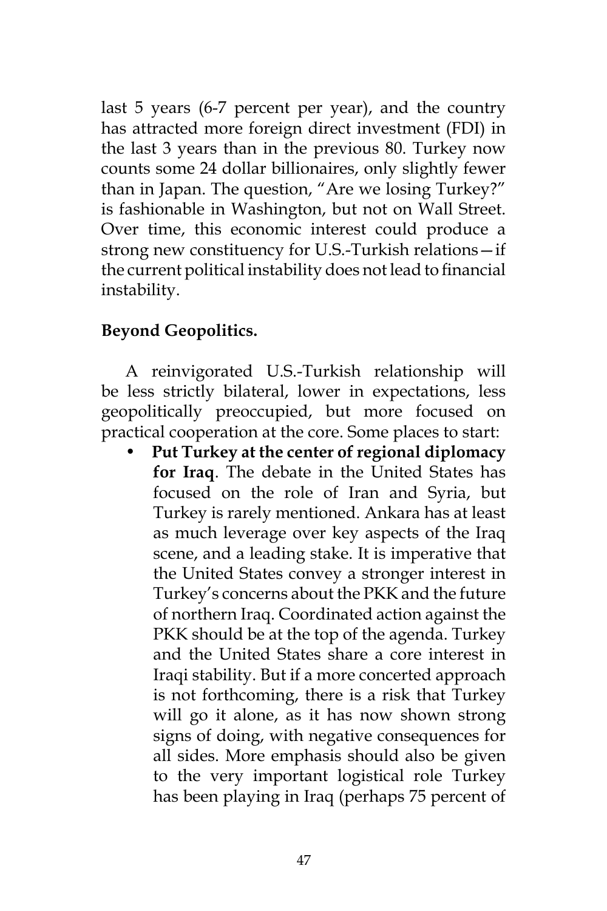last 5 years (6-7 percent per year), and the country has attracted more foreign direct investment (FDI) in the last 3 years than in the previous 80. Turkey now counts some 24 dollar billionaires, only slightly fewer than in Japan. The question, "Are we losing Turkey?" is fashionable in Washington, but not on Wall Street. Over time, this economic interest could produce a strong new constituency for U.S.-Turkish relations—if the current political instability does not lead to financial instability.

**Beyond Geopolitics.**

A reinvigorated U.S.-Turkish relationship will be less strictly bilateral, lower in expectations, less geopolitically preoccupied, but more focused on practical cooperation at the core. Some places to start:

- **Put Turkey at the center of regional diplomacy for Iraq**. The debate in the United States has focused on the role of Iran and Syria, but Turkey is rarely mentioned. Ankara has at least as much leverage over key aspects of the Iraq scene, and a leading stake. It is imperative that the United States convey a stronger interest in Turkey's concerns about the PKK and the future of northern Iraq. Coordinated action against the PKK should be at the top of the agenda. Turkey and the United States share a core interest in Iraqi stability. But if a more concerted approach is not forthcoming, there is a risk that Turkey will go it alone, as it has now shown strong signs of doing, with negative consequences for all sides. More emphasis should also be given to the very important logistical role Turkey has been playing in Iraq (perhaps 75 percent of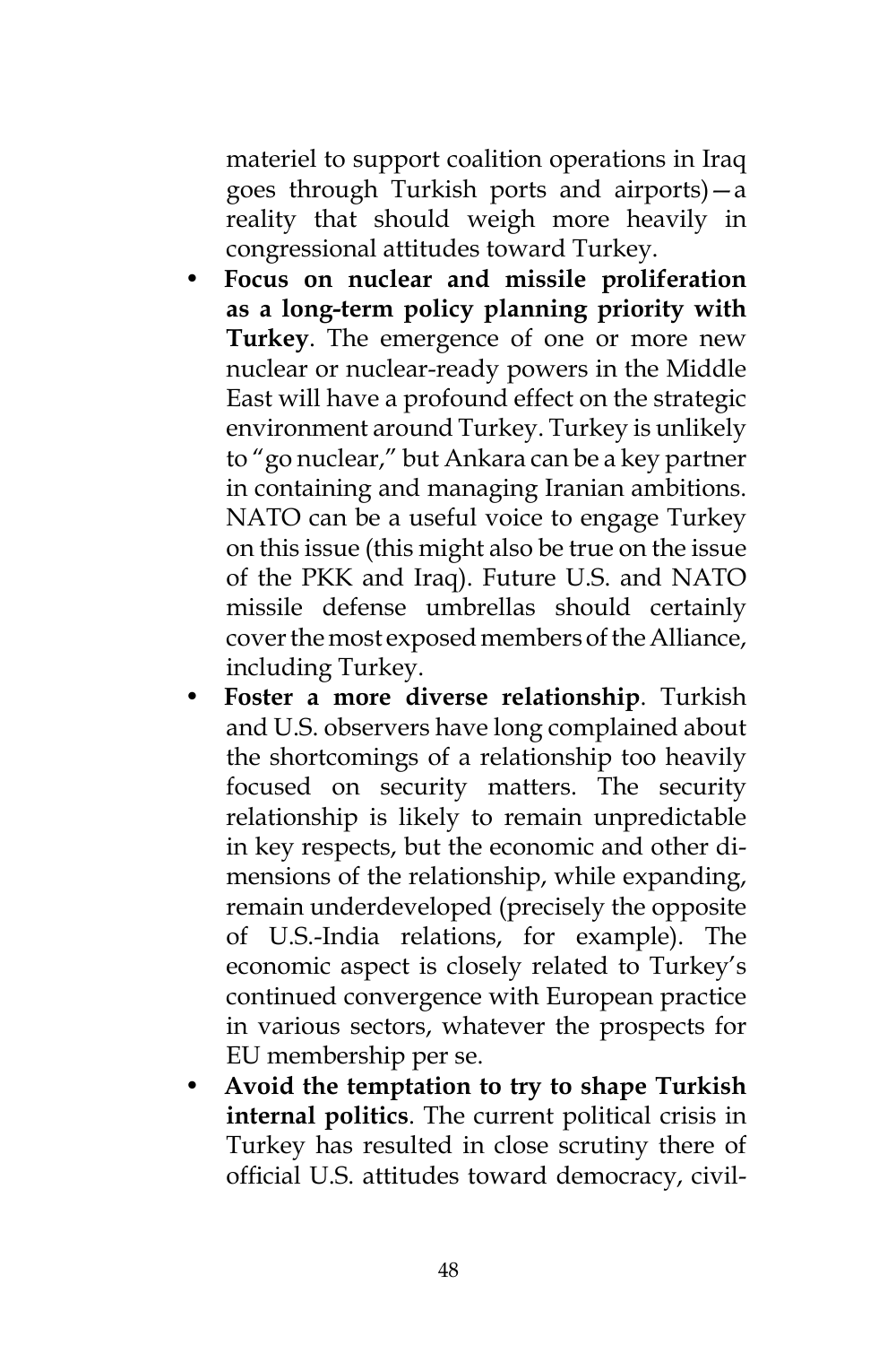materiel to support coalition operations in Iraq goes through Turkish ports and airports)—a reality that should weigh more heavily in congressional attitudes toward Turkey.

- **Focus on nuclear and missile proliferation as a long-term policy planning priority with Turkey**. The emergence of one or more new nuclear or nuclear-ready powers in the Middle East will have a profound effect on the strategic environment around Turkey. Turkey is unlikely to "go nuclear," but Ankara can be a key partner in containing and managing Iranian ambitions. NATO can be a useful voice to engage Turkey on this issue (this might also be true on the issue of the PKK and Iraq). Future U.S. and NATO missile defense umbrellas should certainly cover the most exposed members of the Alliance, including Turkey.
- **Foster a more diverse relationship**. Turkish and U.S. observers have long complained about the shortcomings of a relationship too heavily focused on security matters. The security relationship is likely to remain unpredictable in key respects, but the economic and other dimensions of the relationship, while expanding, remain underdeveloped (precisely the opposite of U.S.-India relations, for example). The economic aspect is closely related to Turkey's continued convergence with European practice in various sectors, whatever the prospects for EU membership per se.
- **Avoid the temptation to try to shape Turkish internal politics**. The current political crisis in Turkey has resulted in close scrutiny there of official U.S. attitudes toward democracy, civil-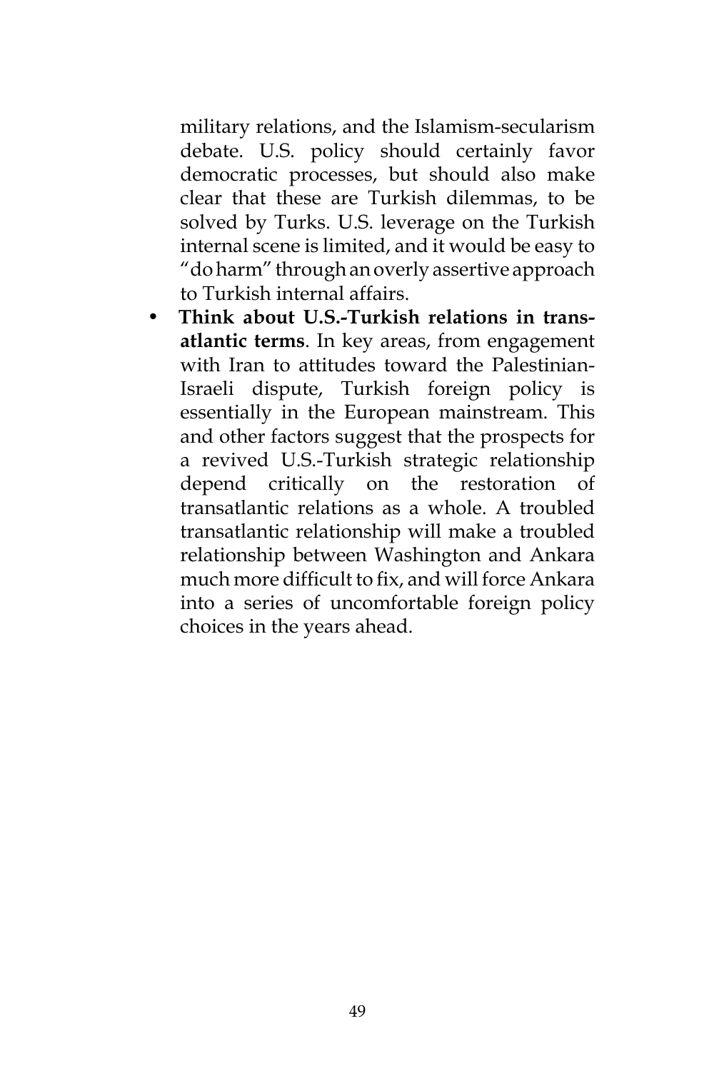military relations, and the Islamism-secularism debate. U.S. policy should certainly favor democratic processes, but should also make clear that these are Turkish dilemmas, to be solved by Turks. U.S. leverage on the Turkish internal scene is limited, and it would be easy to "do harm" through an overly assertive approach to Turkish internal affairs.

- **Think about U.S.-Turkish relations in transatlantic terms**. In key areas, from engagement with Iran to attitudes toward the Palestinian-Israeli dispute, Turkish foreign policy is essentially in the European mainstream. This and other factors suggest that the prospects for a revived U.S.-Turkish strategic relationship depend critically on the restoration of transatlantic relations as a whole. A troubled transatlantic relationship will make a troubled relationship between Washington and Ankara much more difficult to fix, and will force Ankara into a series of uncomfortable foreign policy choices in the years ahead.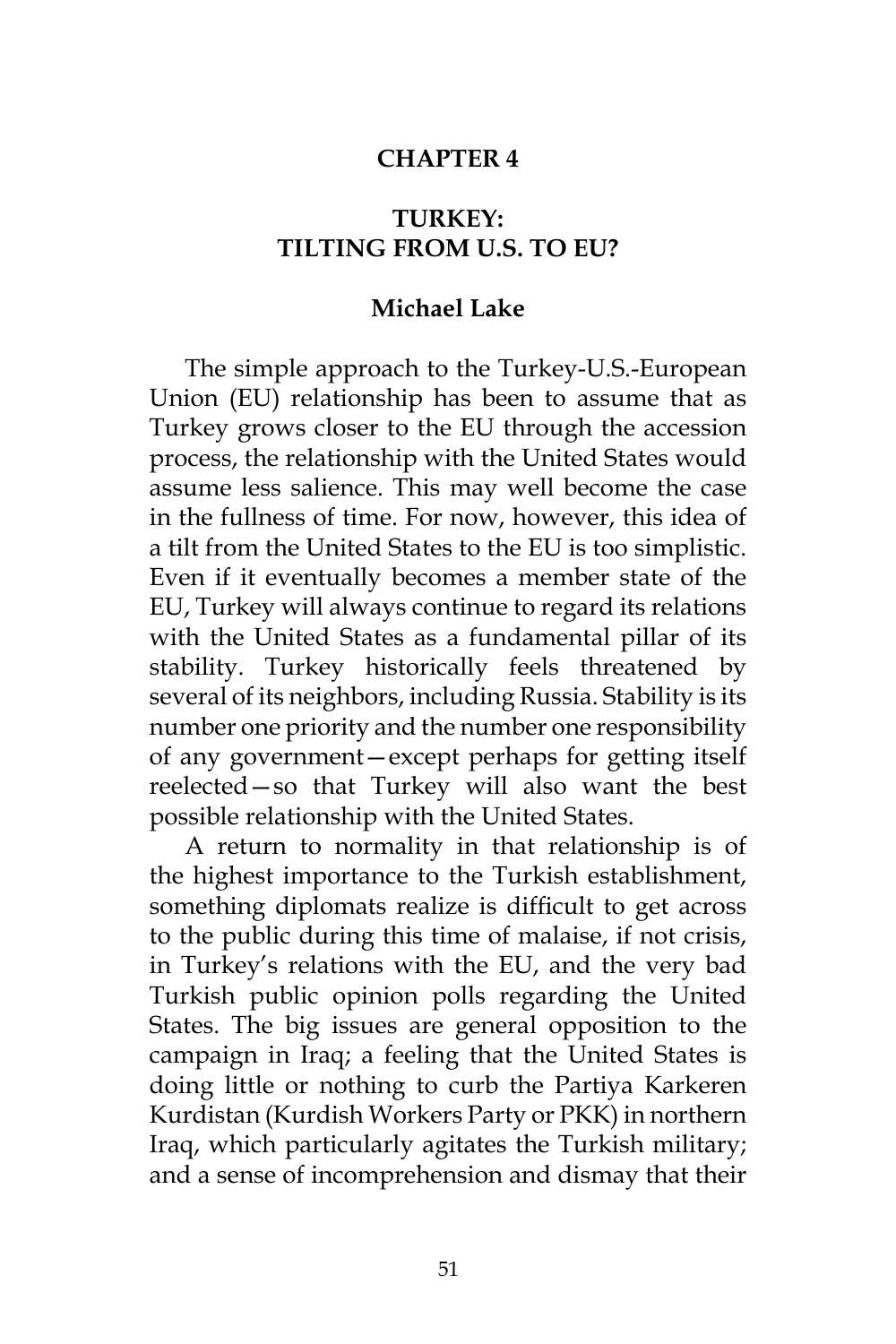# CHAPTER 4

## TURKEY: TILTING FROM U.S. TO EU?

### Michael Lake

The simple approach to the Turkey-U.S.-European Union (EU) relationship has been to assume that as Turkey grows closer to the EU through the accession process, the relationship with the United States would assume less salience. This may well become the case in the fullness of time. For now, however, this idea of a tilt from the United States to the EU is too simplistic. Even if it eventually becomes a member state of the EU, Turkey will always continue to regard its relations with the United States as a fundamental pillar of its stability. Turkey historically feels threatened by several of its neighbors, including Russia. Stability is its number one priority and the number one responsibility of any government—except perhaps for getting itself reelected—so that Turkey will also want the best possible relationship with the United States.

A return to normality in that relationship is of the highest importance to the Turkish establishment, something diplomats realize is difficult to get across to the public during this time of malaise, if not crisis, in Turkey's relations with the EU, and the very bad Turkish public opinion polls regarding the United States. The big issues are general opposition to the campaign in Iraq; a feeling that the United States is doing little or nothing to curb the Partiya Karkeren Kurdistan (Kurdish Workers Party or PKK) in northern Iraq, which particularly agitates the Turkish military; and a sense of incomprehension and dismay that their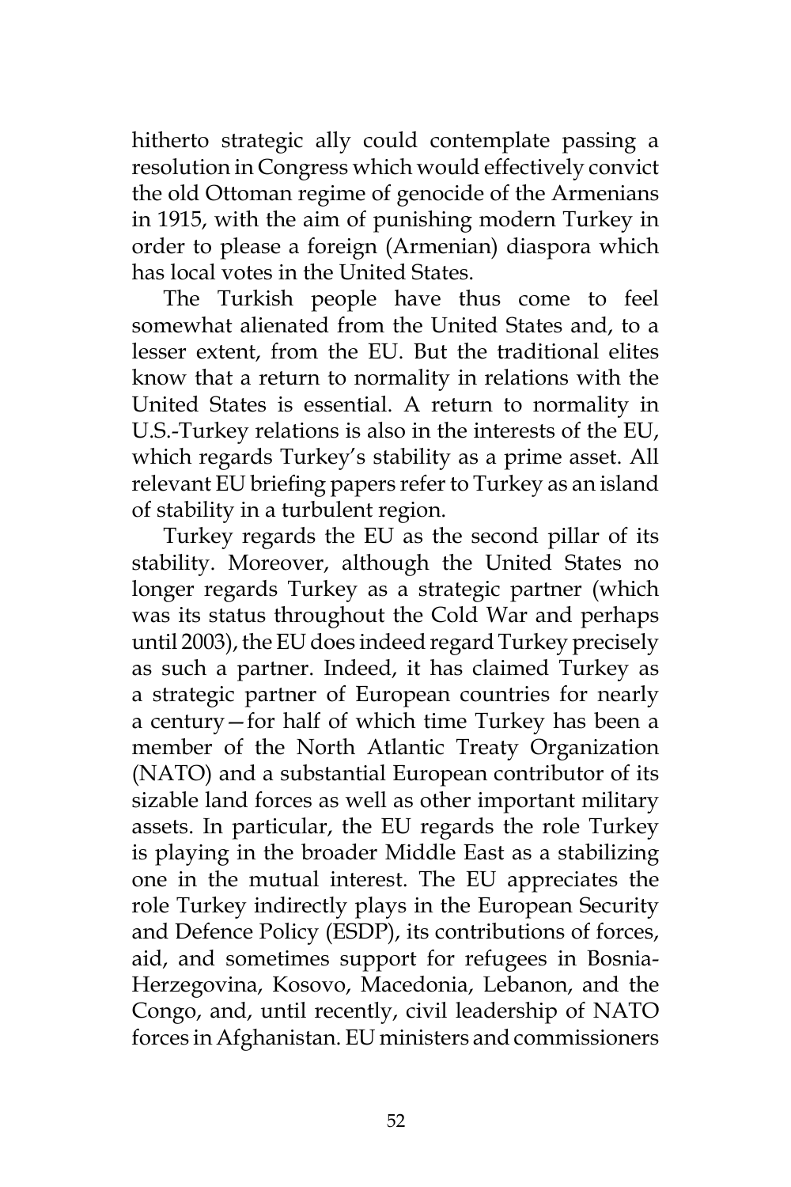hitherto strategic ally could contemplate passing a resolution in Congress which would effectively convict the old Ottoman regime of genocide of the Armenians in 1915, with the aim of punishing modern Turkey in order to please a foreign (Armenian) diaspora which has local votes in the United States.

The Turkish people have thus come to feel somewhat alienated from the United States and, to a lesser extent, from the EU. But the traditional elites know that a return to normality in relations with the United States is essential. A return to normality in U.S.-Turkey relations is also in the interests of the EU, which regards Turkey's stability as a prime asset. All relevant EU briefing papers refer to Turkey as an island of stability in a turbulent region.

Turkey regards the EU as the second pillar of its stability. Moreover, although the United States no longer regards Turkey as a strategic partner (which was its status throughout the Cold War and perhaps until 2003), the EU does indeed regard Turkey precisely as such a partner. Indeed, it has claimed Turkey as a strategic partner of European countries for nearly a century—for half of which time Turkey has been a member of the North Atlantic Treaty Organization (NATO) and a substantial European contributor of its sizable land forces as well as other important military assets. In particular, the EU regards the role Turkey is playing in the broader Middle East as a stabilizing one in the mutual interest. The EU appreciates the role Turkey indirectly plays in the European Security and Defence Policy (ESDP), its contributions of forces, aid, and sometimes support for refugees in Bosnia-Herzegovina, Kosovo, Macedonia, Lebanon, and the Congo, and, until recently, civil leadership of NATO forces in Afghanistan. EU ministers and commissioners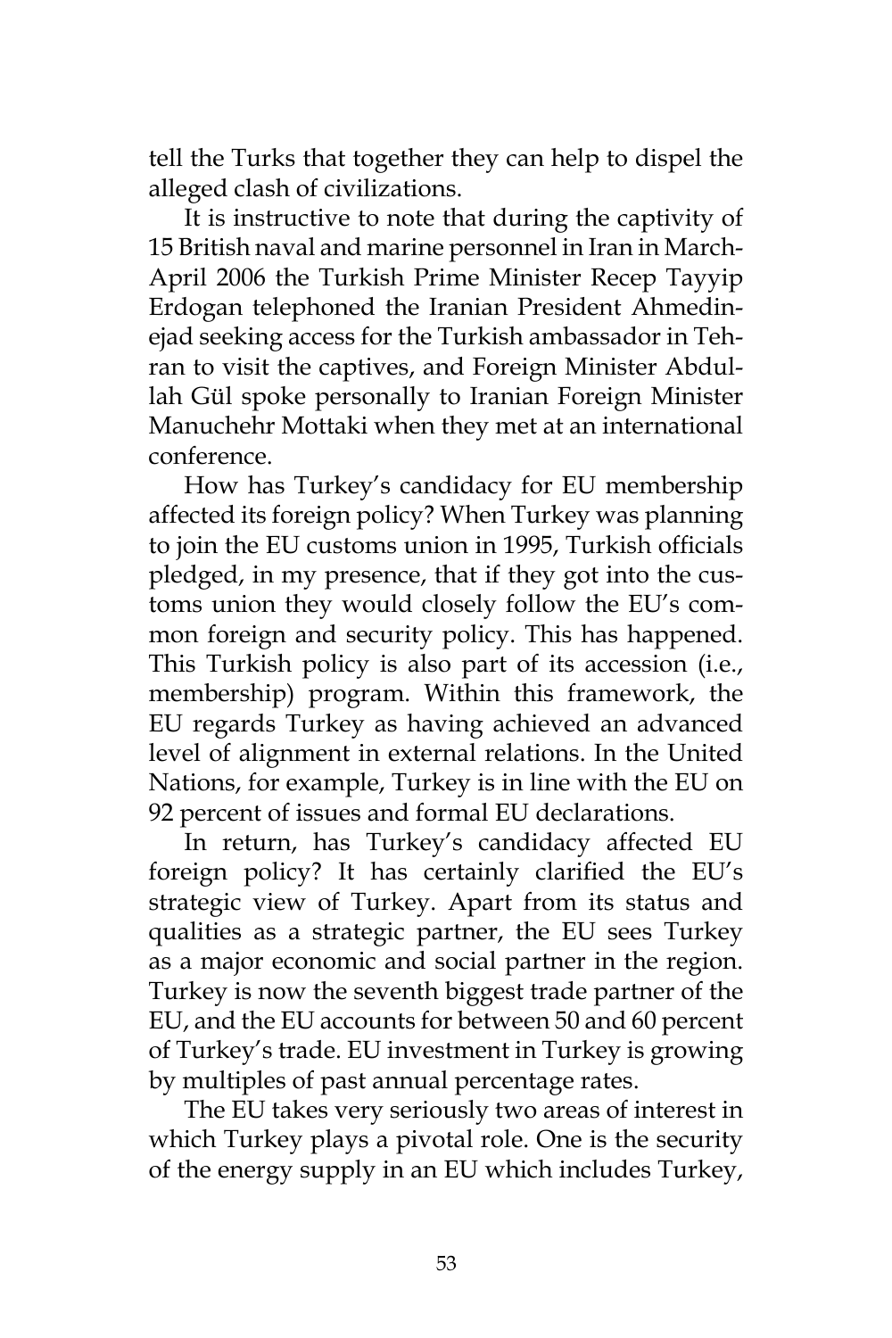tell the Turks that together they can help to dispel the alleged clash of civilizations.

It is instructive to note that during the captivity of 15 British naval and marine personnel in Iran in March-April 2006 the Turkish Prime Minister Recep Tayyip Erdogan telephoned the Iranian President Ahmedinejad seeking access for the Turkish ambassador in Tehran to visit the captives, and Foreign Minister Abdullah Gül spoke personally to Iranian Foreign Minister Manuchehr Mottaki when they met at an international conference.

How has Turkey's candidacy for EU membership affected its foreign policy? When Turkey was planning to join the EU customs union in 1995, Turkish officials pledged, in my presence, that if they got into the customs union they would closely follow the EU's common foreign and security policy. This has happened. This Turkish policy is also part of its accession (i.e., membership) program. Within this framework, the EU regards Turkey as having achieved an advanced level of alignment in external relations. In the United Nations, for example, Turkey is in line with the EU on 92 percent of issues and formal EU declarations.

In return, has Turkey's candidacy affected EU foreign policy? It has certainly clarified the EU's strategic view of Turkey. Apart from its status and qualities as a strategic partner, the EU sees Turkey as a major economic and social partner in the region. Turkey is now the seventh biggest trade partner of the EU, and the EU accounts for between 50 and 60 percent of Turkey's trade. EU investment in Turkey is growing by multiples of past annual percentage rates.

The EU takes very seriously two areas of interest in which Turkey plays a pivotal role. One is the security of the energy supply in an EU which includes Turkey,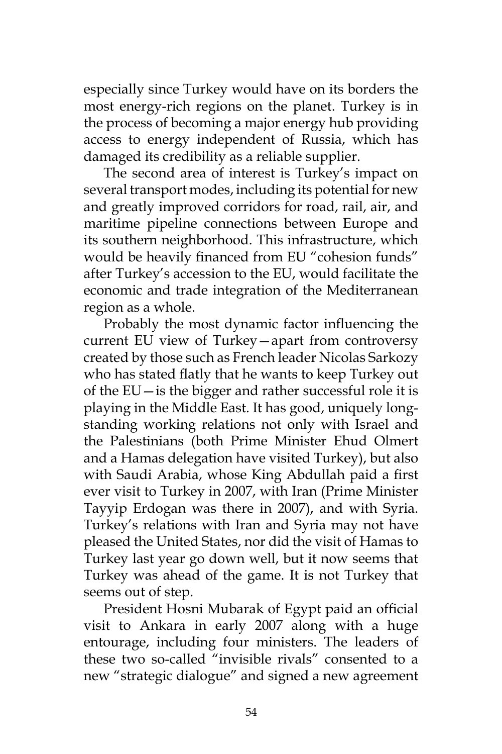especially since Turkey would have on its borders the most energy-rich regions on the planet. Turkey is in the process of becoming a major energy hub providing access to energy independent of Russia, which has damaged its credibility as a reliable supplier.

The second area of interest is Turkey's impact on several transport modes, including its potential for new and greatly improved corridors for road, rail, air, and maritime pipeline connections between Europe and its southern neighborhood. This infrastructure, which would be heavily financed from EU "cohesion funds" after Turkey's accession to the EU, would facilitate the economic and trade integration of the Mediterranean region as a whole.

Probably the most dynamic factor influencing the current EU view of Turkey—apart from controversy created by those such as French leader Nicolas Sarkozy who has stated flatly that he wants to keep Turkey out of the EU—is the bigger and rather successful role it is playing in the Middle East. It has good, uniquely long-standing working relations not only with Israel and the Palestinians (both Prime Minister Ehud Olmert and a Hamas delegation have visited Turkey), but also with Saudi Arabia, whose King Abdullah paid a first ever visit to Turkey in 2007, with Iran (Prime Minister Tayyip Erdogan was there in 2007), and with Syria. Turkey's relations with Iran and Syria may not have pleased the United States, nor did the visit of Hamas to Turkey last year go down well, but it now seems that Turkey was ahead of the game. It is not Turkey that seems out of step.

President Hosni Mubarak of Egypt paid an official visit to Ankara in early 2007 along with a huge entourage, including four ministers. The leaders of these two so-called "invisible rivals" consented to a new "strategic dialogue" and signed a new agreement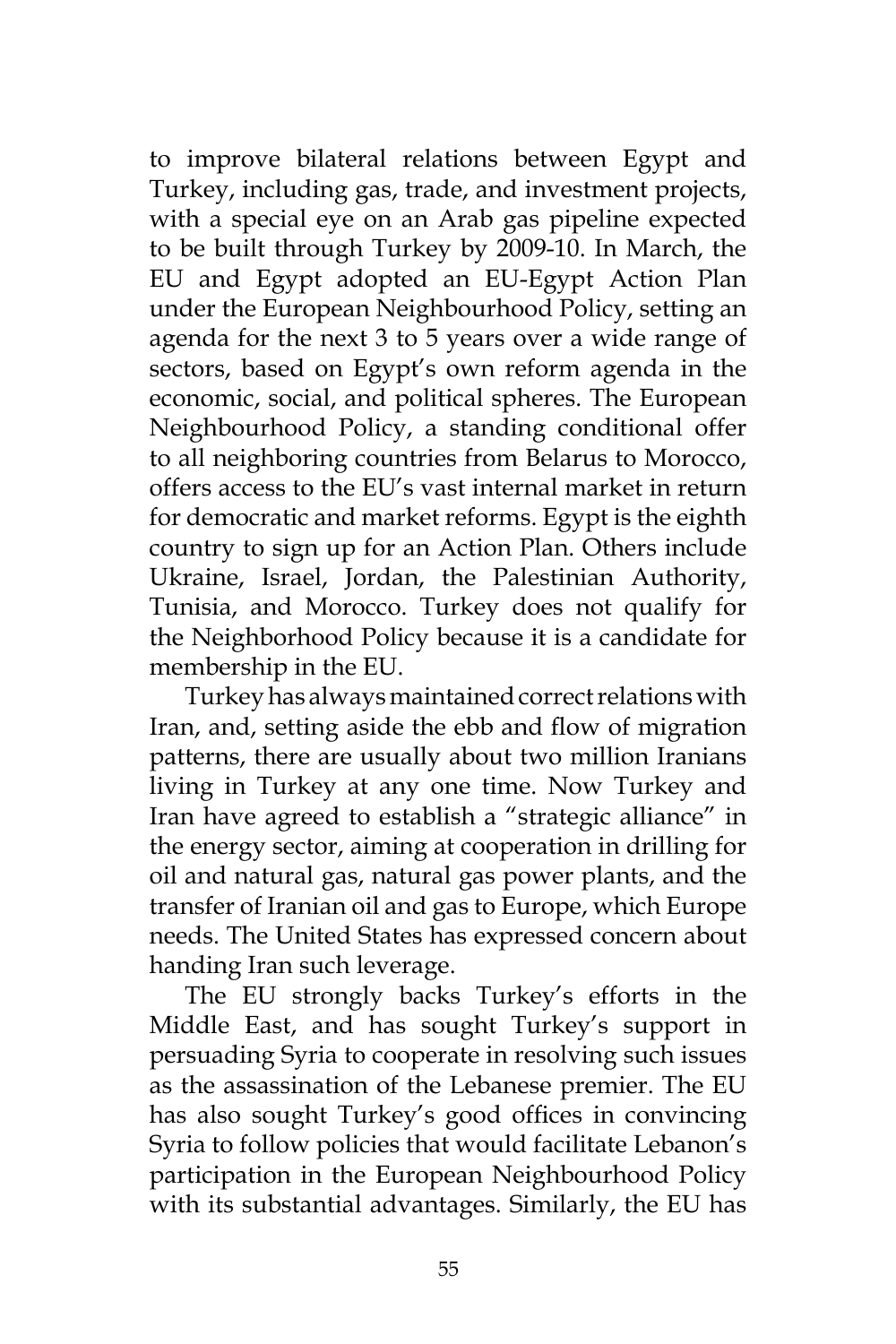to improve bilateral relations between Egypt and Turkey, including gas, trade, and investment projects, with a special eye on an Arab gas pipeline expected to be built through Turkey by 2009-10. In March, the EU and Egypt adopted an EU-Egypt Action Plan under the European Neighbourhood Policy, setting an agenda for the next 3 to 5 years over a wide range of sectors, based on Egypt's own reform agenda in the economic, social, and political spheres. The European Neighbourhood Policy, a standing conditional offer to all neighboring countries from Belarus to Morocco, offers access to the EU's vast internal market in return for democratic and market reforms. Egypt is the eighth country to sign up for an Action Plan. Others include Ukraine, Israel, Jordan, the Palestinian Authority, Tunisia, and Morocco. Turkey does not qualify for the Neighborhood Policy because it is a candidate for membership in the EU.

Turkey has always maintained correct relations with Iran, and, setting aside the ebb and flow of migration patterns, there are usually about two million Iranians living in Turkey at any one time. Now Turkey and Iran have agreed to establish a "strategic alliance" in the energy sector, aiming at cooperation in drilling for oil and natural gas, natural gas power plants, and the transfer of Iranian oil and gas to Europe, which Europe needs. The United States has expressed concern about handing Iran such leverage.

The EU strongly backs Turkey's efforts in the Middle East, and has sought Turkey's support in persuading Syria to cooperate in resolving such issues as the assassination of the Lebanese premier. The EU has also sought Turkey's good offices in convincing Syria to follow policies that would facilitate Lebanon's participation in the European Neighbourhood Policy with its substantial advantages. Similarly, the EU has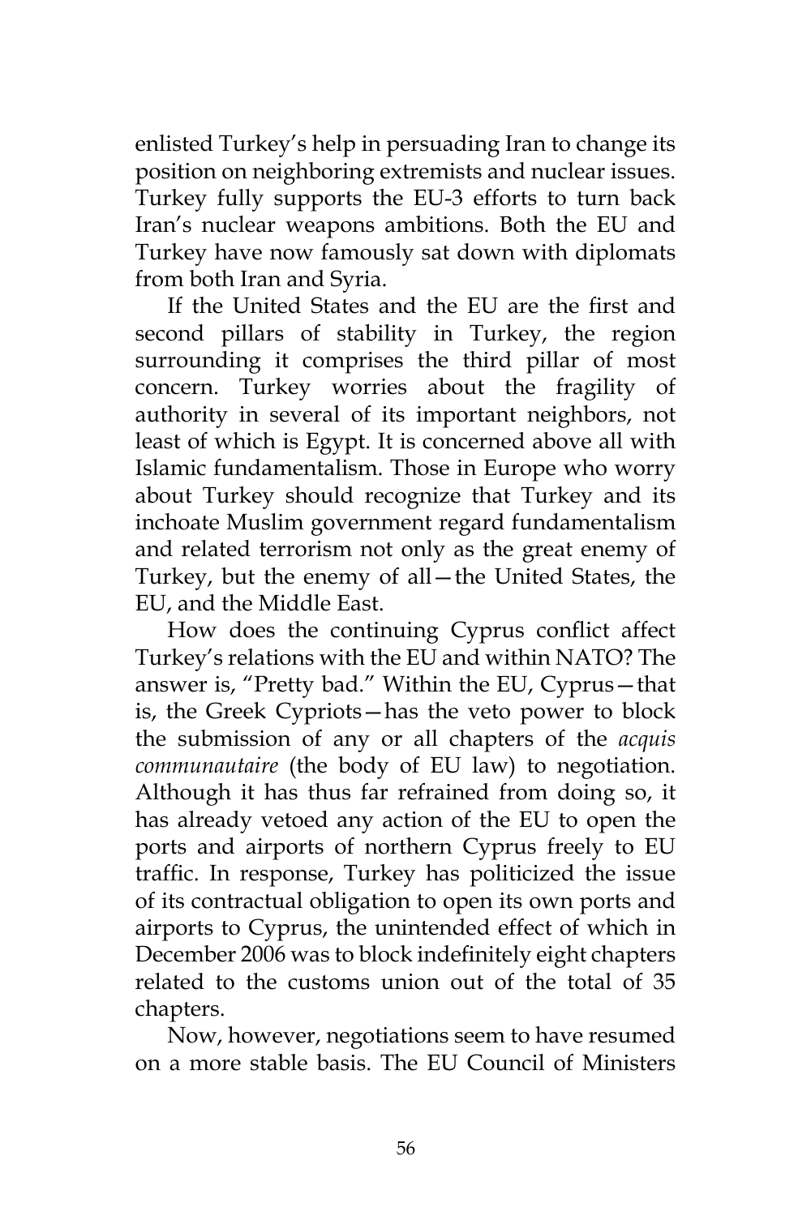enlisted Turkey's help in persuading Iran to change its position on neighboring extremists and nuclear issues. Turkey fully supports the EU-3 efforts to turn back Iran's nuclear weapons ambitions. Both the EU and Turkey have now famously sat down with diplomats from both Iran and Syria.

If the United States and the EU are the first and second pillars of stability in Turkey, the region surrounding it comprises the third pillar of most concern. Turkey worries about the fragility of authority in several of its important neighbors, not least of which is Egypt. It is concerned above all with Islamic fundamentalism. Those in Europe who worry about Turkey should recognize that Turkey and its inchoate Muslim government regard fundamentalism and related terrorism not only as the great enemy of Turkey, but the enemy of all—the United States, the EU, and the Middle East.

How does the continuing Cyprus conflict affect Turkey's relations with the EU and within NATO? The answer is, "Pretty bad." Within the EU, Cyprus—that is, the Greek Cypriots—has the veto power to block the submission of any or all chapters of the *acquis communautaire* (the body of EU law) to negotiation. Although it has thus far refrained from doing so, it has already vetoed any action of the EU to open the ports and airports of northern Cyprus freely to EU traffic. In response, Turkey has politicized the issue of its contractual obligation to open its own ports and airports to Cyprus, the unintended effect of which in December 2006 was to block indefinitely eight chapters related to the customs union out of the total of 35 chapters.

Now, however, negotiations seem to have resumed on a more stable basis. The EU Council of Ministers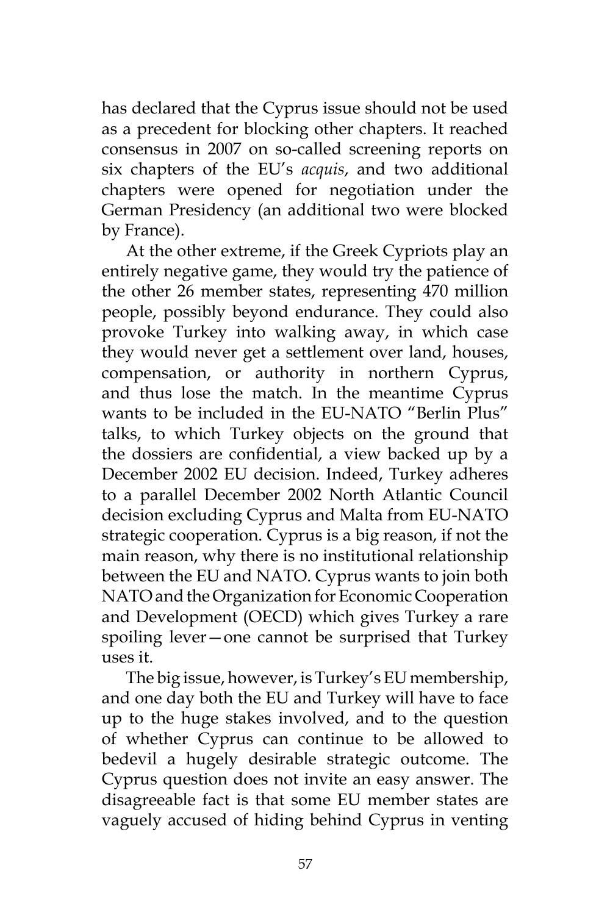has declared that the Cyprus issue should not be used as a precedent for blocking other chapters. It reached consensus in 2007 on so-called screening reports on six chapters of the EU's *acquis*, and two additional chapters were opened for negotiation under the German Presidency (an additional two were blocked by France).

At the other extreme, if the Greek Cypriots play an entirely negative game, they would try the patience of the other 26 member states, representing 470 million people, possibly beyond endurance. They could also provoke Turkey into walking away, in which case they would never get a settlement over land, houses, compensation, or authority in northern Cyprus, and thus lose the match. In the meantime Cyprus wants to be included in the EU-NATO "Berlin Plus" talks, to which Turkey objects on the ground that the dossiers are confidential, a view backed up by a December 2002 EU decision. Indeed, Turkey adheres to a parallel December 2002 North Atlantic Council decision excluding Cyprus and Malta from EU-NATO strategic cooperation. Cyprus is a big reason, if not the main reason, why there is no institutional relationship between the EU and NATO. Cyprus wants to join both NATO and the Organization for Economic Cooperation and Development (OECD) which gives Turkey a rare spoiling lever—one cannot be surprised that Turkey uses it.

The big issue, however, is Turkey's EU membership, and one day both the EU and Turkey will have to face up to the huge stakes involved, and to the question of whether Cyprus can continue to be allowed to bedevil a hugely desirable strategic outcome. The Cyprus question does not invite an easy answer. The disagreeable fact is that some EU member states are vaguely accused of hiding behind Cyprus in venting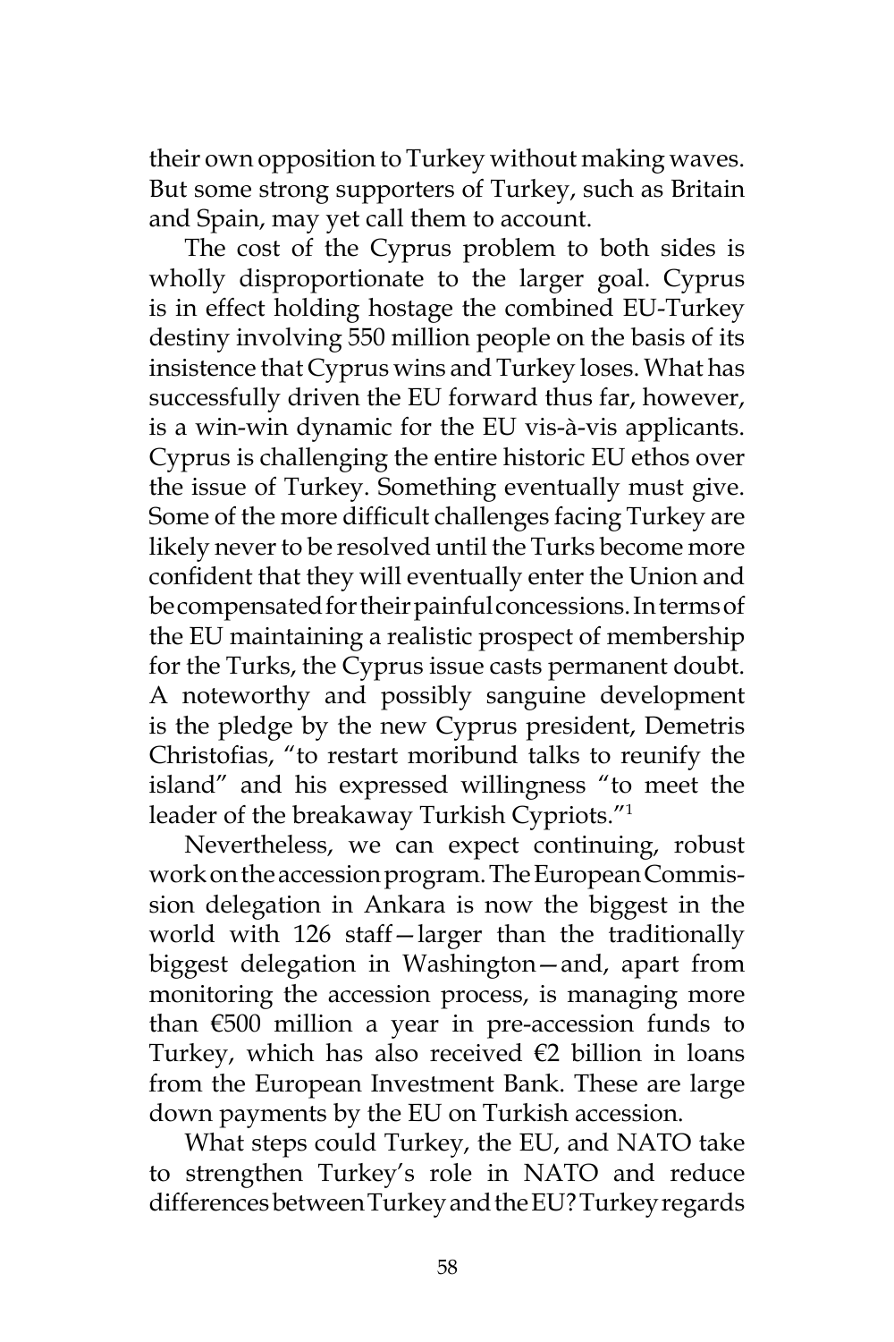their own opposition to Turkey without making waves. But some strong supporters of Turkey, such as Britain and Spain, may yet call them to account.

The cost of the Cyprus problem to both sides is wholly disproportionate to the larger goal. Cyprus is in effect holding hostage the combined EU-Turkey destiny involving 550 million people on the basis of its insistence that Cyprus wins and Turkey loses. What has successfully driven the EU forward thus far, however, is a win-win dynamic for the EU vis-à-vis applicants. Cyprus is challenging the entire historic EU ethos over the issue of Turkey. Something eventually must give. Some of the more difficult challenges facing Turkey are likely never to be resolved until the Turks become more confident that they will eventually enter the Union and be compensated for their painful concessions. In terms of the EU maintaining a realistic prospect of membership for the Turks, the Cyprus issue casts permanent doubt. A noteworthy and possibly sanguine development is the pledge by the new Cyprus president, Demetris Christofias, "to restart moribund talks to reunify the island" and his expressed willingness "to meet the leader of the breakaway Turkish Cypriots."[1]

Nevertheless, we can expect continuing, robust work on the accession program. The European Commission delegation in Ankara is now the biggest in the world with 126 staff—larger than the traditionally biggest delegation in Washington—and, apart from monitoring the accession process, is managing more than €500 million a year in pre-accession funds to Turkey, which has also received €2 billion in loans from the European Investment Bank. These are large down payments by the EU on Turkish accession.

What steps could Turkey, the EU, and NATO take to strengthen Turkey's role in NATO and reduce differences between Turkey and the EU? Turkey regards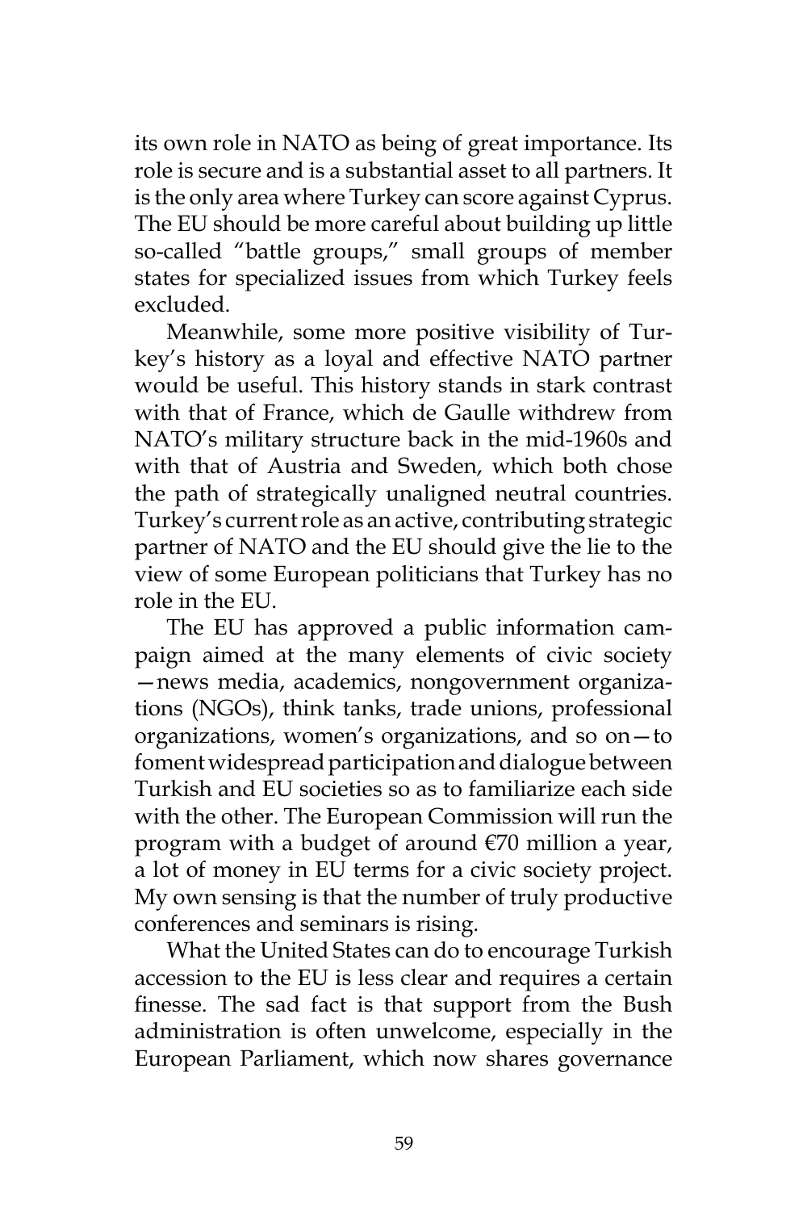its own role in NATO as being of great importance. Its role is secure and is a substantial asset to all partners. It is the only area where Turkey can score against Cyprus. The EU should be more careful about building up little so-called “battle groups,” small groups of member states for specialized issues from which Turkey feels excluded.

Meanwhile, some more positive visibility of Turkey’s history as a loyal and effective NATO partner would be useful. This history stands in stark contrast with that of France, which de Gaulle withdrew from NATO’s military structure back in the mid-1960s and with that of Austria and Sweden, which both chose the path of strategically unaligned neutral countries. Turkey’s current role as an active, contributing strategic partner of NATO and the EU should give the lie to the view of some European politicians that Turkey has no role in the EU.

The EU has approved a public information campaign aimed at the many elements of civic society—news media, academics, nongovernment organizations (NGOs), think tanks, trade unions, professional organizations, women’s organizations, and so on—to foment widespread participation and dialogue between Turkish and EU societies so as to familiarize each side with the other. The European Commission will run the program with a budget of around €70 million a year, a lot of money in EU terms for a civic society project. My own sensing is that the number of truly productive conferences and seminars is rising.

What the United States can do to encourage Turkish accession to the EU is less clear and requires a certain finesse. The sad fact is that support from the Bush administration is often unwelcome, especially in the European Parliament, which now shares governance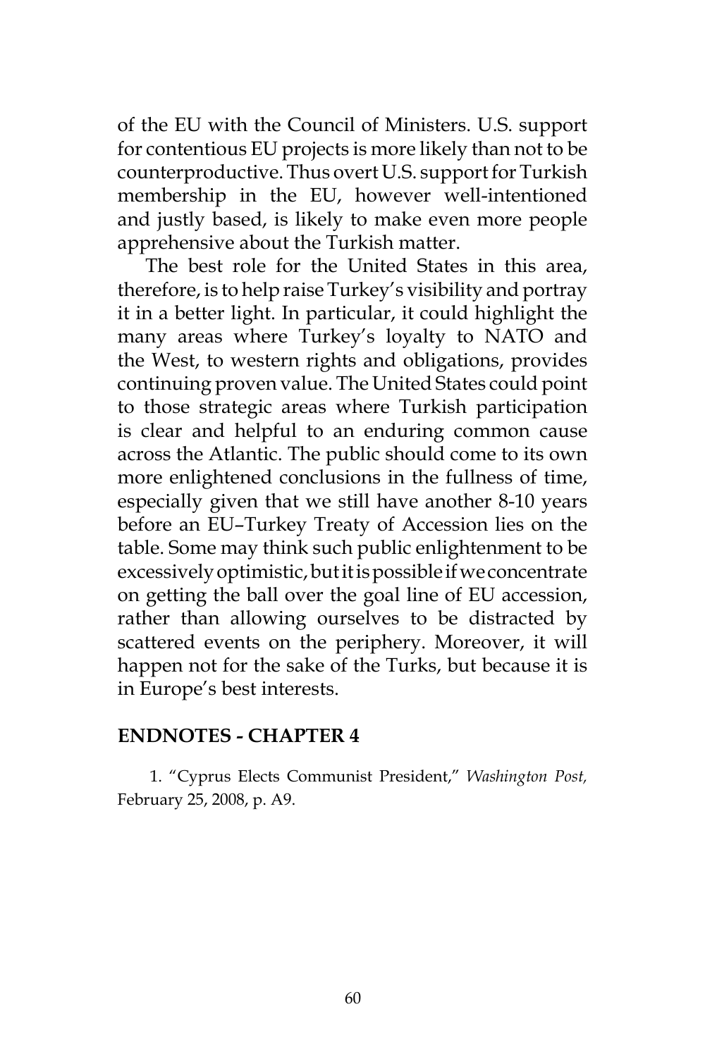of the EU with the Council of Ministers. U.S. support for contentious EU projects is more likely than not to be counterproductive. Thus overt U.S. support for Turkish membership in the EU, however well-intentioned and justly based, is likely to make even more people apprehensive about the Turkish matter.

The best role for the United States in this area, therefore, is to help raise Turkey's visibility and portray it in a better light. In particular, it could highlight the many areas where Turkey's loyalty to NATO and the West, to western rights and obligations, provides continuing proven value. The United States could point to those strategic areas where Turkish participation is clear and helpful to an enduring common cause across the Atlantic. The public should come to its own more enlightened conclusions in the fullness of time, especially given that we still have another 8-10 years before an EU–Turkey Treaty of Accession lies on the table. Some may think such public enlightenment to be excessively optimistic, but it is possible if we concentrate on getting the ball over the goal line of EU accession, rather than allowing ourselves to be distracted by scattered events on the periphery. Moreover, it will happen not for the sake of the Turks, but because it is in Europe's best interests.

## ENDNOTES - CHAPTER 4

1. "Cyprus Elects Communist President," *Washington Post,* February 25, 2008, p. A9.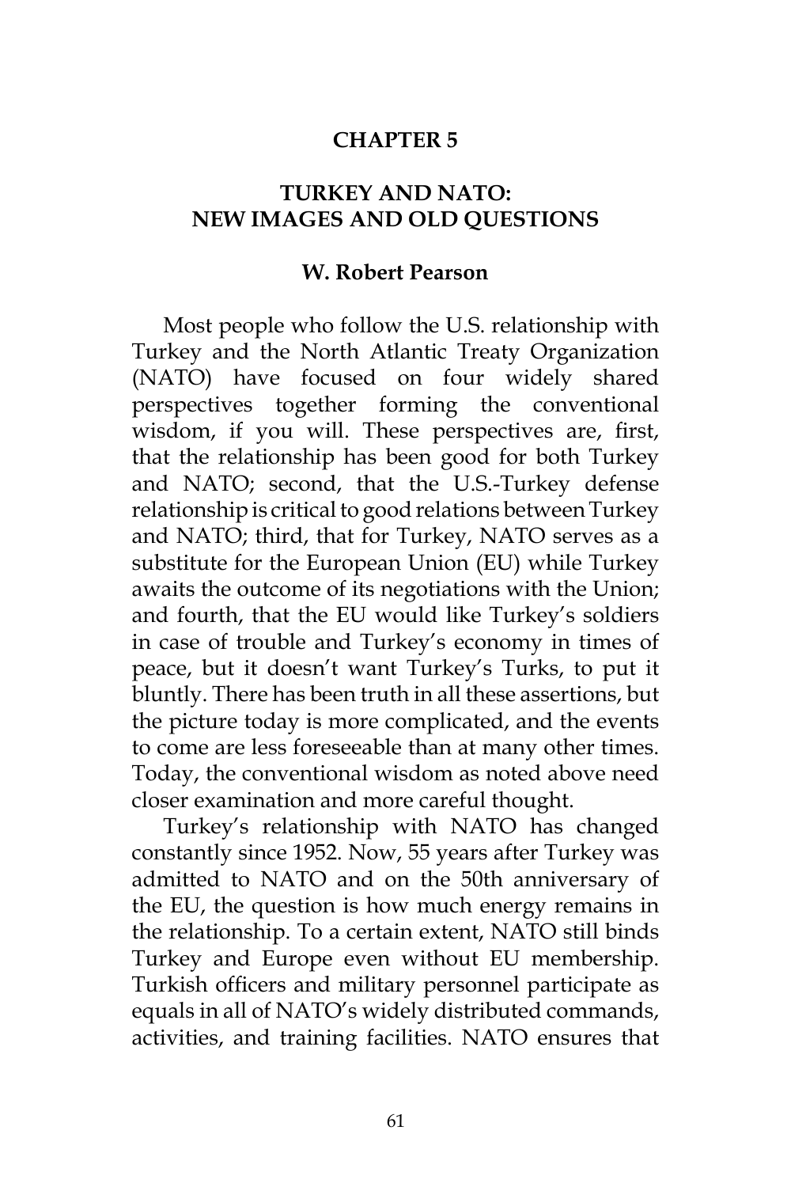# CHAPTER 5

## TURKEY AND NATO: NEW IMAGES AND OLD QUESTIONS

### W. Robert Pearson

Most people who follow the U.S. relationship with Turkey and the North Atlantic Treaty Organization (NATO) have focused on four widely shared perspectives together forming the conventional wisdom, if you will. These perspectives are, first, that the relationship has been good for both Turkey and NATO; second, that the U.S.-Turkey defense relationship is critical to good relations between Turkey and NATO; third, that for Turkey, NATO serves as a substitute for the European Union (EU) while Turkey awaits the outcome of its negotiations with the Union; and fourth, that the EU would like Turkey's soldiers in case of trouble and Turkey's economy in times of peace, but it doesn't want Turkey's Turks, to put it bluntly. There has been truth in all these assertions, but the picture today is more complicated, and the events to come are less foreseeable than at many other times. Today, the conventional wisdom as noted above need closer examination and more careful thought.

Turkey's relationship with NATO has changed constantly since 1952. Now, 55 years after Turkey was admitted to NATO and on the 50th anniversary of the EU, the question is how much energy remains in the relationship. To a certain extent, NATO still binds Turkey and Europe even without EU membership. Turkish officers and military personnel participate as equals in all of NATO's widely distributed commands, activities, and training facilities. NATO ensures that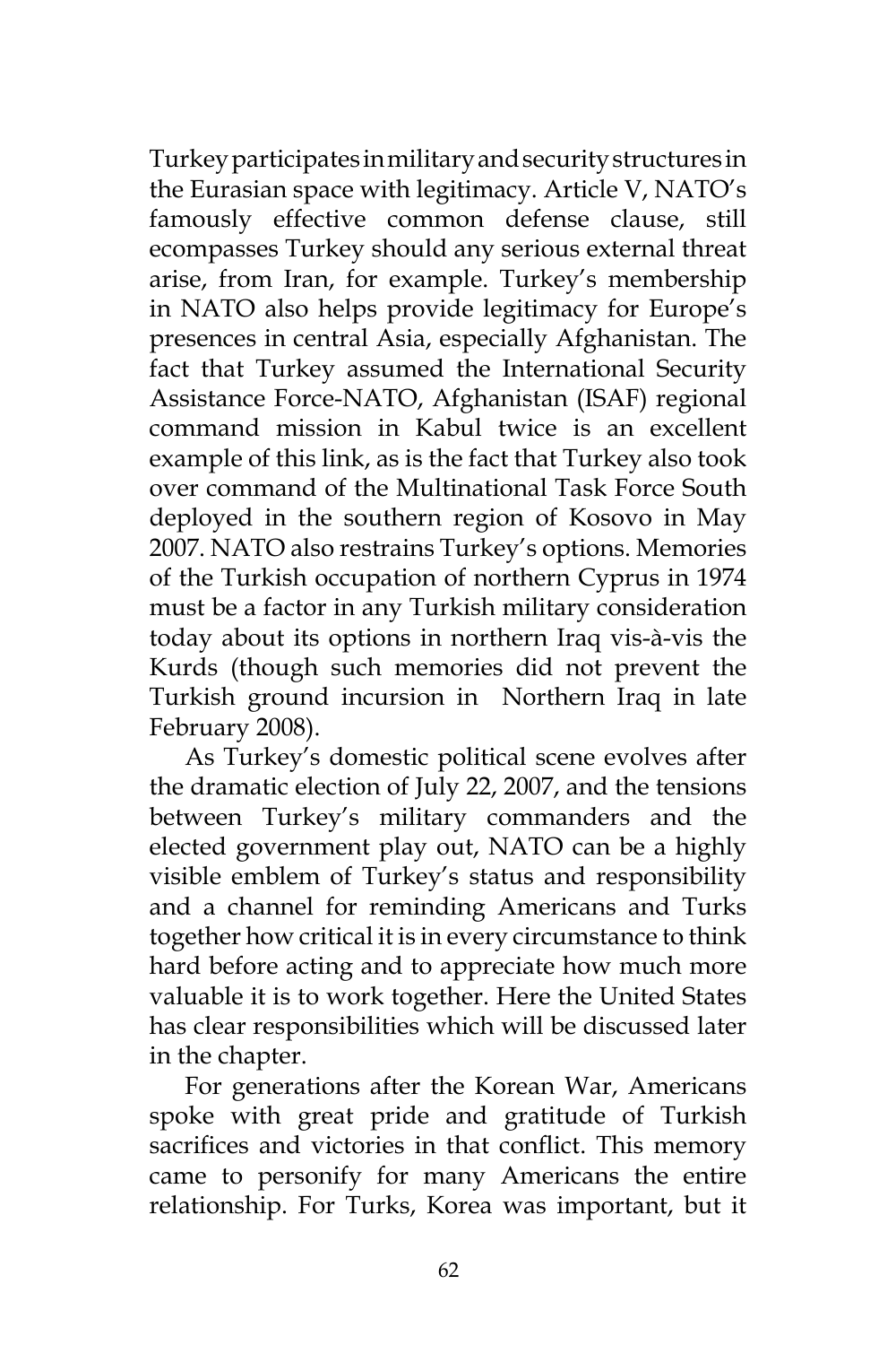Turkey participates in military and security structures in the Eurasian space with legitimacy. Article V, NATO's famously effective common defense clause, still ecompasses Turkey should any serious external threat arise, from Iran, for example. Turkey's membership in NATO also helps provide legitimacy for Europe's presences in central Asia, especially Afghanistan. The fact that Turkey assumed the International Security Assistance Force-NATO, Afghanistan (ISAF) regional command mission in Kabul twice is an excellent example of this link, as is the fact that Turkey also took over command of the Multinational Task Force South deployed in the southern region of Kosovo in May 2007. NATO also restrains Turkey's options. Memories of the Turkish occupation of northern Cyprus in 1974 must be a factor in any Turkish military consideration today about its options in northern Iraq vis-à-vis the Kurds (though such memories did not prevent the Turkish ground incursion in Northern Iraq in late February 2008).

As Turkey's domestic political scene evolves after the dramatic election of July 22, 2007, and the tensions between Turkey's military commanders and the elected government play out, NATO can be a highly visible emblem of Turkey's status and responsibility and a channel for reminding Americans and Turks together how critical it is in every circumstance to think hard before acting and to appreciate how much more valuable it is to work together. Here the United States has clear responsibilities which will be discussed later in the chapter.

For generations after the Korean War, Americans spoke with great pride and gratitude of Turkish sacrifices and victories in that conflict. This memory came to personify for many Americans the entire relationship. For Turks, Korea was important, but it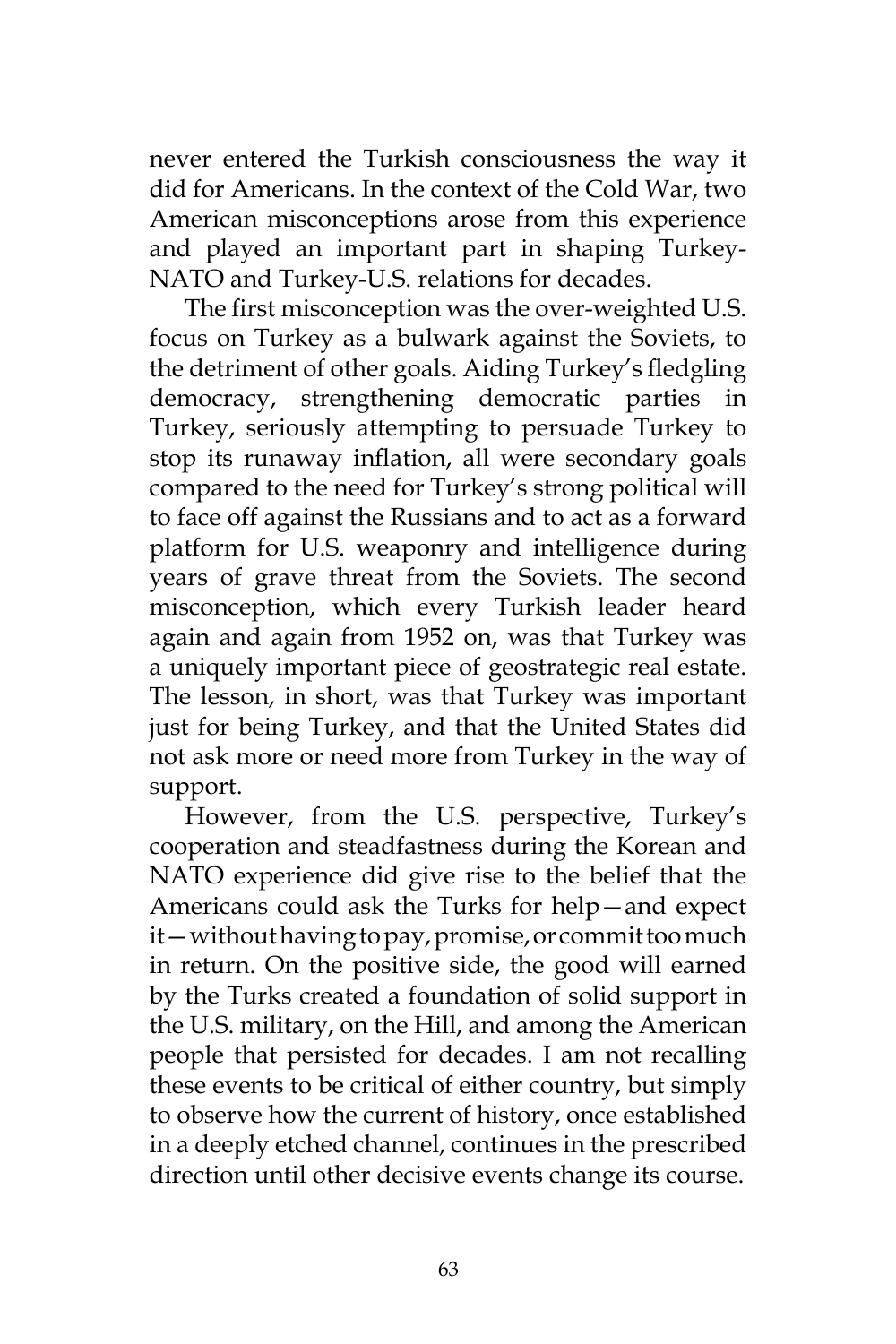never entered the Turkish consciousness the way it did for Americans. In the context of the Cold War, two American misconceptions arose from this experience and played an important part in shaping Turkey-NATO and Turkey-U.S. relations for decades.

The first misconception was the over-weighted U.S. focus on Turkey as a bulwark against the Soviets, to the detriment of other goals. Aiding Turkey's fledgling democracy, strengthening democratic parties in Turkey, seriously attempting to persuade Turkey to stop its runaway inflation, all were secondary goals compared to the need for Turkey's strong political will to face off against the Russians and to act as a forward platform for U.S. weaponry and intelligence during years of grave threat from the Soviets. The second misconception, which every Turkish leader heard again and again from 1952 on, was that Turkey was a uniquely important piece of geostrategic real estate. The lesson, in short, was that Turkey was important just for being Turkey, and that the United States did not ask more or need more from Turkey in the way of support.

However, from the U.S. perspective, Turkey's cooperation and steadfastness during the Korean and NATO experience did give rise to the belief that the Americans could ask the Turks for help—and expect it—without having to pay, promise, or commit too much in return. On the positive side, the good will earned by the Turks created a foundation of solid support in the U.S. military, on the Hill, and among the American people that persisted for decades. I am not recalling these events to be critical of either country, but simply to observe how the current of history, once established in a deeply etched channel, continues in the prescribed direction until other decisive events change its course.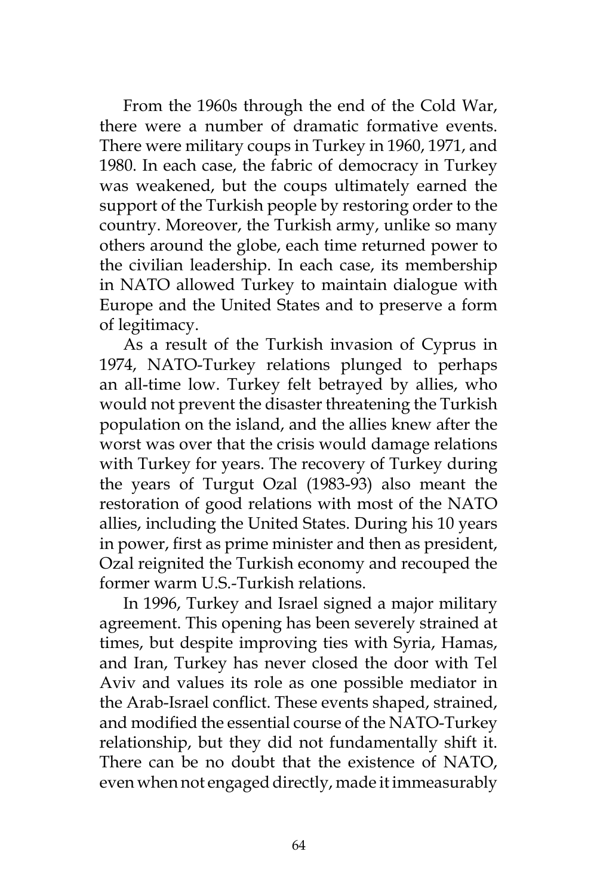From the 1960s through the end of the Cold War, there were a number of dramatic formative events. There were military coups in Turkey in 1960, 1971, and 1980. In each case, the fabric of democracy in Turkey was weakened, but the coups ultimately earned the support of the Turkish people by restoring order to the country. Moreover, the Turkish army, unlike so many others around the globe, each time returned power to the civilian leadership. In each case, its membership in NATO allowed Turkey to maintain dialogue with Europe and the United States and to preserve a form of legitimacy.

As a result of the Turkish invasion of Cyprus in 1974, NATO-Turkey relations plunged to perhaps an all-time low. Turkey felt betrayed by allies, who would not prevent the disaster threatening the Turkish population on the island, and the allies knew after the worst was over that the crisis would damage relations with Turkey for years. The recovery of Turkey during the years of Turgut Ozal (1983-93) also meant the restoration of good relations with most of the NATO allies, including the United States. During his 10 years in power, first as prime minister and then as president, Ozal reignited the Turkish economy and recouped the former warm U.S.-Turkish relations.

In 1996, Turkey and Israel signed a major military agreement. This opening has been severely strained at times, but despite improving ties with Syria, Hamas, and Iran, Turkey has never closed the door with Tel Aviv and values its role as one possible mediator in the Arab-Israel conflict. These events shaped, strained, and modified the essential course of the NATO-Turkey relationship, but they did not fundamentally shift it. There can be no doubt that the existence of NATO, even when not engaged directly, made it immeasurably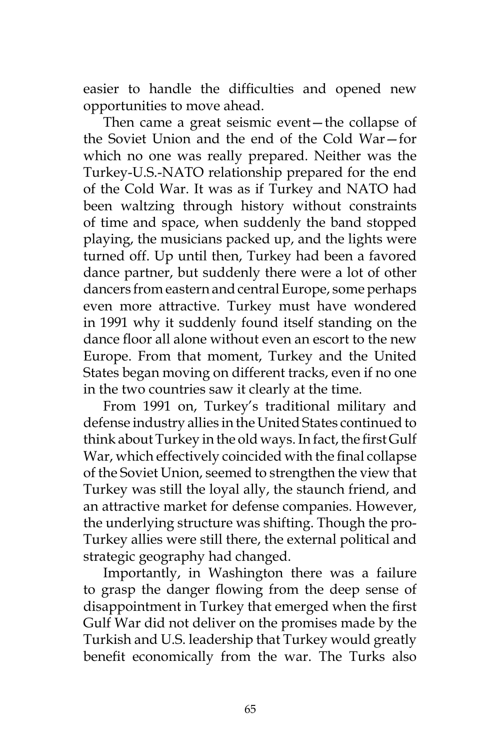easier to handle the difficulties and opened new opportunities to move ahead.

Then came a great seismic event—the collapse of the Soviet Union and the end of the Cold War—for which no one was really prepared. Neither was the Turkey-U.S.-NATO relationship prepared for the end of the Cold War. It was as if Turkey and NATO had been waltzing through history without constraints of time and space, when suddenly the band stopped playing, the musicians packed up, and the lights were turned off. Up until then, Turkey had been a favored dance partner, but suddenly there were a lot of other dancers from eastern and central Europe, some perhaps even more attractive. Turkey must have wondered in 1991 why it suddenly found itself standing on the dance floor all alone without even an escort to the new Europe. From that moment, Turkey and the United States began moving on different tracks, even if no one in the two countries saw it clearly at the time.

From 1991 on, Turkey's traditional military and defense industry allies in the United States continued to think about Turkey in the old ways. In fact, the first Gulf War, which effectively coincided with the final collapse of the Soviet Union, seemed to strengthen the view that Turkey was still the loyal ally, the staunch friend, and an attractive market for defense companies. However, the underlying structure was shifting. Though the pro-Turkey allies were still there, the external political and strategic geography had changed.

Importantly, in Washington there was a failure to grasp the danger flowing from the deep sense of disappointment in Turkey that emerged when the first Gulf War did not deliver on the promises made by the Turkish and U.S. leadership that Turkey would greatly benefit economically from the war. The Turks also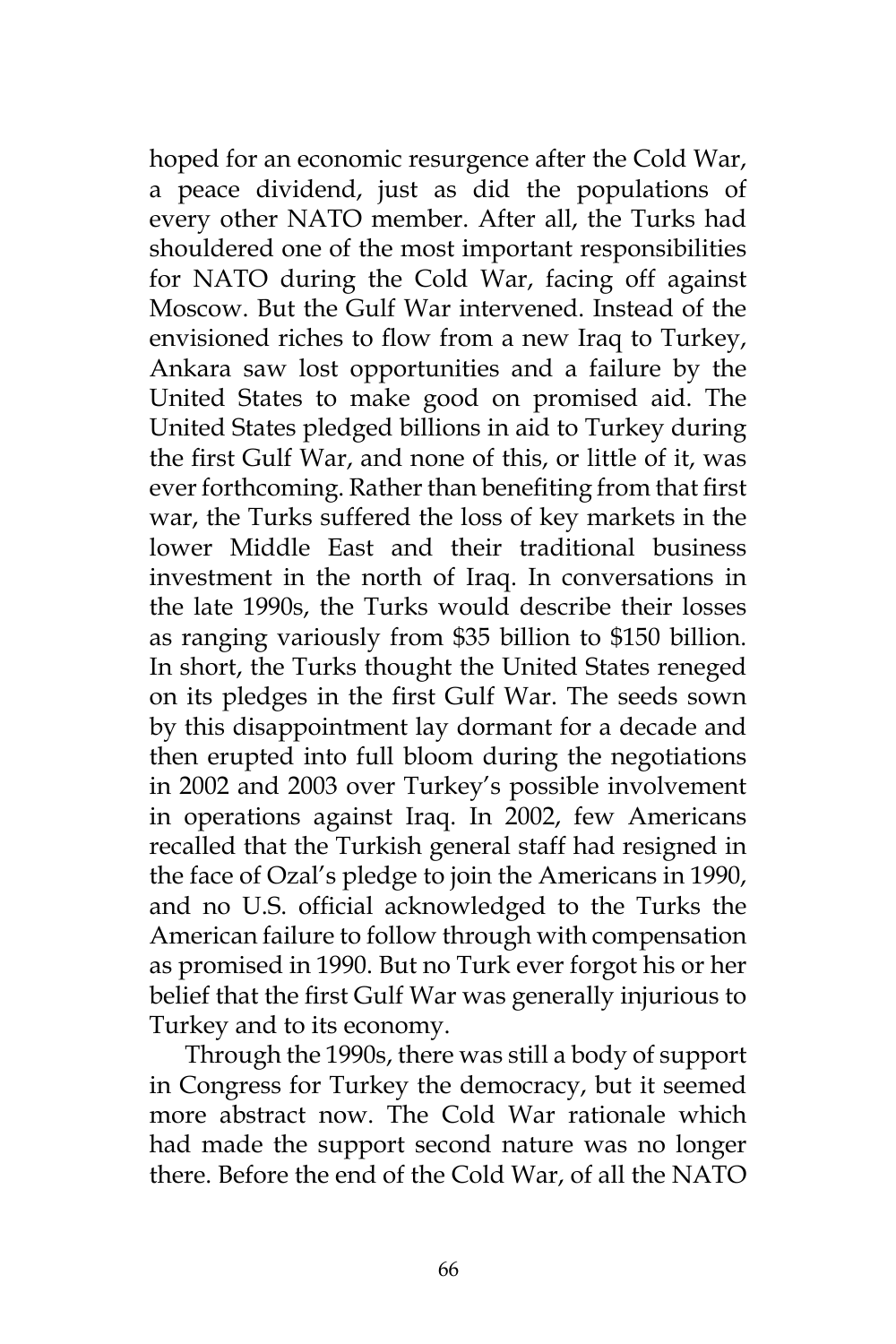hoped for an economic resurgence after the Cold War, a peace dividend, just as did the populations of every other NATO member. After all, the Turks had shouldered one of the most important responsibilities for NATO during the Cold War, facing off against Moscow. But the Gulf War intervened. Instead of the envisioned riches to flow from a new Iraq to Turkey, Ankara saw lost opportunities and a failure by the United States to make good on promised aid. The United States pledged billions in aid to Turkey during the first Gulf War, and none of this, or little of it, was ever forthcoming. Rather than benefiting from that first war, the Turks suffered the loss of key markets in the lower Middle East and their traditional business investment in the north of Iraq. In conversations in the late 1990s, the Turks would describe their losses as ranging variously from $35 billion to $150 billion. In short, the Turks thought the United States reneged on its pledges in the first Gulf War. The seeds sown by this disappointment lay dormant for a decade and then erupted into full bloom during the negotiations in 2002 and 2003 over Turkey's possible involvement in operations against Iraq. In 2002, few Americans recalled that the Turkish general staff had resigned in the face of Ozal's pledge to join the Americans in 1990, and no U.S. official acknowledged to the Turks the American failure to follow through with compensation as promised in 1990. But no Turk ever forgot his or her belief that the first Gulf War was generally injurious to Turkey and to its economy.

Through the 1990s, there was still a body of support in Congress for Turkey the democracy, but it seemed more abstract now. The Cold War rationale which had made the support second nature was no longer there. Before the end of the Cold War, of all the NATO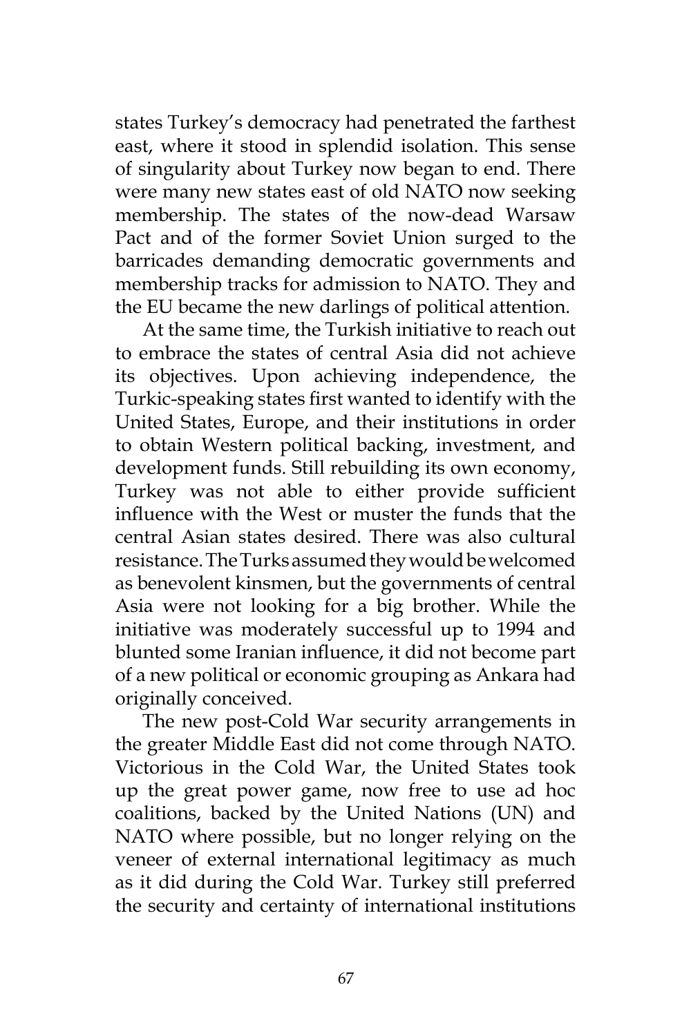states Turkey's democracy had penetrated the farthest east, where it stood in splendid isolation. This sense of singularity about Turkey now began to end. There were many new states east of old NATO now seeking membership. The states of the now-dead Warsaw Pact and of the former Soviet Union surged to the barricades demanding democratic governments and membership tracks for admission to NATO. They and the EU became the new darlings of political attention.

At the same time, the Turkish initiative to reach out to embrace the states of central Asia did not achieve its objectives. Upon achieving independence, the Turkic-speaking states first wanted to identify with the United States, Europe, and their institutions in order to obtain Western political backing, investment, and development funds. Still rebuilding its own economy, Turkey was not able to either provide sufficient influence with the West or muster the funds that the central Asian states desired. There was also cultural resistance. The Turks assumed they would be welcomed as benevolent kinsmen, but the governments of central Asia were not looking for a big brother. While the initiative was moderately successful up to 1994 and blunted some Iranian influence, it did not become part of a new political or economic grouping as Ankara had originally conceived.

The new post-Cold War security arrangements in the greater Middle East did not come through NATO. Victorious in the Cold War, the United States took up the great power game, now free to use ad hoc coalitions, backed by the United Nations (UN) and NATO where possible, but no longer relying on the veneer of external international legitimacy as much as it did during the Cold War. Turkey still preferred the security and certainty of international institutions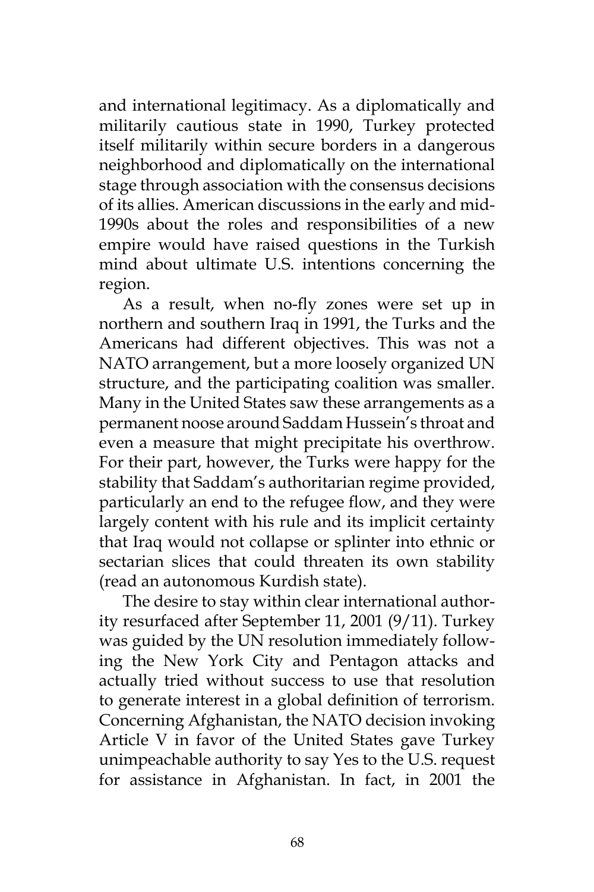and international legitimacy. As a diplomatically and militarily cautious state in 1990, Turkey protected itself militarily within secure borders in a dangerous neighborhood and diplomatically on the international stage through association with the consensus decisions of its allies. American discussions in the early and mid-1990s about the roles and responsibilities of a new empire would have raised questions in the Turkish mind about ultimate U.S. intentions concerning the region.

As a result, when no-fly zones were set up in northern and southern Iraq in 1991, the Turks and the Americans had different objectives. This was not a NATO arrangement, but a more loosely organized UN structure, and the participating coalition was smaller. Many in the United States saw these arrangements as a permanent noose around Saddam Hussein's throat and even a measure that might precipitate his overthrow. For their part, however, the Turks were happy for the stability that Saddam's authoritarian regime provided, particularly an end to the refugee flow, and they were largely content with his rule and its implicit certainty that Iraq would not collapse or splinter into ethnic or sectarian slices that could threaten its own stability (read an autonomous Kurdish state).

The desire to stay within clear international authority resurfaced after September 11, 2001 (9/11). Turkey was guided by the UN resolution immediately following the New York City and Pentagon attacks and actually tried without success to use that resolution to generate interest in a global definition of terrorism. Concerning Afghanistan, the NATO decision invoking Article V in favor of the United States gave Turkey unimpeachable authority to say Yes to the U.S. request for assistance in Afghanistan. In fact, in 2001 the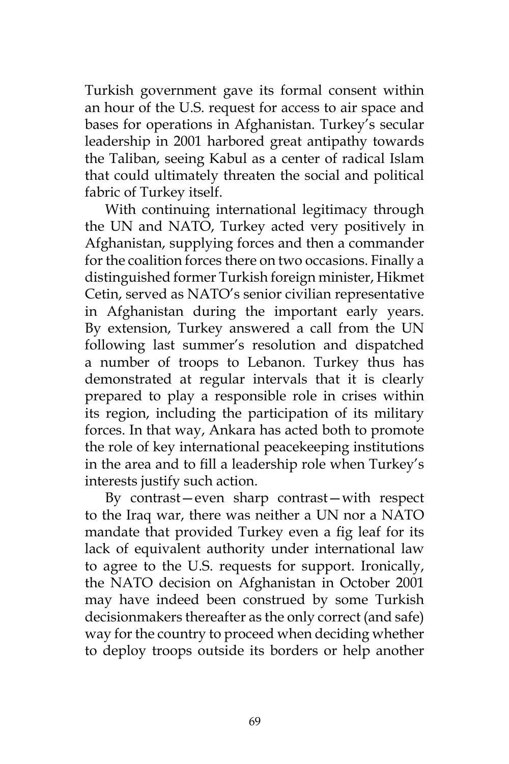Turkish government gave its formal consent within an hour of the U.S. request for access to air space and bases for operations in Afghanistan. Turkey's secular leadership in 2001 harbored great antipathy towards the Taliban, seeing Kabul as a center of radical Islam that could ultimately threaten the social and political fabric of Turkey itself.

With continuing international legitimacy through the UN and NATO, Turkey acted very positively in Afghanistan, supplying forces and then a commander for the coalition forces there on two occasions. Finally a distinguished former Turkish foreign minister, Hikmet Cetin, served as NATO's senior civilian representative in Afghanistan during the important early years. By extension, Turkey answered a call from the UN following last summer's resolution and dispatched a number of troops to Lebanon. Turkey thus has demonstrated at regular intervals that it is clearly prepared to play a responsible role in crises within its region, including the participation of its military forces. In that way, Ankara has acted both to promote the role of key international peacekeeping institutions in the area and to fill a leadership role when Turkey's interests justify such action.

By contrast—even sharp contrast—with respect to the Iraq war, there was neither a UN nor a NATO mandate that provided Turkey even a fig leaf for its lack of equivalent authority under international law to agree to the U.S. requests for support. Ironically, the NATO decision on Afghanistan in October 2001 may have indeed been construed by some Turkish decisionmakers thereafter as the only correct (and safe) way for the country to proceed when deciding whether to deploy troops outside its borders or help another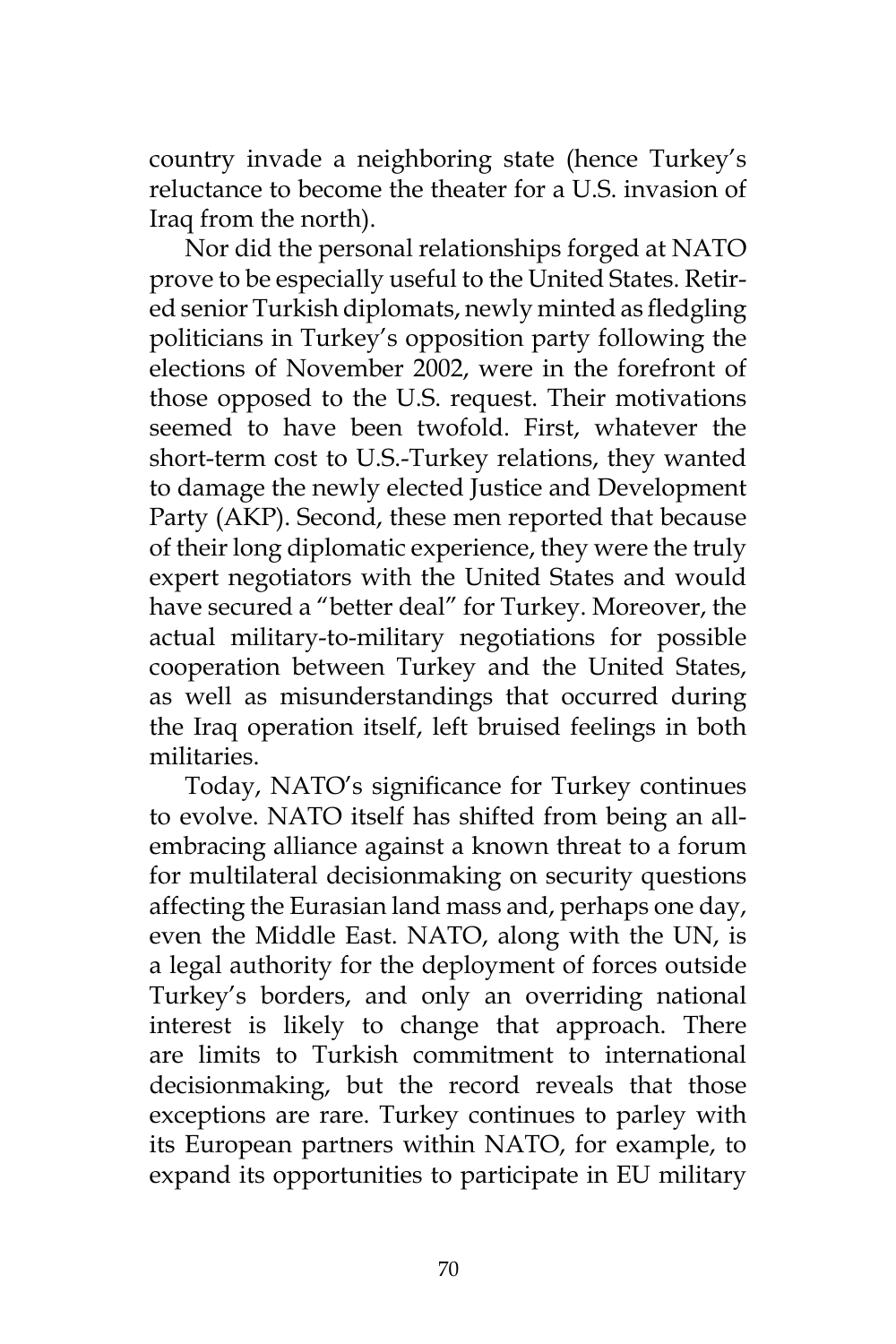country invade a neighboring state (hence Turkey's reluctance to become the theater for a U.S. invasion of Iraq from the north).

Nor did the personal relationships forged at NATO prove to be especially useful to the United States. Retired senior Turkish diplomats, newly minted as fledgling politicians in Turkey's opposition party following the elections of November 2002, were in the forefront of those opposed to the U.S. request. Their motivations seemed to have been twofold. First, whatever the short-term cost to U.S.-Turkey relations, they wanted to damage the newly elected Justice and Development Party (AKP). Second, these men reported that because of their long diplomatic experience, they were the truly expert negotiators with the United States and would have secured a "better deal" for Turkey. Moreover, the actual military-to-military negotiations for possible cooperation between Turkey and the United States, as well as misunderstandings that occurred during the Iraq operation itself, left bruised feelings in both militaries.

Today, NATO's significance for Turkey continues to evolve. NATO itself has shifted from being an all-embracing alliance against a known threat to a forum for multilateral decisionmaking on security questions affecting the Eurasian land mass and, perhaps one day, even the Middle East. NATO, along with the UN, is a legal authority for the deployment of forces outside Turkey's borders, and only an overriding national interest is likely to change that approach. There are limits to Turkish commitment to international decisionmaking, but the record reveals that those exceptions are rare. Turkey continues to parley with its European partners within NATO, for example, to expand its opportunities to participate in EU military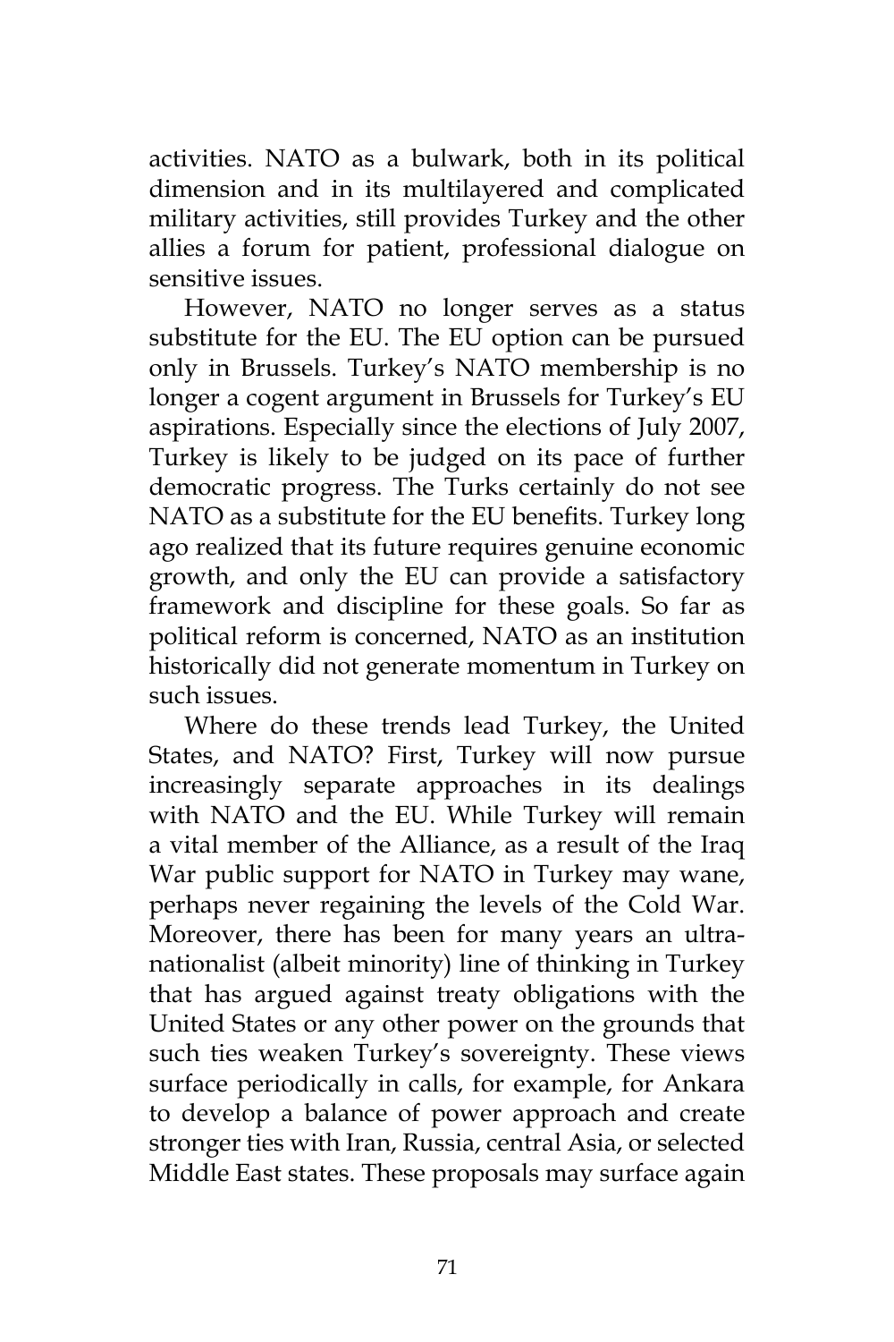activities. NATO as a bulwark, both in its political dimension and in its multilayered and complicated military activities, still provides Turkey and the other allies a forum for patient, professional dialogue on sensitive issues.

However, NATO no longer serves as a status substitute for the EU. The EU option can be pursued only in Brussels. Turkey's NATO membership is no longer a cogent argument in Brussels for Turkey's EU aspirations. Especially since the elections of July 2007, Turkey is likely to be judged on its pace of further democratic progress. The Turks certainly do not see NATO as a substitute for the EU benefits. Turkey long ago realized that its future requires genuine economic growth, and only the EU can provide a satisfactory framework and discipline for these goals. So far as political reform is concerned, NATO as an institution historically did not generate momentum in Turkey on such issues.

Where do these trends lead Turkey, the United States, and NATO? First, Turkey will now pursue increasingly separate approaches in its dealings with NATO and the EU. While Turkey will remain a vital member of the Alliance, as a result of the Iraq War public support for NATO in Turkey may wane, perhaps never regaining the levels of the Cold War. Moreover, there has been for many years an ultra-nationalist (albeit minority) line of thinking in Turkey that has argued against treaty obligations with the United States or any other power on the grounds that such ties weaken Turkey's sovereignty. These views surface periodically in calls, for example, for Ankara to develop a balance of power approach and create stronger ties with Iran, Russia, central Asia, or selected Middle East states. These proposals may surface again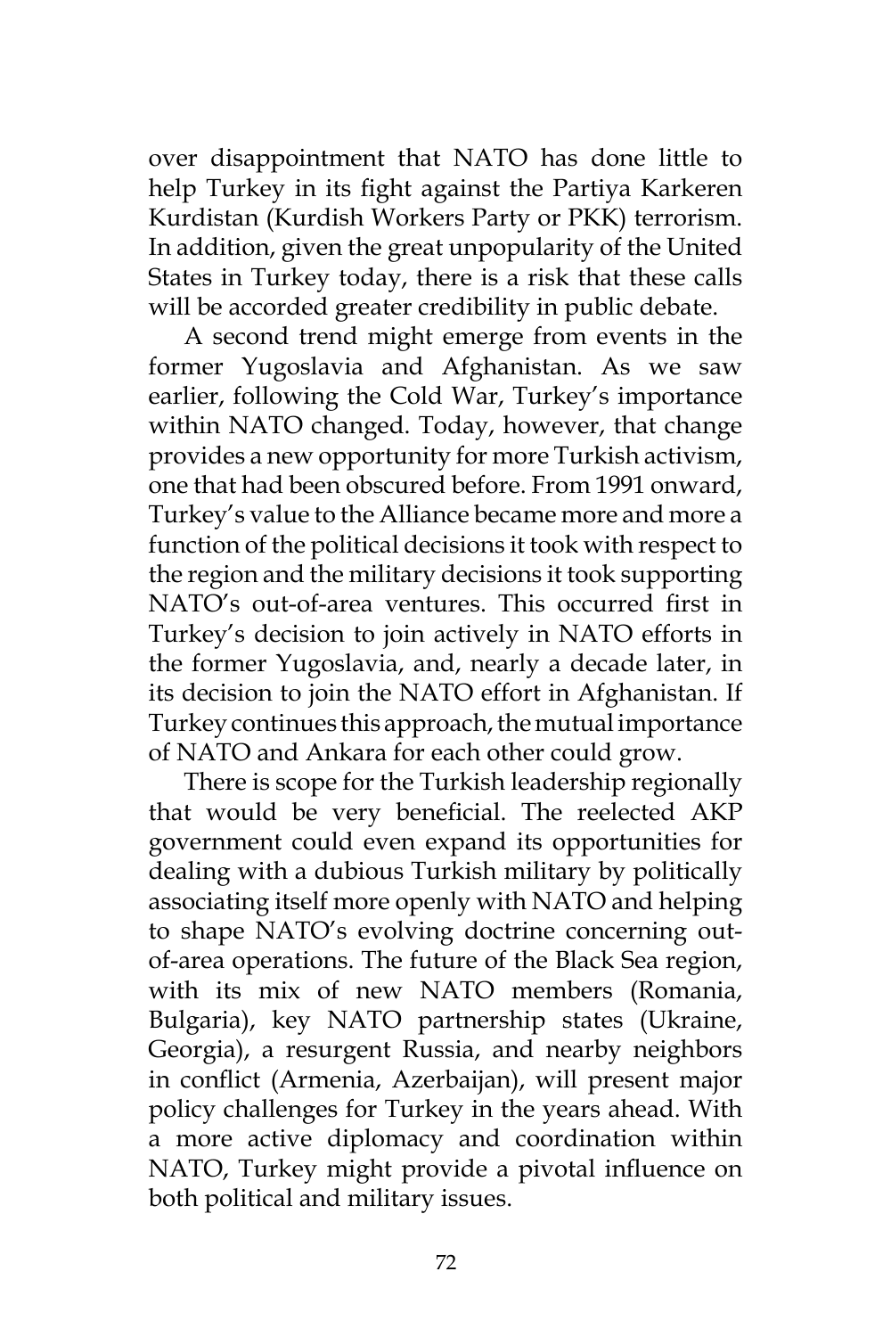over disappointment that NATO has done little to help Turkey in its fight against the Partiya Karkeren Kurdistan (Kurdish Workers Party or PKK) terrorism. In addition, given the great unpopularity of the United States in Turkey today, there is a risk that these calls will be accorded greater credibility in public debate.

A second trend might emerge from events in the former Yugoslavia and Afghanistan. As we saw earlier, following the Cold War, Turkey's importance within NATO changed. Today, however, that change provides a new opportunity for more Turkish activism, one that had been obscured before. From 1991 onward, Turkey's value to the Alliance became more and more a function of the political decisions it took with respect to the region and the military decisions it took supporting NATO's out-of-area ventures. This occurred first in Turkey's decision to join actively in NATO efforts in the former Yugoslavia, and, nearly a decade later, in its decision to join the NATO effort in Afghanistan. If Turkey continues this approach, the mutual importance of NATO and Ankara for each other could grow.

There is scope for the Turkish leadership regionally that would be very beneficial. The reelected AKP government could even expand its opportunities for dealing with a dubious Turkish military by politically associating itself more openly with NATO and helping to shape NATO's evolving doctrine concerning out-of-area operations. The future of the Black Sea region, with its mix of new NATO members (Romania, Bulgaria), key NATO partnership states (Ukraine, Georgia), a resurgent Russia, and nearby neighbors in conflict (Armenia, Azerbaijan), will present major policy challenges for Turkey in the years ahead. With a more active diplomacy and coordination within NATO, Turkey might provide a pivotal influence on both political and military issues.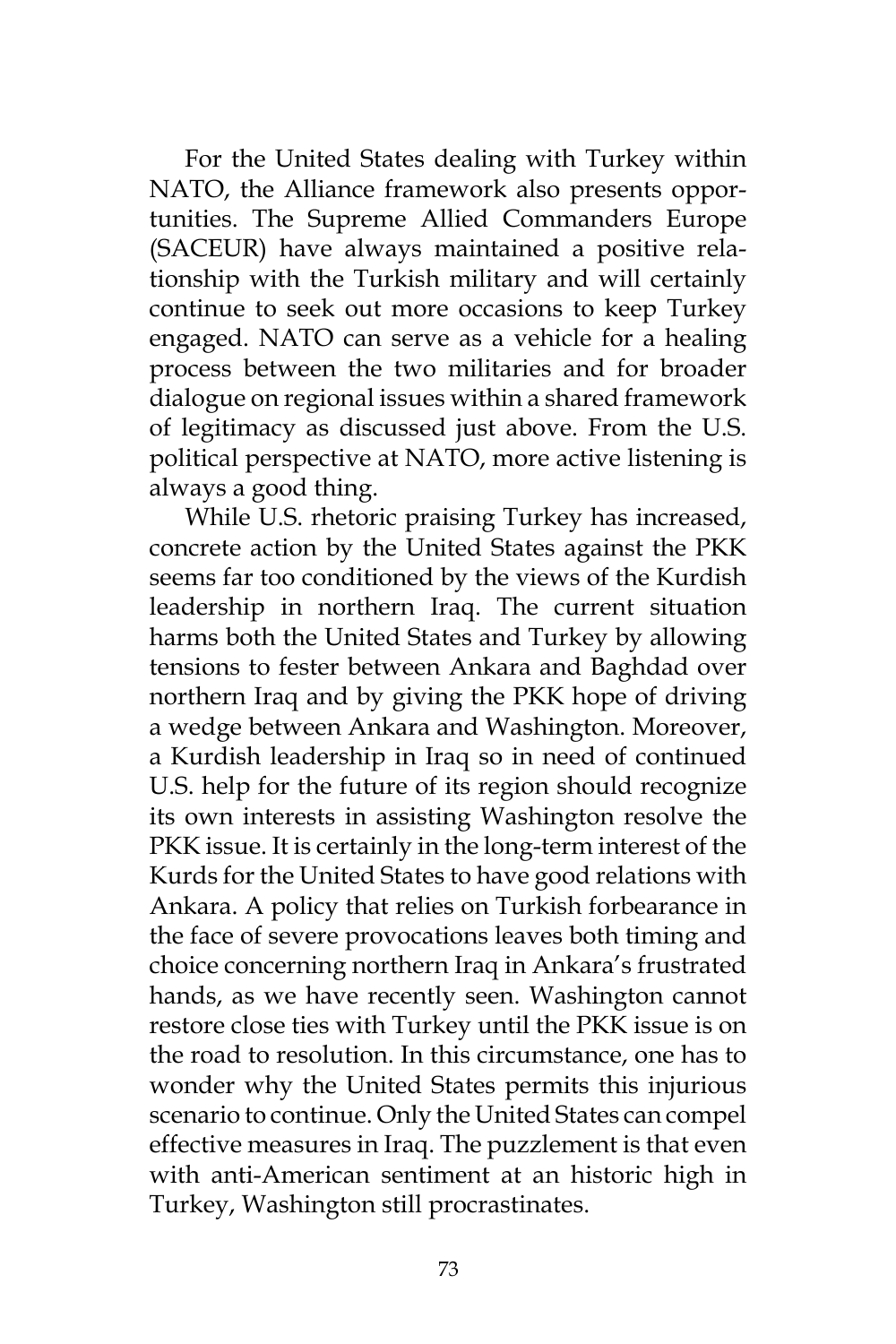For the United States dealing with Turkey within NATO, the Alliance framework also presents opportunities. The Supreme Allied Commanders Europe (SACEUR) have always maintained a positive relationship with the Turkish military and will certainly continue to seek out more occasions to keep Turkey engaged. NATO can serve as a vehicle for a healing process between the two militaries and for broader dialogue on regional issues within a shared framework of legitimacy as discussed just above. From the U.S. political perspective at NATO, more active listening is always a good thing.

While U.S. rhetoric praising Turkey has increased, concrete action by the United States against the PKK seems far too conditioned by the views of the Kurdish leadership in northern Iraq. The current situation harms both the United States and Turkey by allowing tensions to fester between Ankara and Baghdad over northern Iraq and by giving the PKK hope of driving a wedge between Ankara and Washington. Moreover, a Kurdish leadership in Iraq so in need of continued U.S. help for the future of its region should recognize its own interests in assisting Washington resolve the PKK issue. It is certainly in the long-term interest of the Kurds for the United States to have good relations with Ankara. A policy that relies on Turkish forbearance in the face of severe provocations leaves both timing and choice concerning northern Iraq in Ankara's frustrated hands, as we have recently seen. Washington cannot restore close ties with Turkey until the PKK issue is on the road to resolution. In this circumstance, one has to wonder why the United States permits this injurious scenario to continue. Only the United States can compel effective measures in Iraq. The puzzlement is that even with anti-American sentiment at an historic high in Turkey, Washington still procrastinates.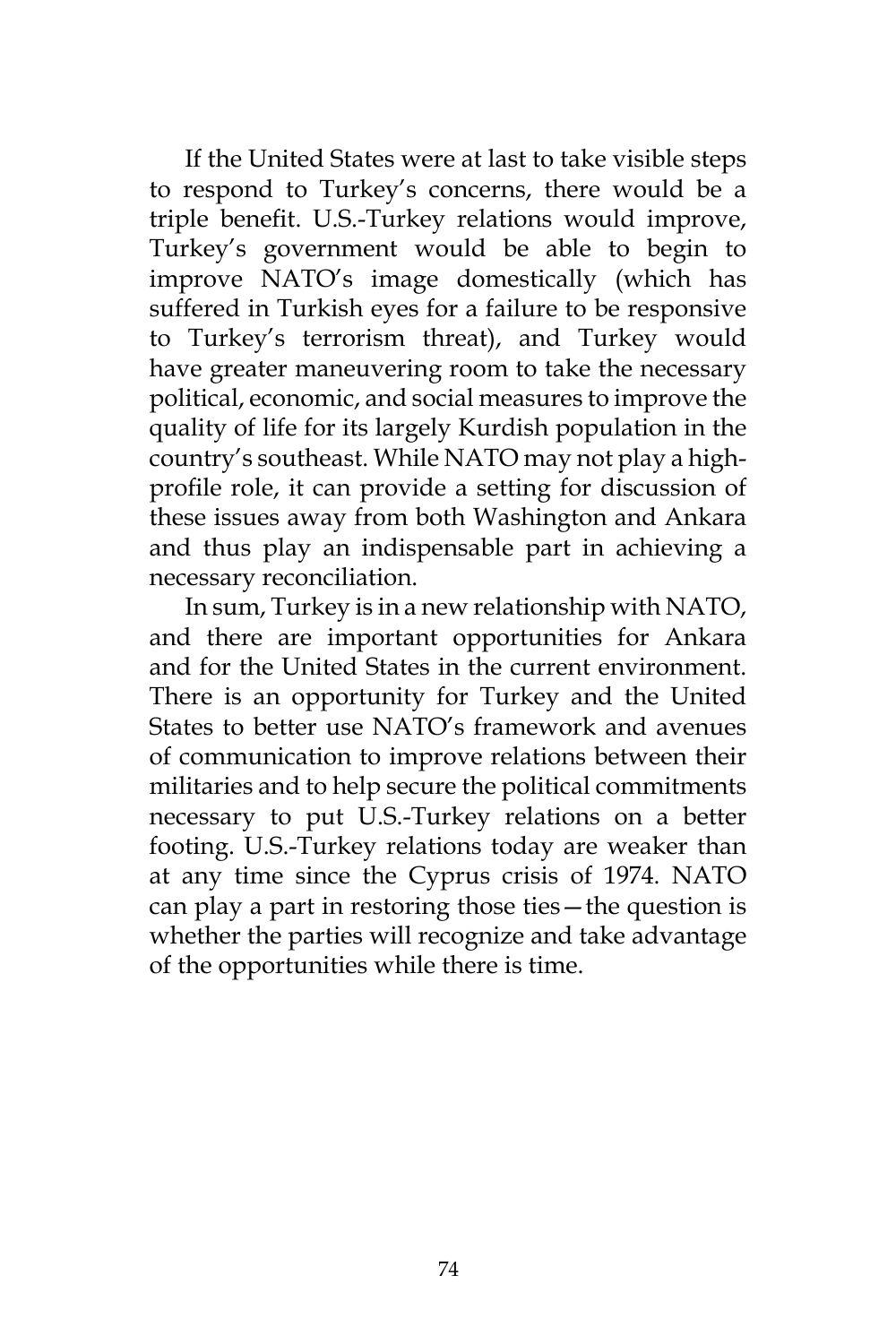If the United States were at last to take visible steps to respond to Turkey's concerns, there would be a triple benefit. U.S.-Turkey relations would improve, Turkey's government would be able to begin to improve NATO's image domestically (which has suffered in Turkish eyes for a failure to be responsive to Turkey's terrorism threat), and Turkey would have greater maneuvering room to take the necessary political, economic, and social measures to improve the quality of life for its largely Kurdish population in the country's southeast. While NATO may not play a high-profile role, it can provide a setting for discussion of these issues away from both Washington and Ankara and thus play an indispensable part in achieving a necessary reconciliation.

In sum, Turkey is in a new relationship with NATO, and there are important opportunities for Ankara and for the United States in the current environment. There is an opportunity for Turkey and the United States to better use NATO's framework and avenues of communication to improve relations between their militaries and to help secure the political commitments necessary to put U.S.-Turkey relations on a better footing. U.S.-Turkey relations today are weaker than at any time since the Cyprus crisis of 1974. NATO can play a part in restoring those ties—the question is whether the parties will recognize and take advantage of the opportunities while there is time.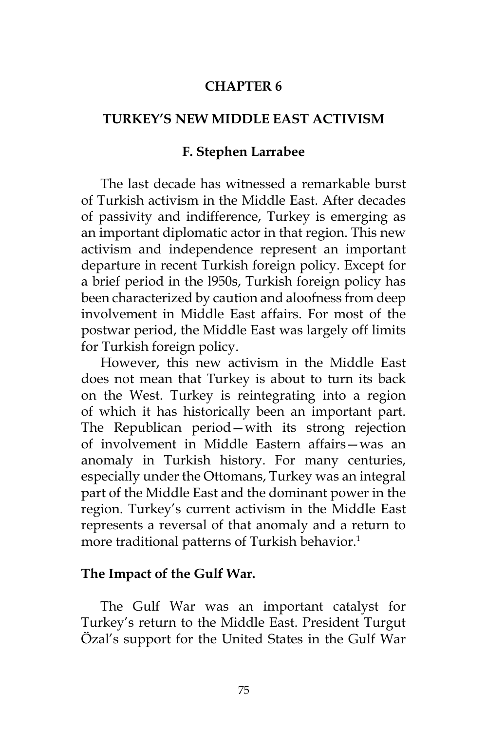# CHAPTER 6

## TURKEY'S NEW MIDDLE EAST ACTIVISM

### F. Stephen Larrabee

The last decade has witnessed a remarkable burst of Turkish activism in the Middle East. After decades of passivity and indifference, Turkey is emerging as an important diplomatic actor in that region. This new activism and independence represent an important departure in recent Turkish foreign policy. Except for a brief period in the l950s, Turkish foreign policy has been characterized by caution and aloofness from deep involvement in Middle East affairs. For most of the postwar period, the Middle East was largely off limits for Turkish foreign policy.

However, this new activism in the Middle East does not mean that Turkey is about to turn its back on the West. Turkey is reintegrating into a region of which it has historically been an important part. The Republican period—with its strong rejection of involvement in Middle Eastern affairs—was an anomaly in Turkish history. For many centuries, especially under the Ottomans, Turkey was an integral part of the Middle East and the dominant power in the region. Turkey's current activism in the Middle East represents a reversal of that anomaly and a return to more traditional patterns of Turkish behavior.[1]

**The Impact of the Gulf War.**

The Gulf War was an important catalyst for Turkey's return to the Middle East. President Turgut Özal's support for the United States in the Gulf War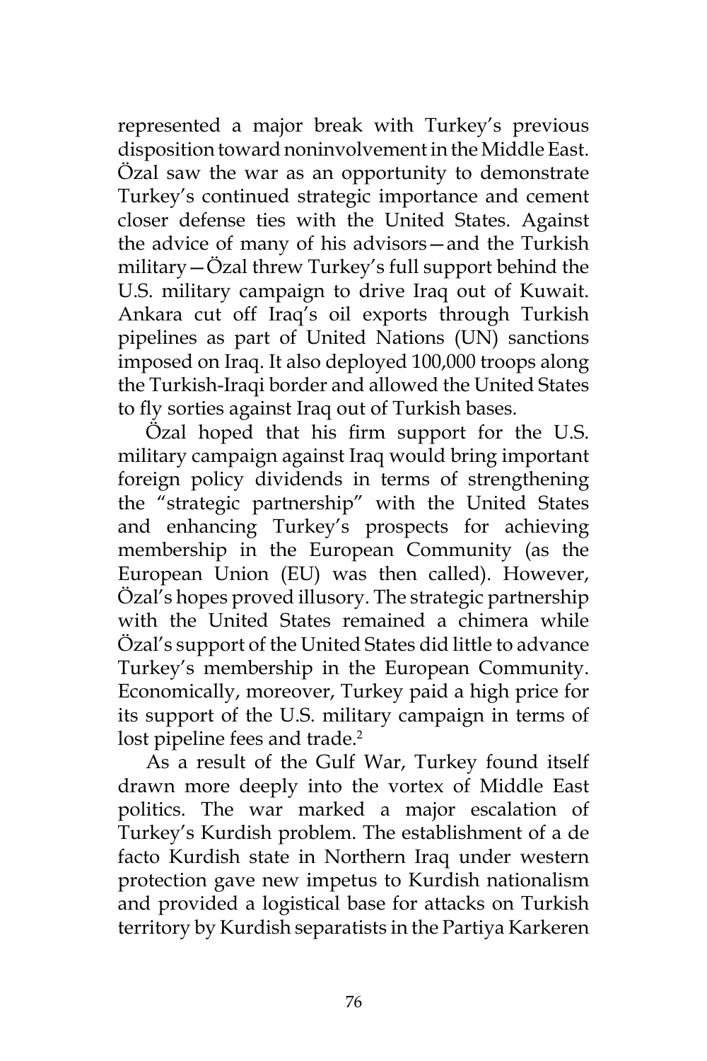represented a major break with Turkey's previous disposition toward noninvolvement in the Middle East. Özal saw the war as an opportunity to demonstrate Turkey's continued strategic importance and cement closer defense ties with the United States. Against the advice of many of his advisors—and the Turkish military—Özal threw Turkey's full support behind the U.S. military campaign to drive Iraq out of Kuwait. Ankara cut off Iraq's oil exports through Turkish pipelines as part of United Nations (UN) sanctions imposed on Iraq. It also deployed 100,000 troops along the Turkish-Iraqi border and allowed the United States to fly sorties against Iraq out of Turkish bases.

Özal hoped that his firm support for the U.S. military campaign against Iraq would bring important foreign policy dividends in terms of strengthening the "strategic partnership" with the United States and enhancing Turkey's prospects for achieving membership in the European Community (as the European Union (EU) was then called). However, Özal's hopes proved illusory. The strategic partnership with the United States remained a chimera while Özal's support of the United States did little to advance Turkey's membership in the European Community. Economically, moreover, Turkey paid a high price for its support of the U.S. military campaign in terms of lost pipeline fees and trade.[2]

As a result of the Gulf War, Turkey found itself drawn more deeply into the vortex of Middle East politics. The war marked a major escalation of Turkey's Kurdish problem. The establishment of a de facto Kurdish state in Northern Iraq under western protection gave new impetus to Kurdish nationalism and provided a logistical base for attacks on Turkish territory by Kurdish separatists in the Partiya Karkeren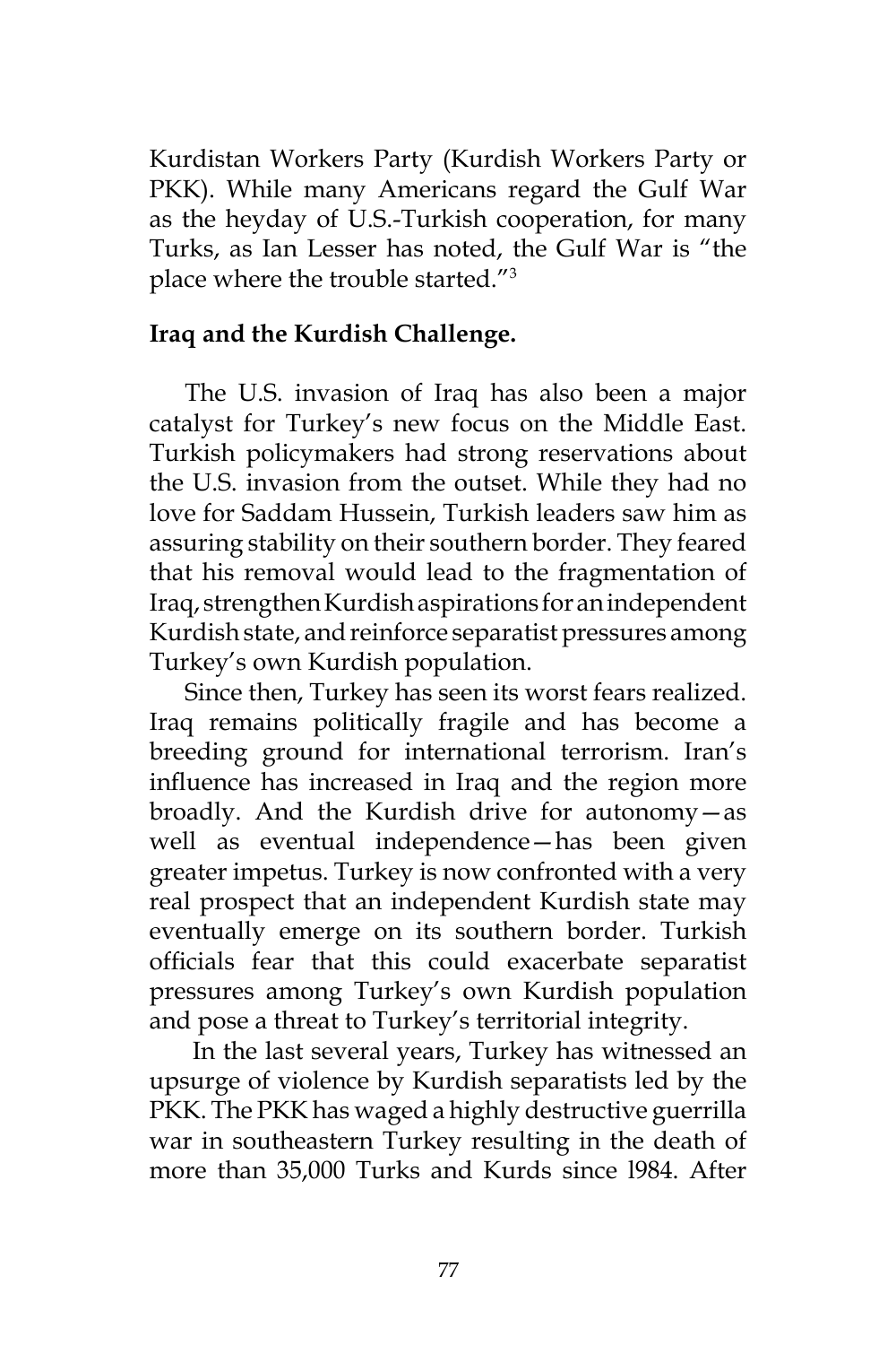Kurdistan Workers Party (Kurdish Workers Party or PKK). While many Americans regard the Gulf War as the heyday of U.S.-Turkish cooperation, for many Turks, as Ian Lesser has noted, the Gulf War is "the place where the trouble started."[3]

**Iraq and the Kurdish Challenge.**

The U.S. invasion of Iraq has also been a major catalyst for Turkey's new focus on the Middle East. Turkish policymakers had strong reservations about the U.S. invasion from the outset. While they had no love for Saddam Hussein, Turkish leaders saw him as assuring stability on their southern border. They feared that his removal would lead to the fragmentation of Iraq, strengthen Kurdish aspirations for an independent Kurdish state, and reinforce separatist pressures among Turkey's own Kurdish population.

Since then, Turkey has seen its worst fears realized. Iraq remains politically fragile and has become a breeding ground for international terrorism. Iran's influence has increased in Iraq and the region more broadly. And the Kurdish drive for autonomy—as well as eventual independence—has been given greater impetus. Turkey is now confronted with a very real prospect that an independent Kurdish state may eventually emerge on its southern border. Turkish officials fear that this could exacerbate separatist pressures among Turkey's own Kurdish population and pose a threat to Turkey's territorial integrity.

In the last several years, Turkey has witnessed an upsurge of violence by Kurdish separatists led by the PKK. The PKK has waged a highly destructive guerrilla war in southeastern Turkey resulting in the death of more than 35,000 Turks and Kurds since 1984. After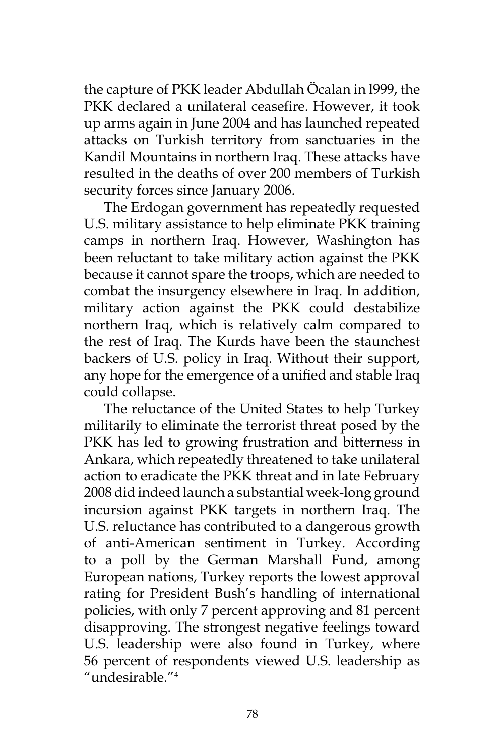the capture of PKK leader Abdullah Öcalan in l999, the PKK declared a unilateral ceasefire. However, it took up arms again in June 2004 and has launched repeated attacks on Turkish territory from sanctuaries in the Kandil Mountains in northern Iraq. These attacks have resulted in the deaths of over 200 members of Turkish security forces since January 2006.

The Erdogan government has repeatedly requested U.S. military assistance to help eliminate PKK training camps in northern Iraq. However, Washington has been reluctant to take military action against the PKK because it cannot spare the troops, which are needed to combat the insurgency elsewhere in Iraq. In addition, military action against the PKK could destabilize northern Iraq, which is relatively calm compared to the rest of Iraq. The Kurds have been the staunchest backers of U.S. policy in Iraq. Without their support, any hope for the emergence of a unified and stable Iraq could collapse.

The reluctance of the United States to help Turkey militarily to eliminate the terrorist threat posed by the PKK has led to growing frustration and bitterness in Ankara, which repeatedly threatened to take unilateral action to eradicate the PKK threat and in late February 2008 did indeed launch a substantial week-long ground incursion against PKK targets in northern Iraq. The U.S. reluctance has contributed to a dangerous growth of anti-American sentiment in Turkey. According to a poll by the German Marshall Fund, among European nations, Turkey reports the lowest approval rating for President Bush's handling of international policies, with only 7 percent approving and 81 percent disapproving. The strongest negative feelings toward U.S. leadership were also found in Turkey, where 56 percent of respondents viewed U.S. leadership as "undesirable."[4]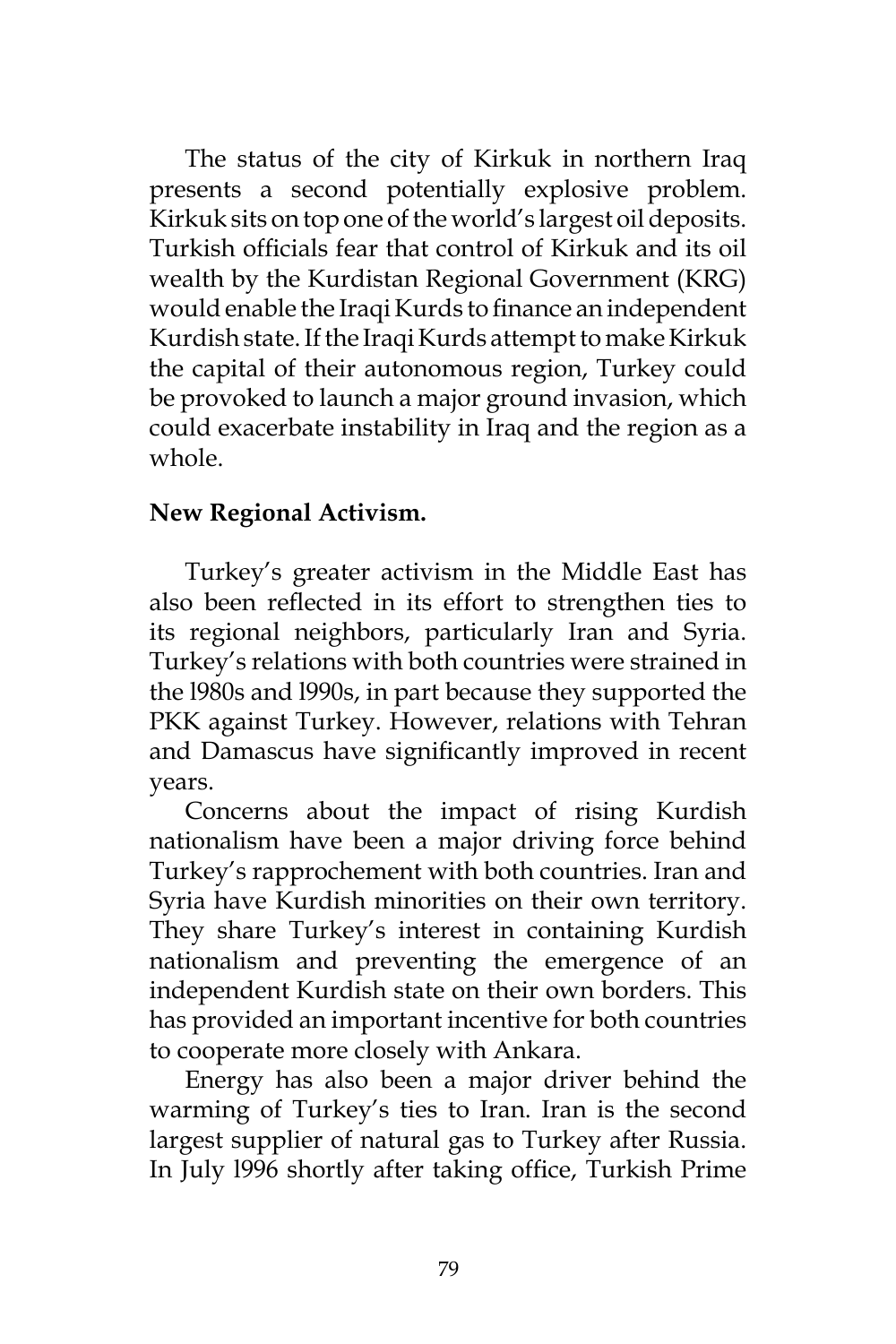The status of the city of Kirkuk in northern Iraq presents a second potentially explosive problem. Kirkuk sits on top one of the world's largest oil deposits. Turkish officials fear that control of Kirkuk and its oil wealth by the Kurdistan Regional Government (KRG) would enable the Iraqi Kurds to finance an independent Kurdish state. If the Iraqi Kurds attempt to make Kirkuk the capital of their autonomous region, Turkey could be provoked to launch a major ground invasion, which could exacerbate instability in Iraq and the region as a whole.

**New Regional Activism.**

Turkey's greater activism in the Middle East has also been reflected in its effort to strengthen ties to its regional neighbors, particularly Iran and Syria. Turkey's relations with both countries were strained in the 1980s and 1990s, in part because they supported the PKK against Turkey. However, relations with Tehran and Damascus have significantly improved in recent years.

Concerns about the impact of rising Kurdish nationalism have been a major driving force behind Turkey's rapprochement with both countries. Iran and Syria have Kurdish minorities on their own territory. They share Turkey's interest in containing Kurdish nationalism and preventing the emergence of an independent Kurdish state on their own borders. This has provided an important incentive for both countries to cooperate more closely with Ankara.

Energy has also been a major driver behind the warming of Turkey's ties to Iran. Iran is the second largest supplier of natural gas to Turkey after Russia. In July 1996 shortly after taking office, Turkish Prime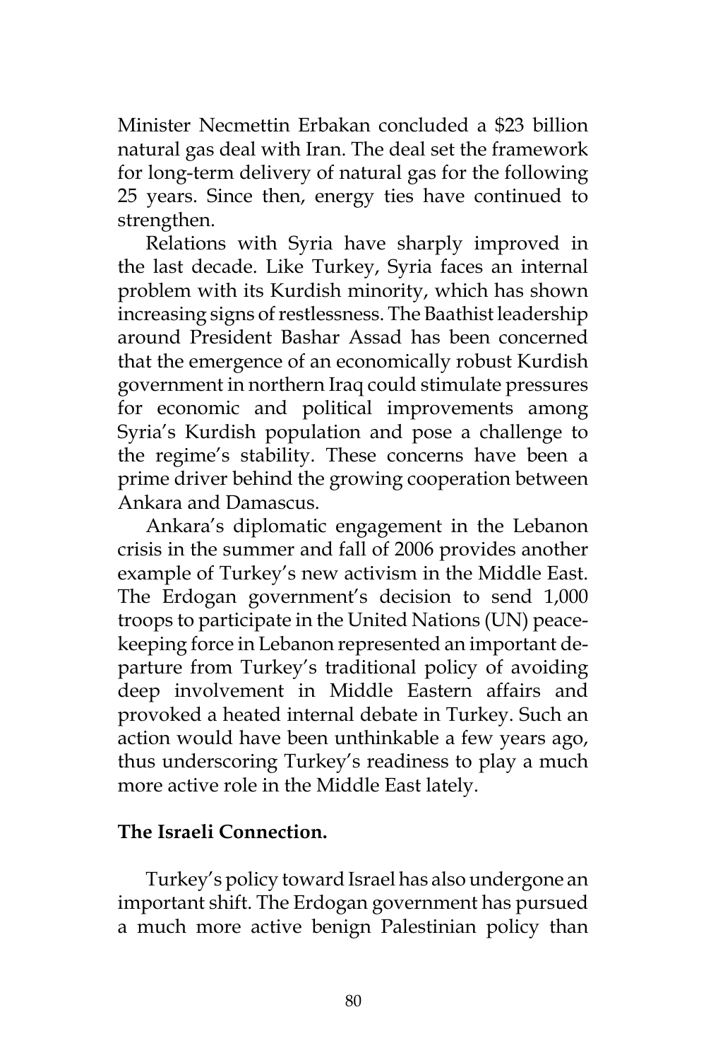Minister Necmettin Erbakan concluded a $23 billion natural gas deal with Iran. The deal set the framework for long-term delivery of natural gas for the following 25 years. Since then, energy ties have continued to strengthen.

Relations with Syria have sharply improved in the last decade. Like Turkey, Syria faces an internal problem with its Kurdish minority, which has shown increasing signs of restlessness. The Baathist leadership around President Bashar Assad has been concerned that the emergence of an economically robust Kurdish government in northern Iraq could stimulate pressures for economic and political improvements among Syria's Kurdish population and pose a challenge to the regime's stability. These concerns have been a prime driver behind the growing cooperation between Ankara and Damascus.

Ankara's diplomatic engagement in the Lebanon crisis in the summer and fall of 2006 provides another example of Turkey's new activism in the Middle East. The Erdogan government's decision to send 1,000 troops to participate in the United Nations (UN) peacekeeping force in Lebanon represented an important departure from Turkey's traditional policy of avoiding deep involvement in Middle Eastern affairs and provoked a heated internal debate in Turkey. Such an action would have been unthinkable a few years ago, thus underscoring Turkey's readiness to play a much more active role in the Middle East lately.

**The Israeli Connection.**

Turkey's policy toward Israel has also undergone an important shift. The Erdogan government has pursued a much more active benign Palestinian policy than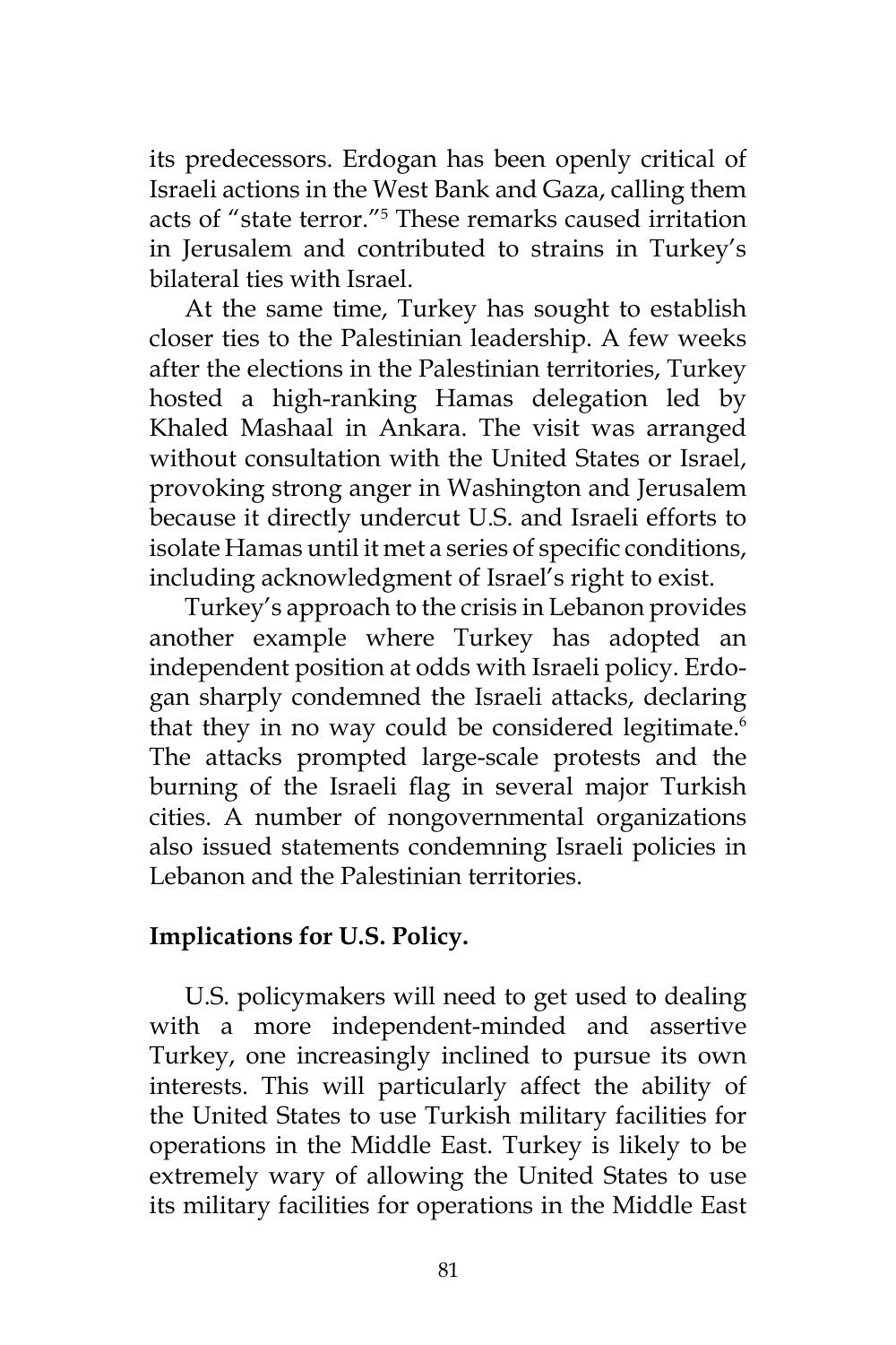its predecessors. Erdogan has been openly critical of Israeli actions in the West Bank and Gaza, calling them acts of "state terror."[5] These remarks caused irritation in Jerusalem and contributed to strains in Turkey's bilateral ties with Israel.

At the same time, Turkey has sought to establish closer ties to the Palestinian leadership. A few weeks after the elections in the Palestinian territories, Turkey hosted a high-ranking Hamas delegation led by Khaled Mashaal in Ankara. The visit was arranged without consultation with the United States or Israel, provoking strong anger in Washington and Jerusalem because it directly undercut U.S. and Israeli efforts to isolate Hamas until it met a series of specific conditions, including acknowledgment of Israel's right to exist.

Turkey's approach to the crisis in Lebanon provides another example where Turkey has adopted an independent position at odds with Israeli policy. Erdogan sharply condemned the Israeli attacks, declaring that they in no way could be considered legitimate.[6] The attacks prompted large-scale protests and the burning of the Israeli flag in several major Turkish cities. A number of nongovernmental organizations also issued statements condemning Israeli policies in Lebanon and the Palestinian territories.

**Implications for U.S. Policy.**

U.S. policymakers will need to get used to dealing with a more independent-minded and assertive Turkey, one increasingly inclined to pursue its own interests. This will particularly affect the ability of the United States to use Turkish military facilities for operations in the Middle East. Turkey is likely to be extremely wary of allowing the United States to use its military facilities for operations in the Middle East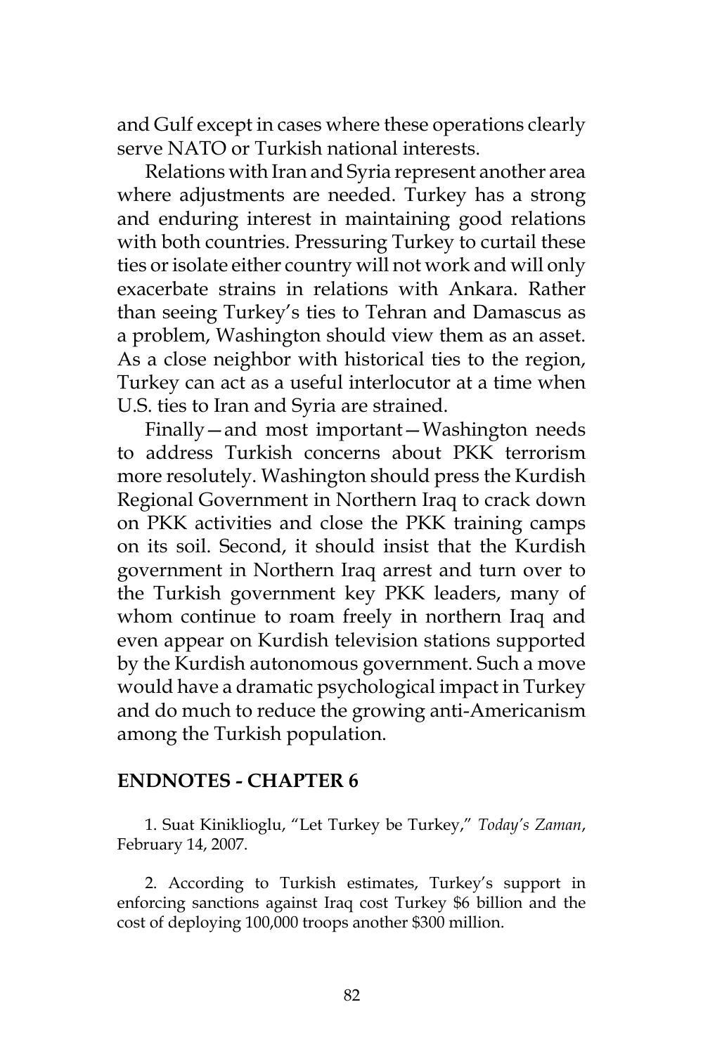and Gulf except in cases where these operations clearly serve NATO or Turkish national interests.

Relations with Iran and Syria represent another area where adjustments are needed. Turkey has a strong and enduring interest in maintaining good relations with both countries. Pressuring Turkey to curtail these ties or isolate either country will not work and will only exacerbate strains in relations with Ankara. Rather than seeing Turkey's ties to Tehran and Damascus as a problem, Washington should view them as an asset. As a close neighbor with historical ties to the region, Turkey can act as a useful interlocutor at a time when U.S. ties to Iran and Syria are strained.

Finally—and most important—Washington needs to address Turkish concerns about PKK terrorism more resolutely. Washington should press the Kurdish Regional Government in Northern Iraq to crack down on PKK activities and close the PKK training camps on its soil. Second, it should insist that the Kurdish government in Northern Iraq arrest and turn over to the Turkish government key PKK leaders, many of whom continue to roam freely in northern Iraq and even appear on Kurdish television stations supported by the Kurdish autonomous government. Such a move would have a dramatic psychological impact in Turkey and do much to reduce the growing anti-Americanism among the Turkish population.

## ENDNOTES - CHAPTER 6

1. Suat Kiniklioglu, "Let Turkey be Turkey," *Today's Zaman*, February 14, 2007.

2. According to Turkish estimates, Turkey's support in enforcing sanctions against Iraq cost Turkey $6 billion and the cost of deploying 100,000 troops another $300 million.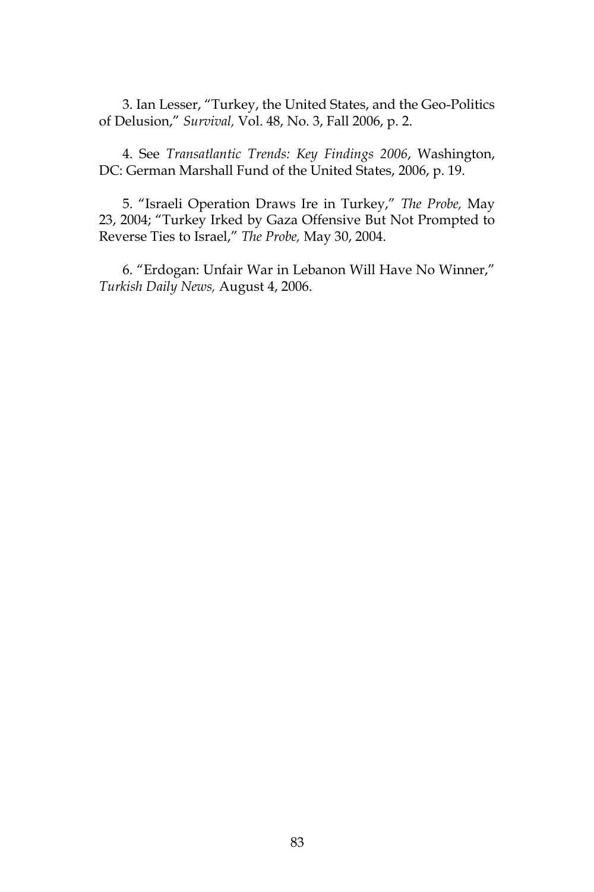3. Ian Lesser, “Turkey, the United States, and the Geo-Politics of Delusion,” *Survival,* Vol. 48, No. 3, Fall 2006, p. 2.

4. See *Transatlantic Trends: Key Findings 2006*, Washington, DC: German Marshall Fund of the United States, 2006, p. 19.

5. “Israeli Operation Draws Ire in Turkey,” *The Probe,* May 23, 2004; “Turkey Irked by Gaza Offensive But Not Prompted to Reverse Ties to Israel,” *The Probe,* May 30, 2004.

6. “Erdogan: Unfair War in Lebanon Will Have No Winner,” *Turkish Daily News,* August 4, 2006.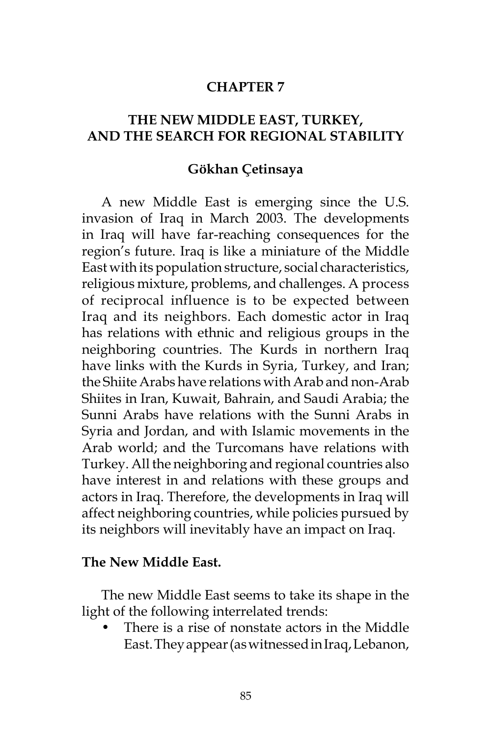# CHAPTER 7

# THE NEW MIDDLE EAST, TURKEY, AND THE SEARCH FOR REGIONAL STABILITY

**Gökhan Çetinsaya**

A new Middle East is emerging since the U.S. invasion of Iraq in March 2003. The developments in Iraq will have far-reaching consequences for the region's future. Iraq is like a miniature of the Middle East with its population structure, social characteristics, religious mixture, problems, and challenges. A process of reciprocal influence is to be expected between Iraq and its neighbors. Each domestic actor in Iraq has relations with ethnic and religious groups in the neighboring countries. The Kurds in northern Iraq have links with the Kurds in Syria, Turkey, and Iran; the Shiite Arabs have relations with Arab and non-Arab Shiites in Iran, Kuwait, Bahrain, and Saudi Arabia; the Sunni Arabs have relations with the Sunni Arabs in Syria and Jordan, and with Islamic movements in the Arab world; and the Turcomans have relations with Turkey. All the neighboring and regional countries also have interest in and relations with these groups and actors in Iraq. Therefore, the developments in Iraq will affect neighboring countries, while policies pursued by its neighbors will inevitably have an impact on Iraq.

## The New Middle East.

The new Middle East seems to take its shape in the light of the following interrelated trends:

- There is a rise of nonstate actors in the Middle East. They appear (as witnessed in Iraq, Lebanon,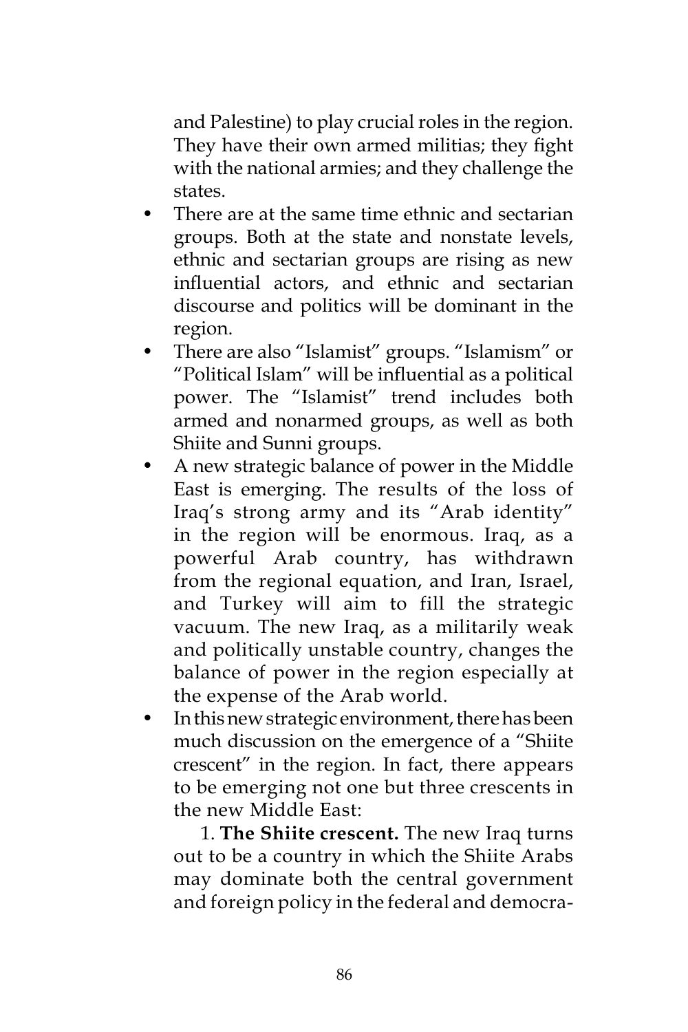and Palestine) to play crucial roles in the region. They have their own armed militias; they fight with the national armies; and they challenge the states.

- There are at the same time ethnic and sectarian groups. Both at the state and nonstate levels, ethnic and sectarian groups are rising as new influential actors, and ethnic and sectarian discourse and politics will be dominant in the region.
- There are also "Islamist" groups. "Islamism" or "Political Islam" will be influential as a political power. The "Islamist" trend includes both armed and nonarmed groups, as well as both Shiite and Sunni groups.
- A new strategic balance of power in the Middle East is emerging. The results of the loss of Iraq's strong army and its "Arab identity" in the region will be enormous. Iraq, as a powerful Arab country, has withdrawn from the regional equation, and Iran, Israel, and Turkey will aim to fill the strategic vacuum. The new Iraq, as a militarily weak and politically unstable country, changes the balance of power in the region especially at the expense of the Arab world.
- In this new strategic environment, there has been much discussion on the emergence of a "Shiite crescent" in the region. In fact, there appears to be emerging not one but three crescents in the new Middle East:

    1. **The Shiite crescent.** The new Iraq turns out to be a country in which the Shiite Arabs may dominate both the central government and foreign policy in the federal and democra-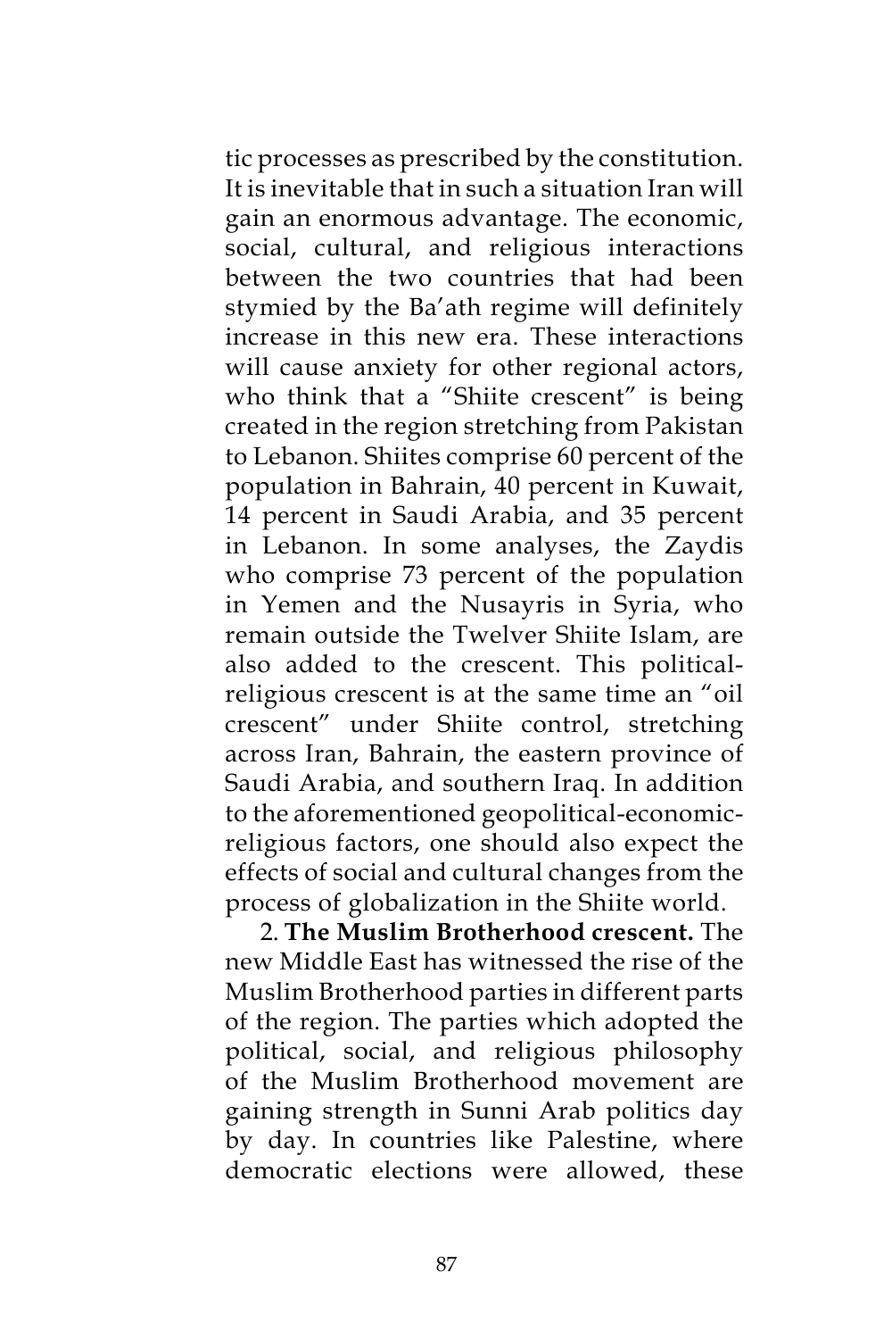tic processes as prescribed by the constitution. It is inevitable that in such a situation Iran will gain an enormous advantage. The economic, social, cultural, and religious interactions between the two countries that had been stymied by the Ba'ath regime will definitely increase in this new era. These interactions will cause anxiety for other regional actors, who think that a "Shiite crescent" is being created in the region stretching from Pakistan to Lebanon. Shiites comprise 60 percent of the population in Bahrain, 40 percent in Kuwait, 14 percent in Saudi Arabia, and 35 percent in Lebanon. In some analyses, the Zaydis who comprise 73 percent of the population in Yemen and the Nusayris in Syria, who remain outside the Twelver Shiite Islam, are also added to the crescent. This political-religious crescent is at the same time an "oil crescent" under Shiite control, stretching across Iran, Bahrain, the eastern province of Saudi Arabia, and southern Iraq. In addition to the aforementioned geopolitical-economic-religious factors, one should also expect the effects of social and cultural changes from the process of globalization in the Shiite world.

2. **The Muslim Brotherhood crescent.** The new Middle East has witnessed the rise of the Muslim Brotherhood parties in different parts of the region. The parties which adopted the political, social, and religious philosophy of the Muslim Brotherhood movement are gaining strength in Sunni Arab politics day by day. In countries like Palestine, where democratic elections were allowed, these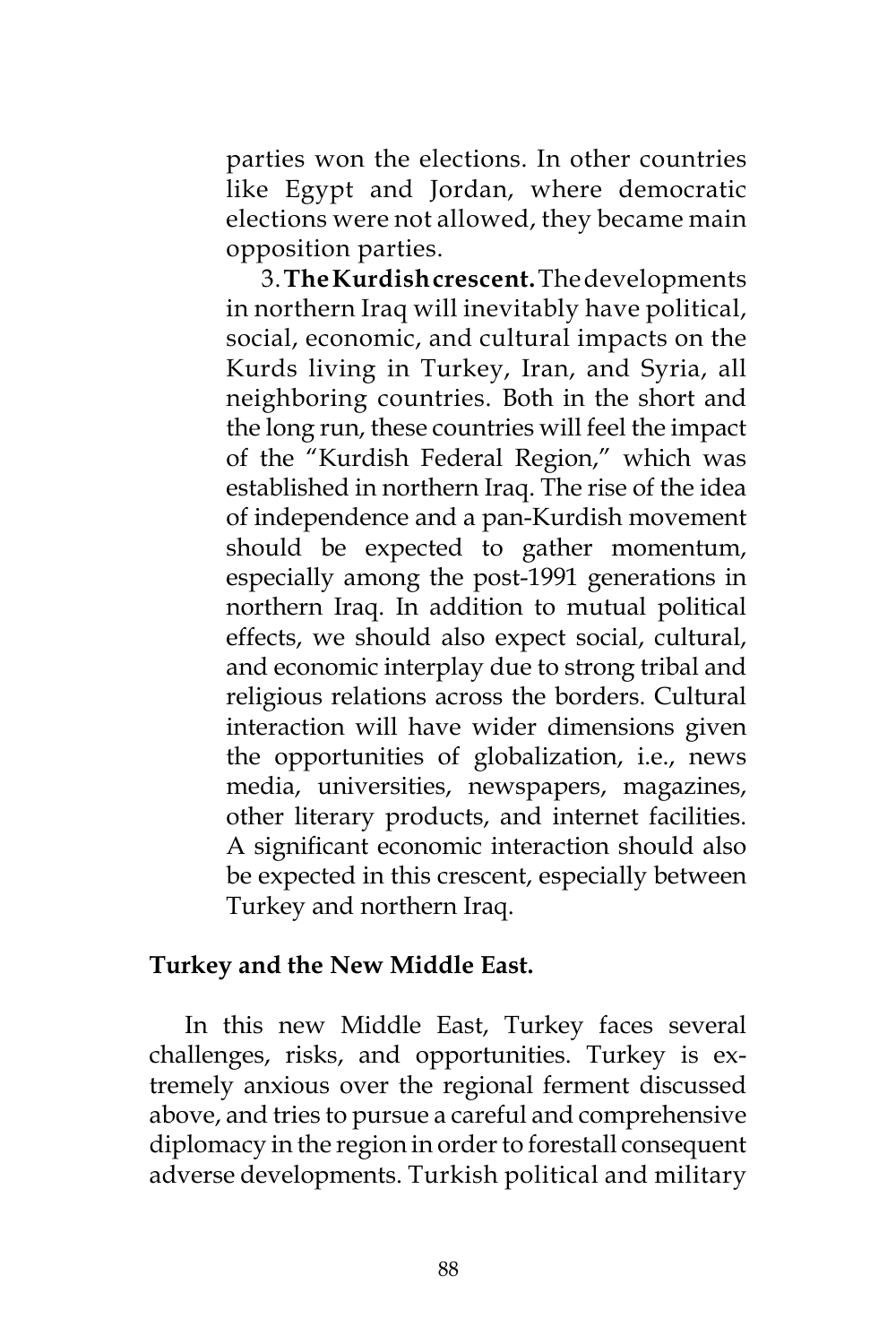parties won the elections. In other countries like Egypt and Jordan, where democratic elections were not allowed, they became main opposition parties.

3. **The Kurdish crescent.** The developments in northern Iraq will inevitably have political, social, economic, and cultural impacts on the Kurds living in Turkey, Iran, and Syria, all neighboring countries. Both in the short and the long run, these countries will feel the impact of the "Kurdish Federal Region," which was established in northern Iraq. The rise of the idea of independence and a pan-Kurdish movement should be expected to gather momentum, especially among the post-1991 generations in northern Iraq. In addition to mutual political effects, we should also expect social, cultural, and economic interplay due to strong tribal and religious relations across the borders. Cultural interaction will have wider dimensions given the opportunities of globalization, i.e., news media, universities, newspapers, magazines, other literary products, and internet facilities. A significant economic interaction should also be expected in this crescent, especially between Turkey and northern Iraq.

## Turkey and the New Middle East.

In this new Middle East, Turkey faces several challenges, risks, and opportunities. Turkey is extremely anxious over the regional ferment discussed above, and tries to pursue a careful and comprehensive diplomacy in the region in order to forestall consequent adverse developments. Turkish political and military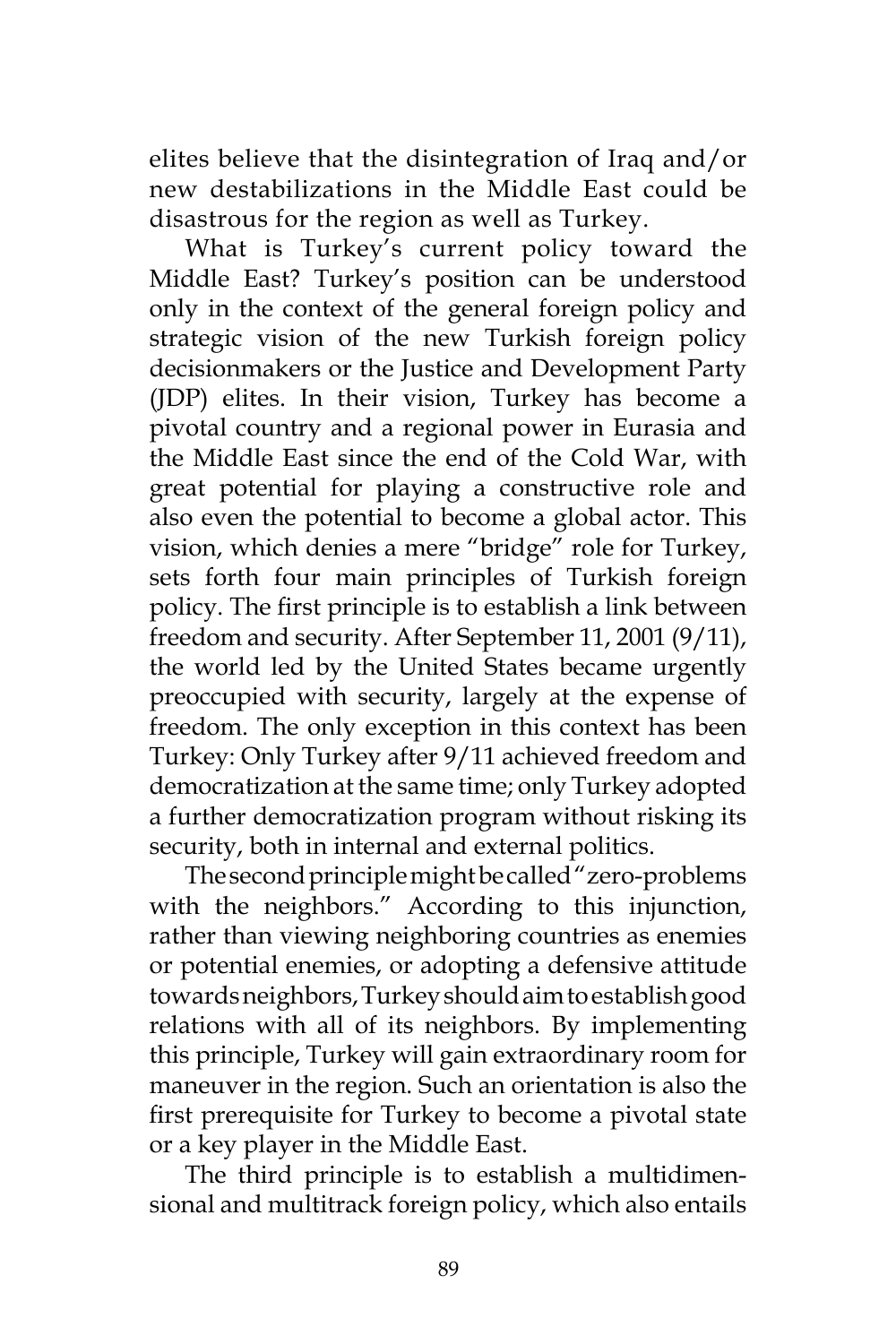elites believe that the disintegration of Iraq and/or new destabilizations in the Middle East could be disastrous for the region as well as Turkey.

What is Turkey's current policy toward the Middle East? Turkey's position can be understood only in the context of the general foreign policy and strategic vision of the new Turkish foreign policy decisionmakers or the Justice and Development Party (JDP) elites. In their vision, Turkey has become a pivotal country and a regional power in Eurasia and the Middle East since the end of the Cold War, with great potential for playing a constructive role and also even the potential to become a global actor. This vision, which denies a mere "bridge" role for Turkey, sets forth four main principles of Turkish foreign policy. The first principle is to establish a link between freedom and security. After September 11, 2001 (9/11), the world led by the United States became urgently preoccupied with security, largely at the expense of freedom. The only exception in this context has been Turkey: Only Turkey after 9/11 achieved freedom and democratization at the same time; only Turkey adopted a further democratization program without risking its security, both in internal and external politics.

The second principle might be called "zero-problems with the neighbors." According to this injunction, rather than viewing neighboring countries as enemies or potential enemies, or adopting a defensive attitude towards neighbors, Turkey should aim to establish good relations with all of its neighbors. By implementing this principle, Turkey will gain extraordinary room for maneuver in the region. Such an orientation is also the first prerequisite for Turkey to become a pivotal state or a key player in the Middle East.

The third principle is to establish a multidimensional and multitrack foreign policy, which also entails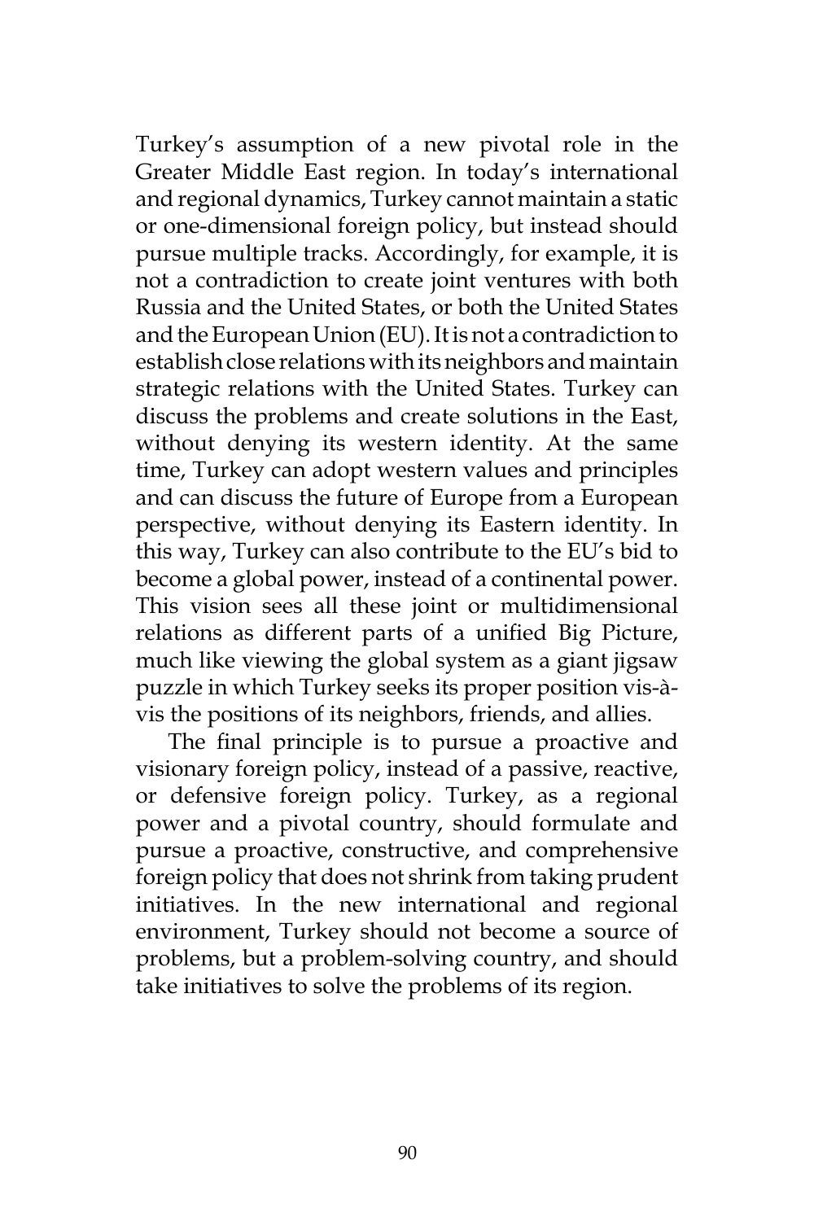Turkey's assumption of a new pivotal role in the Greater Middle East region. In today's international and regional dynamics, Turkey cannot maintain a static or one-dimensional foreign policy, but instead should pursue multiple tracks. Accordingly, for example, it is not a contradiction to create joint ventures with both Russia and the United States, or both the United States and the European Union (EU). It is not a contradiction to establish close relations with its neighbors and maintain strategic relations with the United States. Turkey can discuss the problems and create solutions in the East, without denying its western identity. At the same time, Turkey can adopt western values and principles and can discuss the future of Europe from a European perspective, without denying its Eastern identity. In this way, Turkey can also contribute to the EU's bid to become a global power, instead of a continental power. This vision sees all these joint or multidimensional relations as different parts of a unified Big Picture, much like viewing the global system as a giant jigsaw puzzle in which Turkey seeks its proper position vis-à-vis the positions of its neighbors, friends, and allies.

The final principle is to pursue a proactive and visionary foreign policy, instead of a passive, reactive, or defensive foreign policy. Turkey, as a regional power and a pivotal country, should formulate and pursue a proactive, constructive, and comprehensive foreign policy that does not shrink from taking prudent initiatives. In the new international and regional environment, Turkey should not become a source of problems, but a problem-solving country, and should take initiatives to solve the problems of its region.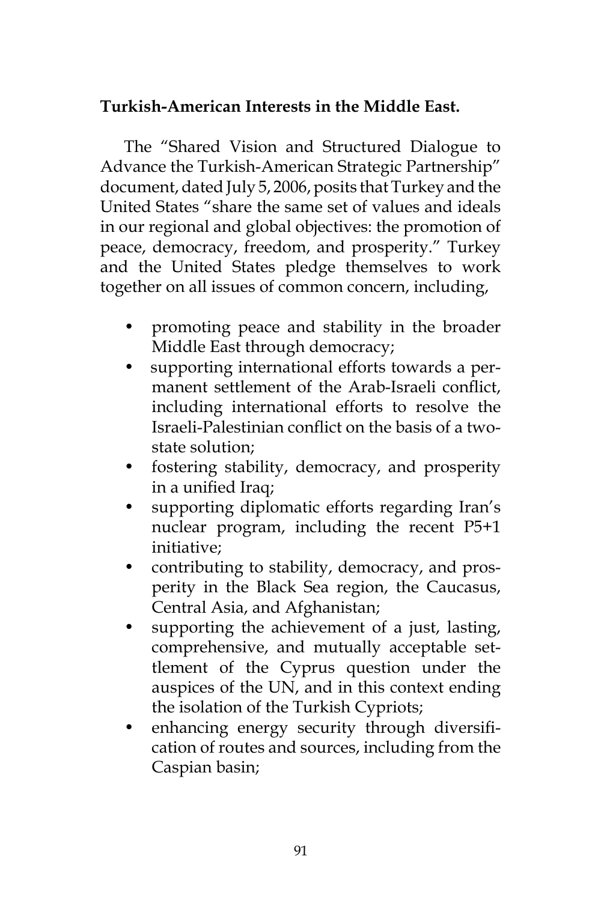**Turkish-American Interests in the Middle East.**

The "Shared Vision and Structured Dialogue to Advance the Turkish-American Strategic Partnership" document, dated July 5, 2006, posits that Turkey and the United States "share the same set of values and ideals in our regional and global objectives: the promotion of peace, democracy, freedom, and prosperity." Turkey and the United States pledge themselves to work together on all issues of common concern, including,

- promoting peace and stability in the broader Middle East through democracy;
- supporting international efforts towards a permanent settlement of the Arab-Israeli conflict, including international efforts to resolve the Israeli-Palestinian conflict on the basis of a two-state solution;
- fostering stability, democracy, and prosperity in a unified Iraq;
- supporting diplomatic efforts regarding Iran's nuclear program, including the recent P5+1 initiative;
- contributing to stability, democracy, and prosperity in the Black Sea region, the Caucasus, Central Asia, and Afghanistan;
- supporting the achievement of a just, lasting, comprehensive, and mutually acceptable settlement of the Cyprus question under the auspices of the UN, and in this context ending the isolation of the Turkish Cypriots;
- enhancing energy security through diversification of routes and sources, including from the Caspian basin;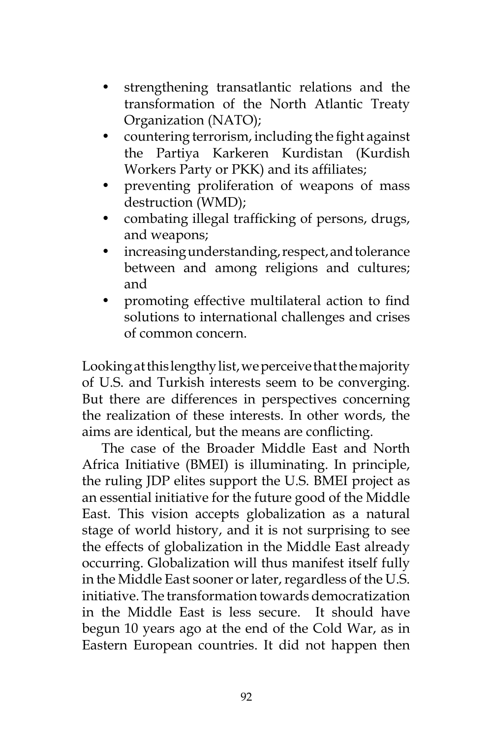- strengthening transatlantic relations and the transformation of the North Atlantic Treaty Organization (NATO);
- countering terrorism, including the fight against the Partiya Karkeren Kurdistan (Kurdish Workers Party or PKK) and its affiliates;
- preventing proliferation of weapons of mass destruction (WMD);
- combating illegal trafficking of persons, drugs, and weapons;
- increasing understanding, respect, and tolerance between and among religions and cultures; and
- promoting effective multilateral action to find solutions to international challenges and crises of common concern.

Looking at this lengthy list, we perceive that the majority of U.S. and Turkish interests seem to be converging. But there are differences in perspectives concerning the realization of these interests. In other words, the aims are identical, but the means are conflicting.

The case of the Broader Middle East and North Africa Initiative (BMEI) is illuminating. In principle, the ruling JDP elites support the U.S. BMEI project as an essential initiative for the future good of the Middle East. This vision accepts globalization as a natural stage of world history, and it is not surprising to see the effects of globalization in the Middle East already occurring. Globalization will thus manifest itself fully in the Middle East sooner or later, regardless of the U.S. initiative. The transformation towards democratization in the Middle East is less secure. It should have begun 10 years ago at the end of the Cold War, as in Eastern European countries. It did not happen then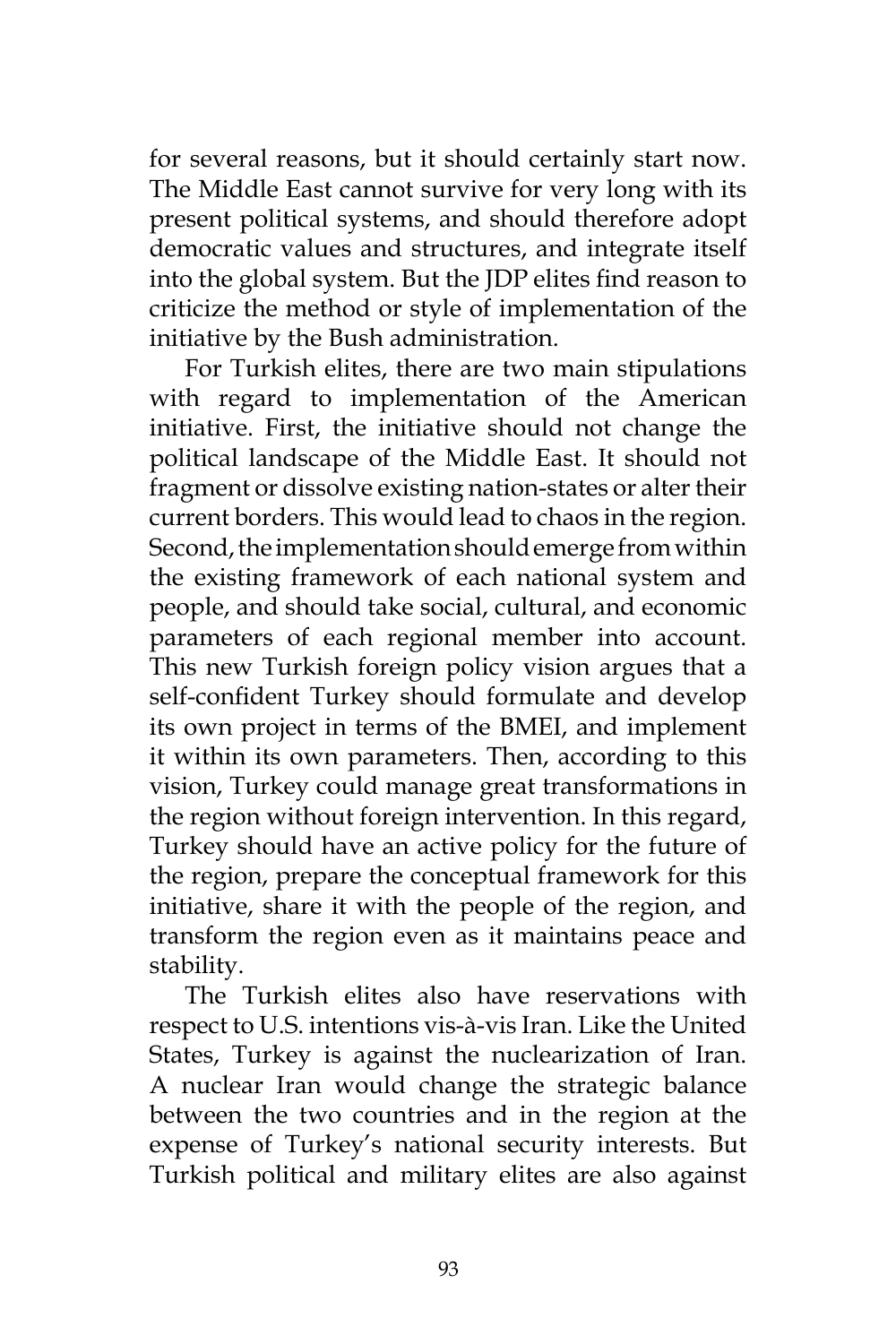for several reasons, but it should certainly start now. The Middle East cannot survive for very long with its present political systems, and should therefore adopt democratic values and structures, and integrate itself into the global system. But the JDP elites find reason to criticize the method or style of implementation of the initiative by the Bush administration.

For Turkish elites, there are two main stipulations with regard to implementation of the American initiative. First, the initiative should not change the political landscape of the Middle East. It should not fragment or dissolve existing nation-states or alter their current borders. This would lead to chaos in the region. Second, the implementation should emerge from within the existing framework of each national system and people, and should take social, cultural, and economic parameters of each regional member into account. This new Turkish foreign policy vision argues that a self-confident Turkey should formulate and develop its own project in terms of the BMEI, and implement it within its own parameters. Then, according to this vision, Turkey could manage great transformations in the region without foreign intervention. In this regard, Turkey should have an active policy for the future of the region, prepare the conceptual framework for this initiative, share it with the people of the region, and transform the region even as it maintains peace and stability.

The Turkish elites also have reservations with respect to U.S. intentions vis-à-vis Iran. Like the United States, Turkey is against the nuclearization of Iran. A nuclear Iran would change the strategic balance between the two countries and in the region at the expense of Turkey's national security interests. But Turkish political and military elites are also against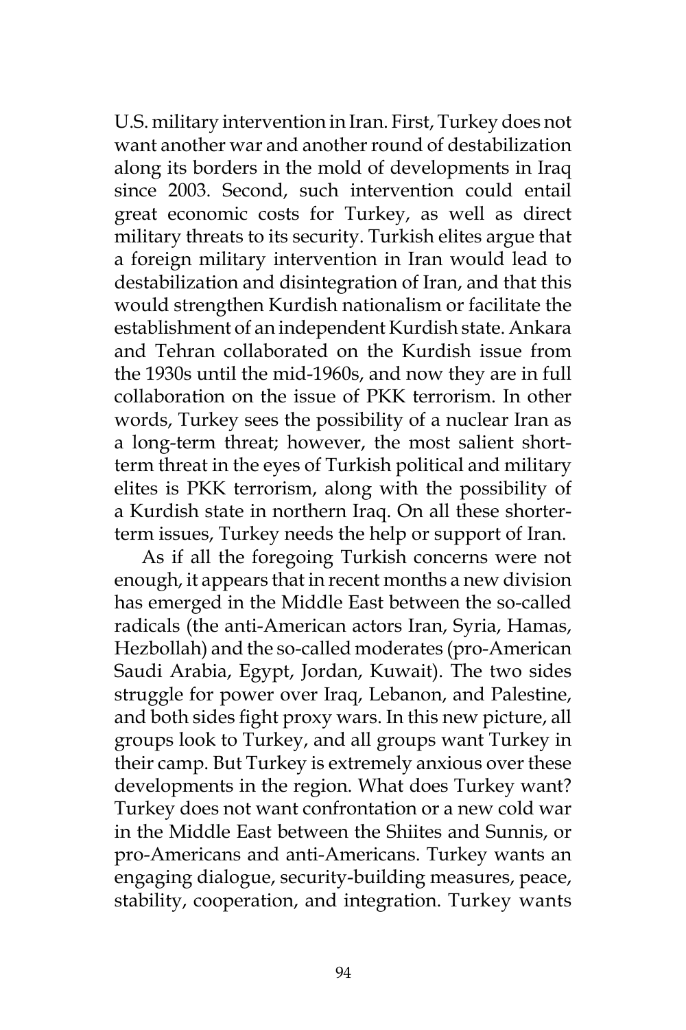U.S. military intervention in Iran. First, Turkey does not want another war and another round of destabilization along its borders in the mold of developments in Iraq since 2003. Second, such intervention could entail great economic costs for Turkey, as well as direct military threats to its security. Turkish elites argue that a foreign military intervention in Iran would lead to destabilization and disintegration of Iran, and that this would strengthen Kurdish nationalism or facilitate the establishment of an independent Kurdish state. Ankara and Tehran collaborated on the Kurdish issue from the 1930s until the mid-1960s, and now they are in full collaboration on the issue of PKK terrorism. In other words, Turkey sees the possibility of a nuclear Iran as a long-term threat; however, the most salient short-term threat in the eyes of Turkish political and military elites is PKK terrorism, along with the possibility of a Kurdish state in northern Iraq. On all these shorter-term issues, Turkey needs the help or support of Iran.

As if all the foregoing Turkish concerns were not enough, it appears that in recent months a new division has emerged in the Middle East between the so-called radicals (the anti-American actors Iran, Syria, Hamas, Hezbollah) and the so-called moderates (pro-American Saudi Arabia, Egypt, Jordan, Kuwait). The two sides struggle for power over Iraq, Lebanon, and Palestine, and both sides fight proxy wars. In this new picture, all groups look to Turkey, and all groups want Turkey in their camp. But Turkey is extremely anxious over these developments in the region. What does Turkey want? Turkey does not want confrontation or a new cold war in the Middle East between the Shiites and Sunnis, or pro-Americans and anti-Americans. Turkey wants an engaging dialogue, security-building measures, peace, stability, cooperation, and integration. Turkey wants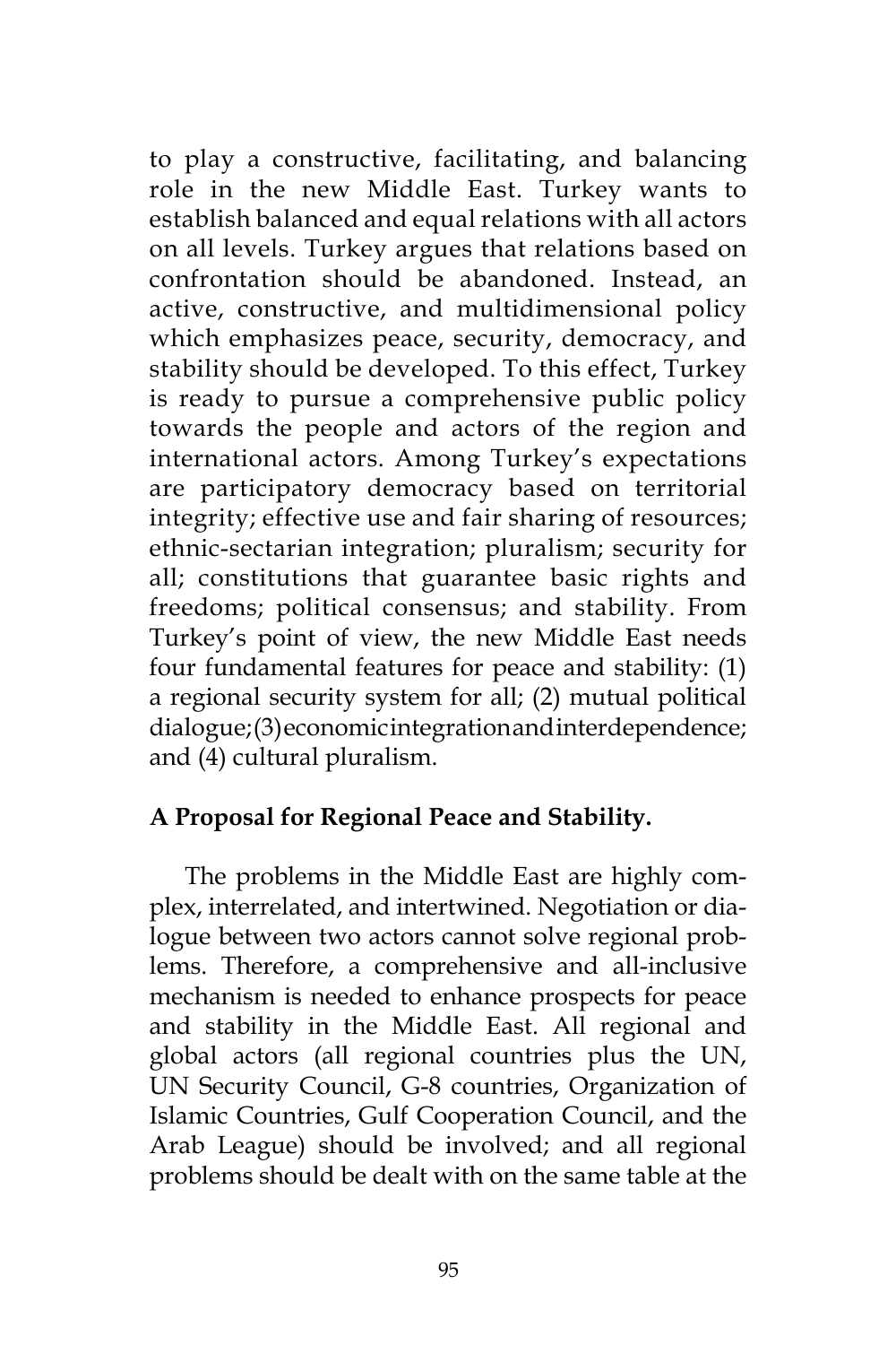to play a constructive, facilitating, and balancing role in the new Middle East. Turkey wants to establish balanced and equal relations with all actors on all levels. Turkey argues that relations based on confrontation should be abandoned. Instead, an active, constructive, and multidimensional policy which emphasizes peace, security, democracy, and stability should be developed. To this effect, Turkey is ready to pursue a comprehensive public policy towards the people and actors of the region and international actors. Among Turkey's expectations are participatory democracy based on territorial integrity; effective use and fair sharing of resources; ethnic-sectarian integration; pluralism; security for all; constitutions that guarantee basic rights and freedoms; political consensus; and stability. From Turkey's point of view, the new Middle East needs four fundamental features for peace and stability: (1) a regional security system for all; (2) mutual political dialogue; (3) economic integration and interdependence; and (4) cultural pluralism.

**A Proposal for Regional Peace and Stability.**

The problems in the Middle East are highly complex, interrelated, and intertwined. Negotiation or dialogue between two actors cannot solve regional problems. Therefore, a comprehensive and all-inclusive mechanism is needed to enhance prospects for peace and stability in the Middle East. All regional and global actors (all regional countries plus the UN, UN Security Council, G-8 countries, Organization of Islamic Countries, Gulf Cooperation Council, and the Arab League) should be involved; and all regional problems should be dealt with on the same table at the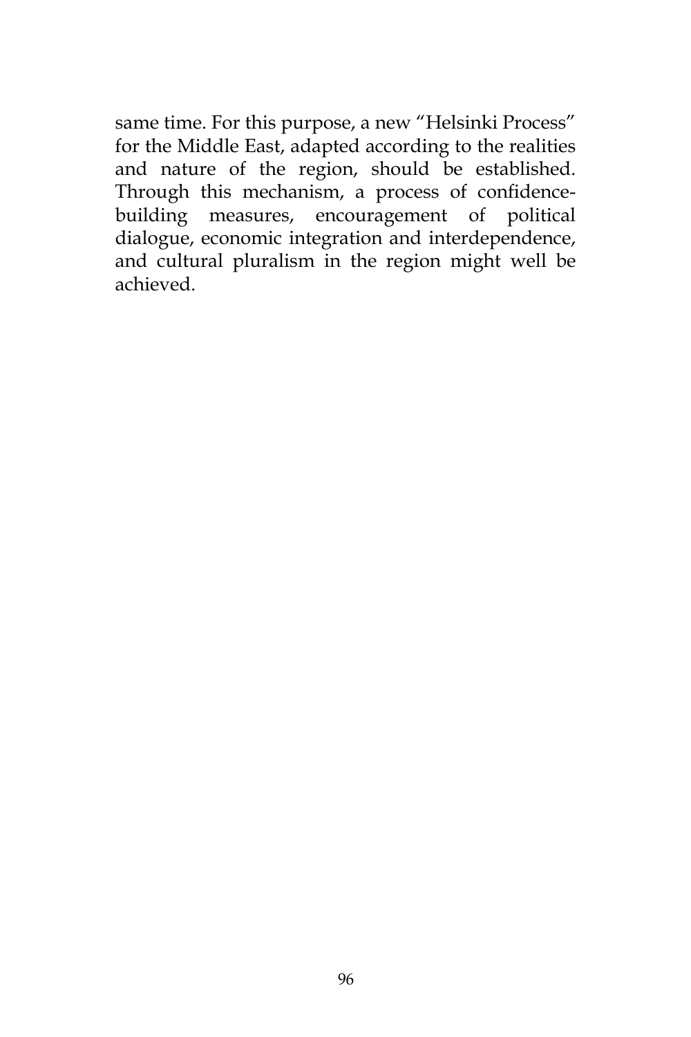same time. For this purpose, a new "Helsinki Process" for the Middle East, adapted according to the realities and nature of the region, should be established. Through this mechanism, a process of confidence-building measures, encouragement of political dialogue, economic integration and interdependence, and cultural pluralism in the region might well be achieved.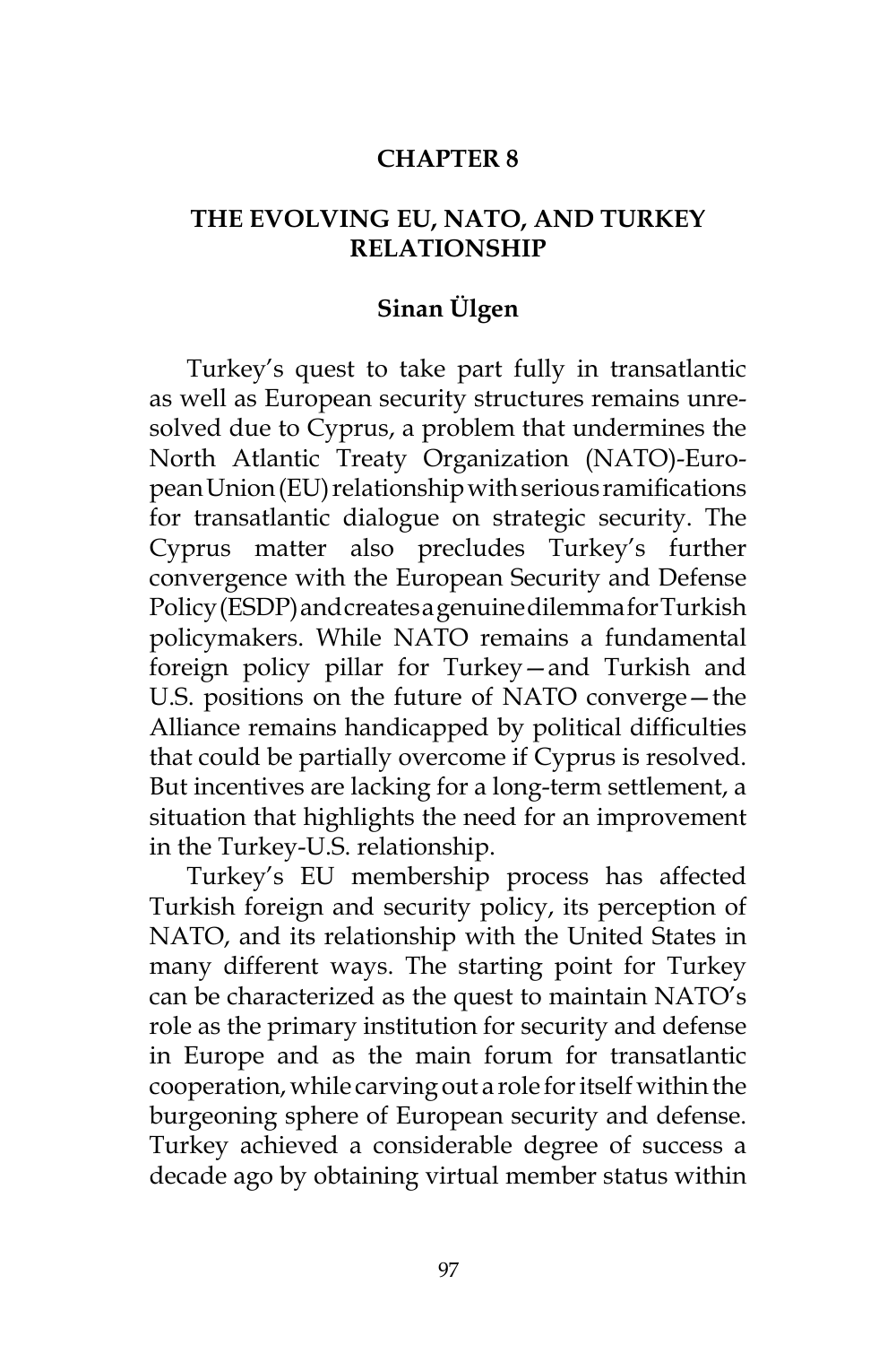# CHAPTER 8

## THE EVOLVING EU, NATO, AND TURKEY RELATIONSHIP

### Sinan Ülgen

Turkey's quest to take part fully in transatlantic as well as European security structures remains unresolved due to Cyprus, a problem that undermines the North Atlantic Treaty Organization (NATO)-European Union (EU) relationship with serious ramifications for transatlantic dialogue on strategic security. The Cyprus matter also precludes Turkey's further convergence with the European Security and Defense Policy (ESDP) and creates a genuine dilemma for Turkish policymakers. While NATO remains a fundamental foreign policy pillar for Turkey—and Turkish and U.S. positions on the future of NATO converge—the Alliance remains handicapped by political difficulties that could be partially overcome if Cyprus is resolved. But incentives are lacking for a long-term settlement, a situation that highlights the need for an improvement in the Turkey-U.S. relationship.

Turkey's EU membership process has affected Turkish foreign and security policy, its perception of NATO, and its relationship with the United States in many different ways. The starting point for Turkey can be characterized as the quest to maintain NATO's role as the primary institution for security and defense in Europe and as the main forum for transatlantic cooperation, while carving out a role for itself within the burgeoning sphere of European security and defense. Turkey achieved a considerable degree of success a decade ago by obtaining virtual member status within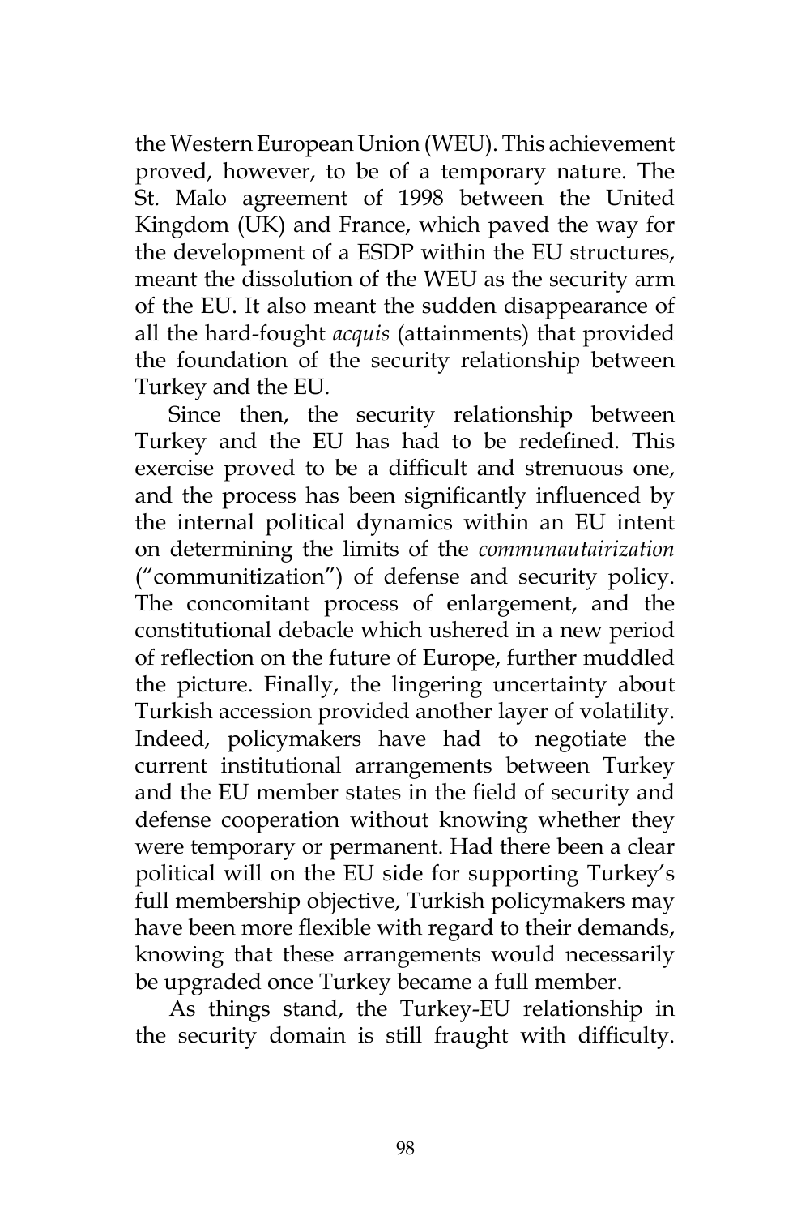the Western European Union (WEU). This achievement proved, however, to be of a temporary nature. The St. Malo agreement of 1998 between the United Kingdom (UK) and France, which paved the way for the development of a ESDP within the EU structures, meant the dissolution of the WEU as the security arm of the EU. It also meant the sudden disappearance of all the hard-fought *acquis* (attainments) that provided the foundation of the security relationship between Turkey and the EU.

Since then, the security relationship between Turkey and the EU has had to be redefined. This exercise proved to be a difficult and strenuous one, and the process has been significantly influenced by the internal political dynamics within an EU intent on determining the limits of the *communautairization* ("communitization") of defense and security policy. The concomitant process of enlargement, and the constitutional debacle which ushered in a new period of reflection on the future of Europe, further muddled the picture. Finally, the lingering uncertainty about Turkish accession provided another layer of volatility. Indeed, policymakers have had to negotiate the current institutional arrangements between Turkey and the EU member states in the field of security and defense cooperation without knowing whether they were temporary or permanent. Had there been a clear political will on the EU side for supporting Turkey's full membership objective, Turkish policymakers may have been more flexible with regard to their demands, knowing that these arrangements would necessarily be upgraded once Turkey became a full member.

As things stand, the Turkey-EU relationship in the security domain is still fraught with difficulty.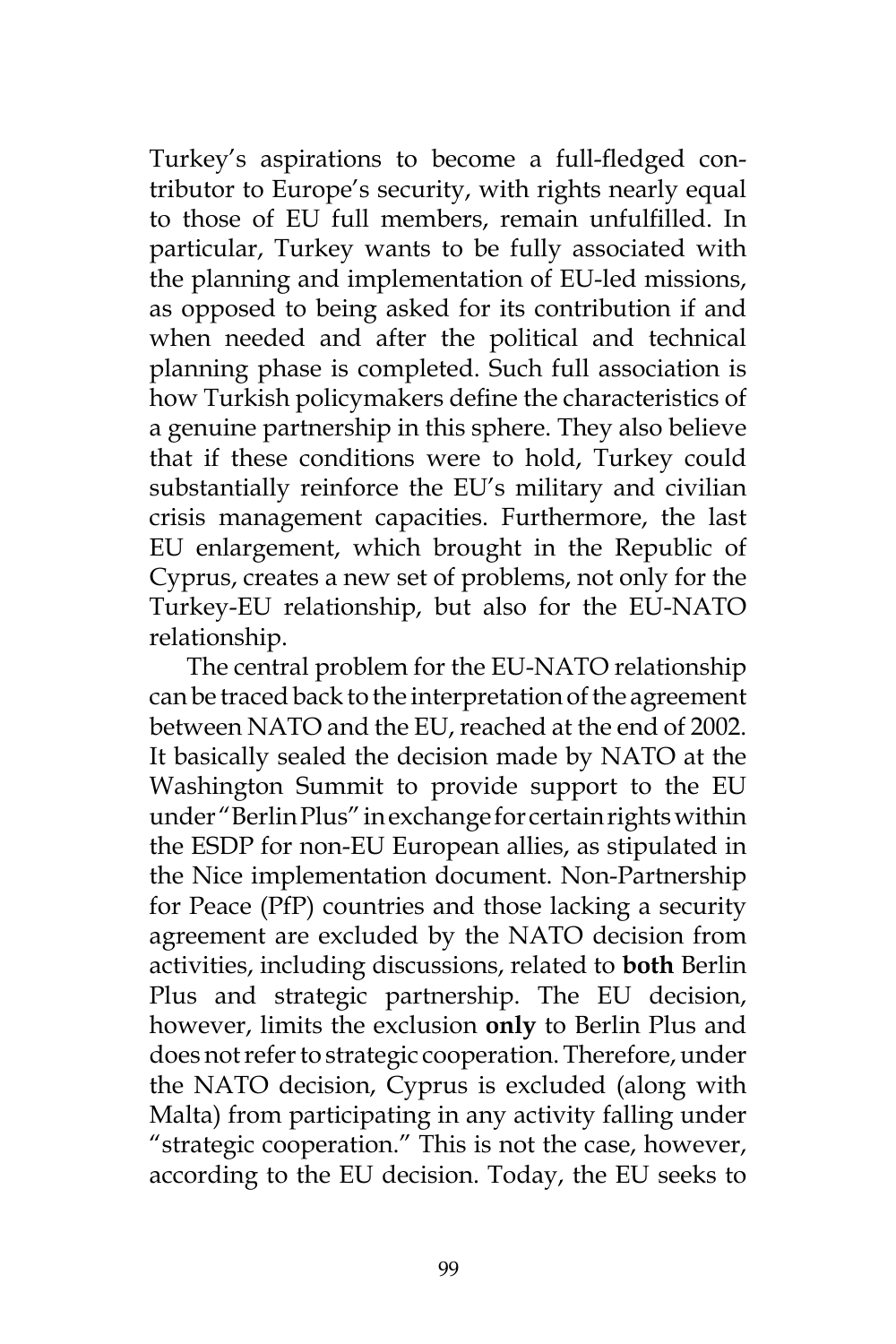Turkey's aspirations to become a full-fledged contributor to Europe's security, with rights nearly equal to those of EU full members, remain unfulfilled. In particular, Turkey wants to be fully associated with the planning and implementation of EU-led missions, as opposed to being asked for its contribution if and when needed and after the political and technical planning phase is completed. Such full association is how Turkish policymakers define the characteristics of a genuine partnership in this sphere. They also believe that if these conditions were to hold, Turkey could substantially reinforce the EU's military and civilian crisis management capacities. Furthermore, the last EU enlargement, which brought in the Republic of Cyprus, creates a new set of problems, not only for the Turkey-EU relationship, but also for the EU-NATO relationship.

The central problem for the EU-NATO relationship can be traced back to the interpretation of the agreement between NATO and the EU, reached at the end of 2002. It basically sealed the decision made by NATO at the Washington Summit to provide support to the EU under "Berlin Plus" in exchange for certain rights within the ESDP for non-EU European allies, as stipulated in the Nice implementation document. Non-Partnership for Peace (PfP) countries and those lacking a security agreement are excluded by the NATO decision from activities, including discussions, related to **both** Berlin Plus and strategic partnership. The EU decision, however, limits the exclusion **only** to Berlin Plus and does not refer to strategic cooperation. Therefore, under the NATO decision, Cyprus is excluded (along with Malta) from participating in any activity falling under "strategic cooperation." This is not the case, however, according to the EU decision. Today, the EU seeks to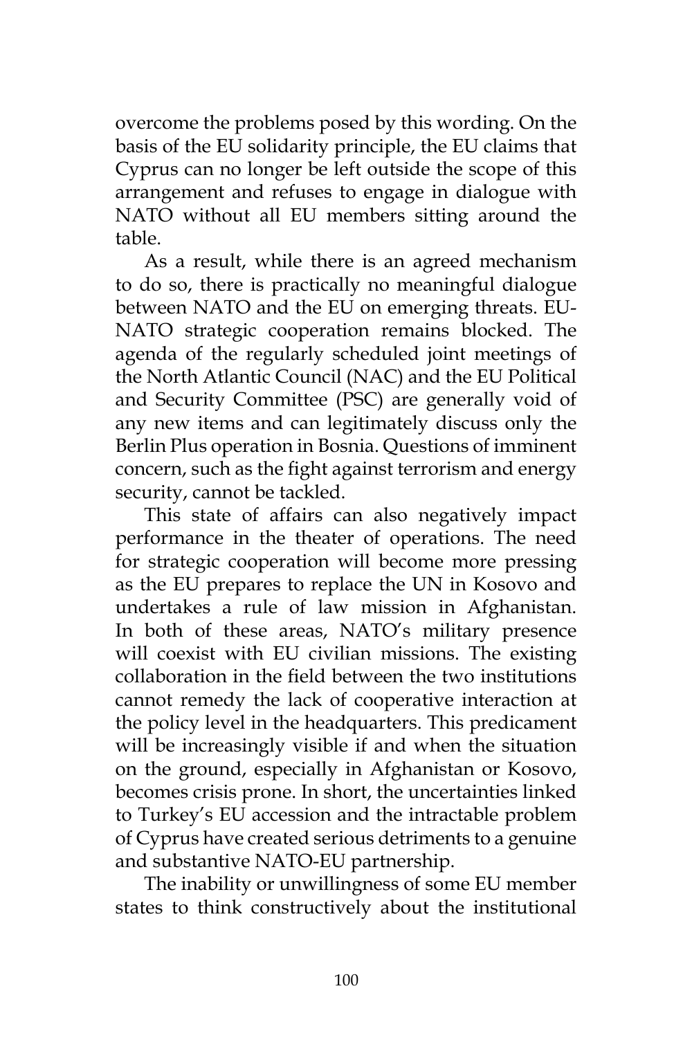overcome the problems posed by this wording. On the basis of the EU solidarity principle, the EU claims that Cyprus can no longer be left outside the scope of this arrangement and refuses to engage in dialogue with NATO without all EU members sitting around the table.

As a result, while there is an agreed mechanism to do so, there is practically no meaningful dialogue between NATO and the EU on emerging threats. EU-NATO strategic cooperation remains blocked. The agenda of the regularly scheduled joint meetings of the North Atlantic Council (NAC) and the EU Political and Security Committee (PSC) are generally void of any new items and can legitimately discuss only the Berlin Plus operation in Bosnia. Questions of imminent concern, such as the fight against terrorism and energy security, cannot be tackled.

This state of affairs can also negatively impact performance in the theater of operations. The need for strategic cooperation will become more pressing as the EU prepares to replace the UN in Kosovo and undertakes a rule of law mission in Afghanistan. In both of these areas, NATO's military presence will coexist with EU civilian missions. The existing collaboration in the field between the two institutions cannot remedy the lack of cooperative interaction at the policy level in the headquarters. This predicament will be increasingly visible if and when the situation on the ground, especially in Afghanistan or Kosovo, becomes crisis prone. In short, the uncertainties linked to Turkey's EU accession and the intractable problem of Cyprus have created serious detriments to a genuine and substantive NATO-EU partnership.

The inability or unwillingness of some EU member states to think constructively about the institutional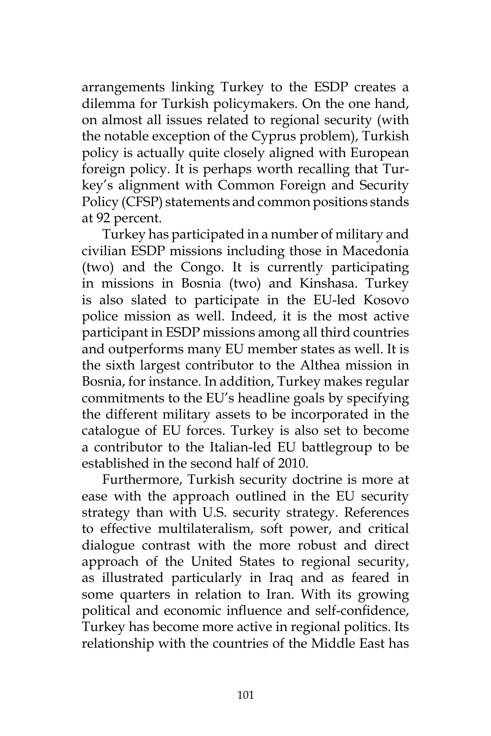arrangements linking Turkey to the ESDP creates a dilemma for Turkish policymakers. On the one hand, on almost all issues related to regional security (with the notable exception of the Cyprus problem), Turkish policy is actually quite closely aligned with European foreign policy. It is perhaps worth recalling that Turkey's alignment with Common Foreign and Security Policy (CFSP) statements and common positions stands at 92 percent.

Turkey has participated in a number of military and civilian ESDP missions including those in Macedonia (two) and the Congo. It is currently participating in missions in Bosnia (two) and Kinshasa. Turkey is also slated to participate in the EU-led Kosovo police mission as well. Indeed, it is the most active participant in ESDP missions among all third countries and outperforms many EU member states as well. It is the sixth largest contributor to the Althea mission in Bosnia, for instance. In addition, Turkey makes regular commitments to the EU's headline goals by specifying the different military assets to be incorporated in the catalogue of EU forces. Turkey is also set to become a contributor to the Italian-led EU battlegroup to be established in the second half of 2010.

Furthermore, Turkish security doctrine is more at ease with the approach outlined in the EU security strategy than with U.S. security strategy. References to effective multilateralism, soft power, and critical dialogue contrast with the more robust and direct approach of the United States to regional security, as illustrated particularly in Iraq and as feared in some quarters in relation to Iran. With its growing political and economic influence and self-confidence, Turkey has become more active in regional politics. Its relationship with the countries of the Middle East has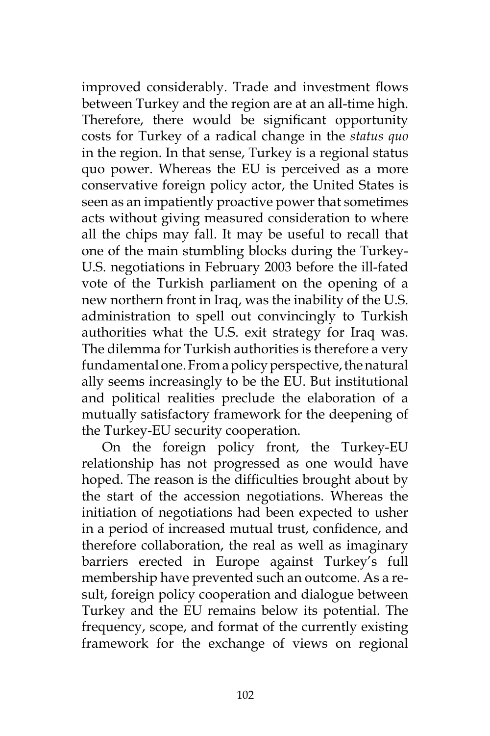improved considerably. Trade and investment flows between Turkey and the region are at an all-time high. Therefore, there would be significant opportunity costs for Turkey of a radical change in the *status quo* in the region. In that sense, Turkey is a regional status quo power. Whereas the EU is perceived as a more conservative foreign policy actor, the United States is seen as an impatiently proactive power that sometimes acts without giving measured consideration to where all the chips may fall. It may be useful to recall that one of the main stumbling blocks during the Turkey-U.S. negotiations in February 2003 before the ill-fated vote of the Turkish parliament on the opening of a new northern front in Iraq, was the inability of the U.S. administration to spell out convincingly to Turkish authorities what the U.S. exit strategy for Iraq was. The dilemma for Turkish authorities is therefore a very fundamental one. From a policy perspective, the natural ally seems increasingly to be the EU. But institutional and political realities preclude the elaboration of a mutually satisfactory framework for the deepening of the Turkey-EU security cooperation.

On the foreign policy front, the Turkey-EU relationship has not progressed as one would have hoped. The reason is the difficulties brought about by the start of the accession negotiations. Whereas the initiation of negotiations had been expected to usher in a period of increased mutual trust, confidence, and therefore collaboration, the real as well as imaginary barriers erected in Europe against Turkey's full membership have prevented such an outcome. As a result, foreign policy cooperation and dialogue between Turkey and the EU remains below its potential. The frequency, scope, and format of the currently existing framework for the exchange of views on regional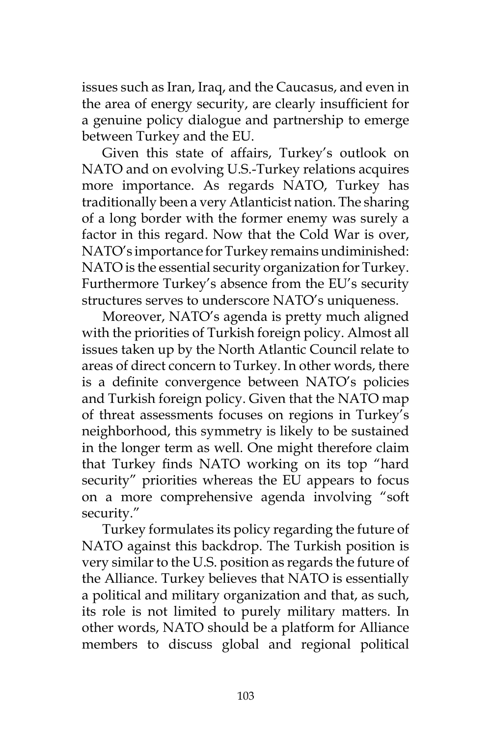issues such as Iran, Iraq, and the Caucasus, and even in the area of energy security, are clearly insufficient for a genuine policy dialogue and partnership to emerge between Turkey and the EU.

Given this state of affairs, Turkey's outlook on NATO and on evolving U.S.-Turkey relations acquires more importance. As regards NATO, Turkey has traditionally been a very Atlanticist nation. The sharing of a long border with the former enemy was surely a factor in this regard. Now that the Cold War is over, NATO's importance for Turkey remains undiminished: NATO is the essential security organization for Turkey. Furthermore Turkey's absence from the EU's security structures serves to underscore NATO's uniqueness.

Moreover, NATO's agenda is pretty much aligned with the priorities of Turkish foreign policy. Almost all issues taken up by the North Atlantic Council relate to areas of direct concern to Turkey. In other words, there is a definite convergence between NATO's policies and Turkish foreign policy. Given that the NATO map of threat assessments focuses on regions in Turkey's neighborhood, this symmetry is likely to be sustained in the longer term as well. One might therefore claim that Turkey finds NATO working on its top "hard security" priorities whereas the EU appears to focus on a more comprehensive agenda involving "soft security."

Turkey formulates its policy regarding the future of NATO against this backdrop. The Turkish position is very similar to the U.S. position as regards the future of the Alliance. Turkey believes that NATO is essentially a political and military organization and that, as such, its role is not limited to purely military matters. In other words, NATO should be a platform for Alliance members to discuss global and regional political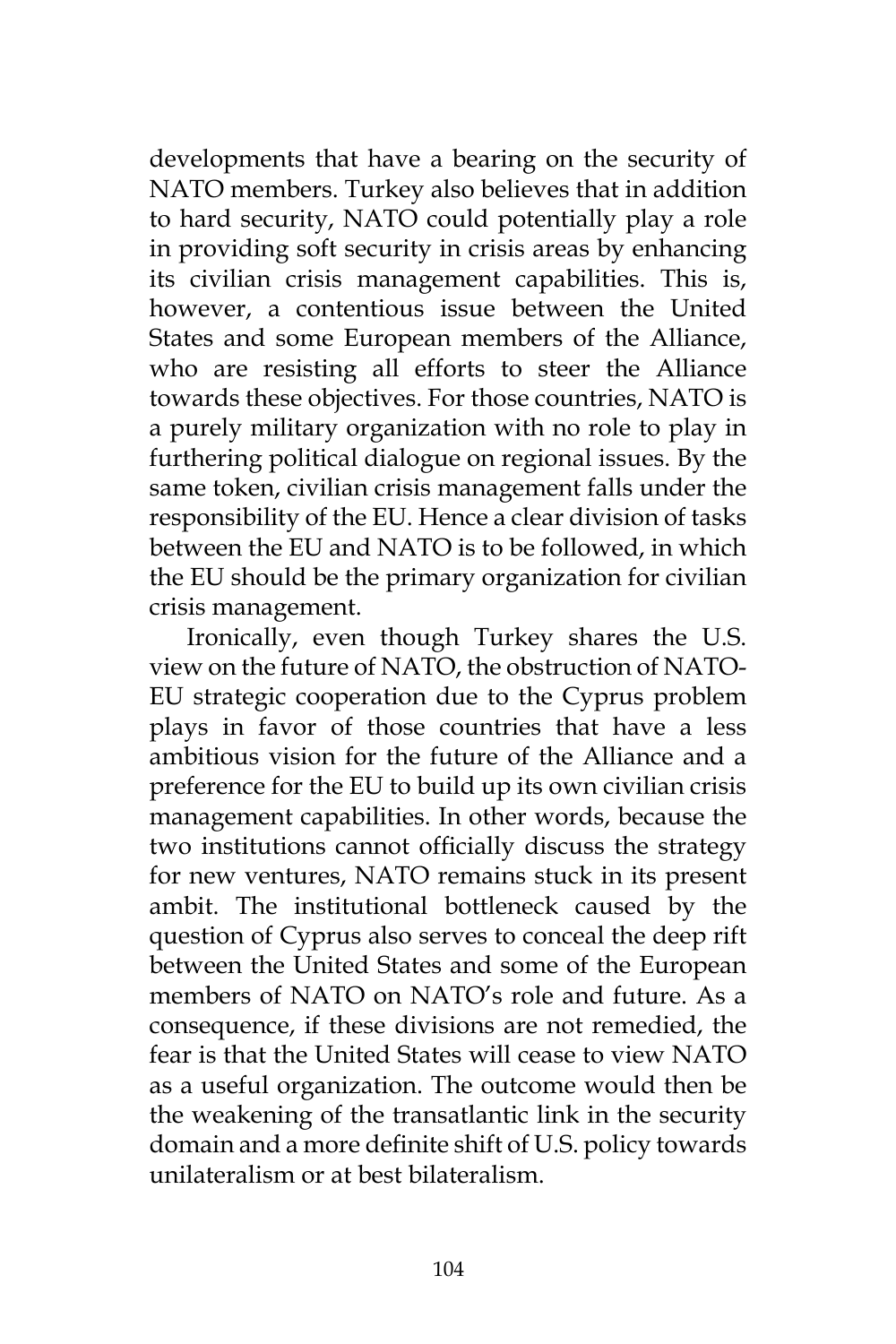developments that have a bearing on the security of NATO members. Turkey also believes that in addition to hard security, NATO could potentially play a role in providing soft security in crisis areas by enhancing its civilian crisis management capabilities. This is, however, a contentious issue between the United States and some European members of the Alliance, who are resisting all efforts to steer the Alliance towards these objectives. For those countries, NATO is a purely military organization with no role to play in furthering political dialogue on regional issues. By the same token, civilian crisis management falls under the responsibility of the EU. Hence a clear division of tasks between the EU and NATO is to be followed, in which the EU should be the primary organization for civilian crisis management.

Ironically, even though Turkey shares the U.S. view on the future of NATO, the obstruction of NATO-EU strategic cooperation due to the Cyprus problem plays in favor of those countries that have a less ambitious vision for the future of the Alliance and a preference for the EU to build up its own civilian crisis management capabilities. In other words, because the two institutions cannot officially discuss the strategy for new ventures, NATO remains stuck in its present ambit. The institutional bottleneck caused by the question of Cyprus also serves to conceal the deep rift between the United States and some of the European members of NATO on NATO's role and future. As a consequence, if these divisions are not remedied, the fear is that the United States will cease to view NATO as a useful organization. The outcome would then be the weakening of the transatlantic link in the security domain and a more definite shift of U.S. policy towards unilateralism or at best bilateralism.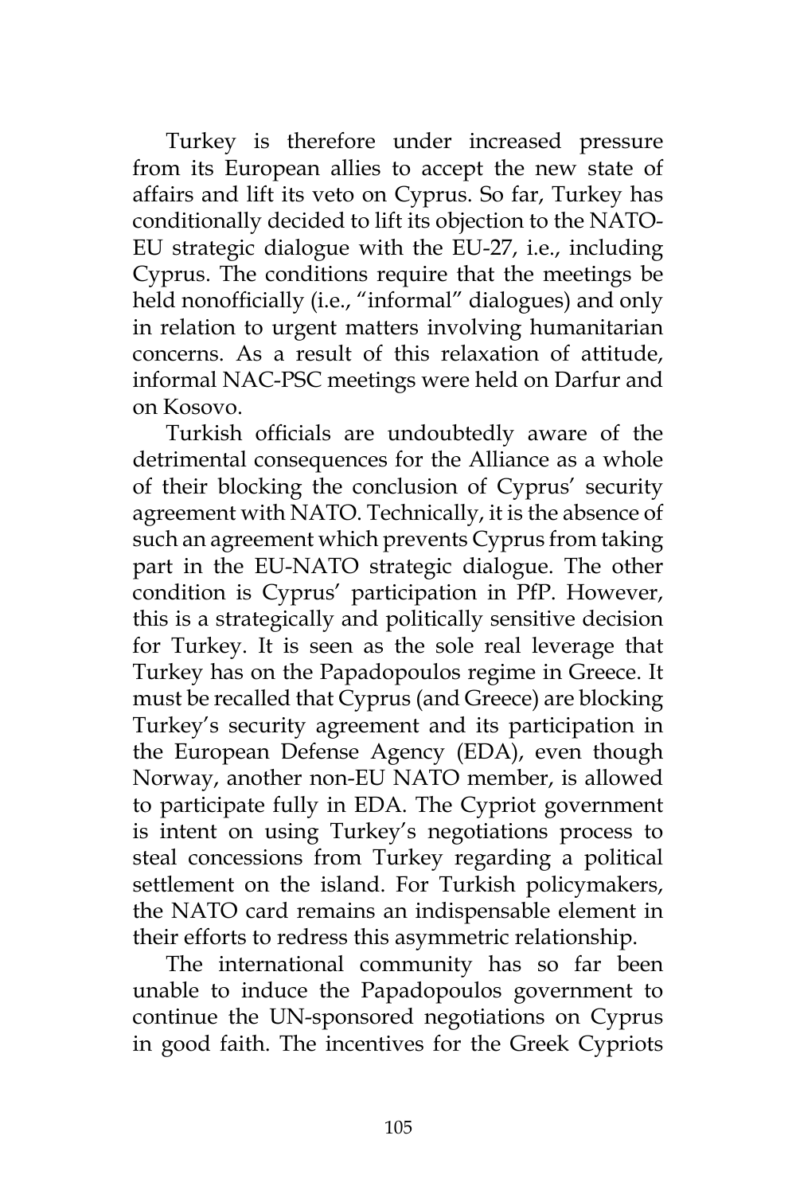Turkey is therefore under increased pressure from its European allies to accept the new state of affairs and lift its veto on Cyprus. So far, Turkey has conditionally decided to lift its objection to the NATO-EU strategic dialogue with the EU-27, i.e., including Cyprus. The conditions require that the meetings be held nonofficially (i.e., "informal" dialogues) and only in relation to urgent matters involving humanitarian concerns. As a result of this relaxation of attitude, informal NAC-PSC meetings were held on Darfur and on Kosovo.

Turkish officials are undoubtedly aware of the detrimental consequences for the Alliance as a whole of their blocking the conclusion of Cyprus' security agreement with NATO. Technically, it is the absence of such an agreement which prevents Cyprus from taking part in the EU-NATO strategic dialogue. The other condition is Cyprus' participation in PfP. However, this is a strategically and politically sensitive decision for Turkey. It is seen as the sole real leverage that Turkey has on the Papadopoulos regime in Greece. It must be recalled that Cyprus (and Greece) are blocking Turkey's security agreement and its participation in the European Defense Agency (EDA), even though Norway, another non-EU NATO member, is allowed to participate fully in EDA. The Cypriot government is intent on using Turkey's negotiations process to steal concessions from Turkey regarding a political settlement on the island. For Turkish policymakers, the NATO card remains an indispensable element in their efforts to redress this asymmetric relationship.

The international community has so far been unable to induce the Papadopoulos government to continue the UN-sponsored negotiations on Cyprus in good faith. The incentives for the Greek Cypriots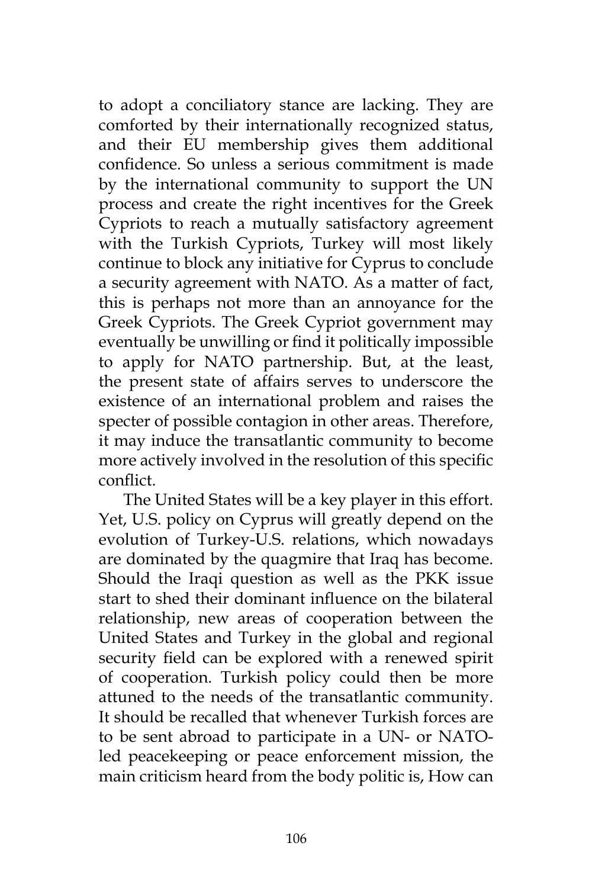to adopt a conciliatory stance are lacking. They are comforted by their internationally recognized status, and their EU membership gives them additional confidence. So unless a serious commitment is made by the international community to support the UN process and create the right incentives for the Greek Cypriots to reach a mutually satisfactory agreement with the Turkish Cypriots, Turkey will most likely continue to block any initiative for Cyprus to conclude a security agreement with NATO. As a matter of fact, this is perhaps not more than an annoyance for the Greek Cypriots. The Greek Cypriot government may eventually be unwilling or find it politically impossible to apply for NATO partnership. But, at the least, the present state of affairs serves to underscore the existence of an international problem and raises the specter of possible contagion in other areas. Therefore, it may induce the transatlantic community to become more actively involved in the resolution of this specific conflict.

The United States will be a key player in this effort. Yet, U.S. policy on Cyprus will greatly depend on the evolution of Turkey-U.S. relations, which nowadays are dominated by the quagmire that Iraq has become. Should the Iraqi question as well as the PKK issue start to shed their dominant influence on the bilateral relationship, new areas of cooperation between the United States and Turkey in the global and regional security field can be explored with a renewed spirit of cooperation. Turkish policy could then be more attuned to the needs of the transatlantic community. It should be recalled that whenever Turkish forces are to be sent abroad to participate in a UN- or NATO-led peacekeeping or peace enforcement mission, the main criticism heard from the body politic is, How can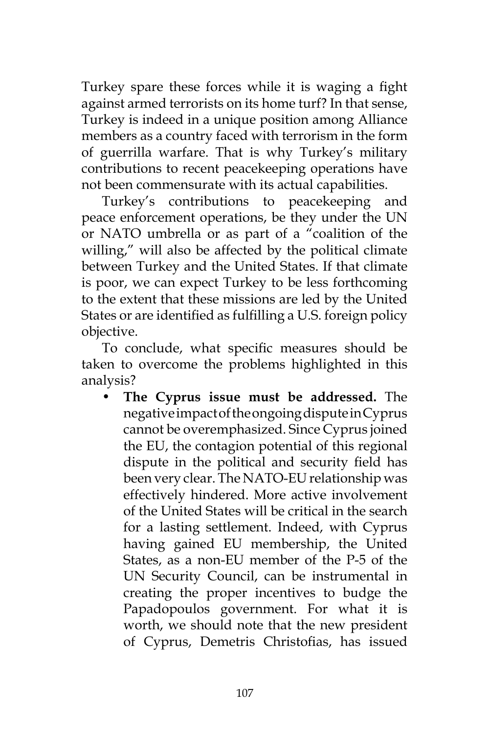Turkey spare these forces while it is waging a fight against armed terrorists on its home turf? In that sense, Turkey is indeed in a unique position among Alliance members as a country faced with terrorism in the form of guerrilla warfare. That is why Turkey's military contributions to recent peacekeeping operations have not been commensurate with its actual capabilities.

Turkey's contributions to peacekeeping and peace enforcement operations, be they under the UN or NATO umbrella or as part of a "coalition of the willing," will also be affected by the political climate between Turkey and the United States. If that climate is poor, we can expect Turkey to be less forthcoming to the extent that these missions are led by the United States or are identified as fulfilling a U.S. foreign policy objective.

To conclude, what specific measures should be taken to overcome the problems highlighted in this analysis?

- **The Cyprus issue must be addressed.** The negative impact of the ongoing dispute in Cyprus cannot be overemphasized. Since Cyprus joined the EU, the contagion potential of this regional dispute in the political and security field has been very clear. The NATO-EU relationship was effectively hindered. More active involvement of the United States will be critical in the search for a lasting settlement. Indeed, with Cyprus having gained EU membership, the United States, as a non-EU member of the P-5 of the UN Security Council, can be instrumental in creating the proper incentives to budge the Papadopoulos government. For what it is worth, we should note that the new president of Cyprus, Demetris Christofias, has issued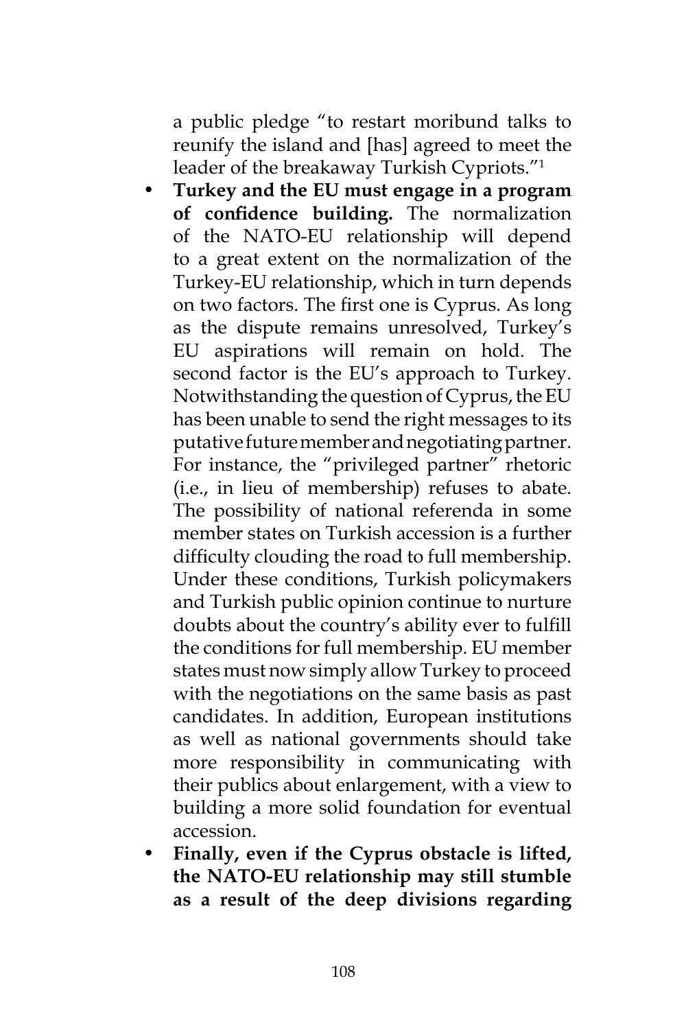a public pledge "to restart moribund talks to reunify the island and [has] agreed to meet the leader of the breakaway Turkish Cypriots."[1]

- **Turkey and the EU must engage in a program of confidence building.** The normalization of the NATO-EU relationship will depend to a great extent on the normalization of the Turkey-EU relationship, which in turn depends on two factors. The first one is Cyprus. As long as the dispute remains unresolved, Turkey's EU aspirations will remain on hold. The second factor is the EU's approach to Turkey. Notwithstanding the question of Cyprus, the EU has been unable to send the right messages to its putative future member and negotiating partner. For instance, the "privileged partner" rhetoric (i.e., in lieu of membership) refuses to abate. The possibility of national referenda in some member states on Turkish accession is a further difficulty clouding the road to full membership. Under these conditions, Turkish policymakers and Turkish public opinion continue to nurture doubts about the country's ability ever to fulfill the conditions for full membership. EU member states must now simply allow Turkey to proceed with the negotiations on the same basis as past candidates. In addition, European institutions as well as national governments should take more responsibility in communicating with their publics about enlargement, with a view to building a more solid foundation for eventual accession.
- **Finally, even if the Cyprus obstacle is lifted, the NATO-EU relationship may still stumble as a result of the deep divisions regarding**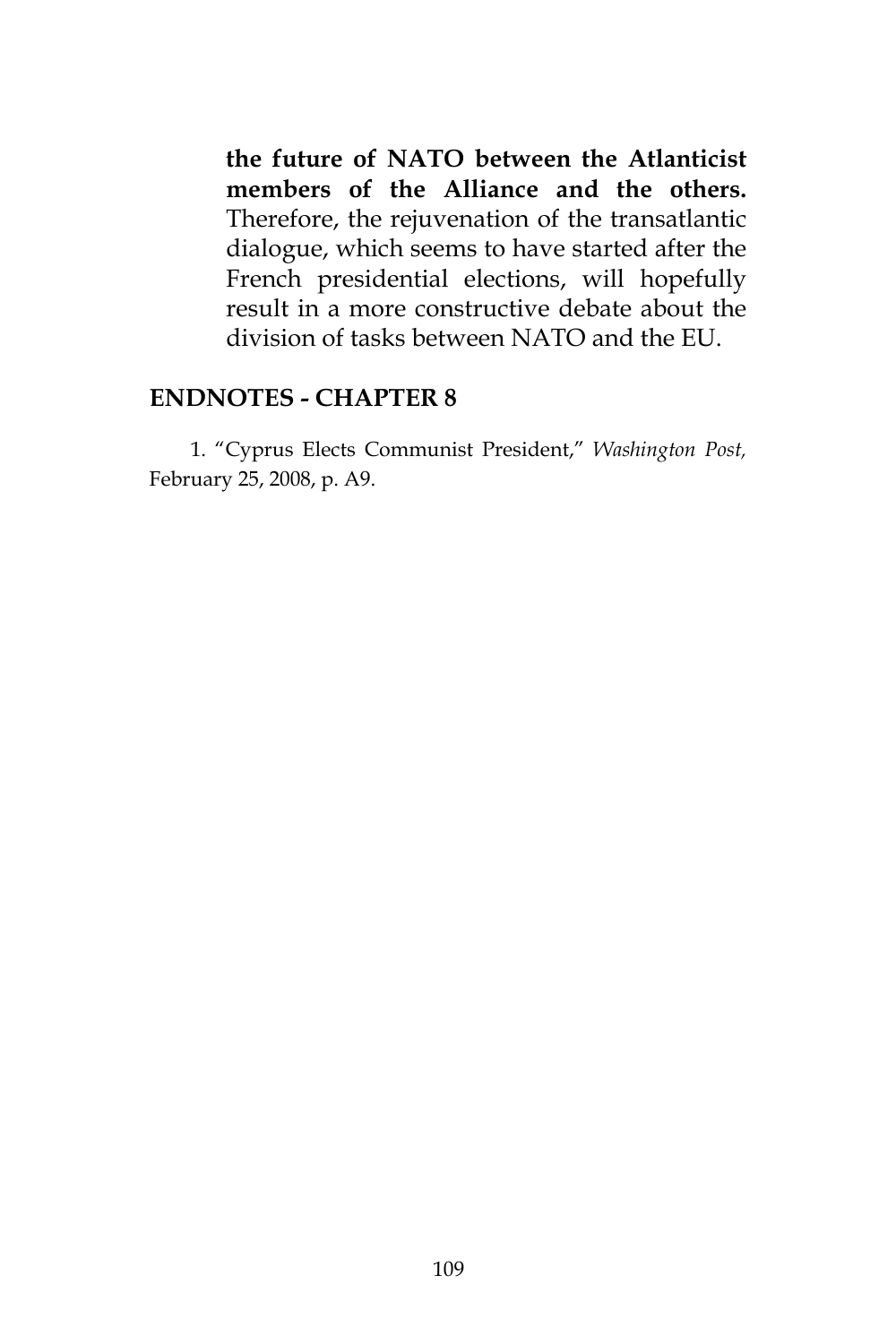**the future of NATO between the Atlanticist members of the Alliance and the others.** Therefore, the rejuvenation of the transatlantic dialogue, which seems to have started after the French presidential elections, will hopefully result in a more constructive debate about the division of tasks between NATO and the EU.

## ENDNOTES - CHAPTER 8

1. "Cyprus Elects Communist President," *Washington Post,* February 25, 2008, p. A9.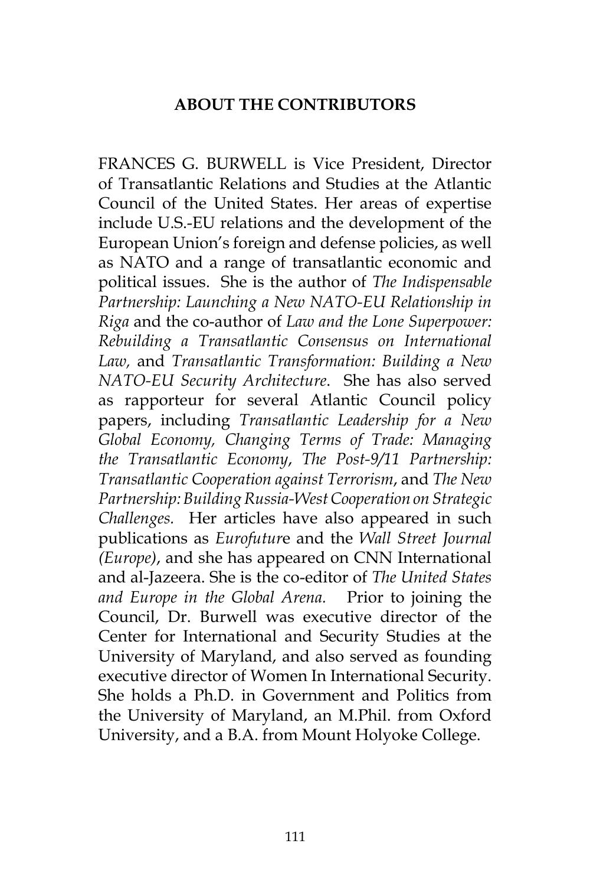## ABOUT THE CONTRIBUTORS

FRANCES G. BURWELL is Vice President, Director of Transatlantic Relations and Studies at the Atlantic Council of the United States. Her areas of expertise include U.S.-EU relations and the development of the European Union's foreign and defense policies, as well as NATO and a range of transatlantic economic and political issues. She is the author of *The Indispensable Partnership: Launching a New NATO-EU Relationship in Riga* and the co-author of *Law and the Lone Superpower: Rebuilding a Transatlantic Consensus on International Law,* and *Transatlantic Transformation: Building a New NATO-EU Security Architecture*. She has also served as rapporteur for several Atlantic Council policy papers, including *Transatlantic Leadership for a New Global Economy, Changing Terms of Trade: Managing the Transatlantic Economy*, *The Post-9/11 Partnership: Transatlantic Cooperation against Terrorism*, and *The New Partnership: Building Russia-West Cooperation on Strategic Challenges.* Her articles have also appeared in such publications as *Eurofuture* and the *Wall Street Journal (Europe)*, and she has appeared on CNN International and al-Jazeera. She is the co-editor of *The United States and Europe in the Global Arena.* Prior to joining the Council, Dr. Burwell was executive director of the Center for International and Security Studies at the University of Maryland, and also served as founding executive director of Women In International Security. She holds a Ph.D. in Government and Politics from the University of Maryland, an M.Phil. from Oxford University, and a B.A. from Mount Holyoke College.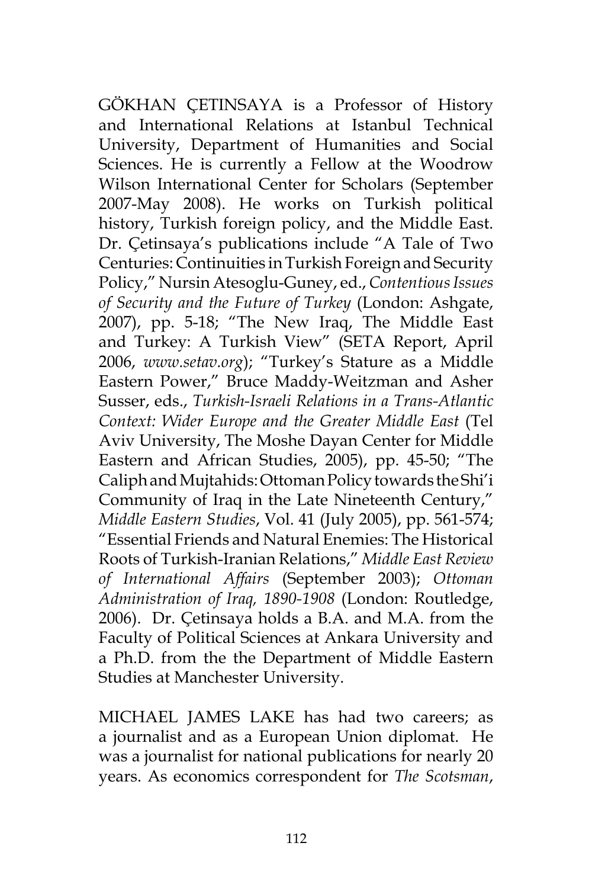GÖKHAN ÇETINSAYA is a Professor of History and International Relations at Istanbul Technical University, Department of Humanities and Social Sciences. He is currently a Fellow at the Woodrow Wilson International Center for Scholars (September 2007-May 2008). He works on Turkish political history, Turkish foreign policy, and the Middle East. Dr. Çetinsaya's publications include "A Tale of Two Centuries: Continuities in Turkish Foreign and Security Policy," Nursin Atesoglu-Guney, ed., *Contentious Issues of Security and the Future of Turkey* (London: Ashgate, 2007), pp. 5-18; "The New Iraq, The Middle East and Turkey: A Turkish View" (SETA Report, April 2006, *www.setav.org*); "Turkey's Stature as a Middle Eastern Power," Bruce Maddy-Weitzman and Asher Susser, eds., *Turkish-Israeli Relations in a Trans-Atlantic Context: Wider Europe and the Greater Middle East* (Tel Aviv University, The Moshe Dayan Center for Middle Eastern and African Studies, 2005), pp. 45-50; "The Caliph and Mujtahids: Ottoman Policy towards the Shi'i Community of Iraq in the Late Nineteenth Century," *Middle Eastern Studies*, Vol. 41 (July 2005), pp. 561-574; "Essential Friends and Natural Enemies: The Historical Roots of Turkish-Iranian Relations," *Middle East Review of International Affairs* (September 2003); *Ottoman Administration of Iraq, 1890-1908* (London: Routledge, 2006). Dr. Çetinsaya holds a B.A. and M.A. from the Faculty of Political Sciences at Ankara University and a Ph.D. from the the Department of Middle Eastern Studies at Manchester University.

MICHAEL JAMES LAKE has had two careers; as a journalist and as a European Union diplomat. He was a journalist for national publications for nearly 20 years. As economics correspondent for *The Scotsman*,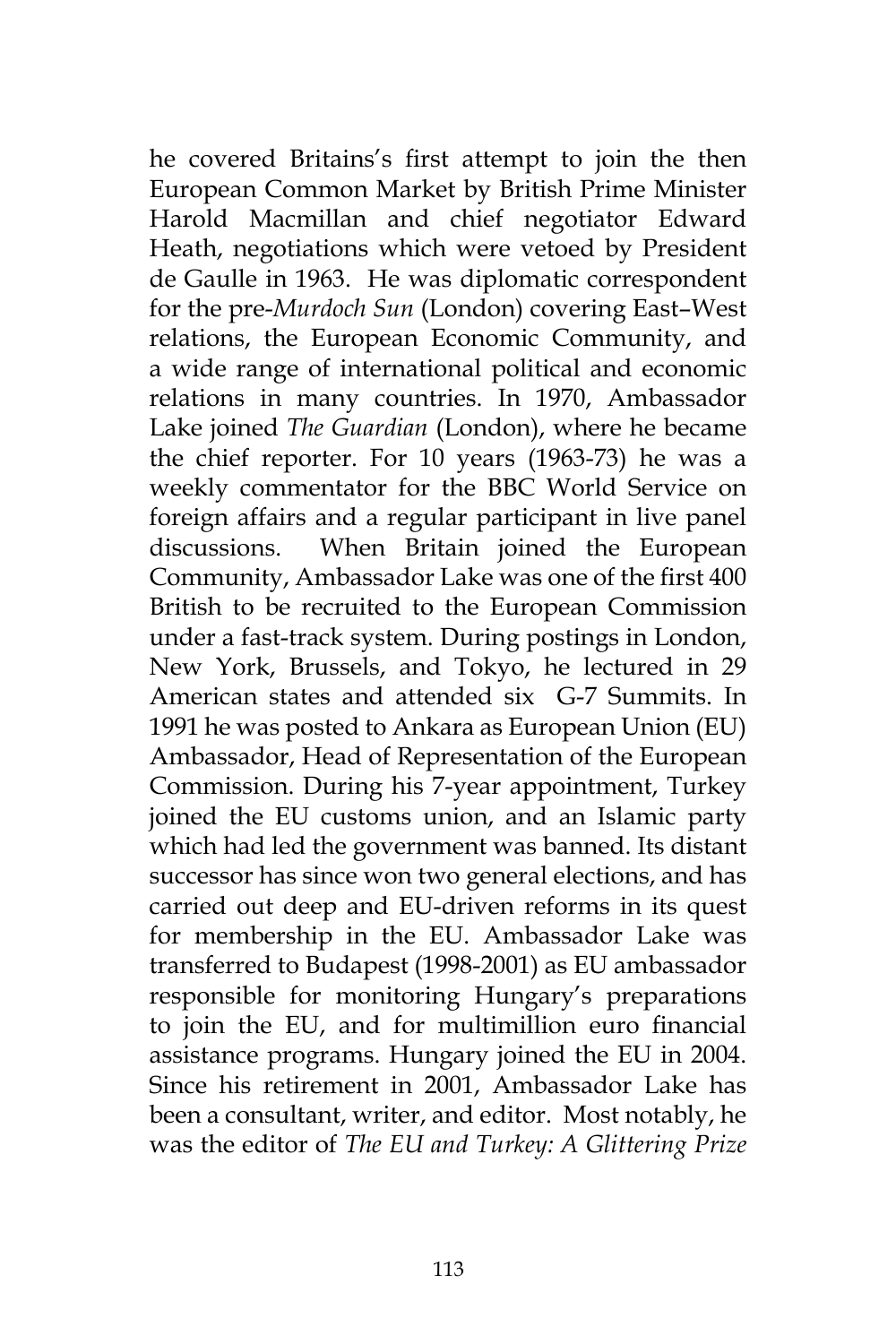he covered Britains's first attempt to join the then European Common Market by British Prime Minister Harold Macmillan and chief negotiator Edward Heath, negotiations which were vetoed by President de Gaulle in 1963. He was diplomatic correspondent for the pre-*Murdoch Sun* (London) covering East–West relations, the European Economic Community, and a wide range of international political and economic relations in many countries. In 1970, Ambassador Lake joined *The Guardian* (London), where he became the chief reporter. For 10 years (1963-73) he was a weekly commentator for the BBC World Service on foreign affairs and a regular participant in live panel discussions. When Britain joined the European Community, Ambassador Lake was one of the first 400 British to be recruited to the European Commission under a fast-track system. During postings in London, New York, Brussels, and Tokyo, he lectured in 29 American states and attended six G-7 Summits. In 1991 he was posted to Ankara as European Union (EU) Ambassador, Head of Representation of the European Commission. During his 7-year appointment, Turkey joined the EU customs union, and an Islamic party which had led the government was banned. Its distant successor has since won two general elections, and has carried out deep and EU-driven reforms in its quest for membership in the EU. Ambassador Lake was transferred to Budapest (1998-2001) as EU ambassador responsible for monitoring Hungary's preparations to join the EU, and for multimillion euro financial assistance programs. Hungary joined the EU in 2004. Since his retirement in 2001, Ambassador Lake has been a consultant, writer, and editor. Most notably, he was the editor of *The EU and Turkey: A Glittering Prize*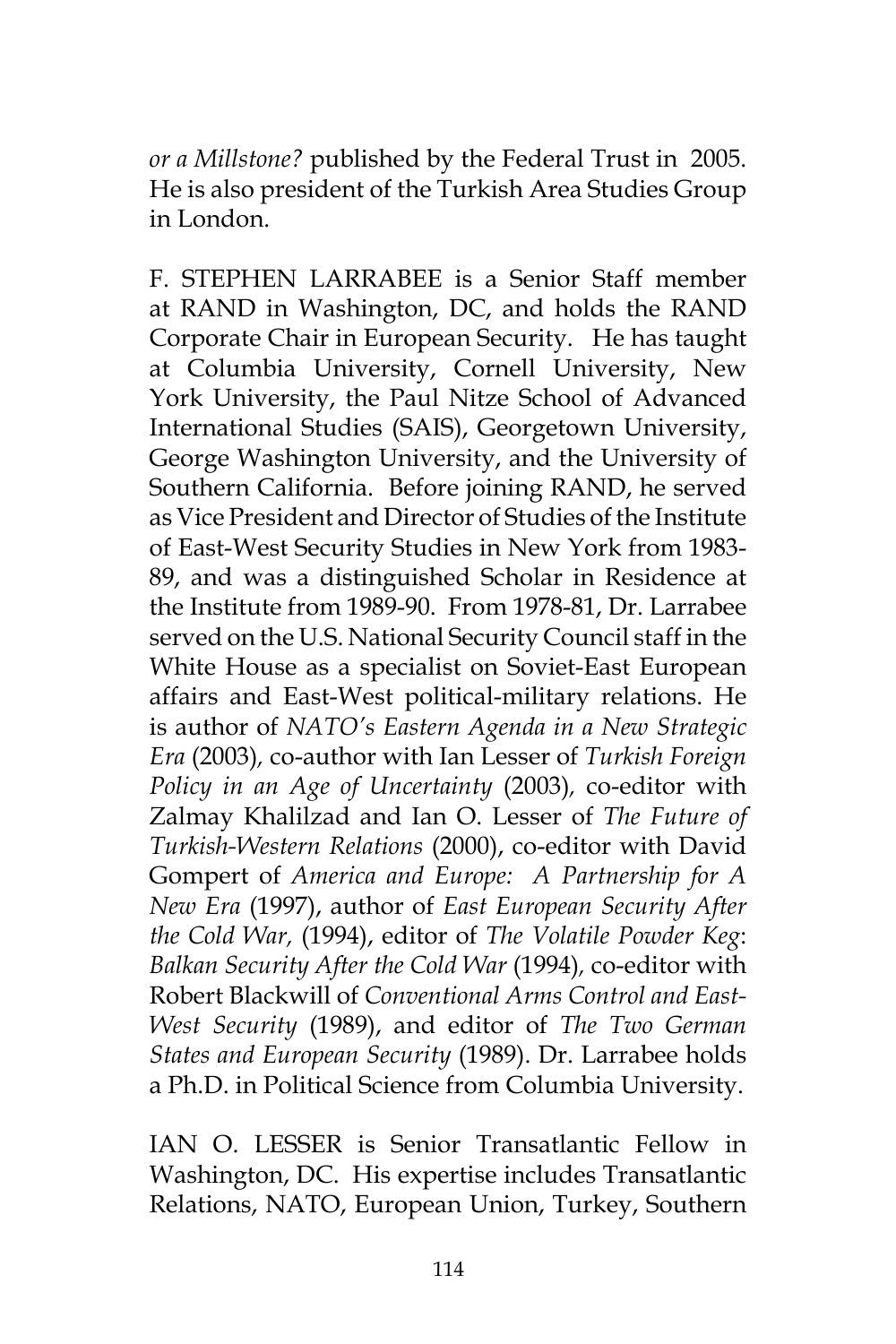*or a Millstone?* published by the Federal Trust in 2005. He is also president of the Turkish Area Studies Group in London.

F. STEPHEN LARRABEE is a Senior Staff member at RAND in Washington, DC, and holds the RAND Corporate Chair in European Security. He has taught at Columbia University, Cornell University, New York University, the Paul Nitze School of Advanced International Studies (SAIS), Georgetown University, George Washington University, and the University of Southern California. Before joining RAND, he served as Vice President and Director of Studies of the Institute of East-West Security Studies in New York from 1983-89, and was a distinguished Scholar in Residence at the Institute from 1989-90. From 1978-81, Dr. Larrabee served on the U.S. National Security Council staff in the White House as a specialist on Soviet-East European affairs and East-West political-military relations. He is author of *NATO's Eastern Agenda in a New Strategic Era* (2003), co-author with Ian Lesser of *Turkish Foreign Policy in an Age of Uncertainty* (2003), co-editor with Zalmay Khalilzad and Ian O. Lesser of *The Future of Turkish-Western Relations* (2000), co-editor with David Gompert of *America and Europe: A Partnership for A New Era* (1997), author of *East European Security After the Cold War*, (1994), editor of *The Volatile Powder Keg*: *Balkan Security After the Cold War* (1994), co-editor with Robert Blackwill of *Conventional Arms Control and East-West Security* (1989), and editor of *The Two German States and European Security* (1989). Dr. Larrabee holds a Ph.D. in Political Science from Columbia University.

IAN O. LESSER is Senior Transatlantic Fellow in Washington, DC. His expertise includes Transatlantic Relations, NATO, European Union, Turkey, Southern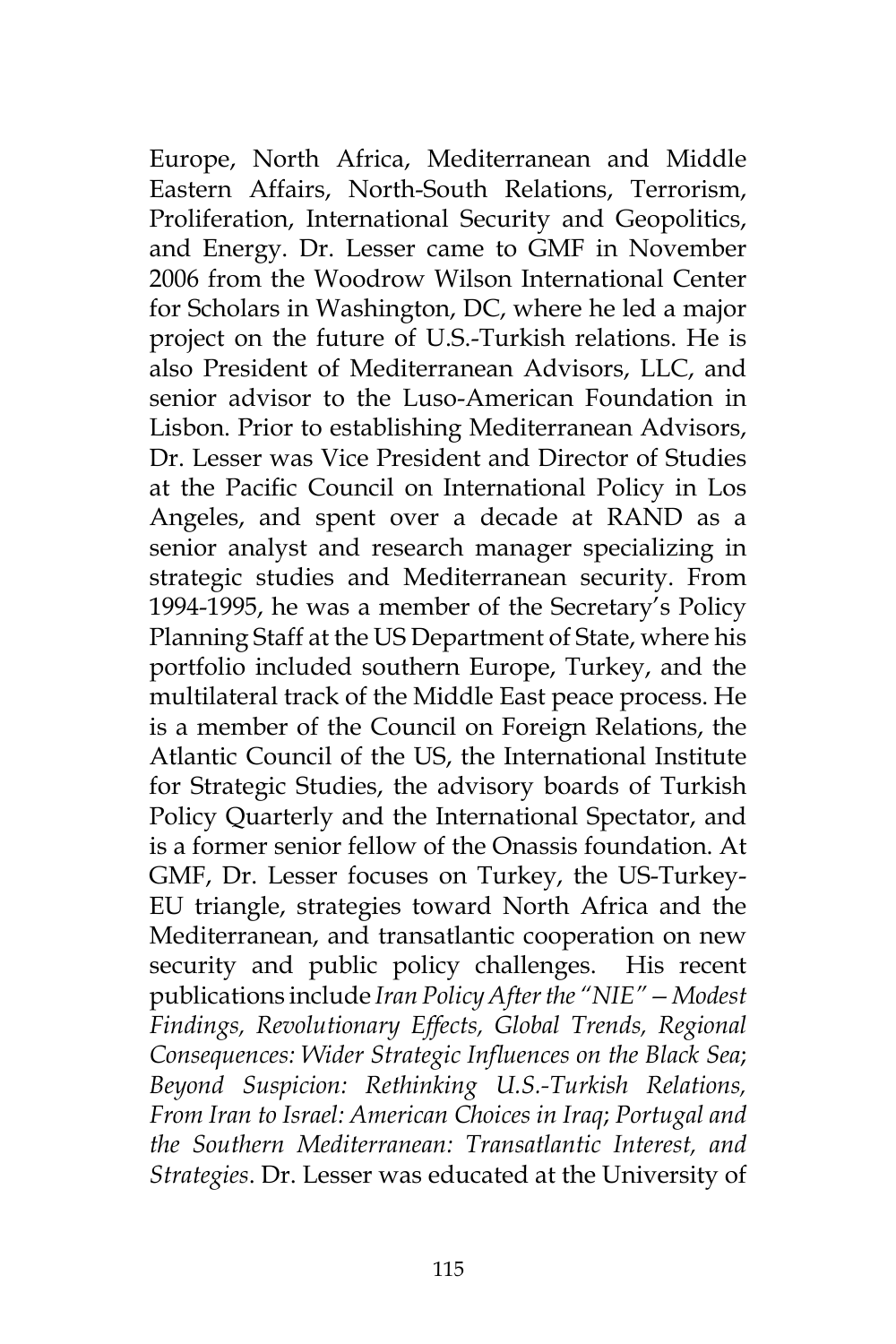Europe, North Africa, Mediterranean and Middle Eastern Affairs, North-South Relations, Terrorism, Proliferation, International Security and Geopolitics, and Energy. Dr. Lesser came to GMF in November 2006 from the Woodrow Wilson International Center for Scholars in Washington, DC, where he led a major project on the future of U.S.-Turkish relations. He is also President of Mediterranean Advisors, LLC, and senior advisor to the Luso-American Foundation in Lisbon. Prior to establishing Mediterranean Advisors, Dr. Lesser was Vice President and Director of Studies at the Pacific Council on International Policy in Los Angeles, and spent over a decade at RAND as a senior analyst and research manager specializing in strategic studies and Mediterranean security. From 1994-1995, he was a member of the Secretary's Policy Planning Staff at the US Department of State, where his portfolio included southern Europe, Turkey, and the multilateral track of the Middle East peace process. He is a member of the Council on Foreign Relations, the Atlantic Council of the US, the International Institute for Strategic Studies, the advisory boards of Turkish Policy Quarterly and the International Spectator, and is a former senior fellow of the Onassis foundation. At GMF, Dr. Lesser focuses on Turkey, the US-Turkey-EU triangle, strategies toward North Africa and the Mediterranean, and transatlantic cooperation on new security and public policy challenges. His recent publications include *Iran Policy After the "NIE"—Modest Findings, Revolutionary Effects, Global Trends, Regional Consequences: Wider Strategic Influences on the Black Sea*; *Beyond Suspicion: Rethinking U.S.-Turkish Relations, From Iran to Israel: American Choices in Iraq*; *Portugal and the Southern Mediterranean: Transatlantic Interest, and Strategies*. Dr. Lesser was educated at the University of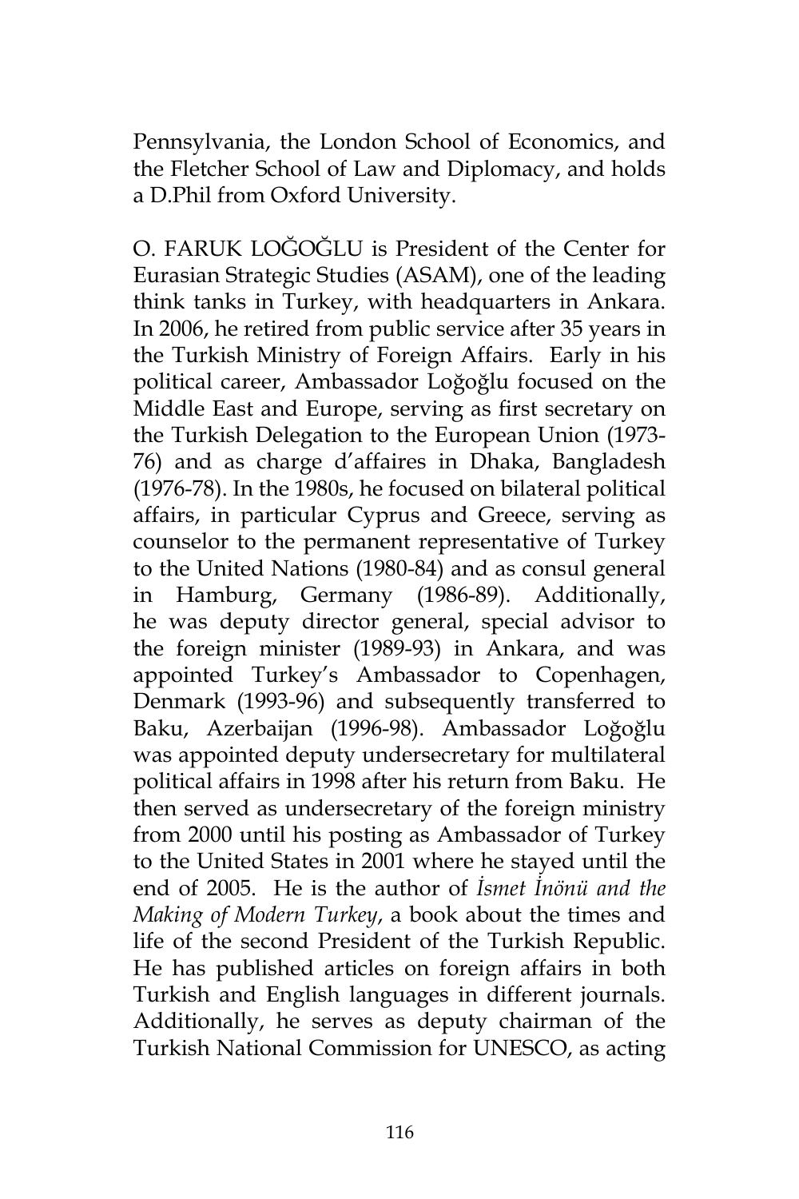Pennsylvania, the London School of Economics, and the Fletcher School of Law and Diplomacy, and holds a D.Phil from Oxford University.

O. FARUK LOĞOĞLU is President of the Center for Eurasian Strategic Studies (ASAM), one of the leading think tanks in Turkey, with headquarters in Ankara. In 2006, he retired from public service after 35 years in the Turkish Ministry of Foreign Affairs. Early in his political career, Ambassador Loğoğlu focused on the Middle East and Europe, serving as first secretary on the Turkish Delegation to the European Union (1973-76) and as charge d'affaires in Dhaka, Bangladesh (1976-78). In the 1980s, he focused on bilateral political affairs, in particular Cyprus and Greece, serving as counselor to the permanent representative of Turkey to the United Nations (1980-84) and as consul general in Hamburg, Germany (1986-89). Additionally, he was deputy director general, special advisor to the foreign minister (1989-93) in Ankara, and was appointed Turkey's Ambassador to Copenhagen, Denmark (1993-96) and subsequently transferred to Baku, Azerbaijan (1996-98). Ambassador Loğoğlu was appointed deputy undersecretary for multilateral political affairs in 1998 after his return from Baku. He then served as undersecretary of the foreign ministry from 2000 until his posting as Ambassador of Turkey to the United States in 2001 where he stayed until the end of 2005. He is the author of *İsmet İnönü and the Making of Modern Turkey*, a book about the times and life of the second President of the Turkish Republic. He has published articles on foreign affairs in both Turkish and English languages in different journals. Additionally, he serves as deputy chairman of the Turkish National Commission for UNESCO, as acting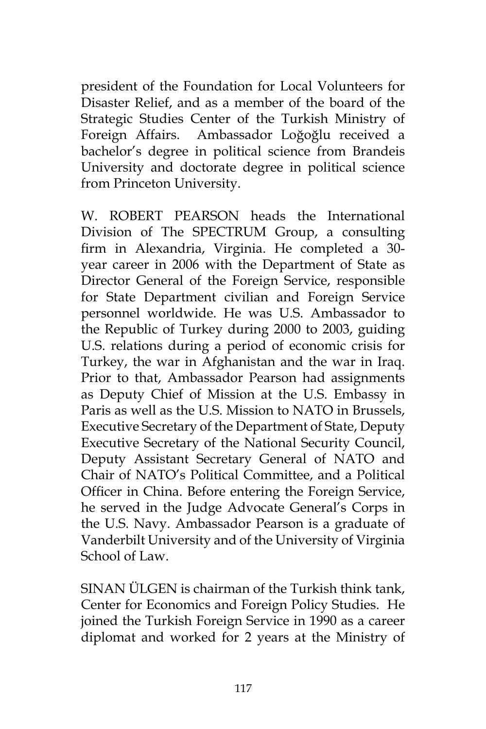president of the Foundation for Local Volunteers for Disaster Relief, and as a member of the board of the Strategic Studies Center of the Turkish Ministry of Foreign Affairs. Ambassador Loğoğlu received a bachelor's degree in political science from Brandeis University and doctorate degree in political science from Princeton University.

W. ROBERT PEARSON heads the International Division of The SPECTRUM Group, a consulting firm in Alexandria, Virginia. He completed a 30-year career in 2006 with the Department of State as Director General of the Foreign Service, responsible for State Department civilian and Foreign Service personnel worldwide. He was U.S. Ambassador to the Republic of Turkey during 2000 to 2003, guiding U.S. relations during a period of economic crisis for Turkey, the war in Afghanistan and the war in Iraq. Prior to that, Ambassador Pearson had assignments as Deputy Chief of Mission at the U.S. Embassy in Paris as well as the U.S. Mission to NATO in Brussels, Executive Secretary of the Department of State, Deputy Executive Secretary of the National Security Council, Deputy Assistant Secretary General of NATO and Chair of NATO's Political Committee, and a Political Officer in China. Before entering the Foreign Service, he served in the Judge Advocate General's Corps in the U.S. Navy. Ambassador Pearson is a graduate of Vanderbilt University and of the University of Virginia School of Law.

SINAN ÜLGEN is chairman of the Turkish think tank, Center for Economics and Foreign Policy Studies. He joined the Turkish Foreign Service in 1990 as a career diplomat and worked for 2 years at the Ministry of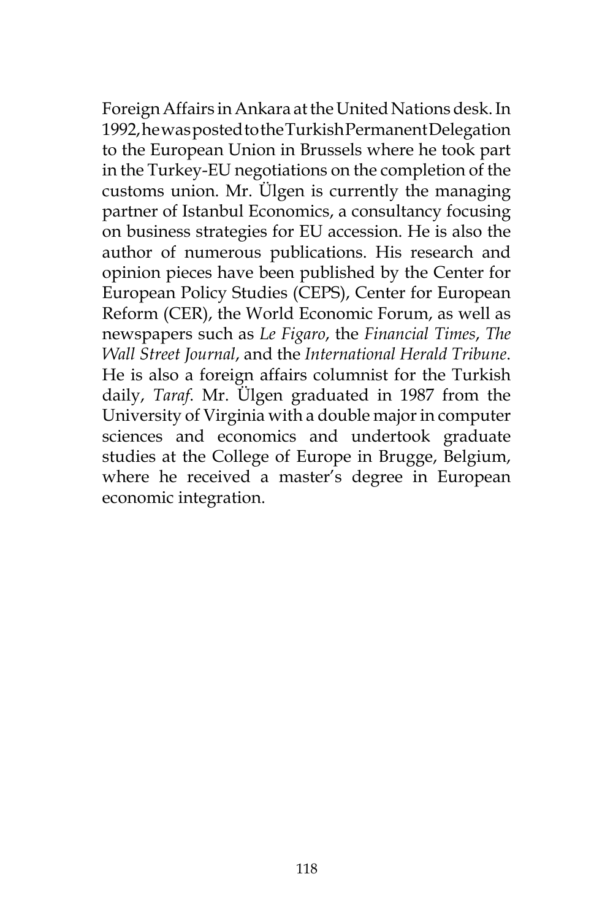Foreign Affairs in Ankara at the United Nations desk. In 1992, he was posted to the Turkish Permanent Delegation to the European Union in Brussels where he took part in the Turkey-EU negotiations on the completion of the customs union. Mr. Ülgen is currently the managing partner of Istanbul Economics, a consultancy focusing on business strategies for EU accession. He is also the author of numerous publications. His research and opinion pieces have been published by the Center for European Policy Studies (CEPS), Center for European Reform (CER), the World Economic Forum, as well as newspapers such as *Le Figaro*, the *Financial Times*, *The Wall Street Journal*, and the *International Herald Tribune*. He is also a foreign affairs columnist for the Turkish daily, *Taraf*. Mr. Ülgen graduated in 1987 from the University of Virginia with a double major in computer sciences and economics and undertook graduate studies at the College of Europe in Brugge, Belgium, where he received a master's degree in European economic integration.